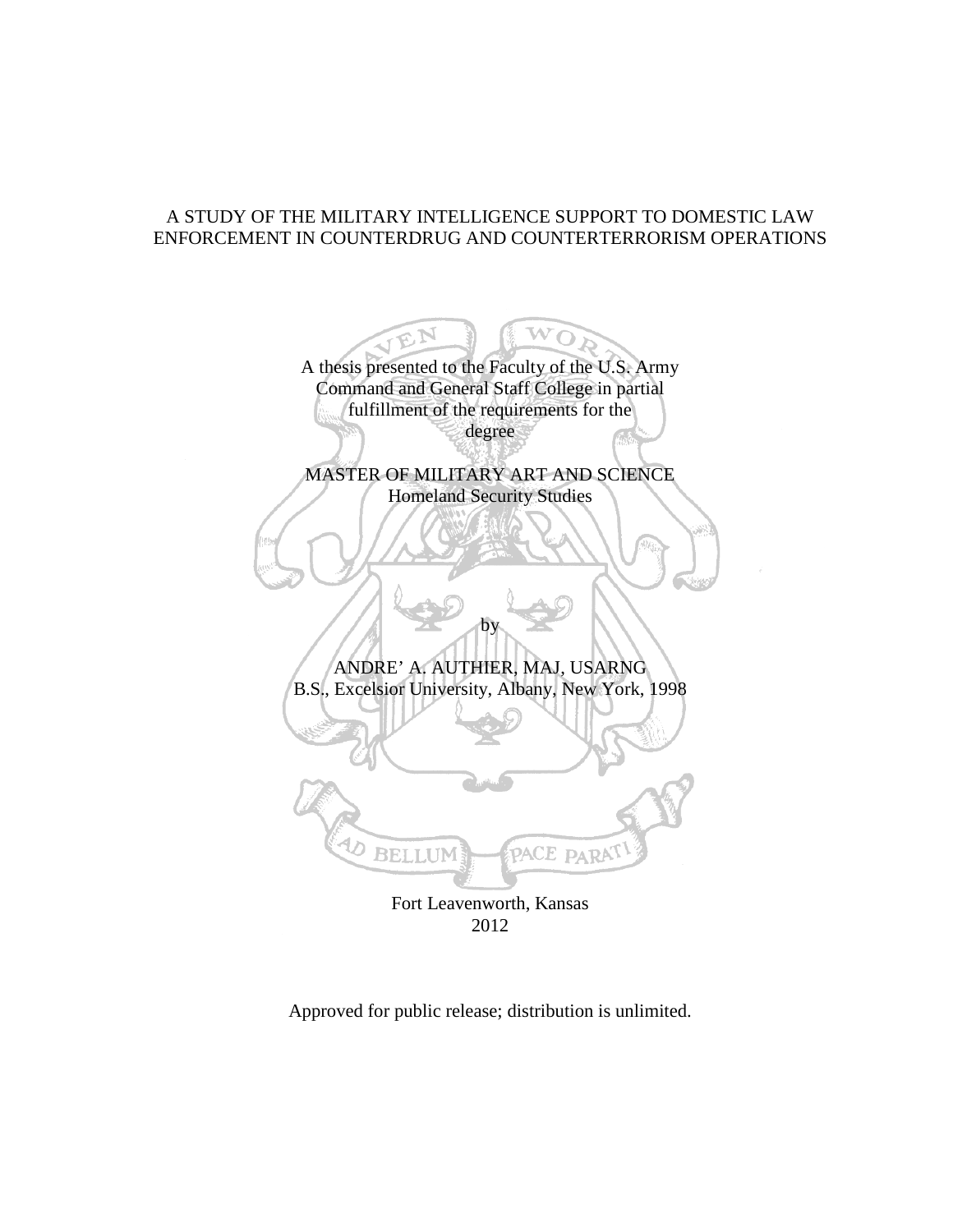# A STUDY OF THE MILITARY INTELLIGENCE SUPPORT TO DOMESTIC LAW ENFORCEMENT IN COUNTERDRUG AND COUNTERTERRORISM OPERATIONS

A thesis presented to the Faculty of the U.S. Army Command and General Staff College in partial fulfillment of the requirements for the degree

MASTER OF MILITARY ART AND SCIENCE
Homeland Security Studies

by

ANDRE' A. AUTHIER, MAJ, USARNG
B.S., Excelsior University, Albany, New York, 1998

Fort Leavenworth, Kansas
2012

Approved for public release; distribution is unlimited.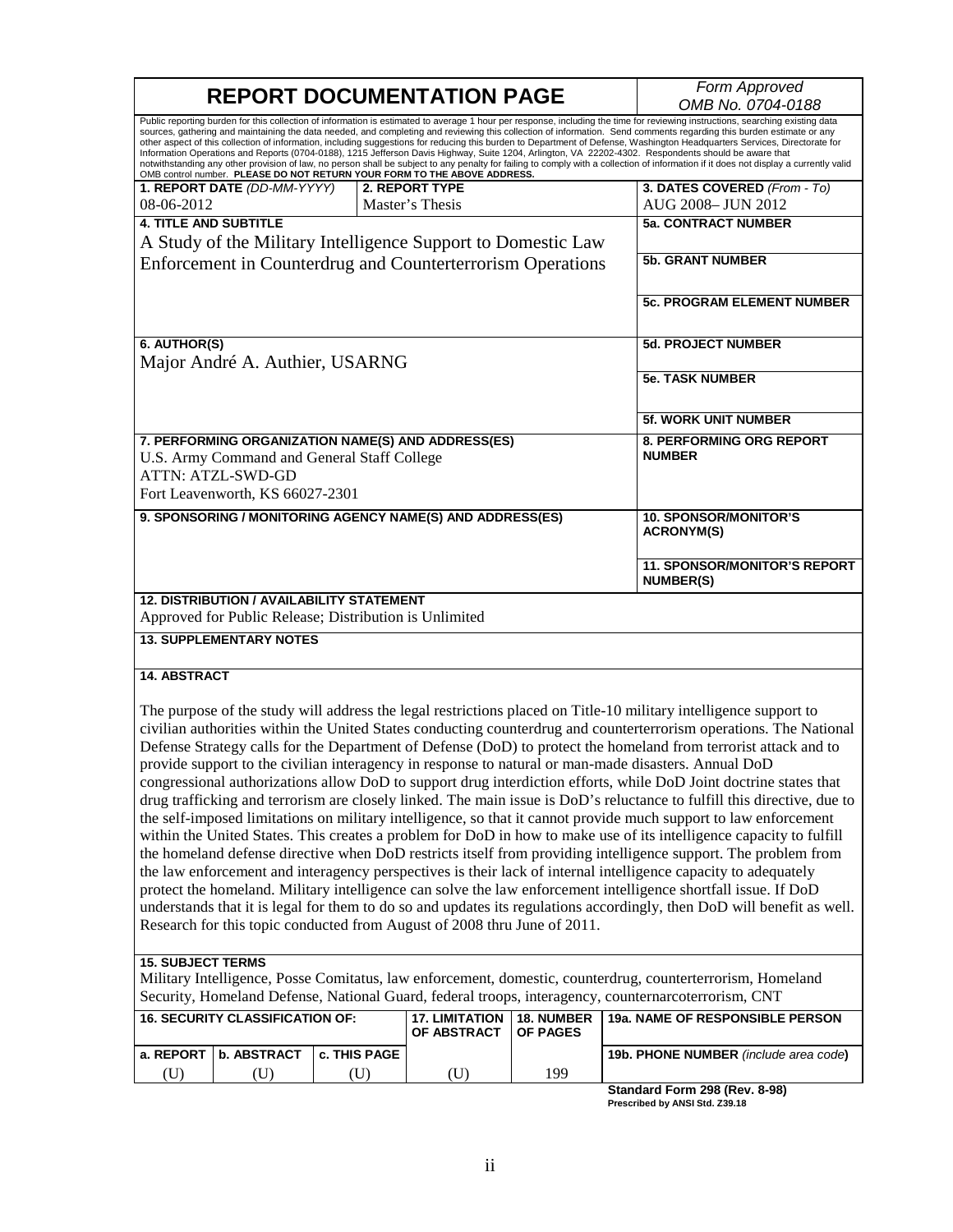# REPORT DOCUMENTATION PAGE

*Form Approved*
*OMB No. 0704-0188*

Public reporting burden for this collection of information is estimated to average 1 hour per response, including the time for reviewing instructions, searching existing data sources, gathering and maintaining the data needed, and completing and reviewing this collection of information. Send comments regarding this burden estimate or any other aspect of this collection of information, including suggestions for reducing this burden to Department of Defense, Washington Headquarters Services, Directorate for Information Operations and Reports (0704-0188), 1215 Jefferson Davis Highway, Suite 1204, Arlington, VA 22202-4302. Respondents should be aware that notwithstanding any other provision of law, no person shall be subject to any penalty for failing to comply with a collection of information if it does not display a currently valid OMB control number. **PLEASE DO NOT RETURN YOUR FORM TO THE ABOVE ADDRESS.**

| **1. REPORT DATE** *(DD-MM-YYYY)* | **2. REPORT TYPE** | **3. DATES COVERED** *(From - To)* |
|---|---|---|
| 08-06-2012 | Master's Thesis | AUG 2008– JUN 2012 |

**4. TITLE AND SUBTITLE**
A Study of the Military Intelligence Support to Domestic Law Enforcement in Counterdrug and Counterterrorism Operations

**5a. CONTRACT NUMBER**

**5b. GRANT NUMBER**

**5c. PROGRAM ELEMENT NUMBER**

**6. AUTHOR(S)**
Major André A. Authier, USARNG

**5d. PROJECT NUMBER**

**5e. TASK NUMBER**

**5f. WORK UNIT NUMBER**

**7. PERFORMING ORGANIZATION NAME(S) AND ADDRESS(ES)**
U.S. Army Command and General Staff College
ATTN: ATZL-SWD-GD
Fort Leavenworth, KS 66027-2301

**8. PERFORMING ORG REPORT NUMBER**

**9. SPONSORING / MONITORING AGENCY NAME(S) AND ADDRESS(ES)**

**10. SPONSOR/MONITOR'S ACRONYM(S)**

**11. SPONSOR/MONITOR'S REPORT NUMBER(S)**

**12. DISTRIBUTION / AVAILABILITY STATEMENT**
Approved for Public Release; Distribution is Unlimited

**13. SUPPLEMENTARY NOTES**

**14. ABSTRACT**

The purpose of the study will address the legal restrictions placed on Title-10 military intelligence support to civilian authorities within the United States conducting counterdrug and counterterrorism operations. The National Defense Strategy calls for the Department of Defense (DoD) to protect the homeland from terrorist attack and to provide support to the civilian interagency in response to natural or man-made disasters. Annual DoD congressional authorizations allow DoD to support drug interdiction efforts, while DoD Joint doctrine states that drug trafficking and terrorism are closely linked. The main issue is DoD's reluctance to fulfill this directive, due to the self-imposed limitations on military intelligence, so that it cannot provide much support to law enforcement within the United States. This creates a problem for DoD in how to make use of its intelligence capacity to fulfill the homeland defense directive when DoD restricts itself from providing intelligence support. The problem from the law enforcement and interagency perspectives is their lack of internal intelligence capacity to adequately protect the homeland. Military intelligence can solve the law enforcement intelligence shortfall issue. If DoD understands that it is legal for them to do so and updates its regulations accordingly, then DoD will benefit as well. Research for this topic conducted from August of 2008 thru June of 2011.

**15. SUBJECT TERMS**
Military Intelligence, Posse Comitatus, law enforcement, domestic, counterdrug, counterterrorism, Homeland Security, Homeland Defense, National Guard, federal troops, interagency, counternarcoterrorism, CNT

| **16. SECURITY CLASSIFICATION OF:** | | | **17. LIMITATION OF ABSTRACT** | **18. NUMBER OF PAGES** | **19a. NAME OF RESPONSIBLE PERSON** |
|---|---|---|---|---|---|
| **a. REPORT** | **b. ABSTRACT** | **c. THIS PAGE** | | | **19b. PHONE NUMBER** *(include area code)* |
| (U) | (U) | (U) | (U) | 199 | |

**Standard Form 298 (Rev. 8-98)**
**Prescribed by ANSI Std. Z39.18**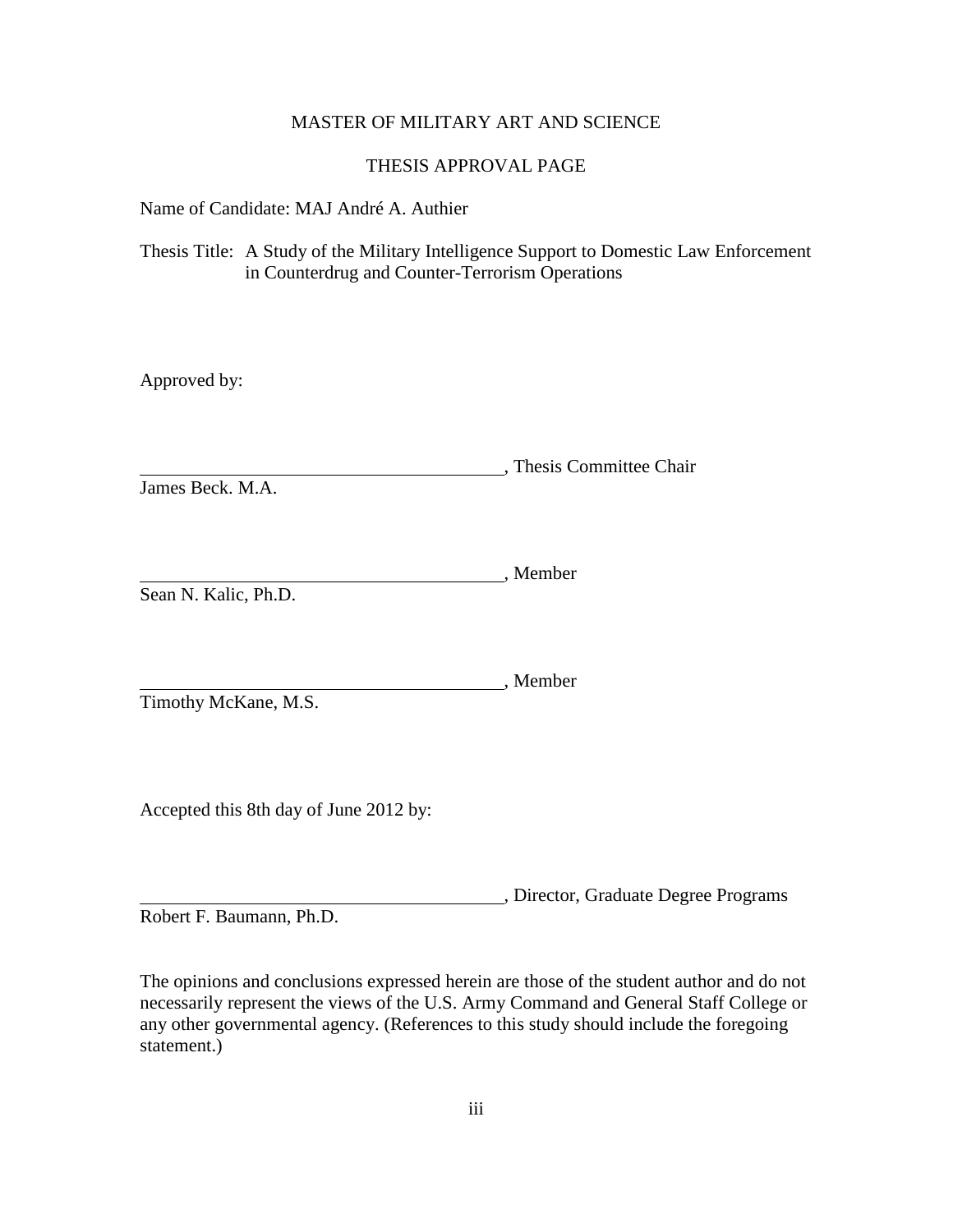MASTER OF MILITARY ART AND SCIENCE

THESIS APPROVAL PAGE

Name of Candidate: MAJ André A. Authier

Thesis Title: A Study of the Military Intelligence Support to Domestic Law Enforcement in Counterdrug and Counter-Terrorism Operations

Approved by:

\_\_\_\_\_\_\_\_\_\_\_\_\_\_\_\_\_\_\_\_\_\_\_\_\_\_\_\_\_\_\_\_\_\_\_\_\_\_\_\_, Thesis Committee Chair
James Beck. M.A.

\_\_\_\_\_\_\_\_\_\_\_\_\_\_\_\_\_\_\_\_\_\_\_\_\_\_\_\_\_\_\_\_\_\_\_\_\_\_\_\_, Member
Sean N. Kalic, Ph.D.

\_\_\_\_\_\_\_\_\_\_\_\_\_\_\_\_\_\_\_\_\_\_\_\_\_\_\_\_\_\_\_\_\_\_\_\_\_\_\_\_, Member
Timothy McKane, M.S.

Accepted this 8th day of June 2012 by:

\_\_\_\_\_\_\_\_\_\_\_\_\_\_\_\_\_\_\_\_\_\_\_\_\_\_\_\_\_\_\_\_\_\_\_\_\_\_\_\_, Director, Graduate Degree Programs
Robert F. Baumann, Ph.D.

The opinions and conclusions expressed herein are those of the student author and do not necessarily represent the views of the U.S. Army Command and General Staff College or any other governmental agency. (References to this study should include the foregoing statement.)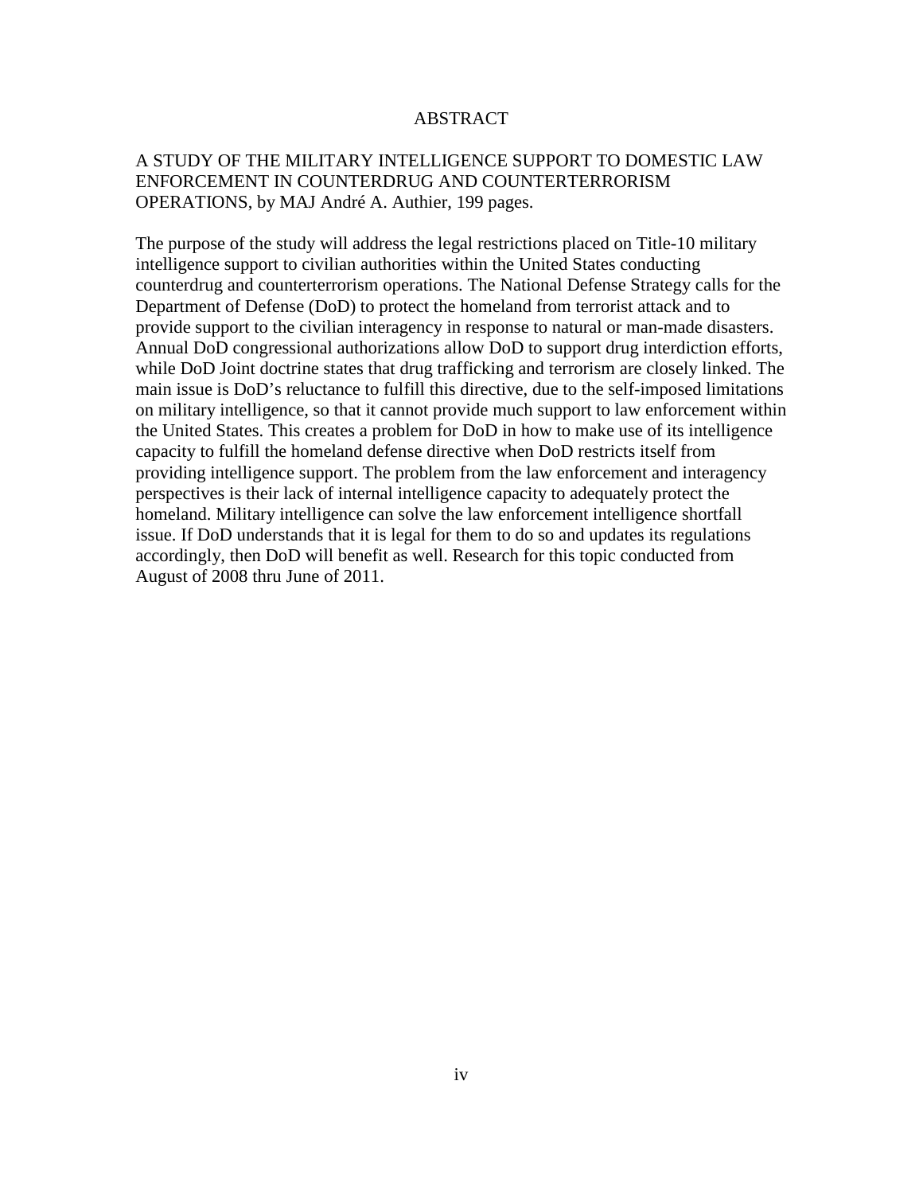# ABSTRACT

A STUDY OF THE MILITARY INTELLIGENCE SUPPORT TO DOMESTIC LAW ENFORCEMENT IN COUNTERDRUG AND COUNTERTERRORISM OPERATIONS, by MAJ André A. Authier, 199 pages.

The purpose of the study will address the legal restrictions placed on Title-10 military intelligence support to civilian authorities within the United States conducting counterdrug and counterterrorism operations. The National Defense Strategy calls for the Department of Defense (DoD) to protect the homeland from terrorist attack and to provide support to the civilian interagency in response to natural or man-made disasters. Annual DoD congressional authorizations allow DoD to support drug interdiction efforts, while DoD Joint doctrine states that drug trafficking and terrorism are closely linked. The main issue is DoD's reluctance to fulfill this directive, due to the self-imposed limitations on military intelligence, so that it cannot provide much support to law enforcement within the United States. This creates a problem for DoD in how to make use of its intelligence capacity to fulfill the homeland defense directive when DoD restricts itself from providing intelligence support. The problem from the law enforcement and interagency perspectives is their lack of internal intelligence capacity to adequately protect the homeland. Military intelligence can solve the law enforcement intelligence shortfall issue. If DoD understands that it is legal for them to do so and updates its regulations accordingly, then DoD will benefit as well. Research for this topic conducted from August of 2008 thru June of 2011.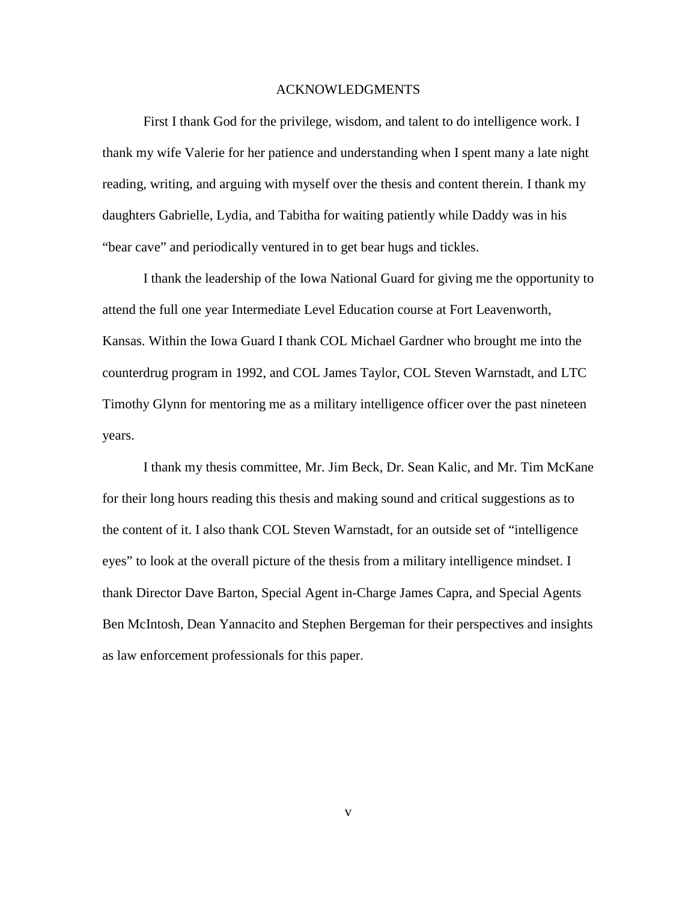# ACKNOWLEDGMENTS

First I thank God for the privilege, wisdom, and talent to do intelligence work. I thank my wife Valerie for her patience and understanding when I spent many a late night reading, writing, and arguing with myself over the thesis and content therein. I thank my daughters Gabrielle, Lydia, and Tabitha for waiting patiently while Daddy was in his "bear cave" and periodically ventured in to get bear hugs and tickles.

I thank the leadership of the Iowa National Guard for giving me the opportunity to attend the full one year Intermediate Level Education course at Fort Leavenworth, Kansas. Within the Iowa Guard I thank COL Michael Gardner who brought me into the counterdrug program in 1992, and COL James Taylor, COL Steven Warnstadt, and LTC Timothy Glynn for mentoring me as a military intelligence officer over the past nineteen years.

I thank my thesis committee, Mr. Jim Beck, Dr. Sean Kalic, and Mr. Tim McKane for their long hours reading this thesis and making sound and critical suggestions as to the content of it. I also thank COL Steven Warnstadt, for an outside set of "intelligence eyes" to look at the overall picture of the thesis from a military intelligence mindset. I thank Director Dave Barton, Special Agent in-Charge James Capra, and Special Agents Ben McIntosh, Dean Yannacito and Stephen Bergeman for their perspectives and insights as law enforcement professionals for this paper.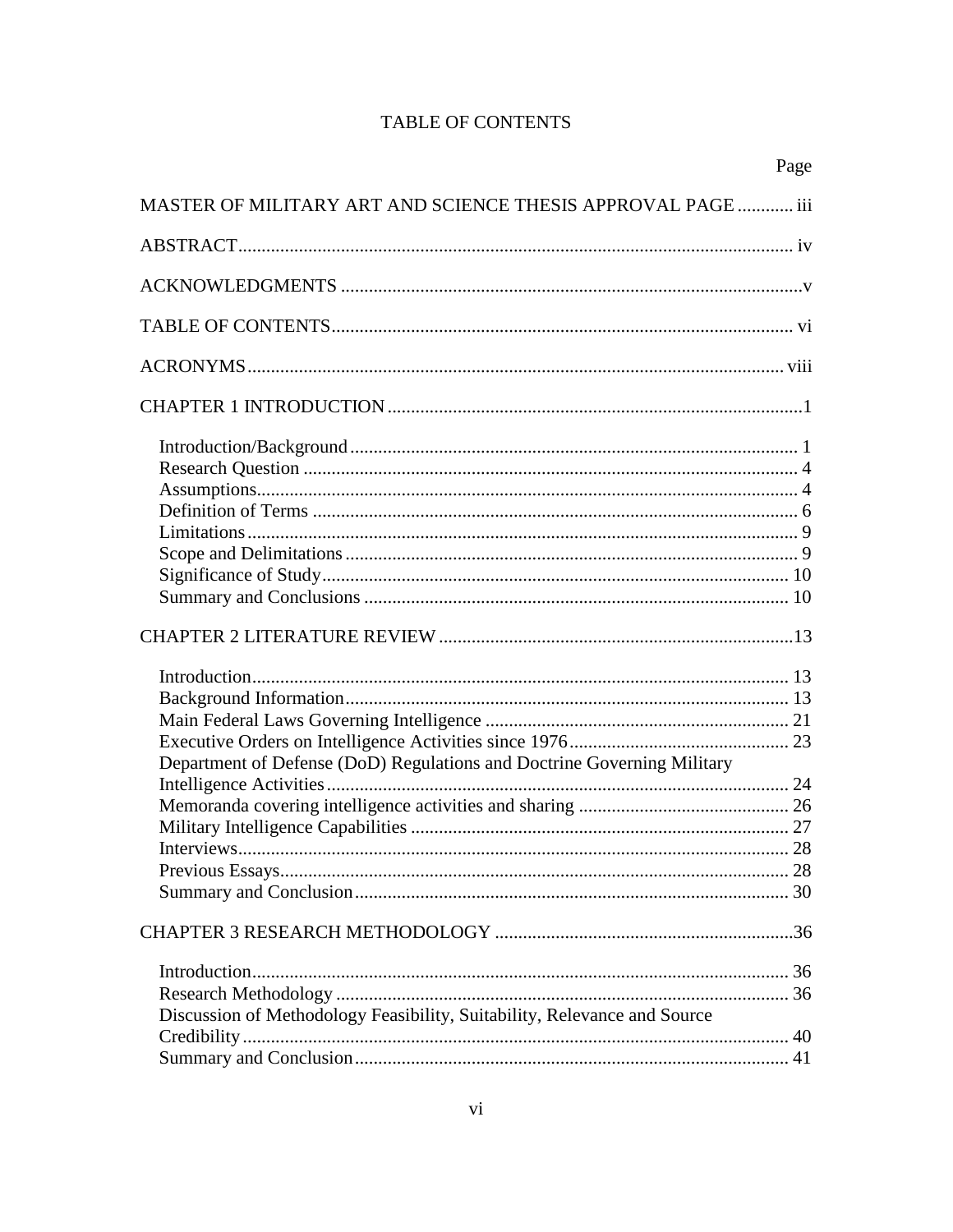# TABLE OF CONTENTS

| | Page |
|---|---|
| MASTER OF MILITARY ART AND SCIENCE THESIS APPROVAL PAGE | iii |
| ABSTRACT | iv |
| ACKNOWLEDGMENTS | v |
| TABLE OF CONTENTS | vi |
| ACRONYMS | viii |
| CHAPTER 1 INTRODUCTION | 1 |
| Introduction/Background | 1 |
| Research Question | 4 |
| Assumptions | 4 |
| Definition of Terms | 6 |
| Limitations | 9 |
| Scope and Delimitations | 9 |
| Significance of Study | 10 |
| Summary and Conclusions | 10 |
| CHAPTER 2 LITERATURE REVIEW | 13 |
| Introduction | 13 |
| Background Information | 13 |
| Main Federal Laws Governing Intelligence | 21 |
| Executive Orders on Intelligence Activities since 1976 | 23 |
| Department of Defense (DoD) Regulations and Doctrine Governing Military Intelligence Activities | 24 |
| Memoranda covering intelligence activities and sharing | 26 |
| Military Intelligence Capabilities | 27 |
| Interviews | 28 |
| Previous Essays | 28 |
| Summary and Conclusion | 30 |
| CHAPTER 3 RESEARCH METHODOLOGY | 36 |
| Introduction | 36 |
| Research Methodology | 36 |
| Discussion of Methodology Feasibility, Suitability, Relevance and Source Credibility | 40 |
| Summary and Conclusion | 41 |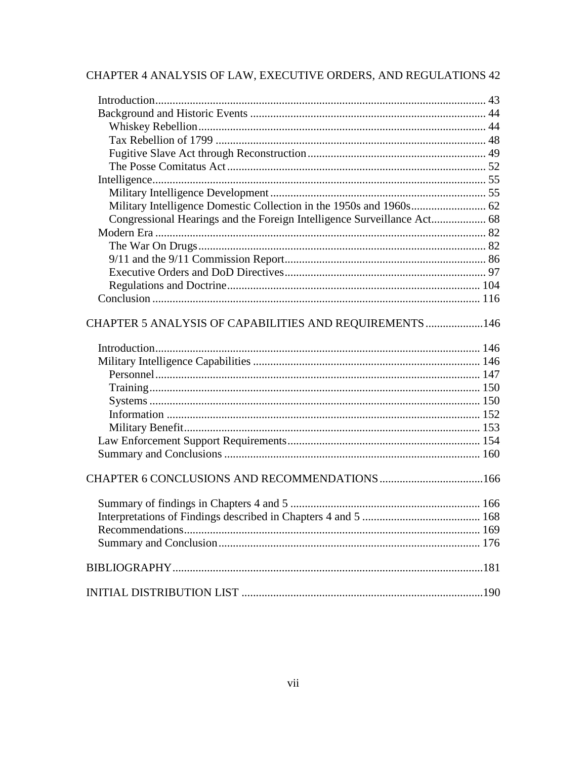CHAPTER 4 ANALYSIS OF LAW, EXECUTIVE ORDERS, AND REGULATIONS 42

- Introduction .... 43
- Background and Historic Events .... 44
  - Whiskey Rebellion .... 44
  - Tax Rebellion of 1799 .... 48
  - Fugitive Slave Act through Reconstruction .... 49
  - The Posse Comitatus Act .... 52
- Intelligence .... 55
  - Military Intelligence Development .... 55
  - Military Intelligence Domestic Collection in the 1950s and 1960s .... 62
  - Congressional Hearings and the Foreign Intelligence Surveillance Act .... 68
- Modern Era .... 82
  - The War On Drugs .... 82
  - 9/11 and the 9/11 Commission Report .... 86
  - Executive Orders and DoD Directives .... 97
  - Regulations and Doctrine .... 104
- Conclusion .... 116

CHAPTER 5 ANALYSIS OF CAPABILITIES AND REQUIREMENTS .... 146

- Introduction .... 146
- Military Intelligence Capabilities .... 146
  - Personnel .... 147
  - Training .... 150
  - Systems .... 150
  - Information .... 152
  - Military Benefit .... 153
- Law Enforcement Support Requirements .... 154
- Summary and Conclusions .... 160

CHAPTER 6 CONCLUSIONS AND RECOMMENDATIONS .... 166

- Summary of findings in Chapters 4 and 5 .... 166
- Interpretations of Findings described in Chapters 4 and 5 .... 168
- Recommendations .... 169
- Summary and Conclusion .... 176

BIBLIOGRAPHY .... 181

INITIAL DISTRIBUTION LIST .... 190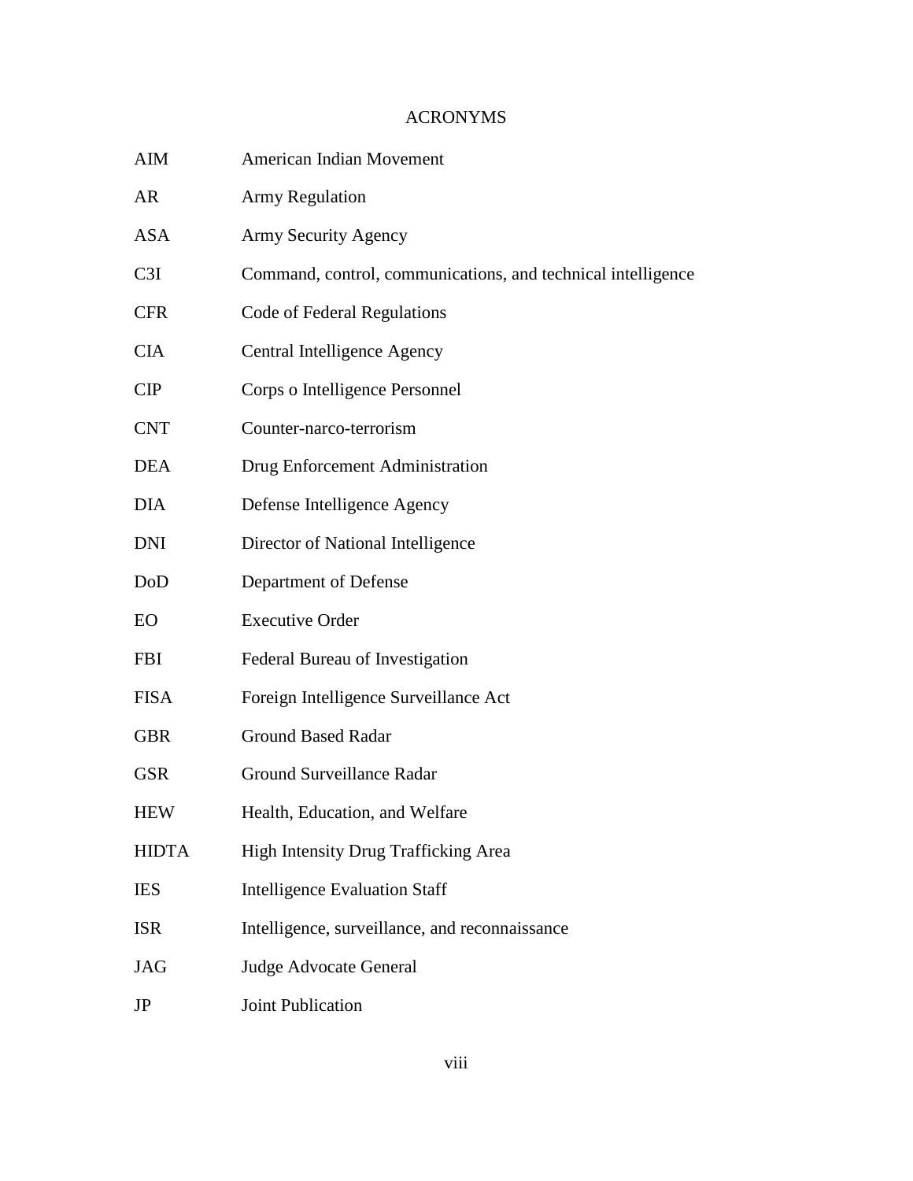# ACRONYMS

| | |
|---|---|
| AIM | American Indian Movement |
| AR | Army Regulation |
| ASA | Army Security Agency |
| C3I | Command, control, communications, and technical intelligence |
| CFR | Code of Federal Regulations |
| CIA | Central Intelligence Agency |
| CIP | Corps o Intelligence Personnel |
| CNT | Counter-narco-terrorism |
| DEA | Drug Enforcement Administration |
| DIA | Defense Intelligence Agency |
| DNI | Director of National Intelligence |
| DoD | Department of Defense |
| EO | Executive Order |
| FBI | Federal Bureau of Investigation |
| FISA | Foreign Intelligence Surveillance Act |
| GBR | Ground Based Radar |
| GSR | Ground Surveillance Radar |
| HEW | Health, Education, and Welfare |
| HIDTA | High Intensity Drug Trafficking Area |
| IES | Intelligence Evaluation Staff |
| ISR | Intelligence, surveillance, and reconnaissance |
| JAG | Judge Advocate General |
| JP | Joint Publication |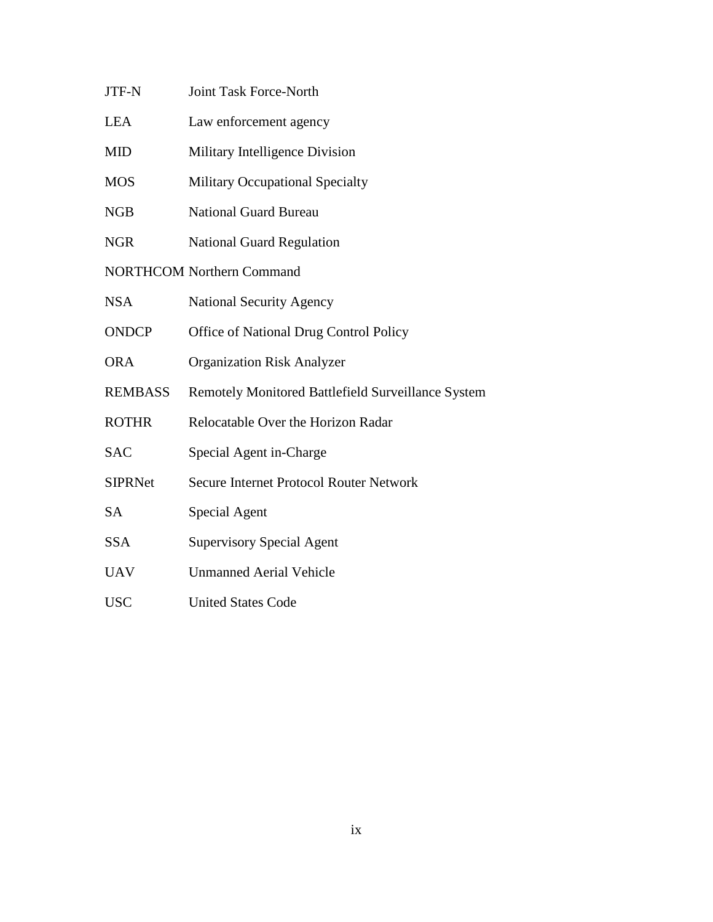| | |
|---|---|
| JTF-N | Joint Task Force-North |
| LEA | Law enforcement agency |
| MID | Military Intelligence Division |
| MOS | Military Occupational Specialty |
| NGB | National Guard Bureau |
| NGR | National Guard Regulation |
| NORTHCOM | Northern Command |
| NSA | National Security Agency |
| ONDCP | Office of National Drug Control Policy |
| ORA | Organization Risk Analyzer |
| REMBASS | Remotely Monitored Battlefield Surveillance System |
| ROTHR | Relocatable Over the Horizon Radar |
| SAC | Special Agent in-Charge |
| SIPRNet | Secure Internet Protocol Router Network |
| SA | Special Agent |
| SSA | Supervisory Special Agent |
| UAV | Unmanned Aerial Vehicle |
| USC | United States Code |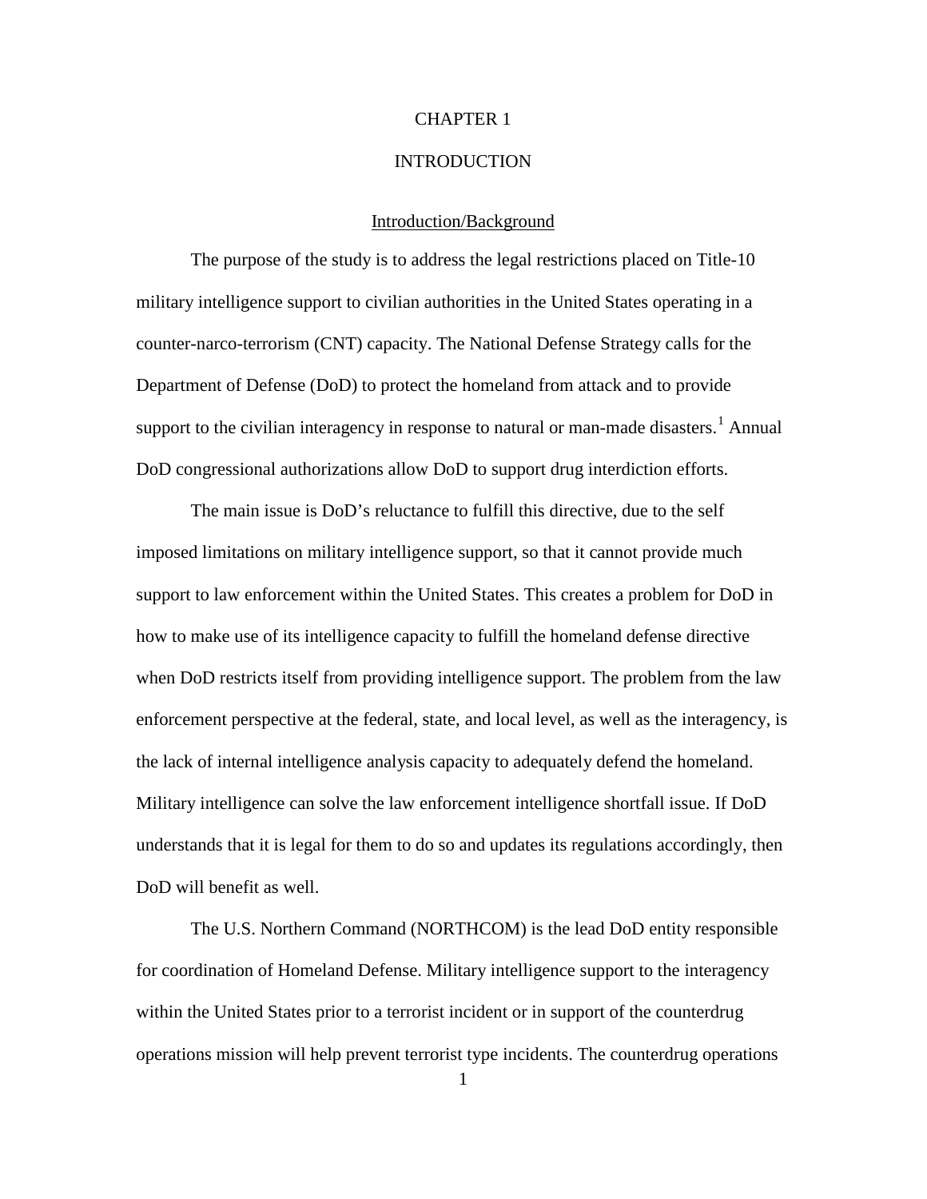# CHAPTER 1

# INTRODUCTION

## Introduction/Background

The purpose of the study is to address the legal restrictions placed on Title-10 military intelligence support to civilian authorities in the United States operating in a counter-narco-terrorism (CNT) capacity. The National Defense Strategy calls for the Department of Defense (DoD) to protect the homeland from attack and to provide support to the civilian interagency in response to natural or man-made disasters.[1] Annual DoD congressional authorizations allow DoD to support drug interdiction efforts.

The main issue is DoD's reluctance to fulfill this directive, due to the self imposed limitations on military intelligence support, so that it cannot provide much support to law enforcement within the United States. This creates a problem for DoD in how to make use of its intelligence capacity to fulfill the homeland defense directive when DoD restricts itself from providing intelligence support. The problem from the law enforcement perspective at the federal, state, and local level, as well as the interagency, is the lack of internal intelligence analysis capacity to adequately defend the homeland. Military intelligence can solve the law enforcement intelligence shortfall issue. If DoD understands that it is legal for them to do so and updates its regulations accordingly, then DoD will benefit as well.

The U.S. Northern Command (NORTHCOM) is the lead DoD entity responsible for coordination of Homeland Defense. Military intelligence support to the interagency within the United States prior to a terrorist incident or in support of the counterdrug operations mission will help prevent terrorist type incidents. The counterdrug operations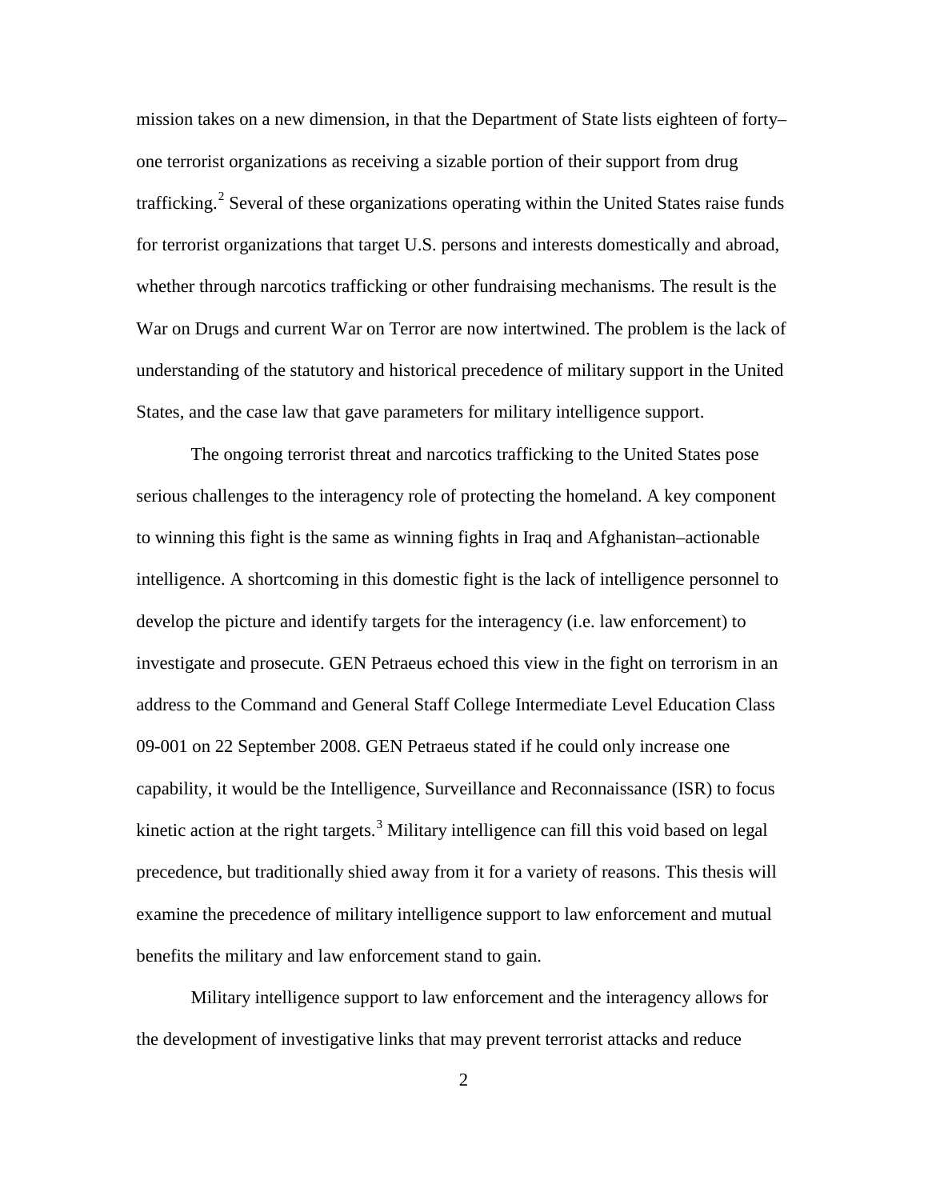mission takes on a new dimension, in that the Department of State lists eighteen of forty–one terrorist organizations as receiving a sizable portion of their support from drug trafficking.[2] Several of these organizations operating within the United States raise funds for terrorist organizations that target U.S. persons and interests domestically and abroad, whether through narcotics trafficking or other fundraising mechanisms. The result is the War on Drugs and current War on Terror are now intertwined. The problem is the lack of understanding of the statutory and historical precedence of military support in the United States, and the case law that gave parameters for military intelligence support.

The ongoing terrorist threat and narcotics trafficking to the United States pose serious challenges to the interagency role of protecting the homeland. A key component to winning this fight is the same as winning fights in Iraq and Afghanistan–actionable intelligence. A shortcoming in this domestic fight is the lack of intelligence personnel to develop the picture and identify targets for the interagency (i.e. law enforcement) to investigate and prosecute. GEN Petraeus echoed this view in the fight on terrorism in an address to the Command and General Staff College Intermediate Level Education Class 09-001 on 22 September 2008. GEN Petraeus stated if he could only increase one capability, it would be the Intelligence, Surveillance and Reconnaissance (ISR) to focus kinetic action at the right targets.[3] Military intelligence can fill this void based on legal precedence, but traditionally shied away from it for a variety of reasons. This thesis will examine the precedence of military intelligence support to law enforcement and mutual benefits the military and law enforcement stand to gain.

Military intelligence support to law enforcement and the interagency allows for the development of investigative links that may prevent terrorist attacks and reduce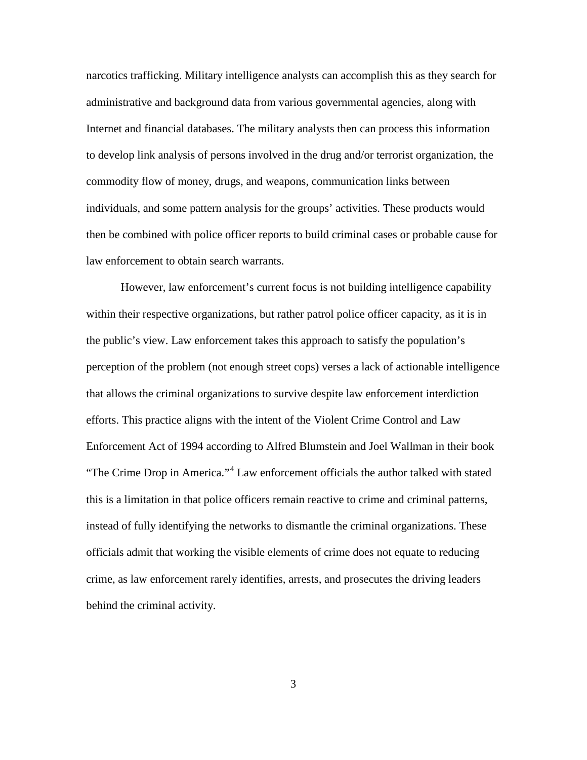narcotics trafficking. Military intelligence analysts can accomplish this as they search for administrative and background data from various governmental agencies, along with Internet and financial databases. The military analysts then can process this information to develop link analysis of persons involved in the drug and/or terrorist organization, the commodity flow of money, drugs, and weapons, communication links between individuals, and some pattern analysis for the groups' activities. These products would then be combined with police officer reports to build criminal cases or probable cause for law enforcement to obtain search warrants.

However, law enforcement's current focus is not building intelligence capability within their respective organizations, but rather patrol police officer capacity, as it is in the public's view. Law enforcement takes this approach to satisfy the population's perception of the problem (not enough street cops) verses a lack of actionable intelligence that allows the criminal organizations to survive despite law enforcement interdiction efforts. This practice aligns with the intent of the Violent Crime Control and Law Enforcement Act of 1994 according to Alfred Blumstein and Joel Wallman in their book "The Crime Drop in America."[4] Law enforcement officials the author talked with stated this is a limitation in that police officers remain reactive to crime and criminal patterns, instead of fully identifying the networks to dismantle the criminal organizations. These officials admit that working the visible elements of crime does not equate to reducing crime, as law enforcement rarely identifies, arrests, and prosecutes the driving leaders behind the criminal activity.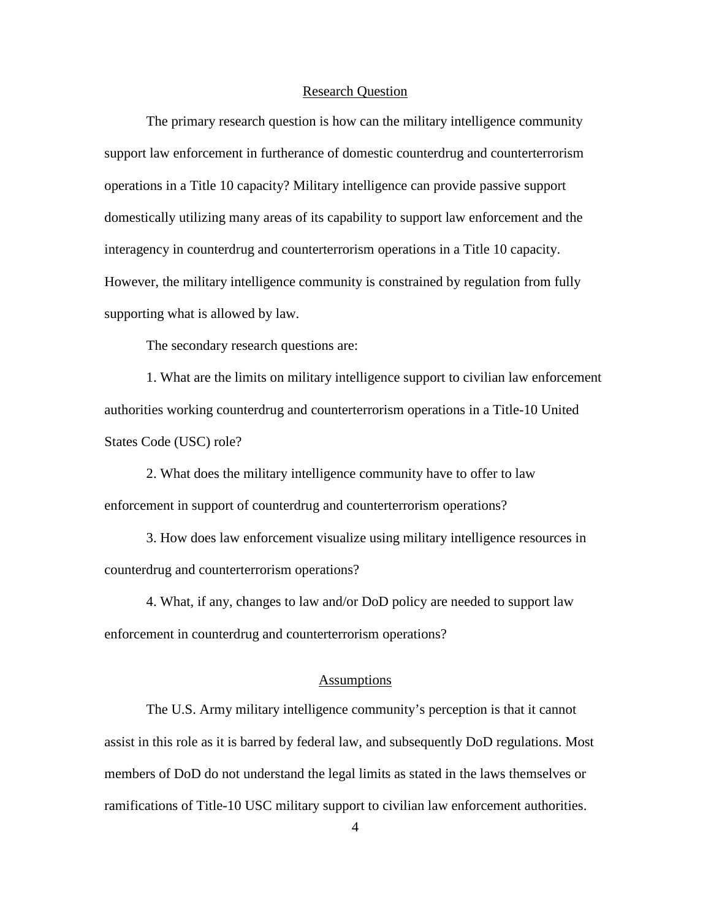## Research Question

The primary research question is how can the military intelligence community support law enforcement in furtherance of domestic counterdrug and counterterrorism operations in a Title 10 capacity? Military intelligence can provide passive support domestically utilizing many areas of its capability to support law enforcement and the interagency in counterdrug and counterterrorism operations in a Title 10 capacity. However, the military intelligence community is constrained by regulation from fully supporting what is allowed by law.

The secondary research questions are:

1. What are the limits on military intelligence support to civilian law enforcement authorities working counterdrug and counterterrorism operations in a Title-10 United States Code (USC) role?

2. What does the military intelligence community have to offer to law enforcement in support of counterdrug and counterterrorism operations?

3. How does law enforcement visualize using military intelligence resources in counterdrug and counterterrorism operations?

4. What, if any, changes to law and/or DoD policy are needed to support law enforcement in counterdrug and counterterrorism operations?

## Assumptions

The U.S. Army military intelligence community's perception is that it cannot assist in this role as it is barred by federal law, and subsequently DoD regulations. Most members of DoD do not understand the legal limits as stated in the laws themselves or ramifications of Title-10 USC military support to civilian law enforcement authorities.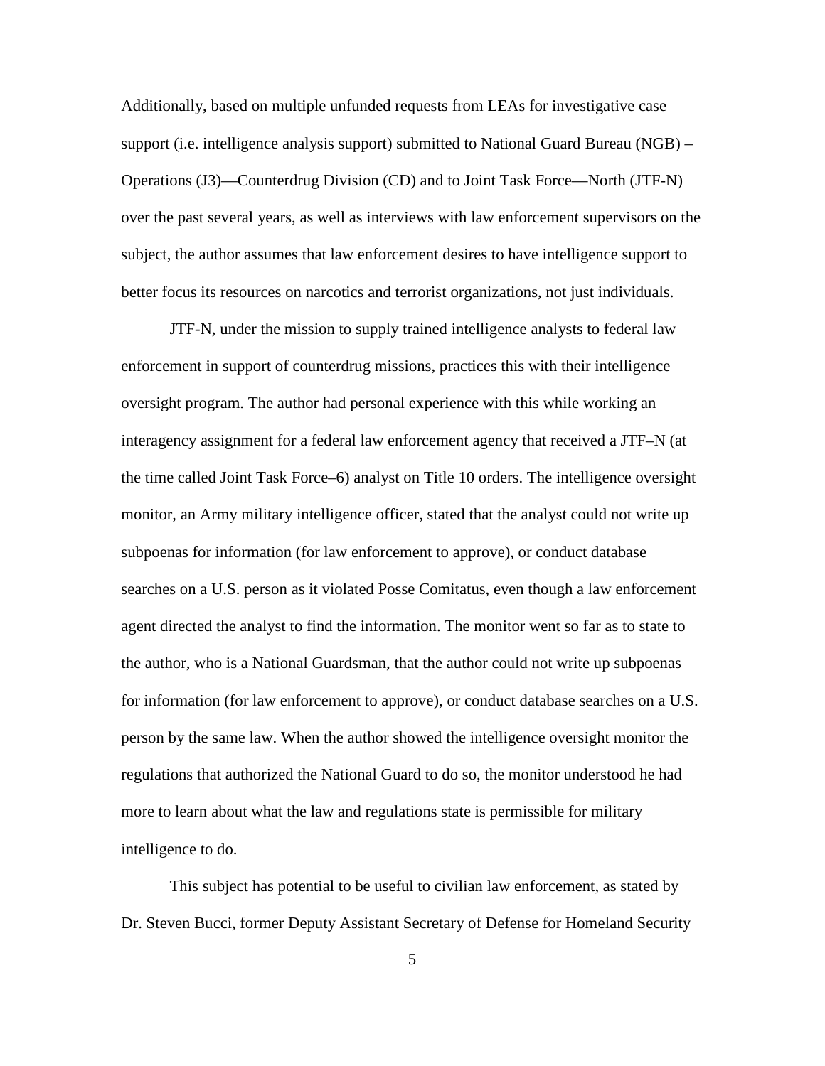Additionally, based on multiple unfunded requests from LEAs for investigative case support (i.e. intelligence analysis support) submitted to National Guard Bureau (NGB) – Operations (J3)—Counterdrug Division (CD) and to Joint Task Force—North (JTF-N) over the past several years, as well as interviews with law enforcement supervisors on the subject, the author assumes that law enforcement desires to have intelligence support to better focus its resources on narcotics and terrorist organizations, not just individuals.

JTF-N, under the mission to supply trained intelligence analysts to federal law enforcement in support of counterdrug missions, practices this with their intelligence oversight program. The author had personal experience with this while working an interagency assignment for a federal law enforcement agency that received a JTF–N (at the time called Joint Task Force–6) analyst on Title 10 orders. The intelligence oversight monitor, an Army military intelligence officer, stated that the analyst could not write up subpoenas for information (for law enforcement to approve), or conduct database searches on a U.S. person as it violated Posse Comitatus, even though a law enforcement agent directed the analyst to find the information. The monitor went so far as to state to the author, who is a National Guardsman, that the author could not write up subpoenas for information (for law enforcement to approve), or conduct database searches on a U.S. person by the same law. When the author showed the intelligence oversight monitor the regulations that authorized the National Guard to do so, the monitor understood he had more to learn about what the law and regulations state is permissible for military intelligence to do.

This subject has potential to be useful to civilian law enforcement, as stated by Dr. Steven Bucci, former Deputy Assistant Secretary of Defense for Homeland Security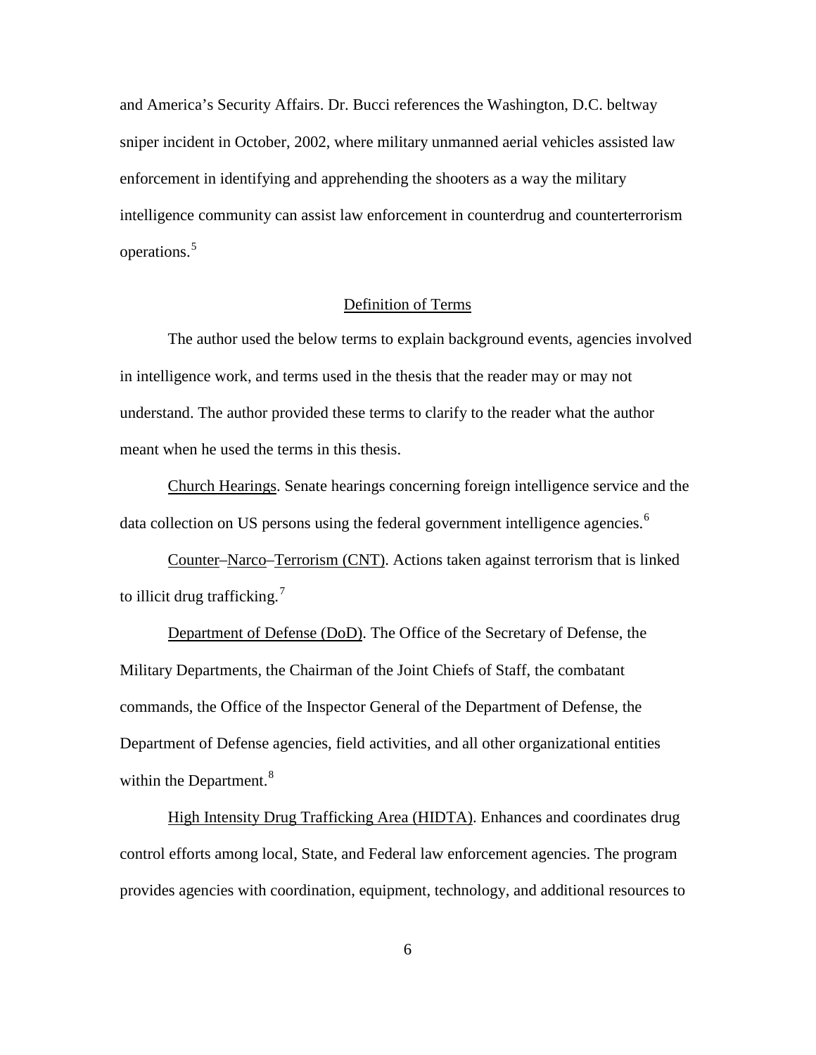and America's Security Affairs. Dr. Bucci references the Washington, D.C. beltway sniper incident in October, 2002, where military unmanned aerial vehicles assisted law enforcement in identifying and apprehending the shooters as a way the military intelligence community can assist law enforcement in counterdrug and counterterrorism operations.[5]

## Definition of Terms

The author used the below terms to explain background events, agencies involved in intelligence work, and terms used in the thesis that the reader may or may not understand. The author provided these terms to clarify to the reader what the author meant when he used the terms in this thesis.

Church Hearings. Senate hearings concerning foreign intelligence service and the data collection on US persons using the federal government intelligence agencies.[6]

Counter–Narco–Terrorism (CNT). Actions taken against terrorism that is linked to illicit drug trafficking.[7]

Department of Defense (DoD). The Office of the Secretary of Defense, the Military Departments, the Chairman of the Joint Chiefs of Staff, the combatant commands, the Office of the Inspector General of the Department of Defense, the Department of Defense agencies, field activities, and all other organizational entities within the Department.[8]

High Intensity Drug Trafficking Area (HIDTA). Enhances and coordinates drug control efforts among local, State, and Federal law enforcement agencies. The program provides agencies with coordination, equipment, technology, and additional resources to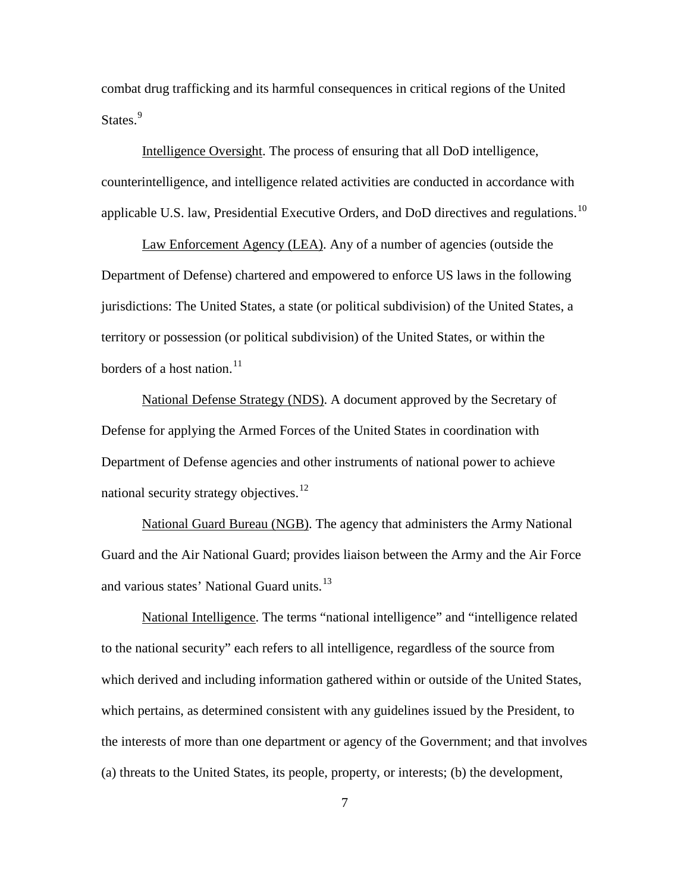combat drug trafficking and its harmful consequences in critical regions of the United States.[9]

Intelligence Oversight. The process of ensuring that all DoD intelligence, counterintelligence, and intelligence related activities are conducted in accordance with applicable U.S. law, Presidential Executive Orders, and DoD directives and regulations.[10]

Law Enforcement Agency (LEA). Any of a number of agencies (outside the Department of Defense) chartered and empowered to enforce US laws in the following jurisdictions: The United States, a state (or political subdivision) of the United States, a territory or possession (or political subdivision) of the United States, or within the borders of a host nation.[11]

National Defense Strategy (NDS). A document approved by the Secretary of Defense for applying the Armed Forces of the United States in coordination with Department of Defense agencies and other instruments of national power to achieve national security strategy objectives.[12]

National Guard Bureau (NGB). The agency that administers the Army National Guard and the Air National Guard; provides liaison between the Army and the Air Force and various states' National Guard units.[13]

National Intelligence. The terms "national intelligence" and "intelligence related to the national security" each refers to all intelligence, regardless of the source from which derived and including information gathered within or outside of the United States, which pertains, as determined consistent with any guidelines issued by the President, to the interests of more than one department or agency of the Government; and that involves (a) threats to the United States, its people, property, or interests; (b) the development,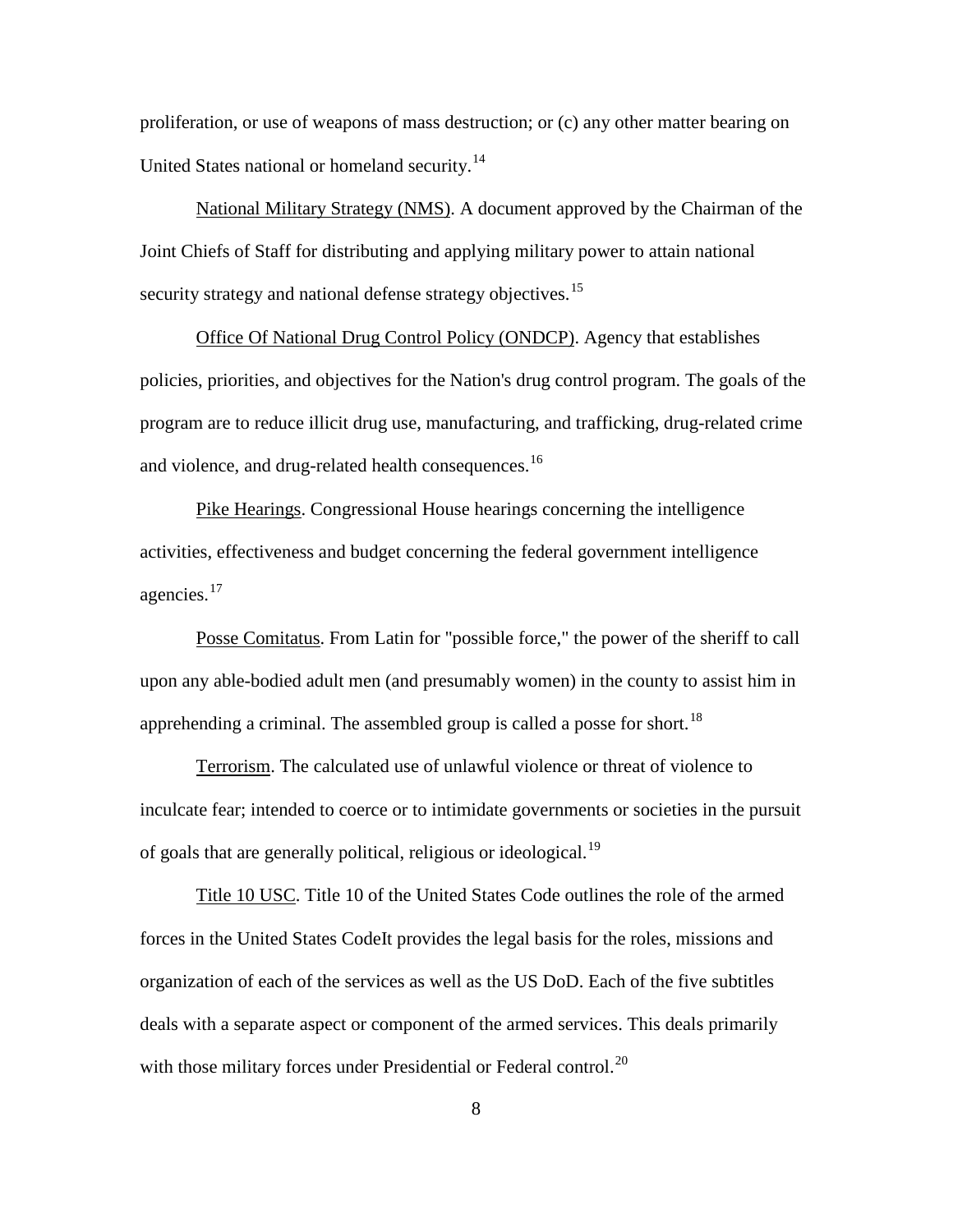proliferation, or use of weapons of mass destruction; or (c) any other matter bearing on United States national or homeland security.[14]

National Military Strategy (NMS). A document approved by the Chairman of the Joint Chiefs of Staff for distributing and applying military power to attain national security strategy and national defense strategy objectives.[15]

Office Of National Drug Control Policy (ONDCP). Agency that establishes policies, priorities, and objectives for the Nation's drug control program. The goals of the program are to reduce illicit drug use, manufacturing, and trafficking, drug-related crime and violence, and drug-related health consequences.[16]

Pike Hearings. Congressional House hearings concerning the intelligence activities, effectiveness and budget concerning the federal government intelligence agencies.[17]

Posse Comitatus. From Latin for "possible force," the power of the sheriff to call upon any able-bodied adult men (and presumably women) in the county to assist him in apprehending a criminal. The assembled group is called a posse for short.[18]

Terrorism. The calculated use of unlawful violence or threat of violence to inculcate fear; intended to coerce or to intimidate governments or societies in the pursuit of goals that are generally political, religious or ideological.[19]

Title 10 USC. Title 10 of the United States Code outlines the role of the armed forces in the United States CodeIt provides the legal basis for the roles, missions and organization of each of the services as well as the US DoD. Each of the five subtitles deals with a separate aspect or component of the armed services. This deals primarily with those military forces under Presidential or Federal control.[20]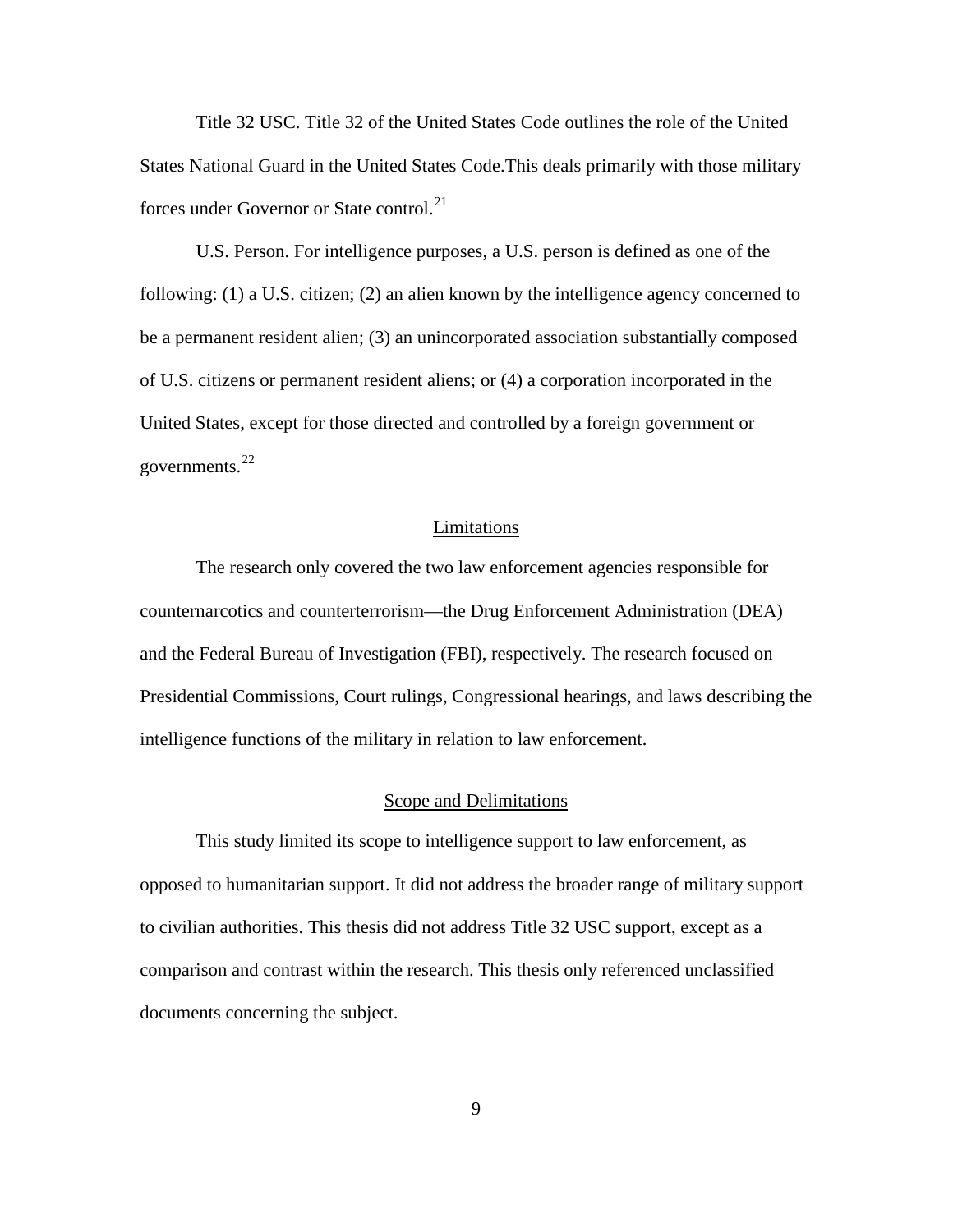Title 32 USC. Title 32 of the United States Code outlines the role of the United States National Guard in the United States Code.This deals primarily with those military forces under Governor or State control.[21]

U.S. Person. For intelligence purposes, a U.S. person is defined as one of the following: (1) a U.S. citizen; (2) an alien known by the intelligence agency concerned to be a permanent resident alien; (3) an unincorporated association substantially composed of U.S. citizens or permanent resident aliens; or (4) a corporation incorporated in the United States, except for those directed and controlled by a foreign government or governments.[22]

## Limitations

The research only covered the two law enforcement agencies responsible for counternarcotics and counterterrorism—the Drug Enforcement Administration (DEA) and the Federal Bureau of Investigation (FBI), respectively. The research focused on Presidential Commissions, Court rulings, Congressional hearings, and laws describing the intelligence functions of the military in relation to law enforcement.

## Scope and Delimitations

This study limited its scope to intelligence support to law enforcement, as opposed to humanitarian support. It did not address the broader range of military support to civilian authorities. This thesis did not address Title 32 USC support, except as a comparison and contrast within the research. This thesis only referenced unclassified documents concerning the subject.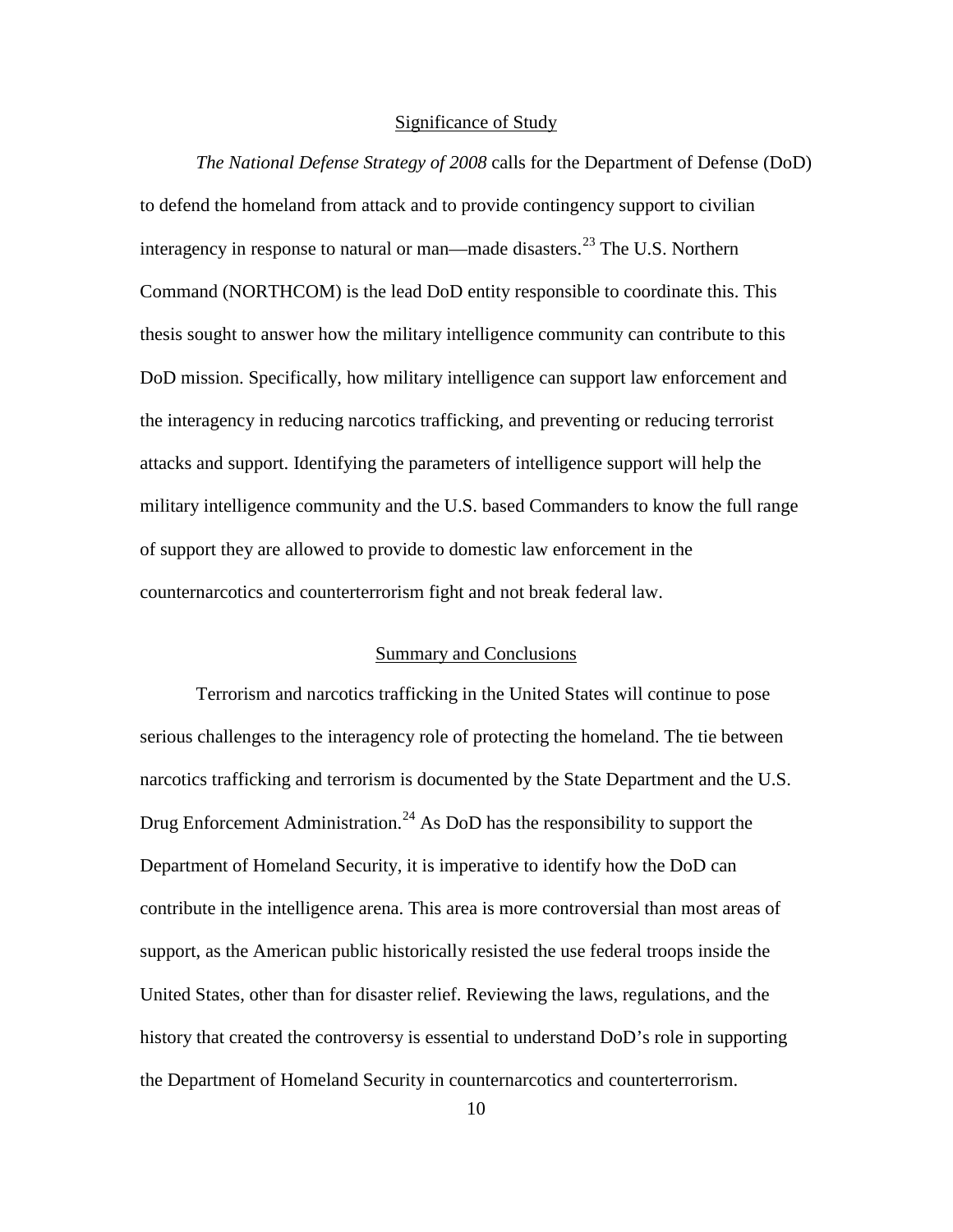## Significance of Study

*The National Defense Strategy of 2008* calls for the Department of Defense (DoD) to defend the homeland from attack and to provide contingency support to civilian interagency in response to natural or man—made disasters.[23] The U.S. Northern Command (NORTHCOM) is the lead DoD entity responsible to coordinate this. This thesis sought to answer how the military intelligence community can contribute to this DoD mission. Specifically, how military intelligence can support law enforcement and the interagency in reducing narcotics trafficking, and preventing or reducing terrorist attacks and support. Identifying the parameters of intelligence support will help the military intelligence community and the U.S. based Commanders to know the full range of support they are allowed to provide to domestic law enforcement in the counternarcotics and counterterrorism fight and not break federal law.

## Summary and Conclusions

Terrorism and narcotics trafficking in the United States will continue to pose serious challenges to the interagency role of protecting the homeland. The tie between narcotics trafficking and terrorism is documented by the State Department and the U.S. Drug Enforcement Administration.[24] As DoD has the responsibility to support the Department of Homeland Security, it is imperative to identify how the DoD can contribute in the intelligence arena. This area is more controversial than most areas of support, as the American public historically resisted the use federal troops inside the United States, other than for disaster relief. Reviewing the laws, regulations, and the history that created the controversy is essential to understand DoD's role in supporting the Department of Homeland Security in counternarcotics and counterterrorism.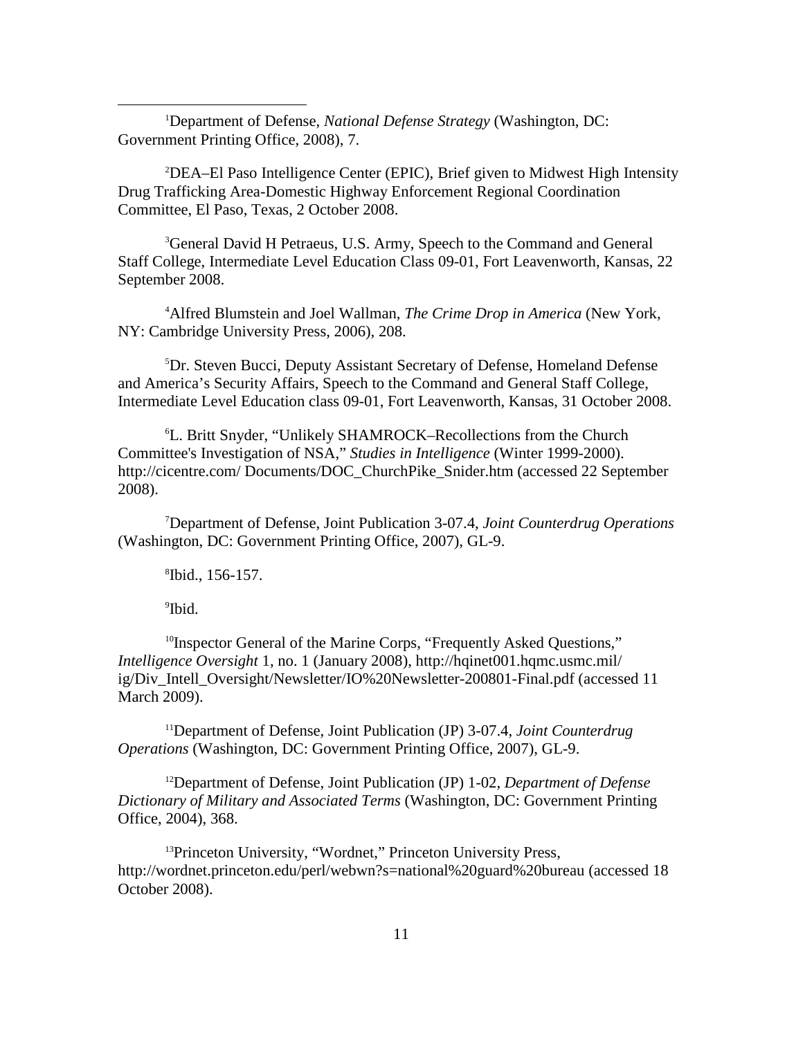[1]Department of Defense, *National Defense Strategy* (Washington, DC: Government Printing Office, 2008), 7.

[2]DEA–El Paso Intelligence Center (EPIC), Brief given to Midwest High Intensity Drug Trafficking Area-Domestic Highway Enforcement Regional Coordination Committee, El Paso, Texas, 2 October 2008.

[3]General David H Petraeus, U.S. Army, Speech to the Command and General Staff College, Intermediate Level Education Class 09-01, Fort Leavenworth, Kansas, 22 September 2008.

[4]Alfred Blumstein and Joel Wallman, *The Crime Drop in America* (New York, NY: Cambridge University Press, 2006), 208.

[5]Dr. Steven Bucci, Deputy Assistant Secretary of Defense, Homeland Defense and America's Security Affairs, Speech to the Command and General Staff College, Intermediate Level Education class 09-01, Fort Leavenworth, Kansas, 31 October 2008.

[6]L. Britt Snyder, "Unlikely SHAMROCK–Recollections from the Church Committee's Investigation of NSA," *Studies in Intelligence* (Winter 1999-2000). http://cicentre.com/ Documents/DOC_ChurchPike_Snider.htm (accessed 22 September 2008).

[7]Department of Defense, Joint Publication 3-07.4, *Joint Counterdrug Operations* (Washington, DC: Government Printing Office, 2007), GL-9.

[8]Ibid., 156-157.

[9]Ibid.

[10]Inspector General of the Marine Corps, "Frequently Asked Questions," *Intelligence Oversight* 1, no. 1 (January 2008), http://hqinet001.hqmc.usmc.mil/ ig/Div_Intell_Oversight/Newsletter/IO%20Newsletter-200801-Final.pdf (accessed 11 March 2009).

[11]Department of Defense, Joint Publication (JP) 3-07.4, *Joint Counterdrug Operations* (Washington, DC: Government Printing Office, 2007), GL-9.

[12]Department of Defense, Joint Publication (JP) 1-02, *Department of Defense Dictionary of Military and Associated Terms* (Washington, DC: Government Printing Office, 2004), 368.

[13]Princeton University, "Wordnet," Princeton University Press, http://wordnet.princeton.edu/perl/webwn?s=national%20guard%20bureau (accessed 18 October 2008).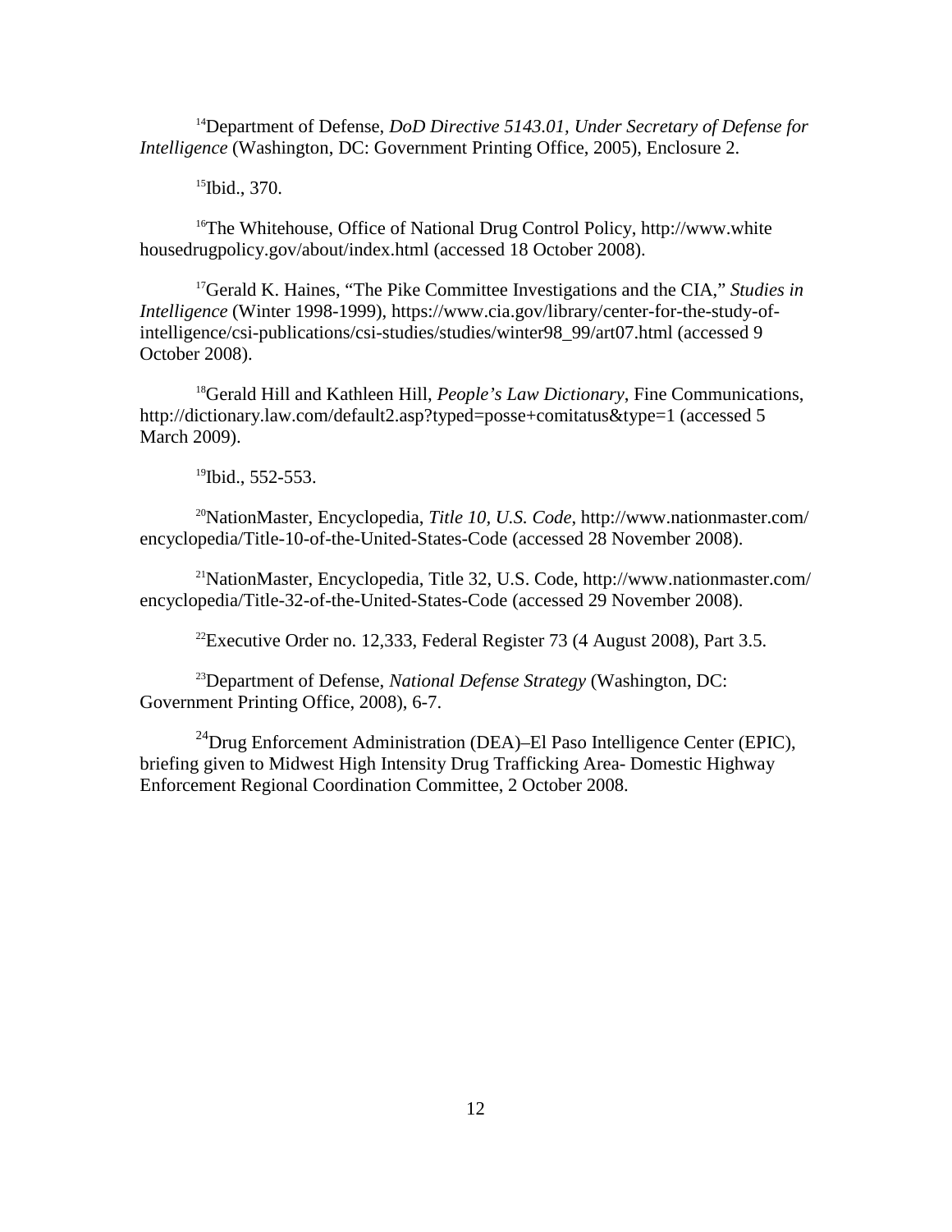[14]Department of Defense, *DoD Directive 5143.01, Under Secretary of Defense for Intelligence* (Washington, DC: Government Printing Office, 2005), Enclosure 2.

[15]Ibid., 370.

[16]The Whitehouse, Office of National Drug Control Policy, http://www.white housedrugpolicy.gov/about/index.html (accessed 18 October 2008).

[17]Gerald K. Haines, "The Pike Committee Investigations and the CIA," *Studies in Intelligence* (Winter 1998-1999), https://www.cia.gov/library/center-for-the-study-of-intelligence/csi-publications/csi-studies/studies/winter98_99/art07.html (accessed 9 October 2008).

[18]Gerald Hill and Kathleen Hill, *People's Law Dictionary*, Fine Communications, http://dictionary.law.com/default2.asp?typed=posse+comitatus&type=1 (accessed 5 March 2009).

[19]Ibid., 552-553.

[20]NationMaster, Encyclopedia, *Title 10, U.S. Code*, http://www.nationmaster.com/encyclopedia/Title-10-of-the-United-States-Code (accessed 28 November 2008).

[21]NationMaster, Encyclopedia, Title 32, U.S. Code, http://www.nationmaster.com/encyclopedia/Title-32-of-the-United-States-Code (accessed 29 November 2008).

[22]Executive Order no. 12,333, Federal Register 73 (4 August 2008), Part 3.5.

[23]Department of Defense, *National Defense Strategy* (Washington, DC: Government Printing Office, 2008), 6-7.

[24]Drug Enforcement Administration (DEA)–El Paso Intelligence Center (EPIC), briefing given to Midwest High Intensity Drug Trafficking Area- Domestic Highway Enforcement Regional Coordination Committee, 2 October 2008.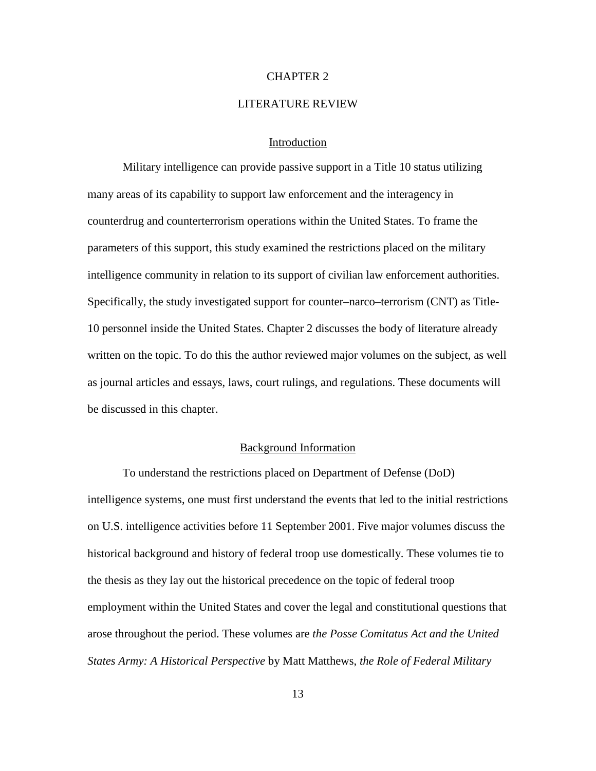# CHAPTER 2

# LITERATURE REVIEW

## Introduction

Military intelligence can provide passive support in a Title 10 status utilizing many areas of its capability to support law enforcement and the interagency in counterdrug and counterterrorism operations within the United States. To frame the parameters of this support, this study examined the restrictions placed on the military intelligence community in relation to its support of civilian law enforcement authorities. Specifically, the study investigated support for counter–narco–terrorism (CNT) as Title-10 personnel inside the United States. Chapter 2 discusses the body of literature already written on the topic. To do this the author reviewed major volumes on the subject, as well as journal articles and essays, laws, court rulings, and regulations. These documents will be discussed in this chapter.

## Background Information

To understand the restrictions placed on Department of Defense (DoD) intelligence systems, one must first understand the events that led to the initial restrictions on U.S. intelligence activities before 11 September 2001. Five major volumes discuss the historical background and history of federal troop use domestically. These volumes tie to the thesis as they lay out the historical precedence on the topic of federal troop employment within the United States and cover the legal and constitutional questions that arose throughout the period. These volumes are *the Posse Comitatus Act and the United States Army: A Historical Perspective* by Matt Matthews, *the Role of Federal Military*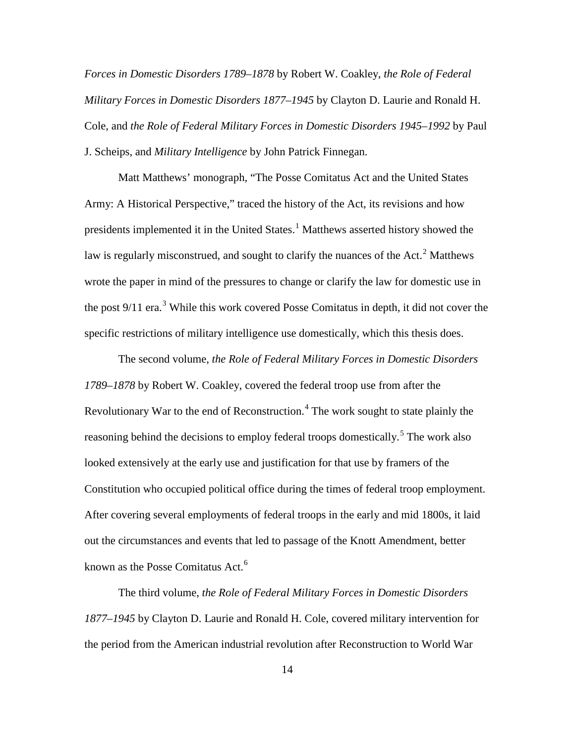*Forces in Domestic Disorders 1789–1878* by Robert W. Coakley, *the Role of Federal Military Forces in Domestic Disorders 1877–1945* by Clayton D. Laurie and Ronald H. Cole, and *the Role of Federal Military Forces in Domestic Disorders 1945–1992* by Paul J. Scheips, and *Military Intelligence* by John Patrick Finnegan.

Matt Matthews' monograph, "The Posse Comitatus Act and the United States Army: A Historical Perspective," traced the history of the Act, its revisions and how presidents implemented it in the United States.[1] Matthews asserted history showed the law is regularly misconstrued, and sought to clarify the nuances of the Act.[2] Matthews wrote the paper in mind of the pressures to change or clarify the law for domestic use in the post 9/11 era.[3] While this work covered Posse Comitatus in depth, it did not cover the specific restrictions of military intelligence use domestically, which this thesis does.

The second volume, *the Role of Federal Military Forces in Domestic Disorders 1789–1878* by Robert W. Coakley, covered the federal troop use from after the Revolutionary War to the end of Reconstruction.[4] The work sought to state plainly the reasoning behind the decisions to employ federal troops domestically.[5] The work also looked extensively at the early use and justification for that use by framers of the Constitution who occupied political office during the times of federal troop employment. After covering several employments of federal troops in the early and mid 1800s, it laid out the circumstances and events that led to passage of the Knott Amendment, better known as the Posse Comitatus Act.[6]

The third volume, *the Role of Federal Military Forces in Domestic Disorders 1877–1945* by Clayton D. Laurie and Ronald H. Cole, covered military intervention for the period from the American industrial revolution after Reconstruction to World War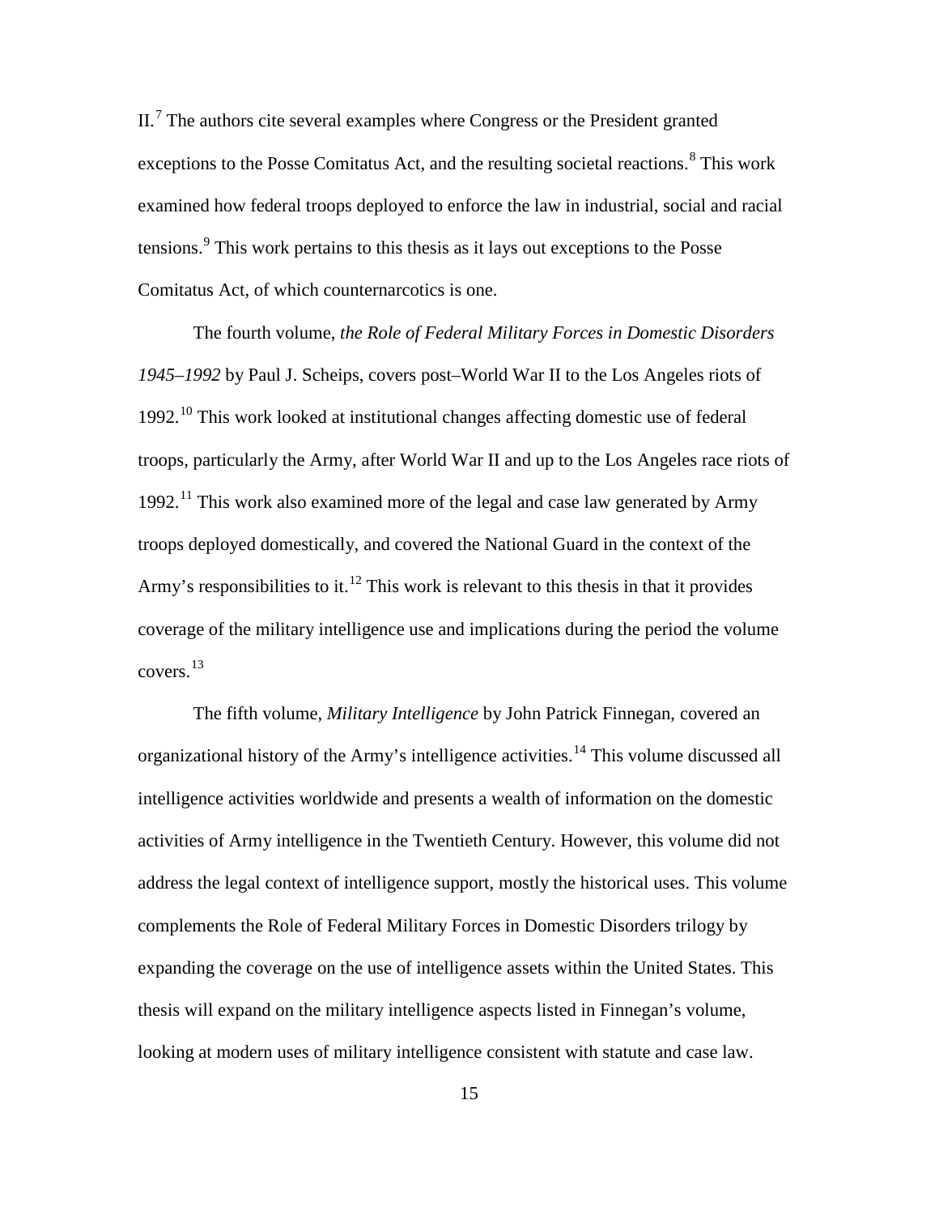II.[7] The authors cite several examples where Congress or the President granted exceptions to the Posse Comitatus Act, and the resulting societal reactions.[8] This work examined how federal troops deployed to enforce the law in industrial, social and racial tensions.[9] This work pertains to this thesis as it lays out exceptions to the Posse Comitatus Act, of which counternarcotics is one.

The fourth volume, *the Role of Federal Military Forces in Domestic Disorders 1945–1992* by Paul J. Scheips, covers post–World War II to the Los Angeles riots of 1992.[10] This work looked at institutional changes affecting domestic use of federal troops, particularly the Army, after World War II and up to the Los Angeles race riots of 1992.[11] This work also examined more of the legal and case law generated by Army troops deployed domestically, and covered the National Guard in the context of the Army's responsibilities to it.[12] This work is relevant to this thesis in that it provides coverage of the military intelligence use and implications during the period the volume covers.[13]

The fifth volume, *Military Intelligence* by John Patrick Finnegan, covered an organizational history of the Army's intelligence activities.[14] This volume discussed all intelligence activities worldwide and presents a wealth of information on the domestic activities of Army intelligence in the Twentieth Century. However, this volume did not address the legal context of intelligence support, mostly the historical uses. This volume complements the Role of Federal Military Forces in Domestic Disorders trilogy by expanding the coverage on the use of intelligence assets within the United States. This thesis will expand on the military intelligence aspects listed in Finnegan's volume, looking at modern uses of military intelligence consistent with statute and case law.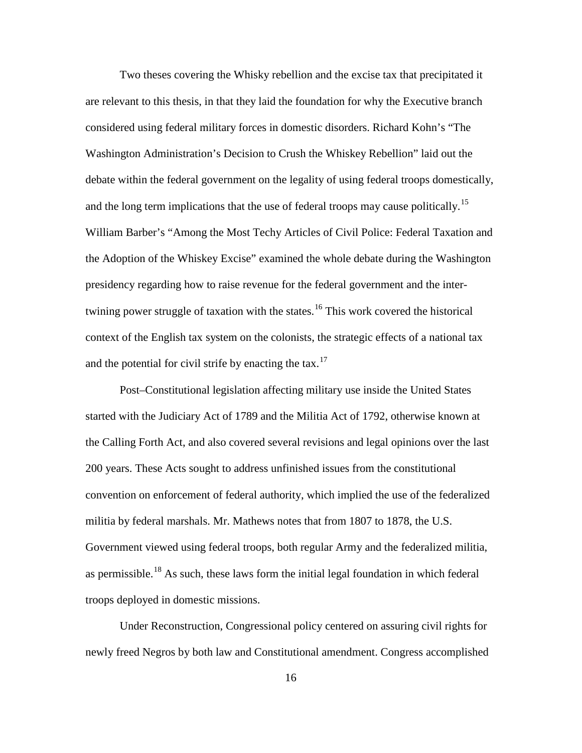Two theses covering the Whisky rebellion and the excise tax that precipitated it are relevant to this thesis, in that they laid the foundation for why the Executive branch considered using federal military forces in domestic disorders. Richard Kohn's "The Washington Administration's Decision to Crush the Whiskey Rebellion" laid out the debate within the federal government on the legality of using federal troops domestically, and the long term implications that the use of federal troops may cause politically.[15] William Barber's "Among the Most Techy Articles of Civil Police: Federal Taxation and the Adoption of the Whiskey Excise" examined the whole debate during the Washington presidency regarding how to raise revenue for the federal government and the inter-twining power struggle of taxation with the states.[16] This work covered the historical context of the English tax system on the colonists, the strategic effects of a national tax and the potential for civil strife by enacting the tax.[17]

Post–Constitutional legislation affecting military use inside the United States started with the Judiciary Act of 1789 and the Militia Act of 1792, otherwise known at the Calling Forth Act, and also covered several revisions and legal opinions over the last 200 years. These Acts sought to address unfinished issues from the constitutional convention on enforcement of federal authority, which implied the use of the federalized militia by federal marshals. Mr. Mathews notes that from 1807 to 1878, the U.S. Government viewed using federal troops, both regular Army and the federalized militia, as permissible.[18] As such, these laws form the initial legal foundation in which federal troops deployed in domestic missions.

Under Reconstruction, Congressional policy centered on assuring civil rights for newly freed Negros by both law and Constitutional amendment. Congress accomplished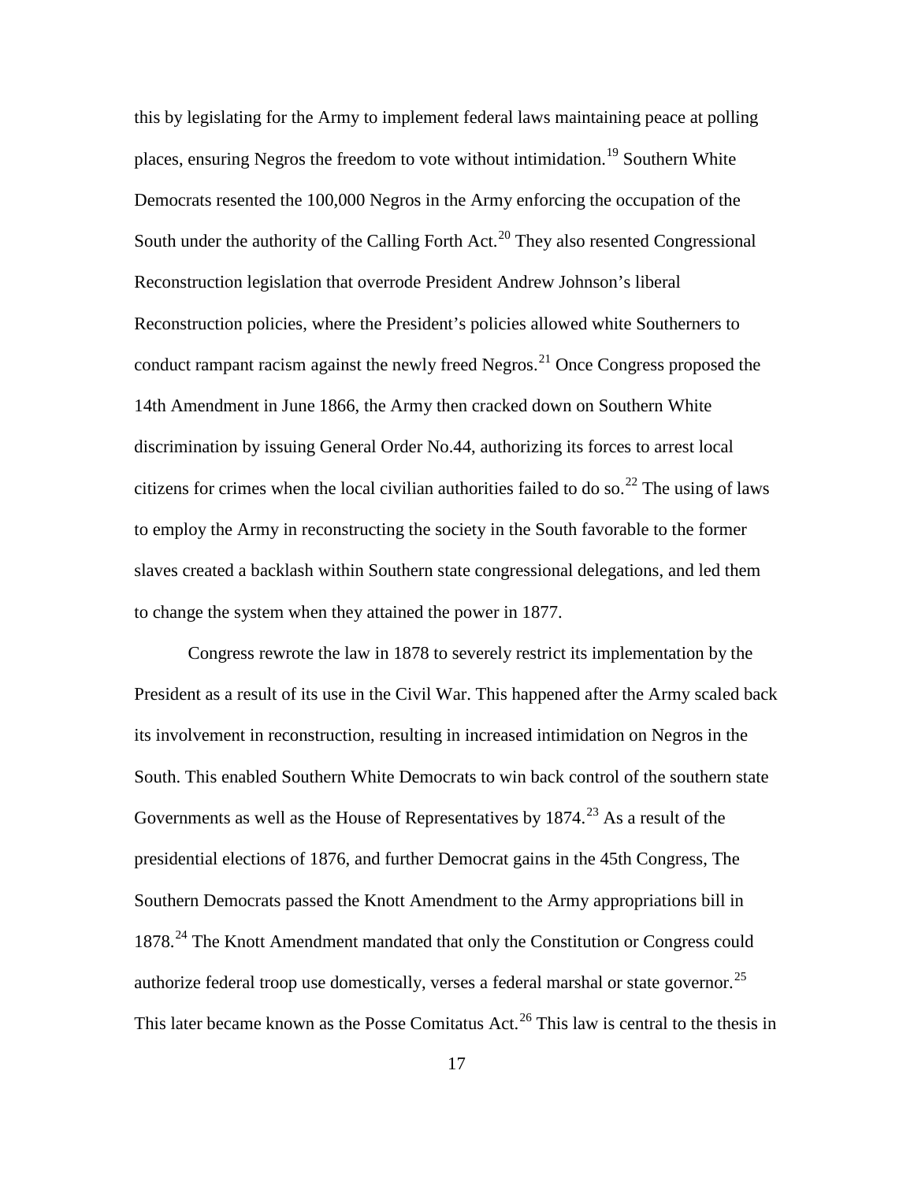this by legislating for the Army to implement federal laws maintaining peace at polling places, ensuring Negros the freedom to vote without intimidation.[19] Southern White Democrats resented the 100,000 Negros in the Army enforcing the occupation of the South under the authority of the Calling Forth Act.[20] They also resented Congressional Reconstruction legislation that overrode President Andrew Johnson's liberal Reconstruction policies, where the President's policies allowed white Southerners to conduct rampant racism against the newly freed Negros.[21] Once Congress proposed the 14th Amendment in June 1866, the Army then cracked down on Southern White discrimination by issuing General Order No.44, authorizing its forces to arrest local citizens for crimes when the local civilian authorities failed to do so.[22] The using of laws to employ the Army in reconstructing the society in the South favorable to the former slaves created a backlash within Southern state congressional delegations, and led them to change the system when they attained the power in 1877.

Congress rewrote the law in 1878 to severely restrict its implementation by the President as a result of its use in the Civil War. This happened after the Army scaled back its involvement in reconstruction, resulting in increased intimidation on Negros in the South. This enabled Southern White Democrats to win back control of the southern state Governments as well as the House of Representatives by 1874.[23] As a result of the presidential elections of 1876, and further Democrat gains in the 45th Congress, The Southern Democrats passed the Knott Amendment to the Army appropriations bill in 1878.[24] The Knott Amendment mandated that only the Constitution or Congress could authorize federal troop use domestically, verses a federal marshal or state governor.[25] This later became known as the Posse Comitatus Act.[26] This law is central to the thesis in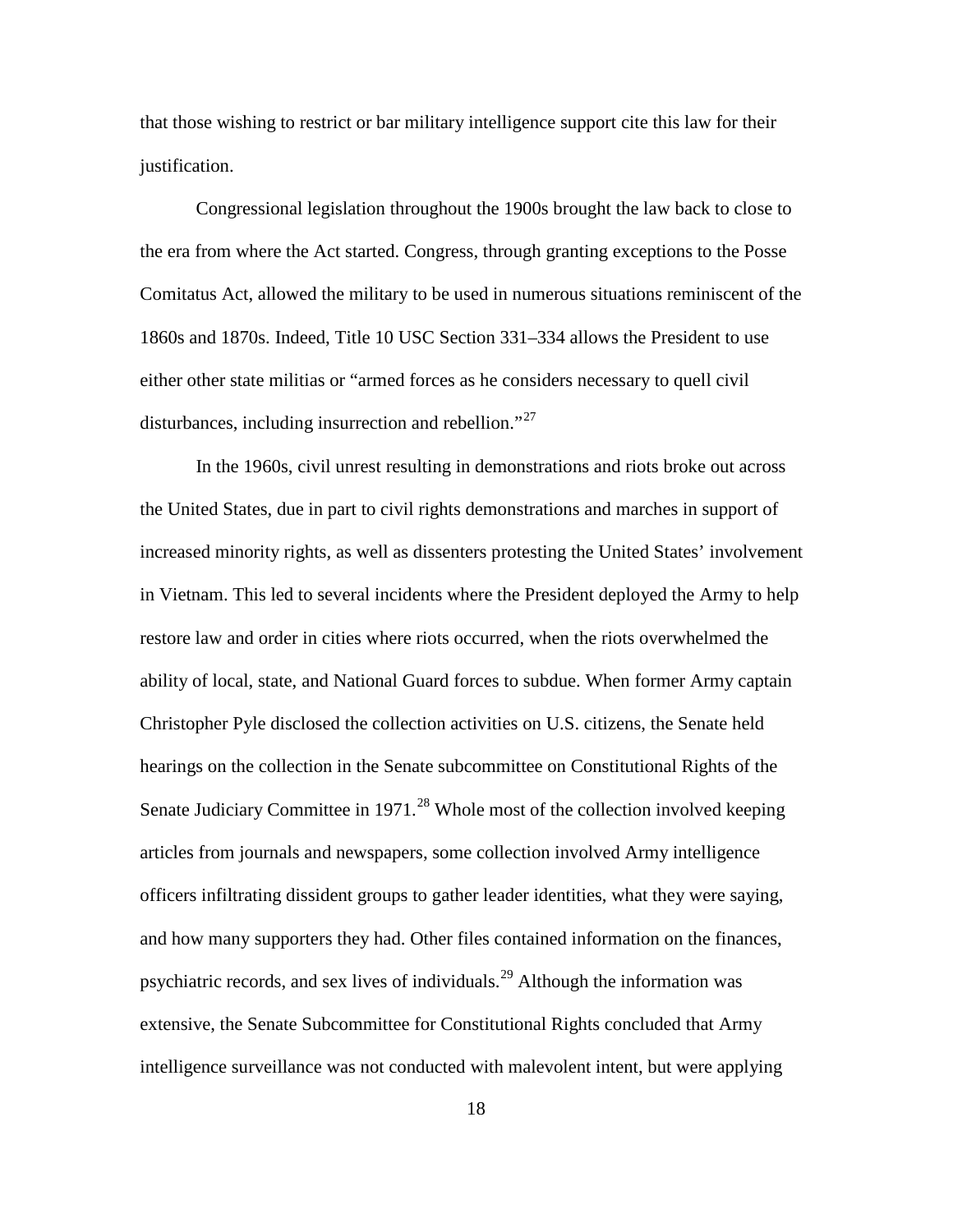that those wishing to restrict or bar military intelligence support cite this law for their justification.

Congressional legislation throughout the 1900s brought the law back to close to the era from where the Act started. Congress, through granting exceptions to the Posse Comitatus Act, allowed the military to be used in numerous situations reminiscent of the 1860s and 1870s. Indeed, Title 10 USC Section 331–334 allows the President to use either other state militias or "armed forces as he considers necessary to quell civil disturbances, including insurrection and rebellion."[27]

In the 1960s, civil unrest resulting in demonstrations and riots broke out across the United States, due in part to civil rights demonstrations and marches in support of increased minority rights, as well as dissenters protesting the United States' involvement in Vietnam. This led to several incidents where the President deployed the Army to help restore law and order in cities where riots occurred, when the riots overwhelmed the ability of local, state, and National Guard forces to subdue. When former Army captain Christopher Pyle disclosed the collection activities on U.S. citizens, the Senate held hearings on the collection in the Senate subcommittee on Constitutional Rights of the Senate Judiciary Committee in 1971.[28] Whole most of the collection involved keeping articles from journals and newspapers, some collection involved Army intelligence officers infiltrating dissident groups to gather leader identities, what they were saying, and how many supporters they had. Other files contained information on the finances, psychiatric records, and sex lives of individuals.[29] Although the information was extensive, the Senate Subcommittee for Constitutional Rights concluded that Army intelligence surveillance was not conducted with malevolent intent, but were applying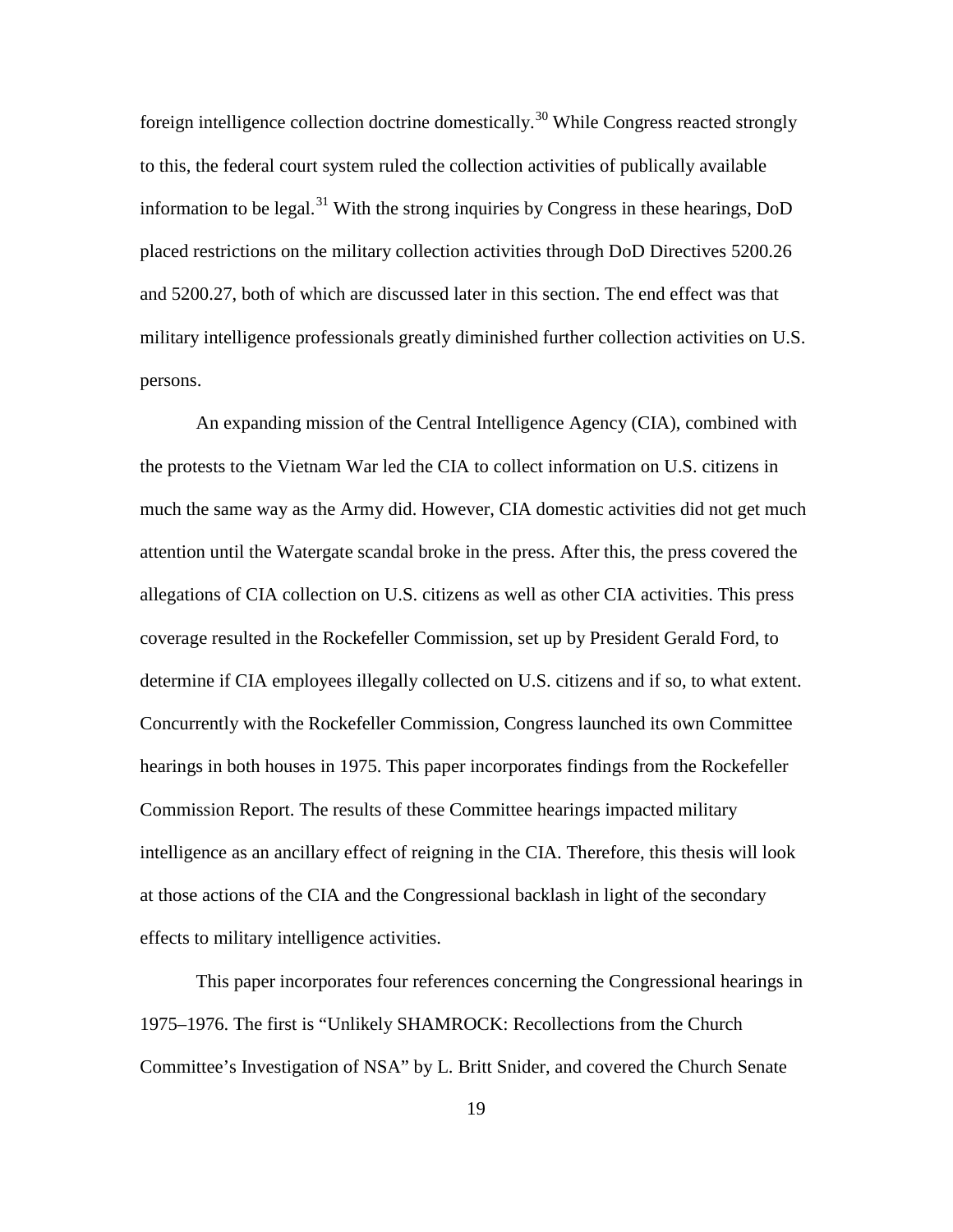foreign intelligence collection doctrine domestically.[30] While Congress reacted strongly to this, the federal court system ruled the collection activities of publically available information to be legal.[31] With the strong inquiries by Congress in these hearings, DoD placed restrictions on the military collection activities through DoD Directives 5200.26 and 5200.27, both of which are discussed later in this section. The end effect was that military intelligence professionals greatly diminished further collection activities on U.S. persons.

An expanding mission of the Central Intelligence Agency (CIA), combined with the protests to the Vietnam War led the CIA to collect information on U.S. citizens in much the same way as the Army did. However, CIA domestic activities did not get much attention until the Watergate scandal broke in the press. After this, the press covered the allegations of CIA collection on U.S. citizens as well as other CIA activities. This press coverage resulted in the Rockefeller Commission, set up by President Gerald Ford, to determine if CIA employees illegally collected on U.S. citizens and if so, to what extent. Concurrently with the Rockefeller Commission, Congress launched its own Committee hearings in both houses in 1975. This paper incorporates findings from the Rockefeller Commission Report. The results of these Committee hearings impacted military intelligence as an ancillary effect of reigning in the CIA. Therefore, this thesis will look at those actions of the CIA and the Congressional backlash in light of the secondary effects to military intelligence activities.

This paper incorporates four references concerning the Congressional hearings in 1975–1976. The first is "Unlikely SHAMROCK: Recollections from the Church Committee's Investigation of NSA" by L. Britt Snider, and covered the Church Senate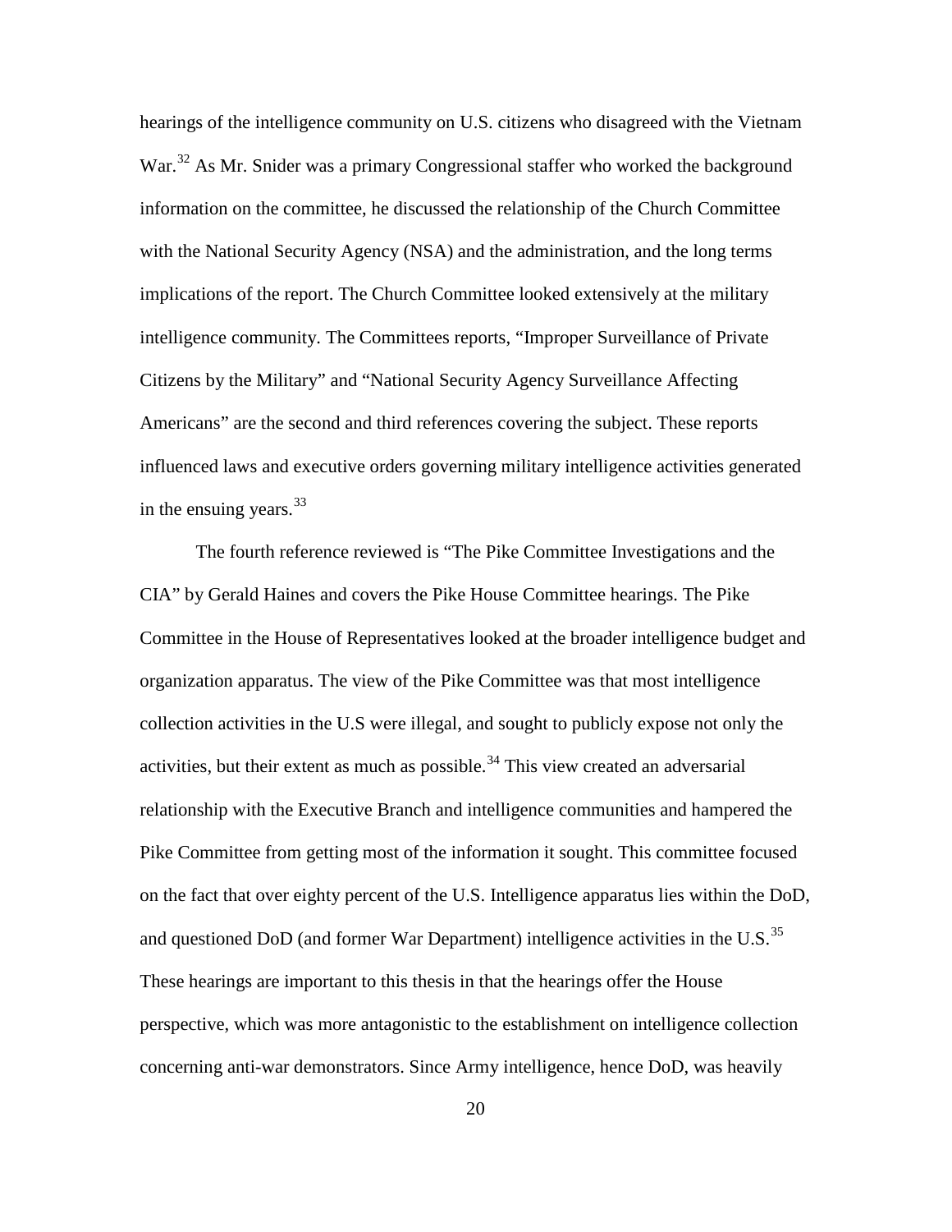hearings of the intelligence community on U.S. citizens who disagreed with the Vietnam War.[32] As Mr. Snider was a primary Congressional staffer who worked the background information on the committee, he discussed the relationship of the Church Committee with the National Security Agency (NSA) and the administration, and the long terms implications of the report. The Church Committee looked extensively at the military intelligence community. The Committees reports, "Improper Surveillance of Private Citizens by the Military" and "National Security Agency Surveillance Affecting Americans" are the second and third references covering the subject. These reports influenced laws and executive orders governing military intelligence activities generated in the ensuing years.[33]

The fourth reference reviewed is "The Pike Committee Investigations and the CIA" by Gerald Haines and covers the Pike House Committee hearings. The Pike Committee in the House of Representatives looked at the broader intelligence budget and organization apparatus. The view of the Pike Committee was that most intelligence collection activities in the U.S were illegal, and sought to publicly expose not only the activities, but their extent as much as possible.[34] This view created an adversarial relationship with the Executive Branch and intelligence communities and hampered the Pike Committee from getting most of the information it sought. This committee focused on the fact that over eighty percent of the U.S. Intelligence apparatus lies within the DoD, and questioned DoD (and former War Department) intelligence activities in the U.S.[35] These hearings are important to this thesis in that the hearings offer the House perspective, which was more antagonistic to the establishment on intelligence collection concerning anti-war demonstrators. Since Army intelligence, hence DoD, was heavily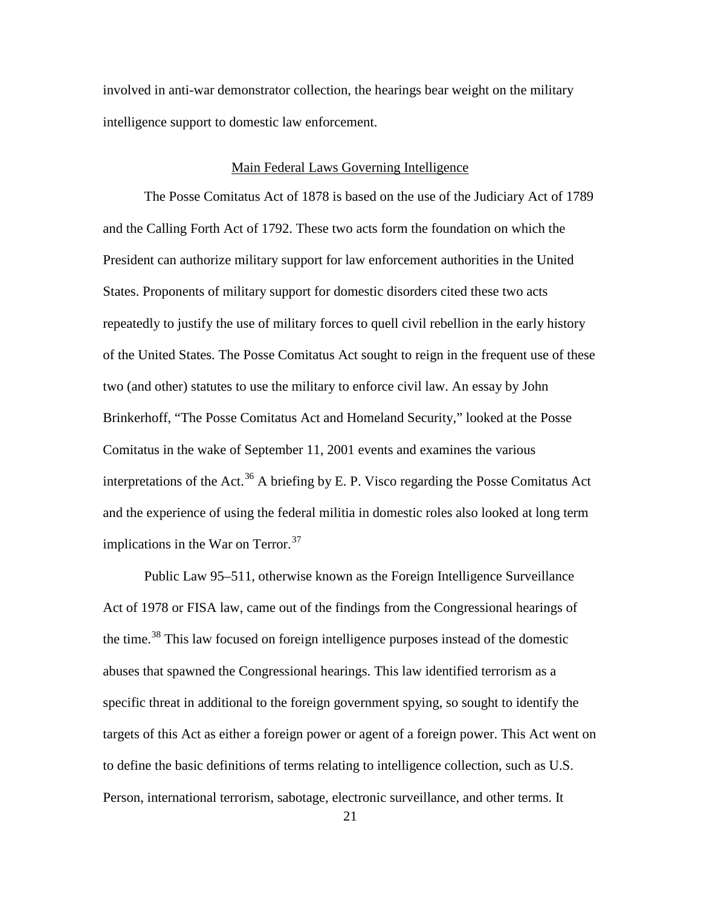involved in anti-war demonstrator collection, the hearings bear weight on the military intelligence support to domestic law enforcement.

## Main Federal Laws Governing Intelligence

The Posse Comitatus Act of 1878 is based on the use of the Judiciary Act of 1789 and the Calling Forth Act of 1792. These two acts form the foundation on which the President can authorize military support for law enforcement authorities in the United States. Proponents of military support for domestic disorders cited these two acts repeatedly to justify the use of military forces to quell civil rebellion in the early history of the United States. The Posse Comitatus Act sought to reign in the frequent use of these two (and other) statutes to use the military to enforce civil law. An essay by John Brinkerhoff, "The Posse Comitatus Act and Homeland Security," looked at the Posse Comitatus in the wake of September 11, 2001 events and examines the various interpretations of the Act.[36] A briefing by E. P. Visco regarding the Posse Comitatus Act and the experience of using the federal militia in domestic roles also looked at long term implications in the War on Terror.[37]

Public Law 95–511, otherwise known as the Foreign Intelligence Surveillance Act of 1978 or FISA law, came out of the findings from the Congressional hearings of the time.[38] This law focused on foreign intelligence purposes instead of the domestic abuses that spawned the Congressional hearings. This law identified terrorism as a specific threat in additional to the foreign government spying, so sought to identify the targets of this Act as either a foreign power or agent of a foreign power. This Act went on to define the basic definitions of terms relating to intelligence collection, such as U.S. Person, international terrorism, sabotage, electronic surveillance, and other terms. It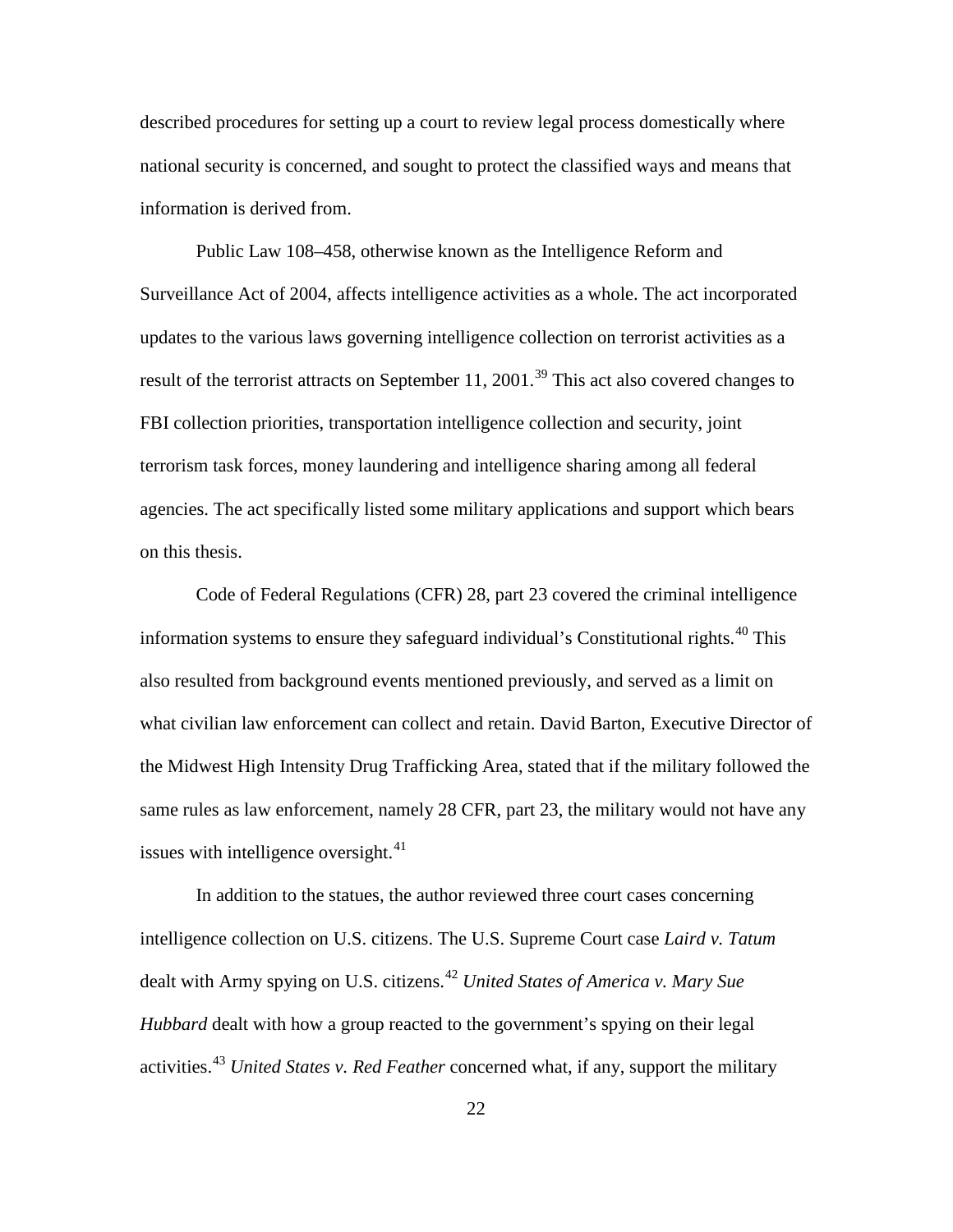described procedures for setting up a court to review legal process domestically where national security is concerned, and sought to protect the classified ways and means that information is derived from.

Public Law 108–458, otherwise known as the Intelligence Reform and Surveillance Act of 2004, affects intelligence activities as a whole. The act incorporated updates to the various laws governing intelligence collection on terrorist activities as a result of the terrorist attracts on September 11, 2001.[39] This act also covered changes to FBI collection priorities, transportation intelligence collection and security, joint terrorism task forces, money laundering and intelligence sharing among all federal agencies. The act specifically listed some military applications and support which bears on this thesis.

Code of Federal Regulations (CFR) 28, part 23 covered the criminal intelligence information systems to ensure they safeguard individual's Constitutional rights.[40] This also resulted from background events mentioned previously, and served as a limit on what civilian law enforcement can collect and retain. David Barton, Executive Director of the Midwest High Intensity Drug Trafficking Area, stated that if the military followed the same rules as law enforcement, namely 28 CFR, part 23, the military would not have any issues with intelligence oversight.[41]

In addition to the statues, the author reviewed three court cases concerning intelligence collection on U.S. citizens. The U.S. Supreme Court case *Laird v. Tatum* dealt with Army spying on U.S. citizens.[42] *United States of America v. Mary Sue Hubbard* dealt with how a group reacted to the government's spying on their legal activities.[43] *United States v. Red Feather* concerned what, if any, support the military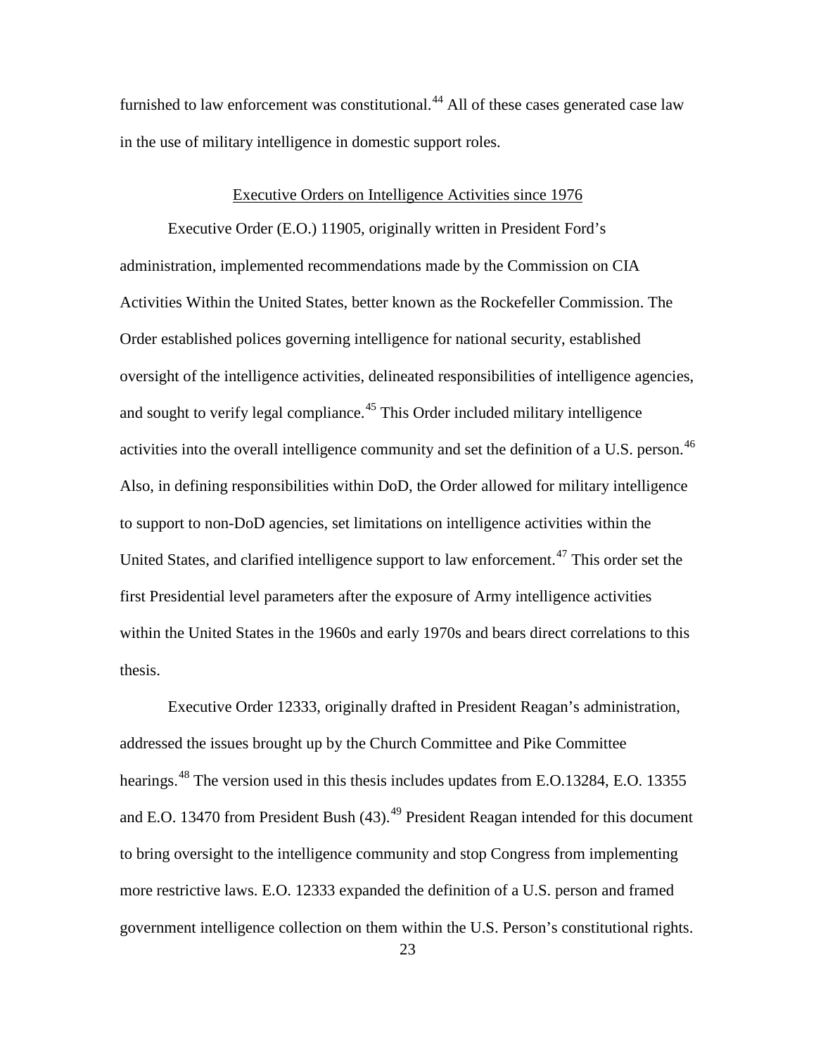furnished to law enforcement was constitutional.[44] All of these cases generated case law in the use of military intelligence in domestic support roles.

## Executive Orders on Intelligence Activities since 1976

Executive Order (E.O.) 11905, originally written in President Ford's administration, implemented recommendations made by the Commission on CIA Activities Within the United States, better known as the Rockefeller Commission. The Order established polices governing intelligence for national security, established oversight of the intelligence activities, delineated responsibilities of intelligence agencies, and sought to verify legal compliance.[45] This Order included military intelligence activities into the overall intelligence community and set the definition of a U.S. person.[46] Also, in defining responsibilities within DoD, the Order allowed for military intelligence to support to non-DoD agencies, set limitations on intelligence activities within the United States, and clarified intelligence support to law enforcement.[47] This order set the first Presidential level parameters after the exposure of Army intelligence activities within the United States in the 1960s and early 1970s and bears direct correlations to this thesis.

Executive Order 12333, originally drafted in President Reagan's administration, addressed the issues brought up by the Church Committee and Pike Committee hearings.[48] The version used in this thesis includes updates from E.O.13284, E.O. 13355 and E.O. 13470 from President Bush (43).[49] President Reagan intended for this document to bring oversight to the intelligence community and stop Congress from implementing more restrictive laws. E.O. 12333 expanded the definition of a U.S. person and framed government intelligence collection on them within the U.S. Person's constitutional rights.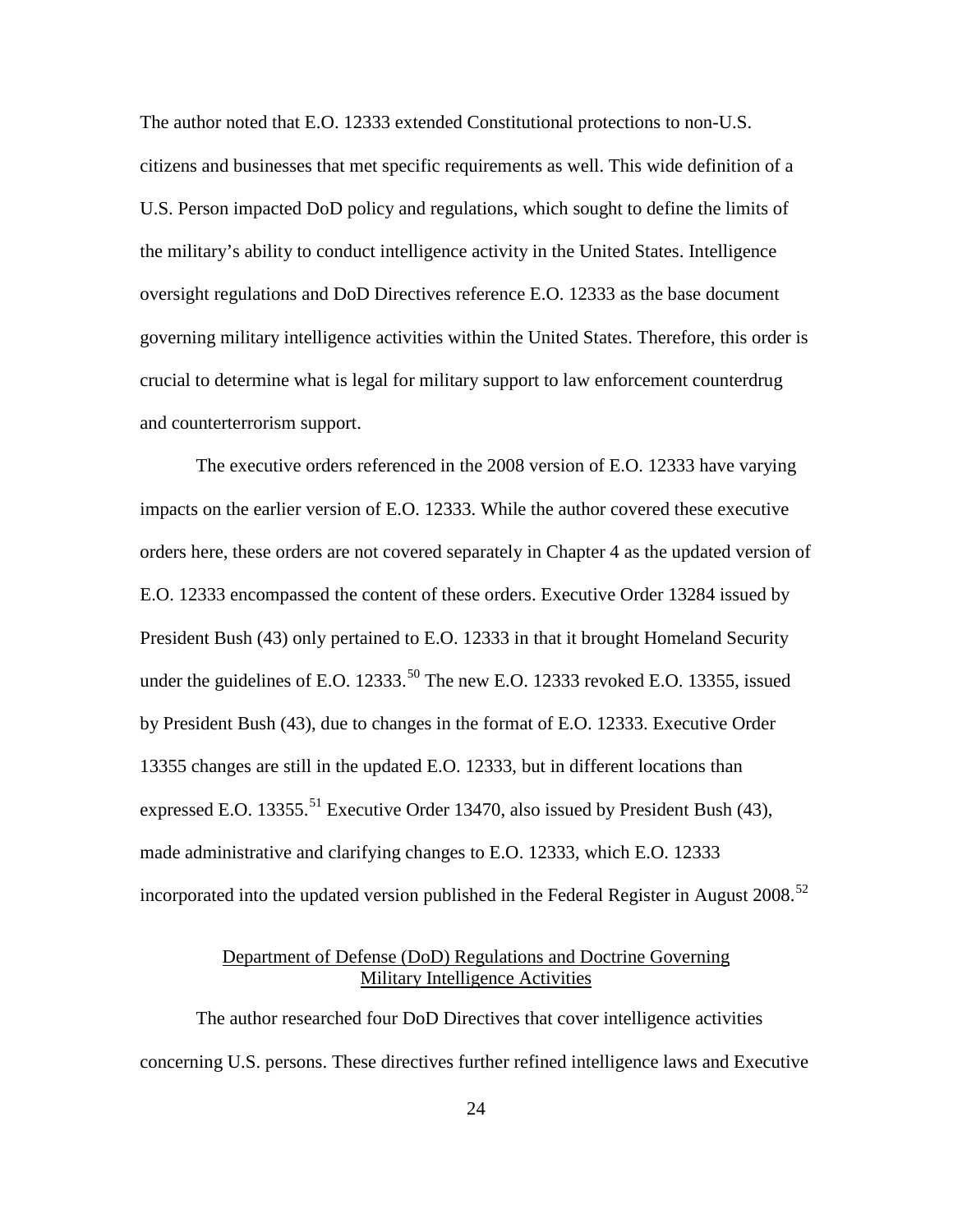The author noted that E.O. 12333 extended Constitutional protections to non-U.S. citizens and businesses that met specific requirements as well. This wide definition of a U.S. Person impacted DoD policy and regulations, which sought to define the limits of the military's ability to conduct intelligence activity in the United States. Intelligence oversight regulations and DoD Directives reference E.O. 12333 as the base document governing military intelligence activities within the United States. Therefore, this order is crucial to determine what is legal for military support to law enforcement counterdrug and counterterrorism support.

The executive orders referenced in the 2008 version of E.O. 12333 have varying impacts on the earlier version of E.O. 12333. While the author covered these executive orders here, these orders are not covered separately in Chapter 4 as the updated version of E.O. 12333 encompassed the content of these orders. Executive Order 13284 issued by President Bush (43) only pertained to E.O. 12333 in that it brought Homeland Security under the guidelines of E.O. 12333.[50] The new E.O. 12333 revoked E.O. 13355, issued by President Bush (43), due to changes in the format of E.O. 12333. Executive Order 13355 changes are still in the updated E.O. 12333, but in different locations than expressed E.O. 13355.[51] Executive Order 13470, also issued by President Bush (43), made administrative and clarifying changes to E.O. 12333, which E.O. 12333 incorporated into the updated version published in the Federal Register in August 2008.[52]

## Department of Defense (DoD) Regulations and Doctrine Governing Military Intelligence Activities

The author researched four DoD Directives that cover intelligence activities concerning U.S. persons. These directives further refined intelligence laws and Executive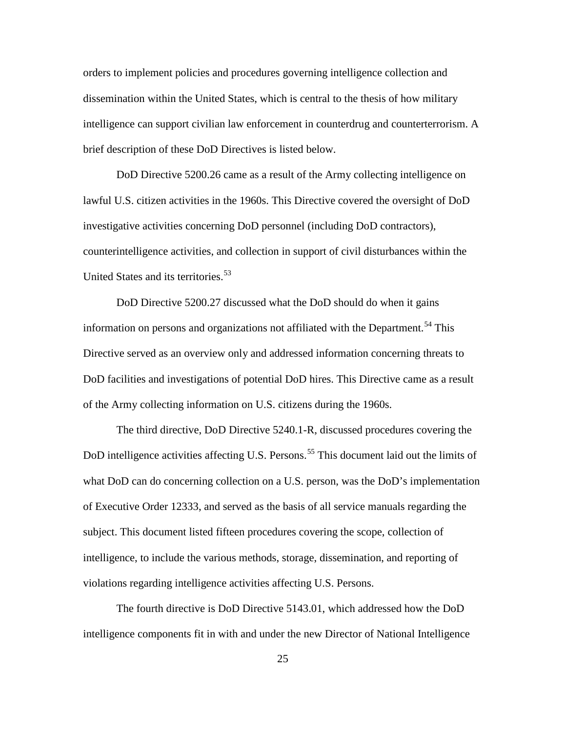orders to implement policies and procedures governing intelligence collection and dissemination within the United States, which is central to the thesis of how military intelligence can support civilian law enforcement in counterdrug and counterterrorism. A brief description of these DoD Directives is listed below.

DoD Directive 5200.26 came as a result of the Army collecting intelligence on lawful U.S. citizen activities in the 1960s. This Directive covered the oversight of DoD investigative activities concerning DoD personnel (including DoD contractors), counterintelligence activities, and collection in support of civil disturbances within the United States and its territories.[53]

DoD Directive 5200.27 discussed what the DoD should do when it gains information on persons and organizations not affiliated with the Department.[54] This Directive served as an overview only and addressed information concerning threats to DoD facilities and investigations of potential DoD hires. This Directive came as a result of the Army collecting information on U.S. citizens during the 1960s.

The third directive, DoD Directive 5240.1-R, discussed procedures covering the DoD intelligence activities affecting U.S. Persons.[55] This document laid out the limits of what DoD can do concerning collection on a U.S. person, was the DoD's implementation of Executive Order 12333, and served as the basis of all service manuals regarding the subject. This document listed fifteen procedures covering the scope, collection of intelligence, to include the various methods, storage, dissemination, and reporting of violations regarding intelligence activities affecting U.S. Persons.

The fourth directive is DoD Directive 5143.01, which addressed how the DoD intelligence components fit in with and under the new Director of National Intelligence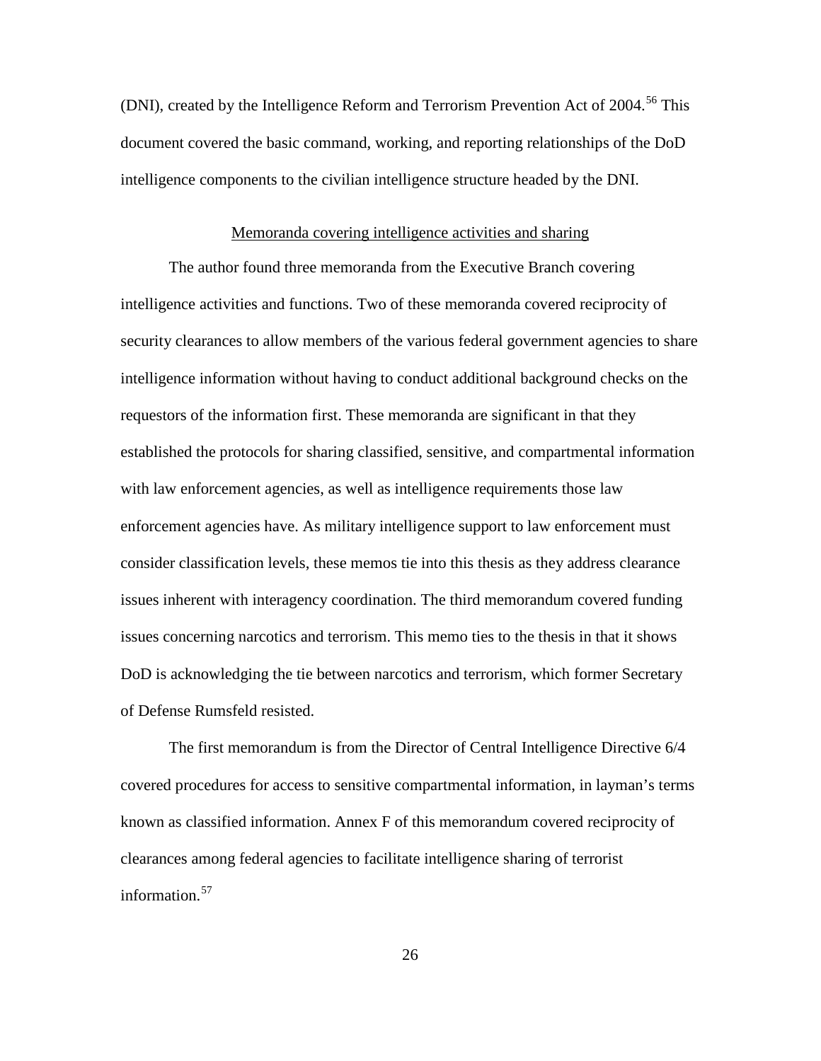(DNI), created by the Intelligence Reform and Terrorism Prevention Act of 2004.[56] This document covered the basic command, working, and reporting relationships of the DoD intelligence components to the civilian intelligence structure headed by the DNI.

### Memoranda covering intelligence activities and sharing

The author found three memoranda from the Executive Branch covering intelligence activities and functions. Two of these memoranda covered reciprocity of security clearances to allow members of the various federal government agencies to share intelligence information without having to conduct additional background checks on the requestors of the information first. These memoranda are significant in that they established the protocols for sharing classified, sensitive, and compartmental information with law enforcement agencies, as well as intelligence requirements those law enforcement agencies have. As military intelligence support to law enforcement must consider classification levels, these memos tie into this thesis as they address clearance issues inherent with interagency coordination. The third memorandum covered funding issues concerning narcotics and terrorism. This memo ties to the thesis in that it shows DoD is acknowledging the tie between narcotics and terrorism, which former Secretary of Defense Rumsfeld resisted.

The first memorandum is from the Director of Central Intelligence Directive 6/4 covered procedures for access to sensitive compartmental information, in layman's terms known as classified information. Annex F of this memorandum covered reciprocity of clearances among federal agencies to facilitate intelligence sharing of terrorist information.[57]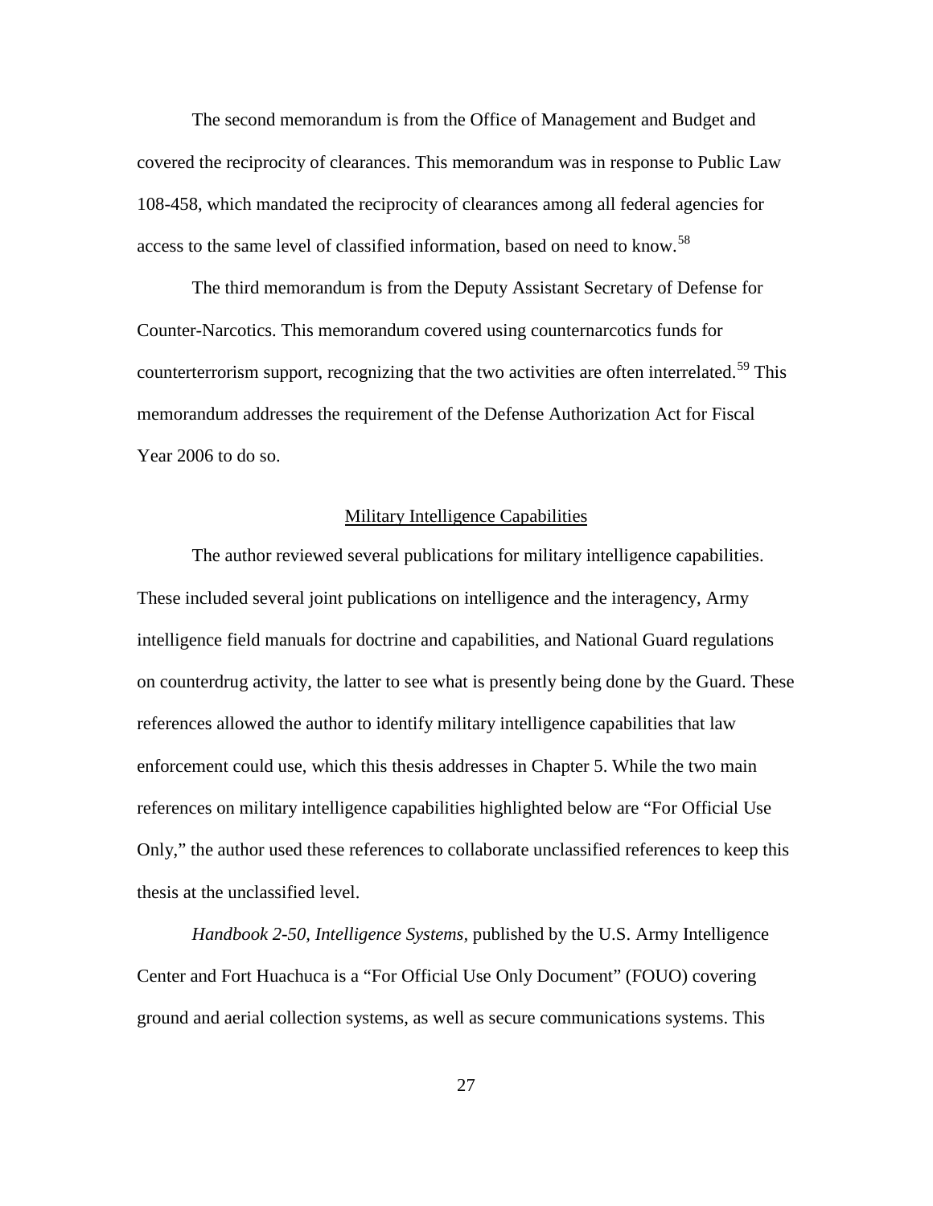The second memorandum is from the Office of Management and Budget and covered the reciprocity of clearances. This memorandum was in response to Public Law 108-458, which mandated the reciprocity of clearances among all federal agencies for access to the same level of classified information, based on need to know.[58]

The third memorandum is from the Deputy Assistant Secretary of Defense for Counter-Narcotics. This memorandum covered using counternarcotics funds for counterterrorism support, recognizing that the two activities are often interrelated.[59] This memorandum addresses the requirement of the Defense Authorization Act for Fiscal Year 2006 to do so.

## Military Intelligence Capabilities

The author reviewed several publications for military intelligence capabilities. These included several joint publications on intelligence and the interagency, Army intelligence field manuals for doctrine and capabilities, and National Guard regulations on counterdrug activity, the latter to see what is presently being done by the Guard. These references allowed the author to identify military intelligence capabilities that law enforcement could use, which this thesis addresses in Chapter 5. While the two main references on military intelligence capabilities highlighted below are "For Official Use Only," the author used these references to collaborate unclassified references to keep this thesis at the unclassified level.

*Handbook 2-50, Intelligence Systems,* published by the U.S. Army Intelligence Center and Fort Huachuca is a "For Official Use Only Document" (FOUO) covering ground and aerial collection systems, as well as secure communications systems. This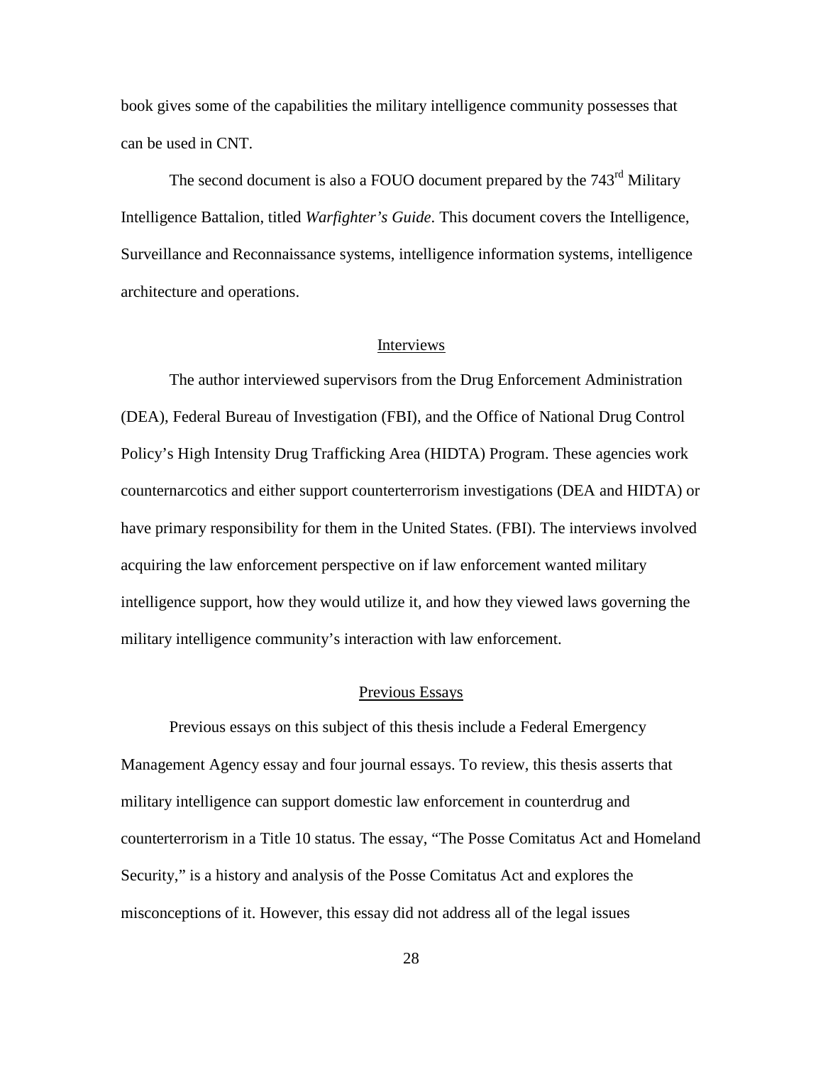book gives some of the capabilities the military intelligence community possesses that can be used in CNT.

The second document is also a FOUO document prepared by the 743rd Military Intelligence Battalion, titled *Warfighter's Guide*. This document covers the Intelligence, Surveillance and Reconnaissance systems, intelligence information systems, intelligence architecture and operations.

## Interviews

The author interviewed supervisors from the Drug Enforcement Administration (DEA), Federal Bureau of Investigation (FBI), and the Office of National Drug Control Policy's High Intensity Drug Trafficking Area (HIDTA) Program. These agencies work counternarcotics and either support counterterrorism investigations (DEA and HIDTA) or have primary responsibility for them in the United States. (FBI). The interviews involved acquiring the law enforcement perspective on if law enforcement wanted military intelligence support, how they would utilize it, and how they viewed laws governing the military intelligence community's interaction with law enforcement.

## Previous Essays

Previous essays on this subject of this thesis include a Federal Emergency Management Agency essay and four journal essays. To review, this thesis asserts that military intelligence can support domestic law enforcement in counterdrug and counterterrorism in a Title 10 status. The essay, "The Posse Comitatus Act and Homeland Security," is a history and analysis of the Posse Comitatus Act and explores the misconceptions of it. However, this essay did not address all of the legal issues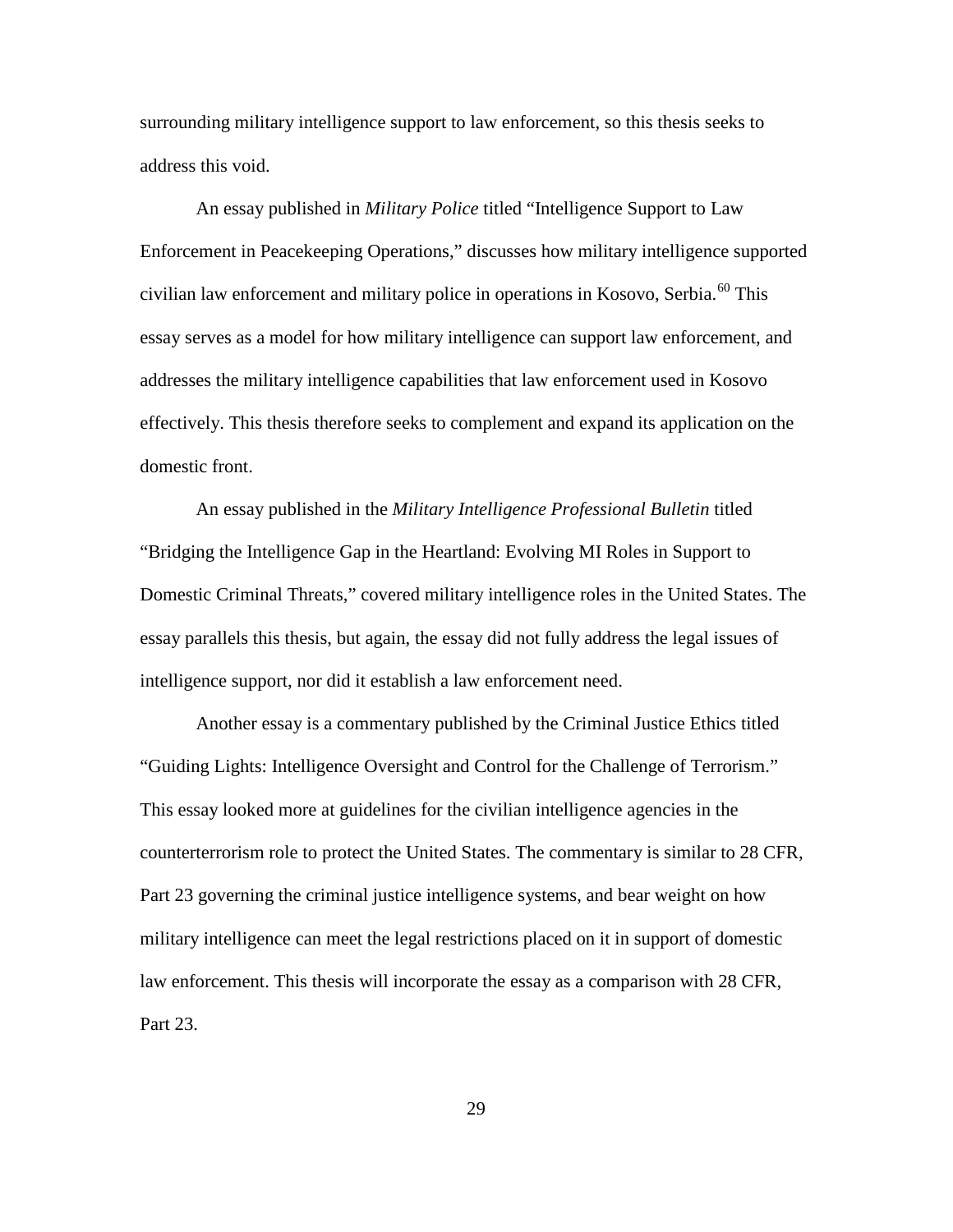surrounding military intelligence support to law enforcement, so this thesis seeks to address this void.

An essay published in *Military Police* titled "Intelligence Support to Law Enforcement in Peacekeeping Operations," discusses how military intelligence supported civilian law enforcement and military police in operations in Kosovo, Serbia.[60] This essay serves as a model for how military intelligence can support law enforcement, and addresses the military intelligence capabilities that law enforcement used in Kosovo effectively. This thesis therefore seeks to complement and expand its application on the domestic front.

An essay published in the *Military Intelligence Professional Bulletin* titled "Bridging the Intelligence Gap in the Heartland: Evolving MI Roles in Support to Domestic Criminal Threats," covered military intelligence roles in the United States. The essay parallels this thesis, but again, the essay did not fully address the legal issues of intelligence support, nor did it establish a law enforcement need.

Another essay is a commentary published by the Criminal Justice Ethics titled "Guiding Lights: Intelligence Oversight and Control for the Challenge of Terrorism." This essay looked more at guidelines for the civilian intelligence agencies in the counterterrorism role to protect the United States. The commentary is similar to 28 CFR, Part 23 governing the criminal justice intelligence systems, and bear weight on how military intelligence can meet the legal restrictions placed on it in support of domestic law enforcement. This thesis will incorporate the essay as a comparison with 28 CFR, Part 23.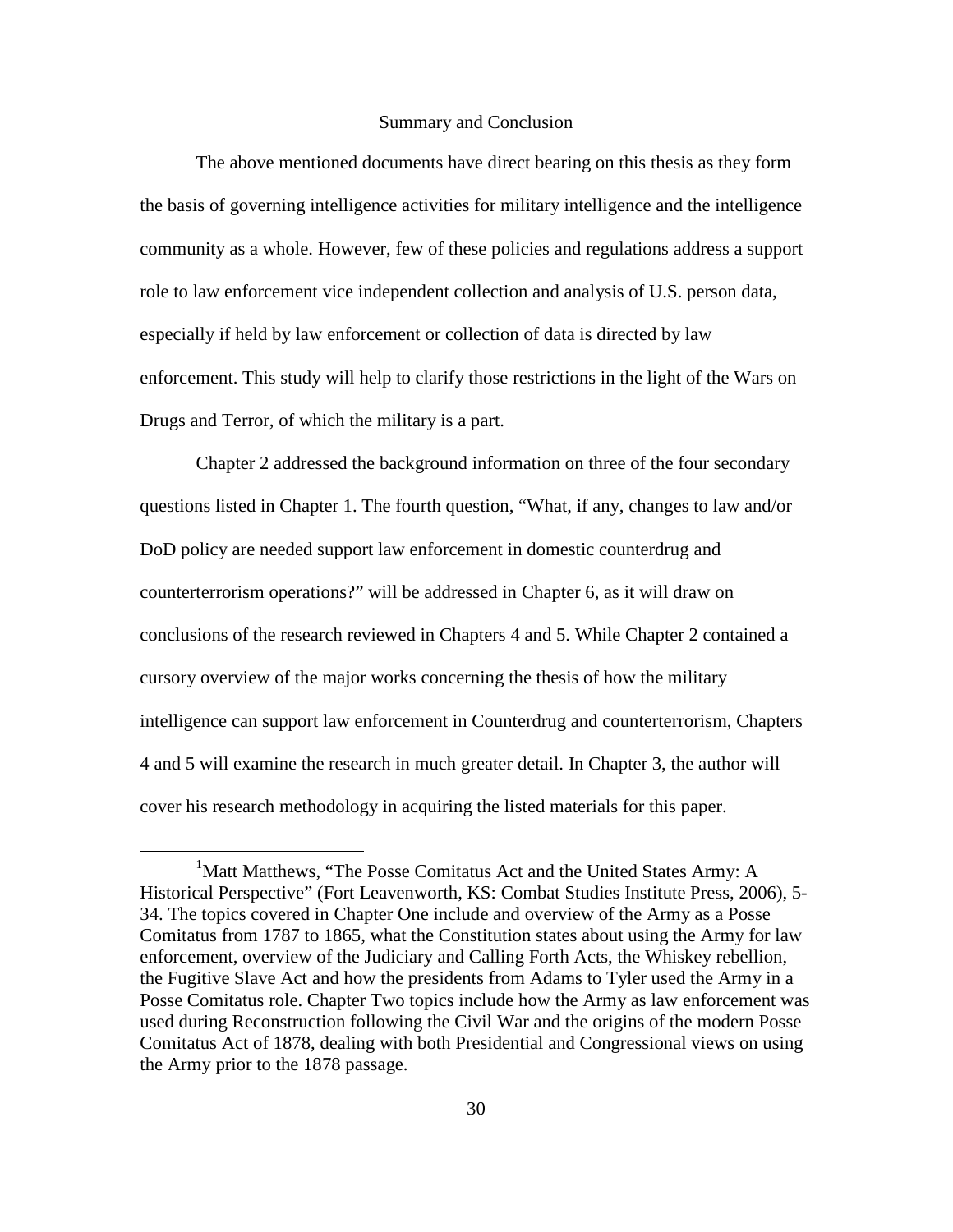## Summary and Conclusion

The above mentioned documents have direct bearing on this thesis as they form the basis of governing intelligence activities for military intelligence and the intelligence community as a whole. However, few of these policies and regulations address a support role to law enforcement vice independent collection and analysis of U.S. person data, especially if held by law enforcement or collection of data is directed by law enforcement. This study will help to clarify those restrictions in the light of the Wars on Drugs and Terror, of which the military is a part.

Chapter 2 addressed the background information on three of the four secondary questions listed in Chapter 1. The fourth question, "What, if any, changes to law and/or DoD policy are needed support law enforcement in domestic counterdrug and counterterrorism operations?" will be addressed in Chapter 6, as it will draw on conclusions of the research reviewed in Chapters 4 and 5. While Chapter 2 contained a cursory overview of the major works concerning the thesis of how the military intelligence can support law enforcement in Counterdrug and counterterrorism, Chapters 4 and 5 will examine the research in much greater detail. In Chapter 3, the author will cover his research methodology in acquiring the listed materials for this paper.

---

[1]Matt Matthews, "The Posse Comitatus Act and the United States Army: A Historical Perspective" (Fort Leavenworth, KS: Combat Studies Institute Press, 2006), 5-34. The topics covered in Chapter One include and overview of the Army as a Posse Comitatus from 1787 to 1865, what the Constitution states about using the Army for law enforcement, overview of the Judiciary and Calling Forth Acts, the Whiskey rebellion, the Fugitive Slave Act and how the presidents from Adams to Tyler used the Army in a Posse Comitatus role. Chapter Two topics include how the Army as law enforcement was used during Reconstruction following the Civil War and the origins of the modern Posse Comitatus Act of 1878, dealing with both Presidential and Congressional views on using the Army prior to the 1878 passage.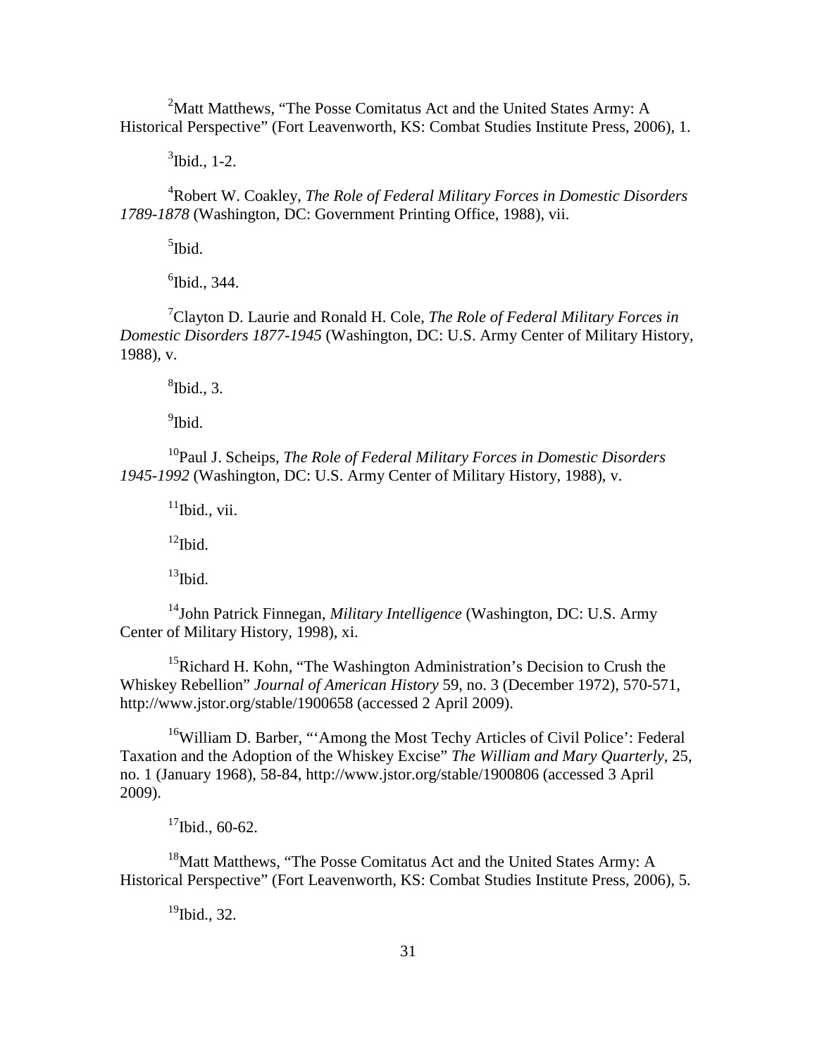[2]Matt Matthews, "The Posse Comitatus Act and the United States Army: A Historical Perspective" (Fort Leavenworth, KS: Combat Studies Institute Press, 2006), 1.

[3]Ibid., 1-2.

[4]Robert W. Coakley, *The Role of Federal Military Forces in Domestic Disorders 1789-1878* (Washington, DC: Government Printing Office, 1988), vii.

[5]Ibid.

[6]Ibid., 344.

[7]Clayton D. Laurie and Ronald H. Cole, *The Role of Federal Military Forces in Domestic Disorders 1877-1945* (Washington, DC: U.S. Army Center of Military History, 1988), v.

[8]Ibid., 3.

[9]Ibid.

[10]Paul J. Scheips, *The Role of Federal Military Forces in Domestic Disorders 1945-1992* (Washington, DC: U.S. Army Center of Military History, 1988), v.

[11]Ibid., vii.

[12]Ibid.

[13]Ibid.

[14]John Patrick Finnegan, *Military Intelligence* (Washington, DC: U.S. Army Center of Military History, 1998), xi.

[15]Richard H. Kohn, "The Washington Administration's Decision to Crush the Whiskey Rebellion" *Journal of American History* 59, no. 3 (December 1972), 570-571, http://www.jstor.org/stable/1900658 (accessed 2 April 2009).

[16]William D. Barber, "'Among the Most Techy Articles of Civil Police': Federal Taxation and the Adoption of the Whiskey Excise" *The William and Mary Quarterly*, 25, no. 1 (January 1968), 58-84, http://www.jstor.org/stable/1900806 (accessed 3 April 2009).

[17]Ibid., 60-62.

[18]Matt Matthews, "The Posse Comitatus Act and the United States Army: A Historical Perspective" (Fort Leavenworth, KS: Combat Studies Institute Press, 2006), 5.

[19]Ibid., 32.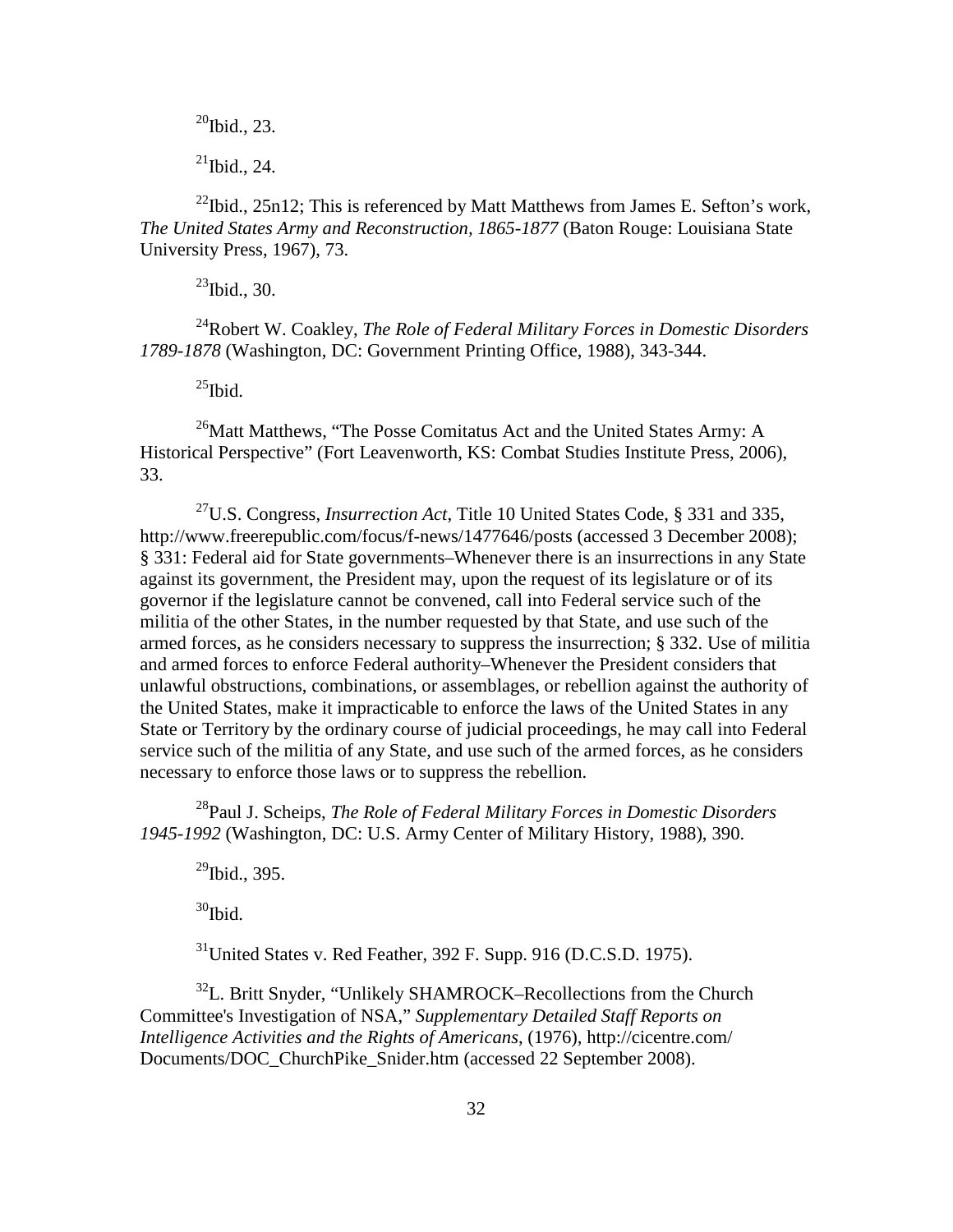[20]Ibid., 23.

[21]Ibid., 24.

[22]Ibid., 25n12; This is referenced by Matt Matthews from James E. Sefton's work, *The United States Army and Reconstruction, 1865-1877* (Baton Rouge: Louisiana State University Press, 1967), 73.

[23]Ibid., 30.

[24]Robert W. Coakley, *The Role of Federal Military Forces in Domestic Disorders 1789-1878* (Washington, DC: Government Printing Office, 1988), 343-344.

[25]Ibid.

[26]Matt Matthews, "The Posse Comitatus Act and the United States Army: A Historical Perspective" (Fort Leavenworth, KS: Combat Studies Institute Press, 2006), 33.

[27]U.S. Congress, *Insurrection Act*, Title 10 United States Code, § 331 and 335, http://www.freerepublic.com/focus/f-news/1477646/posts (accessed 3 December 2008); § 331: Federal aid for State governments–Whenever there is an insurrections in any State against its government, the President may, upon the request of its legislature or of its governor if the legislature cannot be convened, call into Federal service such of the militia of the other States, in the number requested by that State, and use such of the armed forces, as he considers necessary to suppress the insurrection; § 332. Use of militia and armed forces to enforce Federal authority–Whenever the President considers that unlawful obstructions, combinations, or assemblages, or rebellion against the authority of the United States, make it impracticable to enforce the laws of the United States in any State or Territory by the ordinary course of judicial proceedings, he may call into Federal service such of the militia of any State, and use such of the armed forces, as he considers necessary to enforce those laws or to suppress the rebellion.

[28]Paul J. Scheips, *The Role of Federal Military Forces in Domestic Disorders 1945-1992* (Washington, DC: U.S. Army Center of Military History, 1988), 390.

[29]Ibid., 395.

[30]Ibid.

[31]United States v. Red Feather, 392 F. Supp. 916 (D.C.S.D. 1975).

[32]L. Britt Snyder, "Unlikely SHAMROCK–Recollections from the Church Committee's Investigation of NSA," *Supplementary Detailed Staff Reports on Intelligence Activities and the Rights of Americans*, (1976), http://cicentre.com/Documents/DOC_ChurchPike_Snider.htm (accessed 22 September 2008).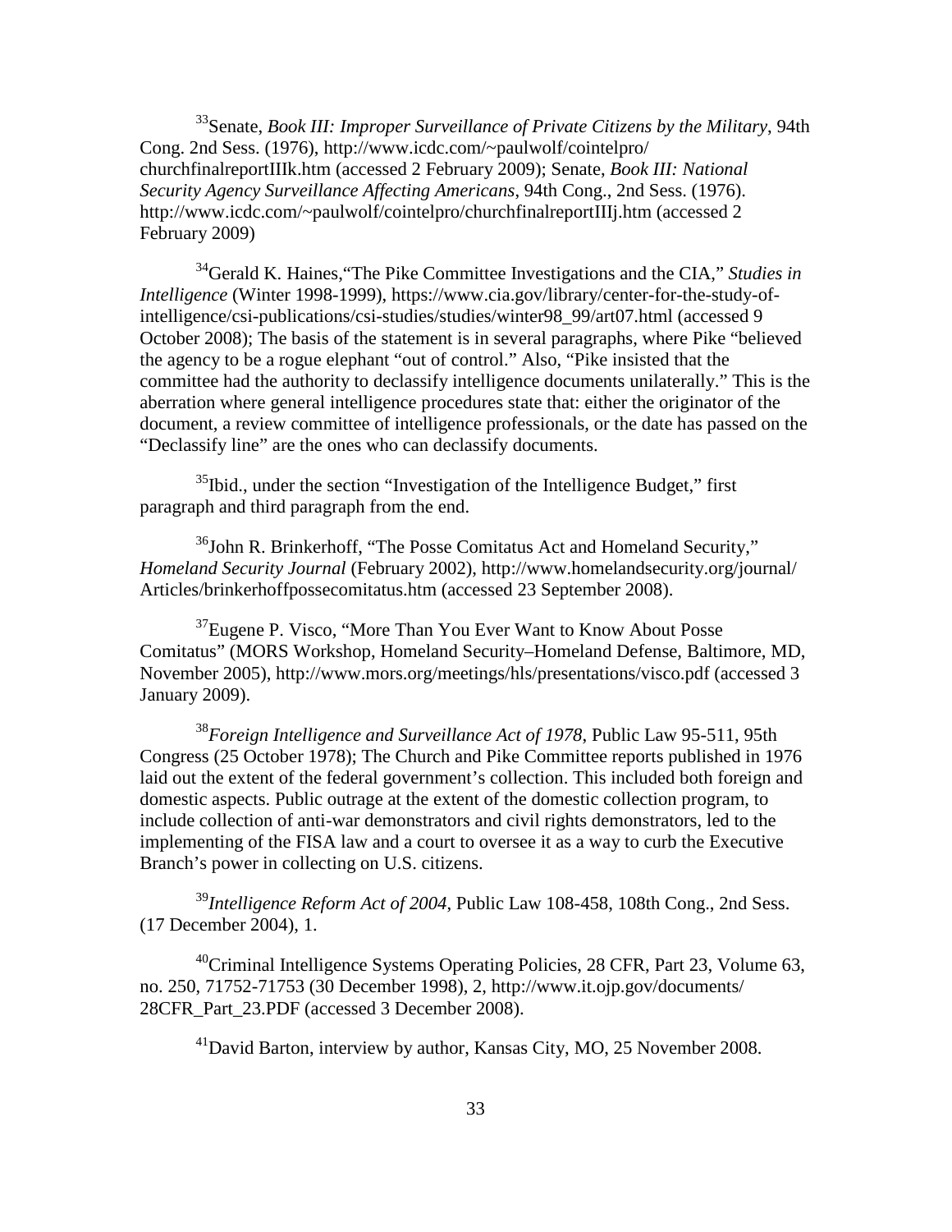[33]Senate, *Book III: Improper Surveillance of Private Citizens by the Military*, 94th Cong. 2nd Sess. (1976), http://www.icdc.com/~paulwolf/cointelpro/churchfinalreportIIIk.htm (accessed 2 February 2009); Senate, *Book III: National Security Agency Surveillance Affecting Americans*, 94th Cong., 2nd Sess. (1976). http://www.icdc.com/~paulwolf/cointelpro/churchfinalreportIIIj.htm (accessed 2 February 2009)

[34]Gerald K. Haines,"The Pike Committee Investigations and the CIA," *Studies in Intelligence* (Winter 1998-1999), https://www.cia.gov/library/center-for-the-study-of-intelligence/csi-publications/csi-studies/studies/winter98_99/art07.html (accessed 9 October 2008); The basis of the statement is in several paragraphs, where Pike "believed the agency to be a rogue elephant "out of control." Also, "Pike insisted that the committee had the authority to declassify intelligence documents unilaterally." This is the aberration where general intelligence procedures state that: either the originator of the document, a review committee of intelligence professionals, or the date has passed on the "Declassify line" are the ones who can declassify documents.

[35]Ibid., under the section "Investigation of the Intelligence Budget," first paragraph and third paragraph from the end.

[36]John R. Brinkerhoff, "The Posse Comitatus Act and Homeland Security," *Homeland Security Journal* (February 2002), http://www.homelandsecurity.org/journal/Articles/brinkerhoffpossecomitatus.htm (accessed 23 September 2008).

[37]Eugene P. Visco, "More Than You Ever Want to Know About Posse Comitatus" (MORS Workshop, Homeland Security–Homeland Defense, Baltimore, MD, November 2005), http://www.mors.org/meetings/hls/presentations/visco.pdf (accessed 3 January 2009).

[38]*Foreign Intelligence and Surveillance Act of 1978*, Public Law 95-511, 95th Congress (25 October 1978); The Church and Pike Committee reports published in 1976 laid out the extent of the federal government's collection. This included both foreign and domestic aspects. Public outrage at the extent of the domestic collection program, to include collection of anti-war demonstrators and civil rights demonstrators, led to the implementing of the FISA law and a court to oversee it as a way to curb the Executive Branch's power in collecting on U.S. citizens.

[39]*Intelligence Reform Act of 2004*, Public Law 108-458, 108th Cong., 2nd Sess. (17 December 2004), 1.

[40]Criminal Intelligence Systems Operating Policies, 28 CFR, Part 23, Volume 63, no. 250, 71752-71753 (30 December 1998), 2, http://www.it.ojp.gov/documents/28CFR_Part_23.PDF (accessed 3 December 2008).

[41]David Barton, interview by author, Kansas City, MO, 25 November 2008.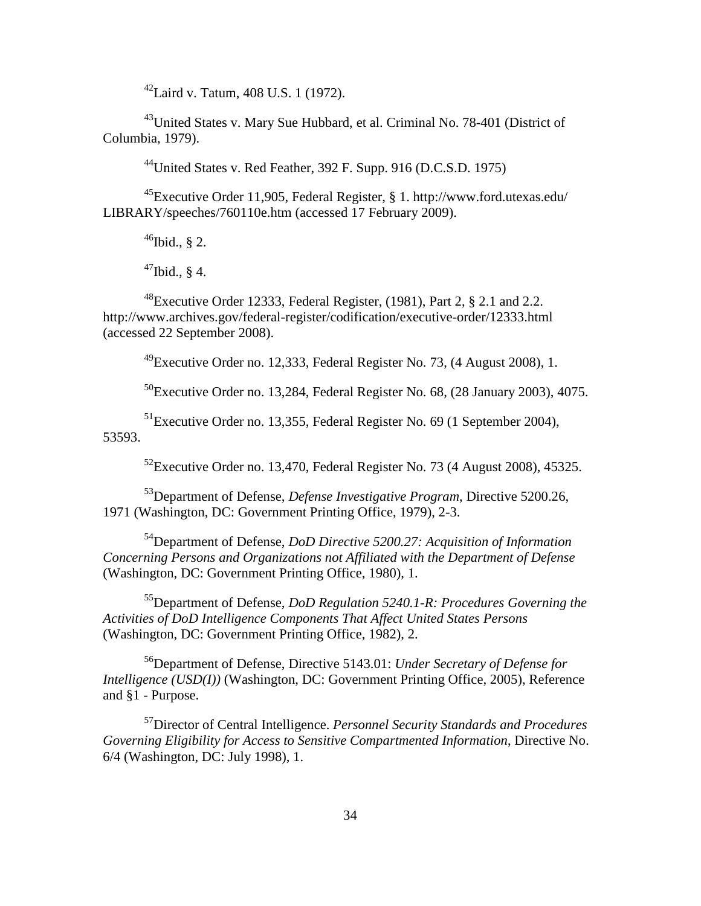[42]Laird v. Tatum, 408 U.S. 1 (1972).

[43]United States v. Mary Sue Hubbard, et al. Criminal No. 78-401 (District of Columbia, 1979).

[44]United States v. Red Feather, 392 F. Supp. 916 (D.C.S.D. 1975)

[45]Executive Order 11,905, Federal Register, § 1. http://www.ford.utexas.edu/LIBRARY/speeches/760110e.htm (accessed 17 February 2009).

[46]Ibid., § 2.

[47]Ibid., § 4.

[48]Executive Order 12333, Federal Register, (1981), Part 2, § 2.1 and 2.2. http://www.archives.gov/federal-register/codification/executive-order/12333.html (accessed 22 September 2008).

[49]Executive Order no. 12,333, Federal Register No. 73, (4 August 2008), 1.

[50]Executive Order no. 13,284, Federal Register No. 68, (28 January 2003), 4075.

[51]Executive Order no. 13,355, Federal Register No. 69 (1 September 2004), 53593.

[52]Executive Order no. 13,470, Federal Register No. 73 (4 August 2008), 45325.

[53]Department of Defense, *Defense Investigative Program*, Directive 5200.26, 1971 (Washington, DC: Government Printing Office, 1979), 2-3.

[54]Department of Defense, *DoD Directive 5200.27: Acquisition of Information Concerning Persons and Organizations not Affiliated with the Department of Defense* (Washington, DC: Government Printing Office, 1980), 1.

[55]Department of Defense, *DoD Regulation 5240.1-R: Procedures Governing the Activities of DoD Intelligence Components That Affect United States Persons* (Washington, DC: Government Printing Office, 1982), 2.

[56]Department of Defense, Directive 5143.01: *Under Secretary of Defense for Intelligence (USD(I))* (Washington, DC: Government Printing Office, 2005), Reference and §1 - Purpose.

[57]Director of Central Intelligence. *Personnel Security Standards and Procedures Governing Eligibility for Access to Sensitive Compartmented Information*, Directive No. 6/4 (Washington, DC: July 1998), 1.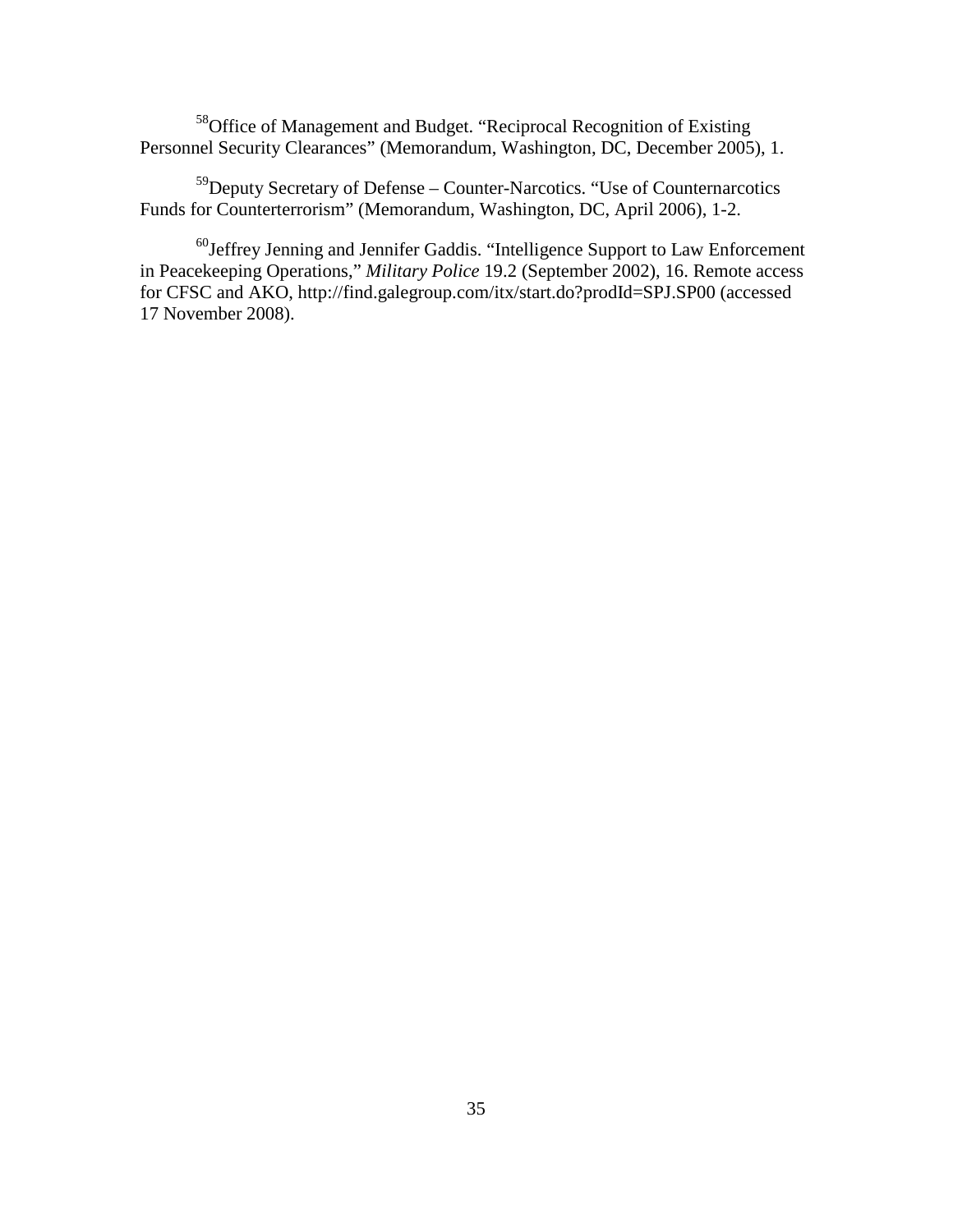[58]Office of Management and Budget. "Reciprocal Recognition of Existing Personnel Security Clearances" (Memorandum, Washington, DC, December 2005), 1.

[59]Deputy Secretary of Defense – Counter-Narcotics. "Use of Counternarcotics Funds for Counterterrorism" (Memorandum, Washington, DC, April 2006), 1-2.

[60]Jeffrey Jenning and Jennifer Gaddis. "Intelligence Support to Law Enforcement in Peacekeeping Operations," *Military Police* 19.2 (September 2002), 16. Remote access for CFSC and AKO, http://find.galegroup.com/itx/start.do?prodId=SPJ.SP00 (accessed 17 November 2008).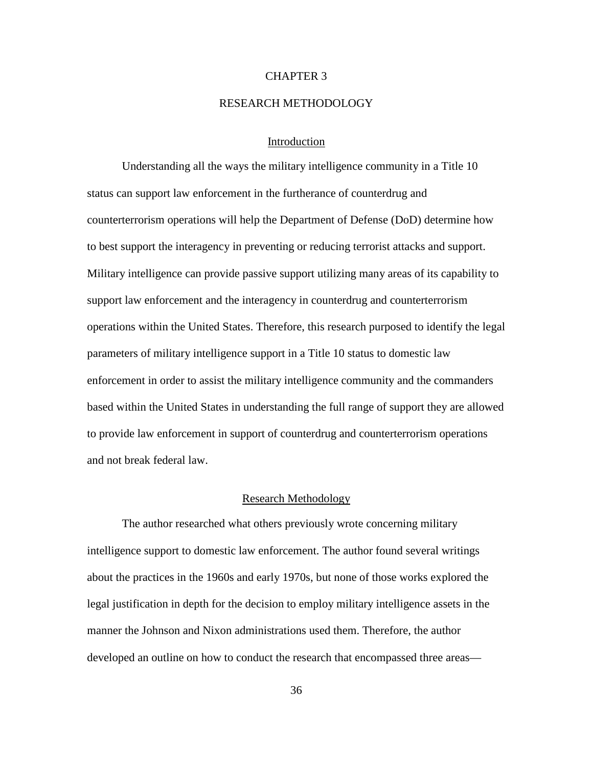# CHAPTER 3

# RESEARCH METHODOLOGY

## Introduction

Understanding all the ways the military intelligence community in a Title 10 status can support law enforcement in the furtherance of counterdrug and counterterrorism operations will help the Department of Defense (DoD) determine how to best support the interagency in preventing or reducing terrorist attacks and support. Military intelligence can provide passive support utilizing many areas of its capability to support law enforcement and the interagency in counterdrug and counterterrorism operations within the United States. Therefore, this research purposed to identify the legal parameters of military intelligence support in a Title 10 status to domestic law enforcement in order to assist the military intelligence community and the commanders based within the United States in understanding the full range of support they are allowed to provide law enforcement in support of counterdrug and counterterrorism operations and not break federal law.

## Research Methodology

The author researched what others previously wrote concerning military intelligence support to domestic law enforcement. The author found several writings about the practices in the 1960s and early 1970s, but none of those works explored the legal justification in depth for the decision to employ military intelligence assets in the manner the Johnson and Nixon administrations used them. Therefore, the author developed an outline on how to conduct the research that encompassed three areas—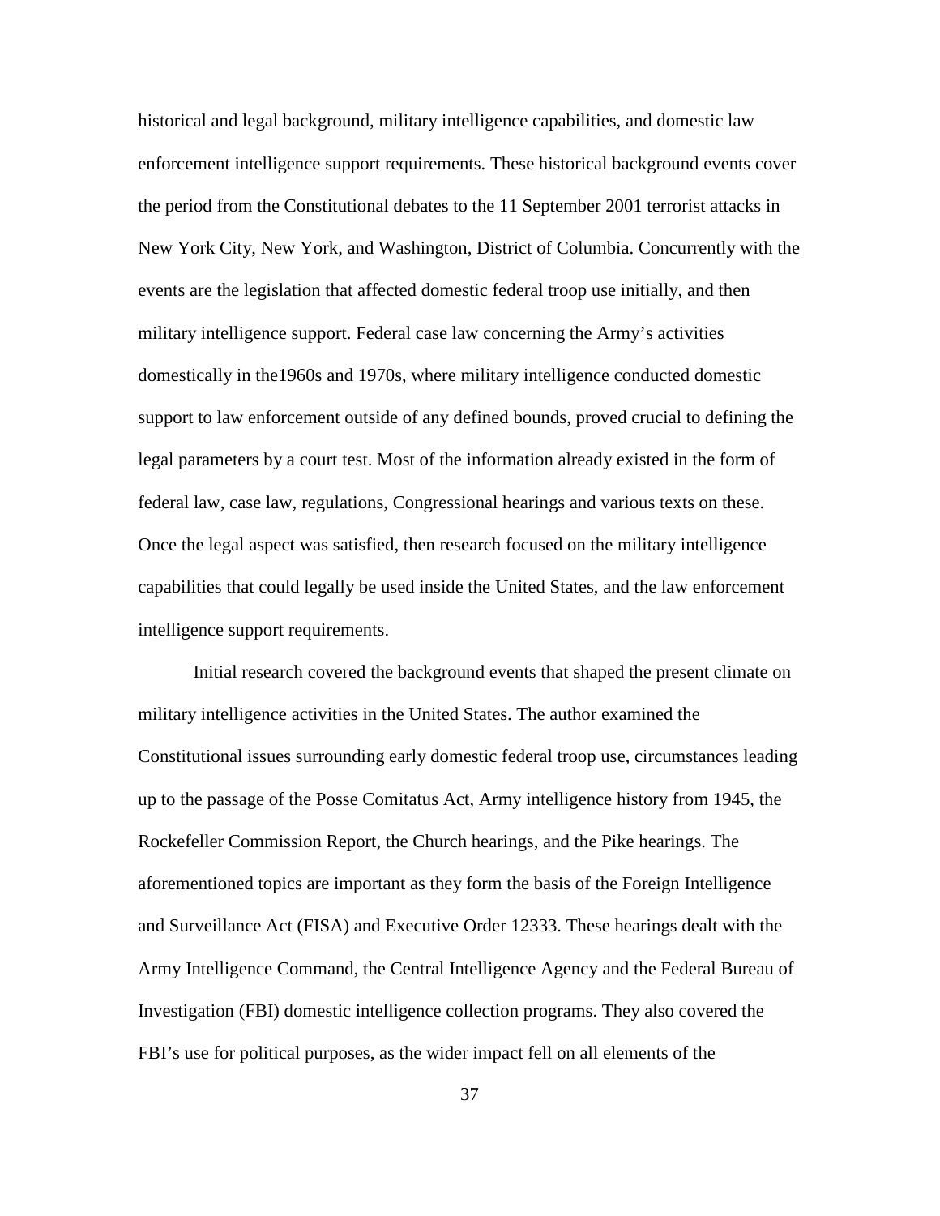historical and legal background, military intelligence capabilities, and domestic law enforcement intelligence support requirements. These historical background events cover the period from the Constitutional debates to the 11 September 2001 terrorist attacks in New York City, New York, and Washington, District of Columbia. Concurrently with the events are the legislation that affected domestic federal troop use initially, and then military intelligence support. Federal case law concerning the Army's activities domestically in the1960s and 1970s, where military intelligence conducted domestic support to law enforcement outside of any defined bounds, proved crucial to defining the legal parameters by a court test. Most of the information already existed in the form of federal law, case law, regulations, Congressional hearings and various texts on these. Once the legal aspect was satisfied, then research focused on the military intelligence capabilities that could legally be used inside the United States, and the law enforcement intelligence support requirements.

Initial research covered the background events that shaped the present climate on military intelligence activities in the United States. The author examined the Constitutional issues surrounding early domestic federal troop use, circumstances leading up to the passage of the Posse Comitatus Act, Army intelligence history from 1945, the Rockefeller Commission Report, the Church hearings, and the Pike hearings. The aforementioned topics are important as they form the basis of the Foreign Intelligence and Surveillance Act (FISA) and Executive Order 12333. These hearings dealt with the Army Intelligence Command, the Central Intelligence Agency and the Federal Bureau of Investigation (FBI) domestic intelligence collection programs. They also covered the FBI's use for political purposes, as the wider impact fell on all elements of the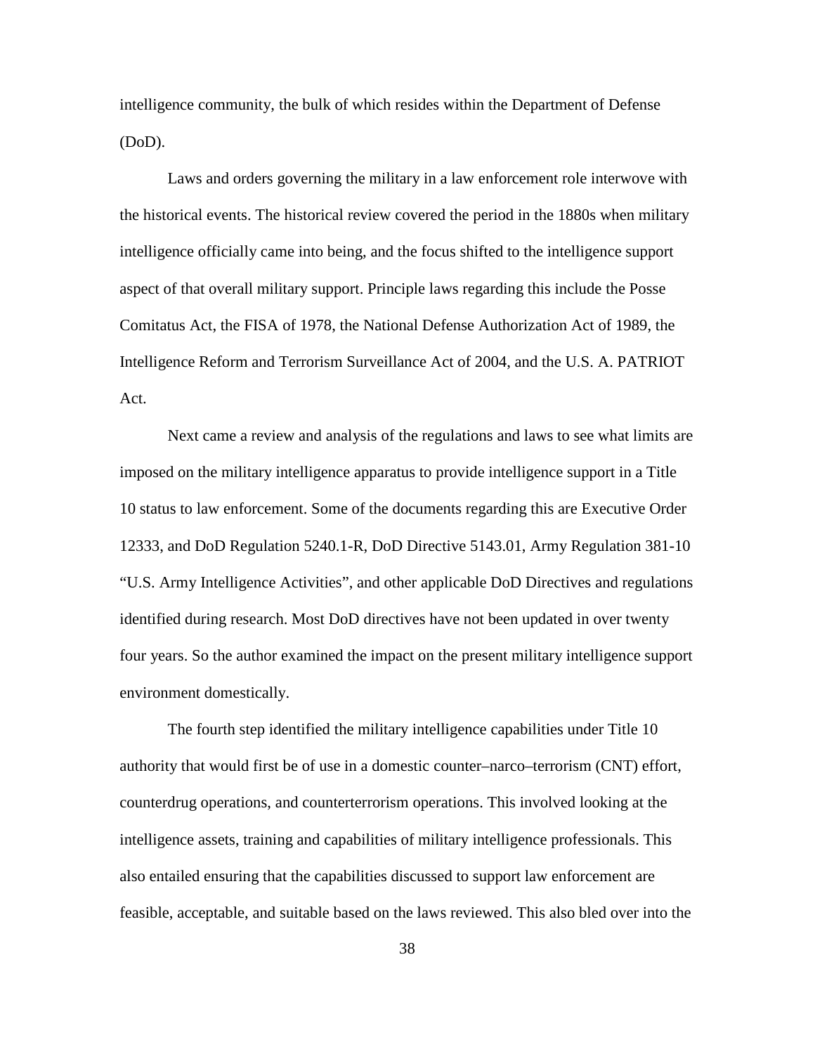intelligence community, the bulk of which resides within the Department of Defense (DoD).

Laws and orders governing the military in a law enforcement role interwove with the historical events. The historical review covered the period in the 1880s when military intelligence officially came into being, and the focus shifted to the intelligence support aspect of that overall military support. Principle laws regarding this include the Posse Comitatus Act, the FISA of 1978, the National Defense Authorization Act of 1989, the Intelligence Reform and Terrorism Surveillance Act of 2004, and the U.S. A. PATRIOT Act.

Next came a review and analysis of the regulations and laws to see what limits are imposed on the military intelligence apparatus to provide intelligence support in a Title 10 status to law enforcement. Some of the documents regarding this are Executive Order 12333, and DoD Regulation 5240.1-R, DoD Directive 5143.01, Army Regulation 381-10 "U.S. Army Intelligence Activities", and other applicable DoD Directives and regulations identified during research. Most DoD directives have not been updated in over twenty four years. So the author examined the impact on the present military intelligence support environment domestically.

The fourth step identified the military intelligence capabilities under Title 10 authority that would first be of use in a domestic counter–narco–terrorism (CNT) effort, counterdrug operations, and counterterrorism operations. This involved looking at the intelligence assets, training and capabilities of military intelligence professionals. This also entailed ensuring that the capabilities discussed to support law enforcement are feasible, acceptable, and suitable based on the laws reviewed. This also bled over into the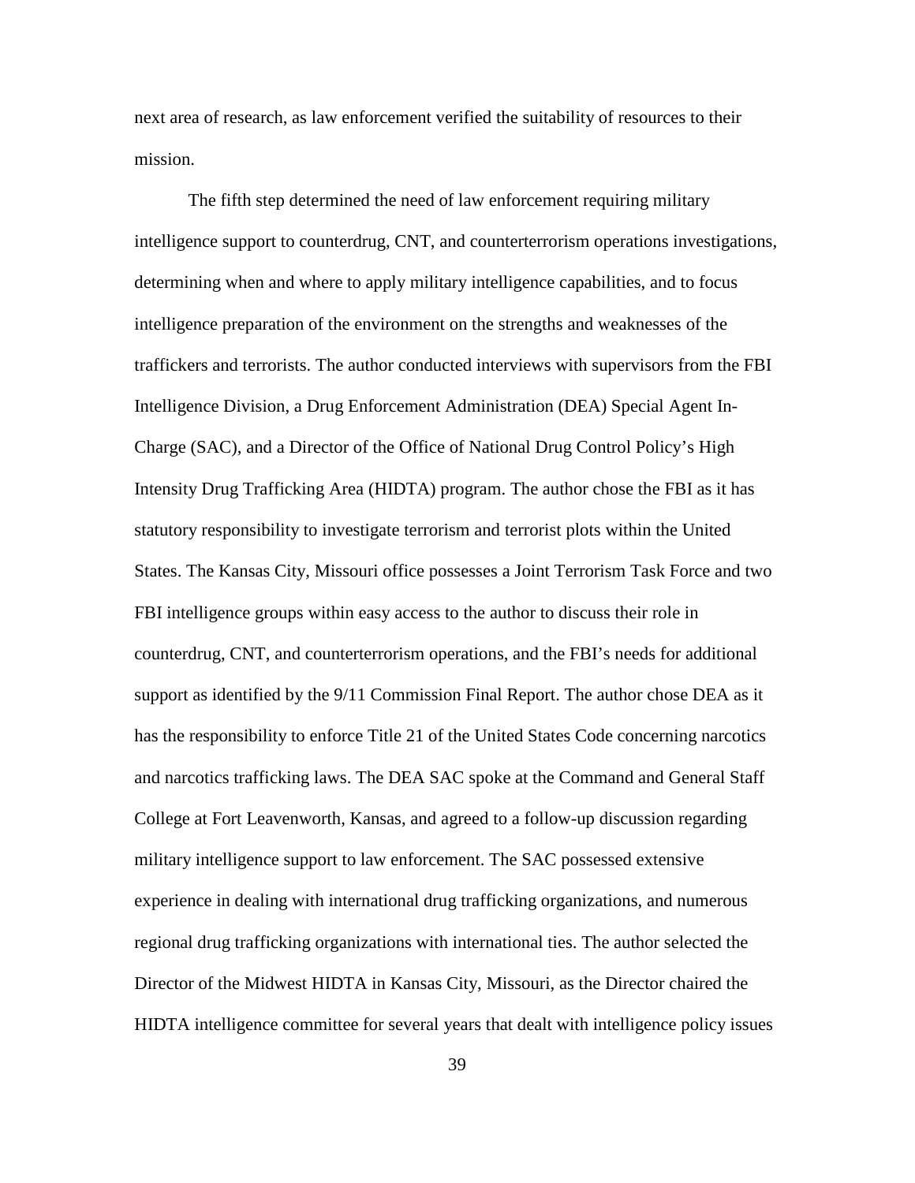next area of research, as law enforcement verified the suitability of resources to their mission.

The fifth step determined the need of law enforcement requiring military intelligence support to counterdrug, CNT, and counterterrorism operations investigations, determining when and where to apply military intelligence capabilities, and to focus intelligence preparation of the environment on the strengths and weaknesses of the traffickers and terrorists. The author conducted interviews with supervisors from the FBI Intelligence Division, a Drug Enforcement Administration (DEA) Special Agent In-Charge (SAC), and a Director of the Office of National Drug Control Policy's High Intensity Drug Trafficking Area (HIDTA) program. The author chose the FBI as it has statutory responsibility to investigate terrorism and terrorist plots within the United States. The Kansas City, Missouri office possesses a Joint Terrorism Task Force and two FBI intelligence groups within easy access to the author to discuss their role in counterdrug, CNT, and counterterrorism operations, and the FBI's needs for additional support as identified by the 9/11 Commission Final Report. The author chose DEA as it has the responsibility to enforce Title 21 of the United States Code concerning narcotics and narcotics trafficking laws. The DEA SAC spoke at the Command and General Staff College at Fort Leavenworth, Kansas, and agreed to a follow-up discussion regarding military intelligence support to law enforcement. The SAC possessed extensive experience in dealing with international drug trafficking organizations, and numerous regional drug trafficking organizations with international ties. The author selected the Director of the Midwest HIDTA in Kansas City, Missouri, as the Director chaired the HIDTA intelligence committee for several years that dealt with intelligence policy issues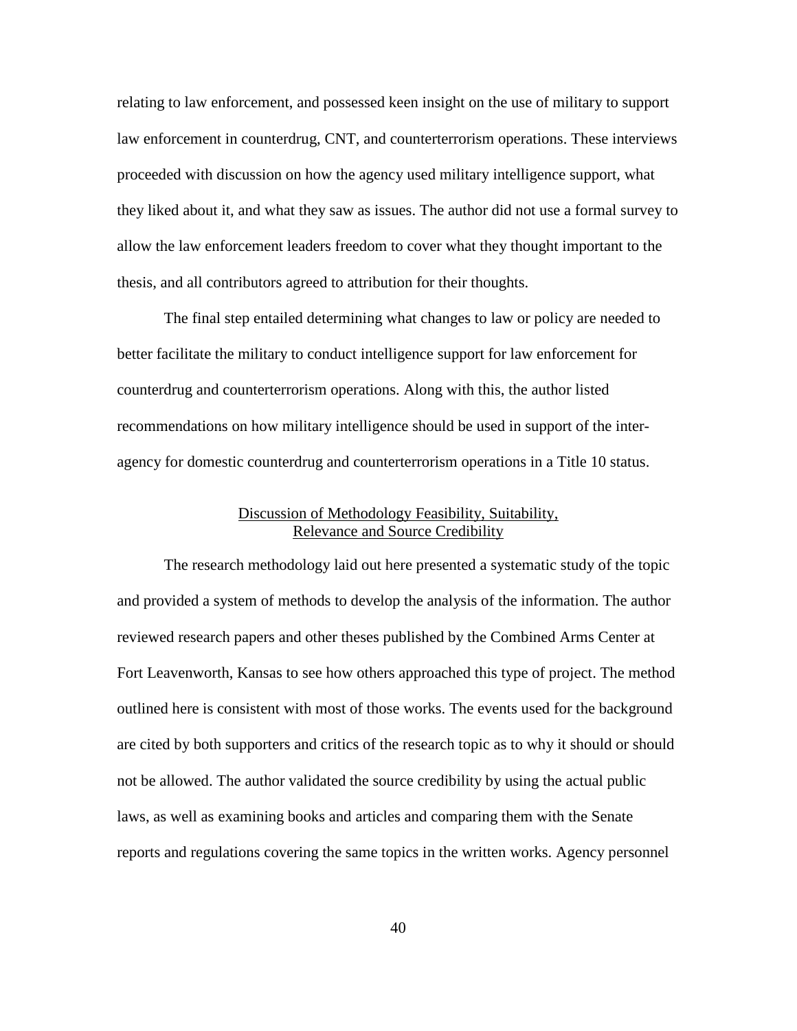relating to law enforcement, and possessed keen insight on the use of military to support law enforcement in counterdrug, CNT, and counterterrorism operations. These interviews proceeded with discussion on how the agency used military intelligence support, what they liked about it, and what they saw as issues. The author did not use a formal survey to allow the law enforcement leaders freedom to cover what they thought important to the thesis, and all contributors agreed to attribution for their thoughts.

The final step entailed determining what changes to law or policy are needed to better facilitate the military to conduct intelligence support for law enforcement for counterdrug and counterterrorism operations. Along with this, the author listed recommendations on how military intelligence should be used in support of the inter-agency for domestic counterdrug and counterterrorism operations in a Title 10 status.

## Discussion of Methodology Feasibility, Suitability, Relevance and Source Credibility

The research methodology laid out here presented a systematic study of the topic and provided a system of methods to develop the analysis of the information. The author reviewed research papers and other theses published by the Combined Arms Center at Fort Leavenworth, Kansas to see how others approached this type of project. The method outlined here is consistent with most of those works. The events used for the background are cited by both supporters and critics of the research topic as to why it should or should not be allowed. The author validated the source credibility by using the actual public laws, as well as examining books and articles and comparing them with the Senate reports and regulations covering the same topics in the written works. Agency personnel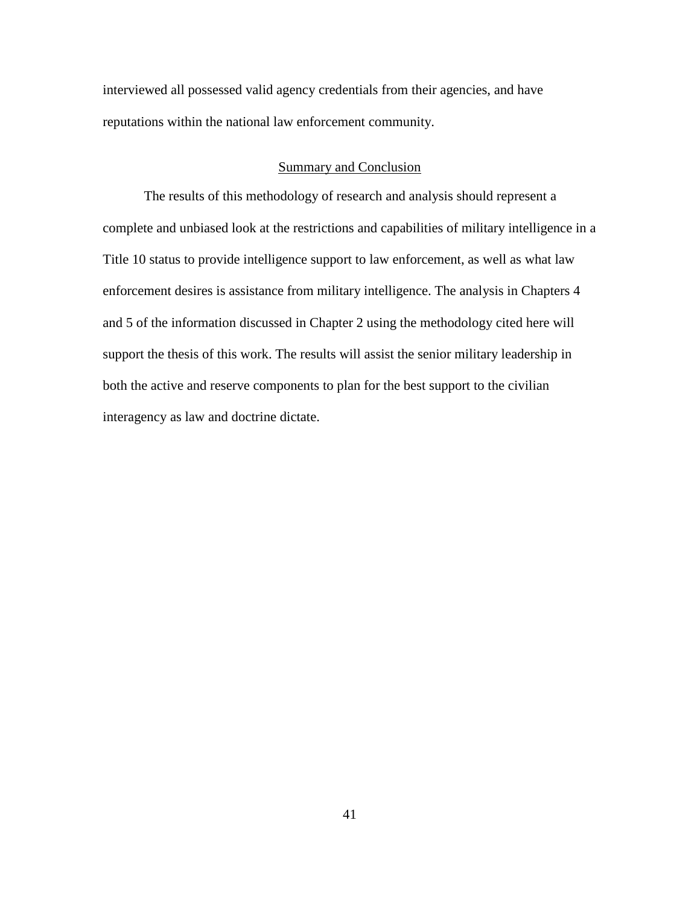interviewed all possessed valid agency credentials from their agencies, and have reputations within the national law enforcement community.

## Summary and Conclusion

The results of this methodology of research and analysis should represent a complete and unbiased look at the restrictions and capabilities of military intelligence in a Title 10 status to provide intelligence support to law enforcement, as well as what law enforcement desires is assistance from military intelligence. The analysis in Chapters 4 and 5 of the information discussed in Chapter 2 using the methodology cited here will support the thesis of this work. The results will assist the senior military leadership in both the active and reserve components to plan for the best support to the civilian interagency as law and doctrine dictate.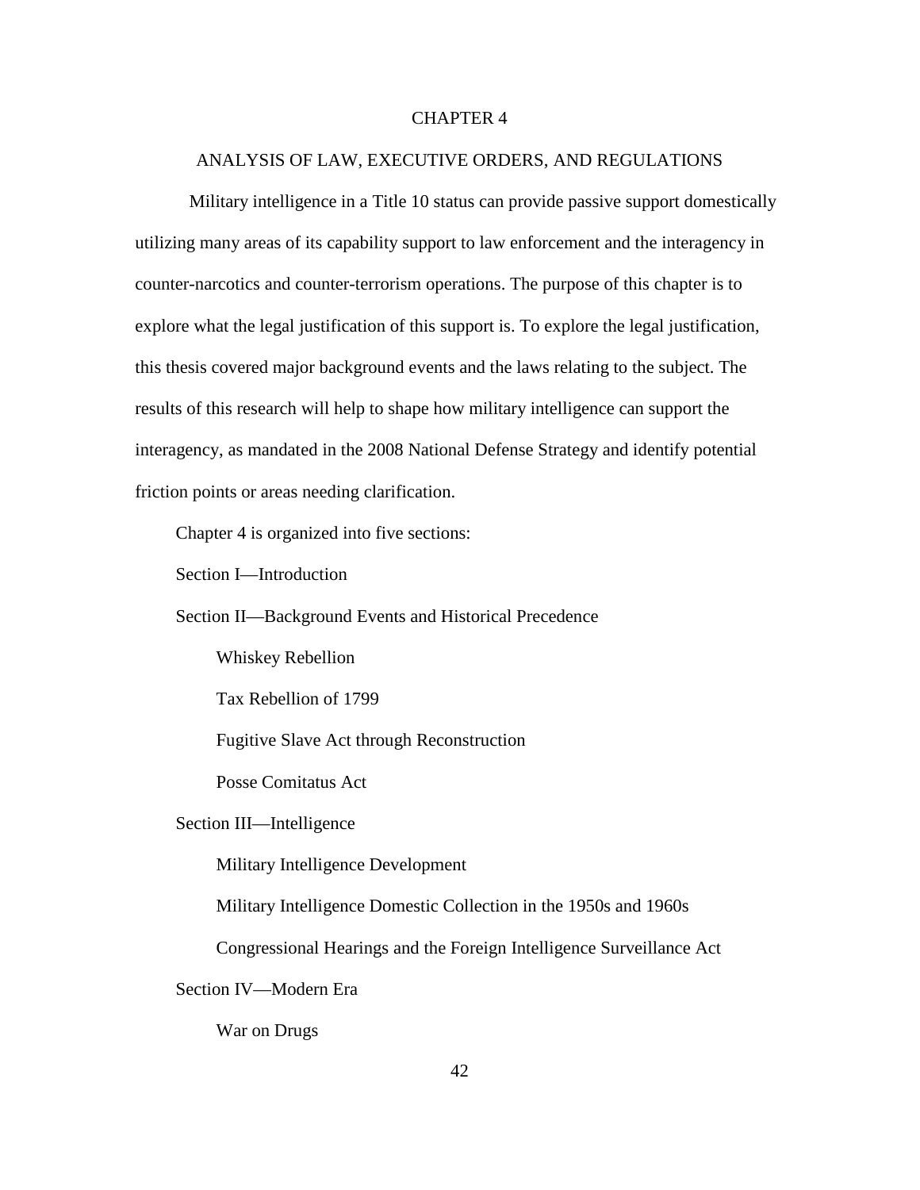# CHAPTER 4

## ANALYSIS OF LAW, EXECUTIVE ORDERS, AND REGULATIONS

Military intelligence in a Title 10 status can provide passive support domestically utilizing many areas of its capability support to law enforcement and the interagency in counter-narcotics and counter-terrorism operations. The purpose of this chapter is to explore what the legal justification of this support is. To explore the legal justification, this thesis covered major background events and the laws relating to the subject. The results of this research will help to shape how military intelligence can support the interagency, as mandated in the 2008 National Defense Strategy and identify potential friction points or areas needing clarification.

Chapter 4 is organized into five sections:

Section I—Introduction

Section II—Background Events and Historical Precedence

- Whiskey Rebellion
- Tax Rebellion of 1799
- Fugitive Slave Act through Reconstruction
- Posse Comitatus Act

Section III—Intelligence

- Military Intelligence Development
- Military Intelligence Domestic Collection in the 1950s and 1960s
- Congressional Hearings and the Foreign Intelligence Surveillance Act

Section IV—Modern Era

- War on Drugs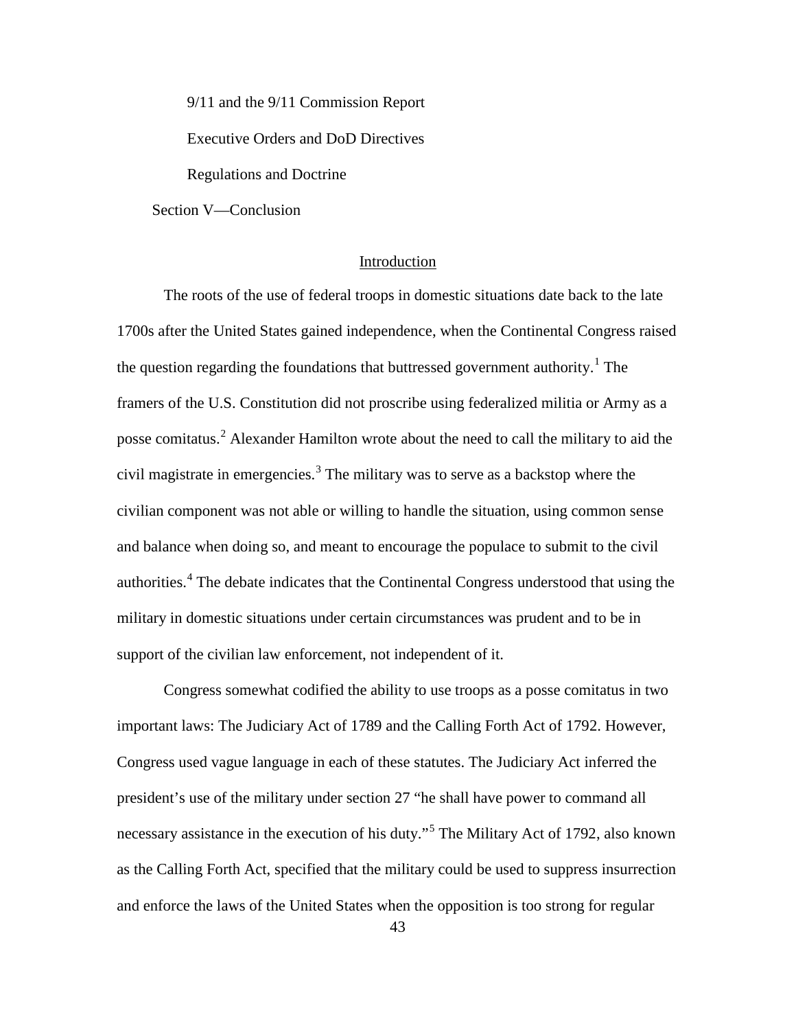9/11 and the 9/11 Commission Report

Executive Orders and DoD Directives

Regulations and Doctrine

Section V—Conclusion

## Introduction

The roots of the use of federal troops in domestic situations date back to the late 1700s after the United States gained independence, when the Continental Congress raised the question regarding the foundations that buttressed government authority.[1] The framers of the U.S. Constitution did not proscribe using federalized militia or Army as a posse comitatus.[2] Alexander Hamilton wrote about the need to call the military to aid the civil magistrate in emergencies.[3] The military was to serve as a backstop where the civilian component was not able or willing to handle the situation, using common sense and balance when doing so, and meant to encourage the populace to submit to the civil authorities.[4] The debate indicates that the Continental Congress understood that using the military in domestic situations under certain circumstances was prudent and to be in support of the civilian law enforcement, not independent of it.

Congress somewhat codified the ability to use troops as a posse comitatus in two important laws: The Judiciary Act of 1789 and the Calling Forth Act of 1792. However, Congress used vague language in each of these statutes. The Judiciary Act inferred the president's use of the military under section 27 "he shall have power to command all necessary assistance in the execution of his duty."[5] The Military Act of 1792, also known as the Calling Forth Act, specified that the military could be used to suppress insurrection and enforce the laws of the United States when the opposition is too strong for regular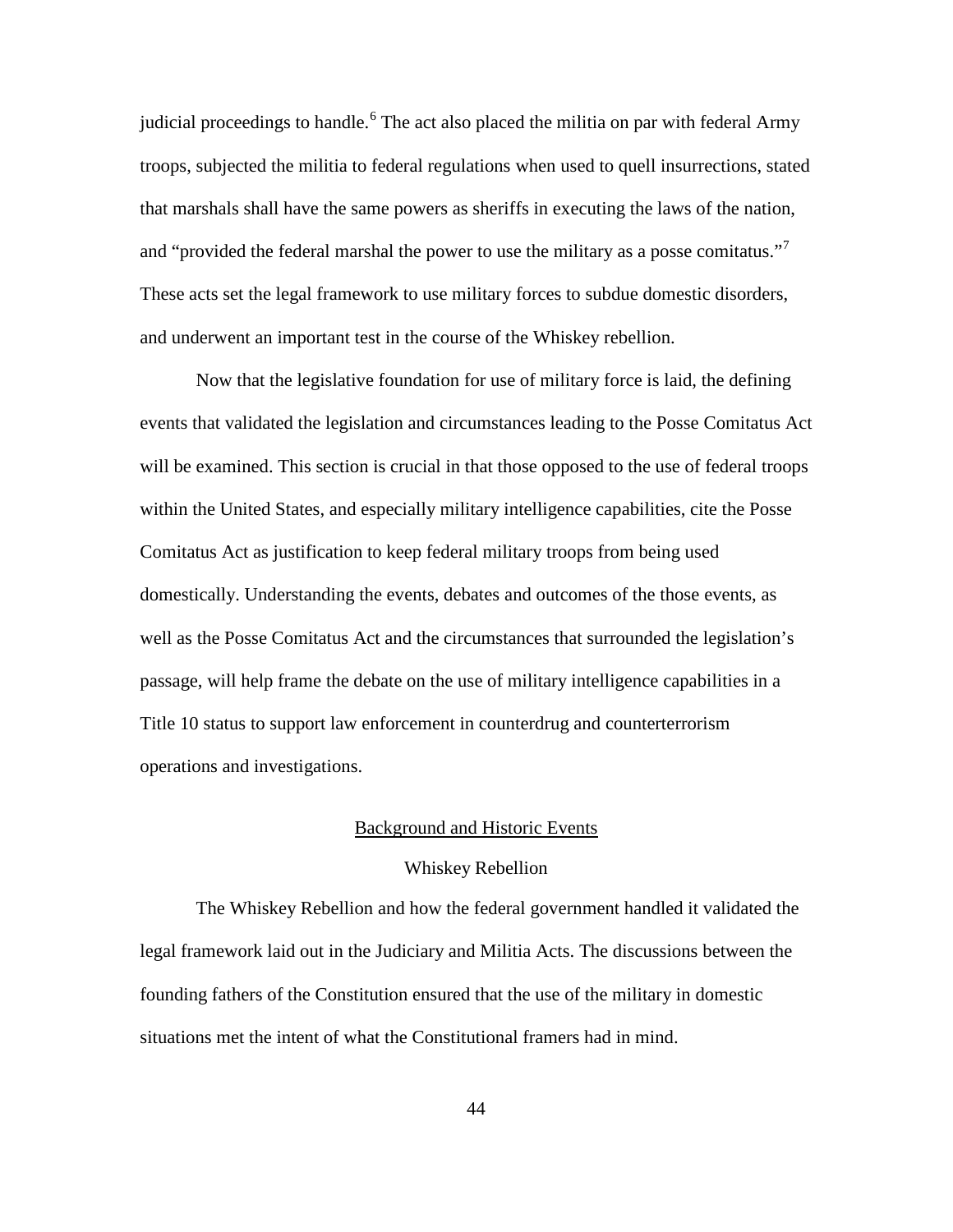judicial proceedings to handle.[6] The act also placed the militia on par with federal Army troops, subjected the militia to federal regulations when used to quell insurrections, stated that marshals shall have the same powers as sheriffs in executing the laws of the nation, and "provided the federal marshal the power to use the military as a posse comitatus."[7] These acts set the legal framework to use military forces to subdue domestic disorders, and underwent an important test in the course of the Whiskey rebellion.

Now that the legislative foundation for use of military force is laid, the defining events that validated the legislation and circumstances leading to the Posse Comitatus Act will be examined. This section is crucial in that those opposed to the use of federal troops within the United States, and especially military intelligence capabilities, cite the Posse Comitatus Act as justification to keep federal military troops from being used domestically. Understanding the events, debates and outcomes of the those events, as well as the Posse Comitatus Act and the circumstances that surrounded the legislation's passage, will help frame the debate on the use of military intelligence capabilities in a Title 10 status to support law enforcement in counterdrug and counterterrorism operations and investigations.

## Background and Historic Events

### Whiskey Rebellion

The Whiskey Rebellion and how the federal government handled it validated the legal framework laid out in the Judiciary and Militia Acts. The discussions between the founding fathers of the Constitution ensured that the use of the military in domestic situations met the intent of what the Constitutional framers had in mind.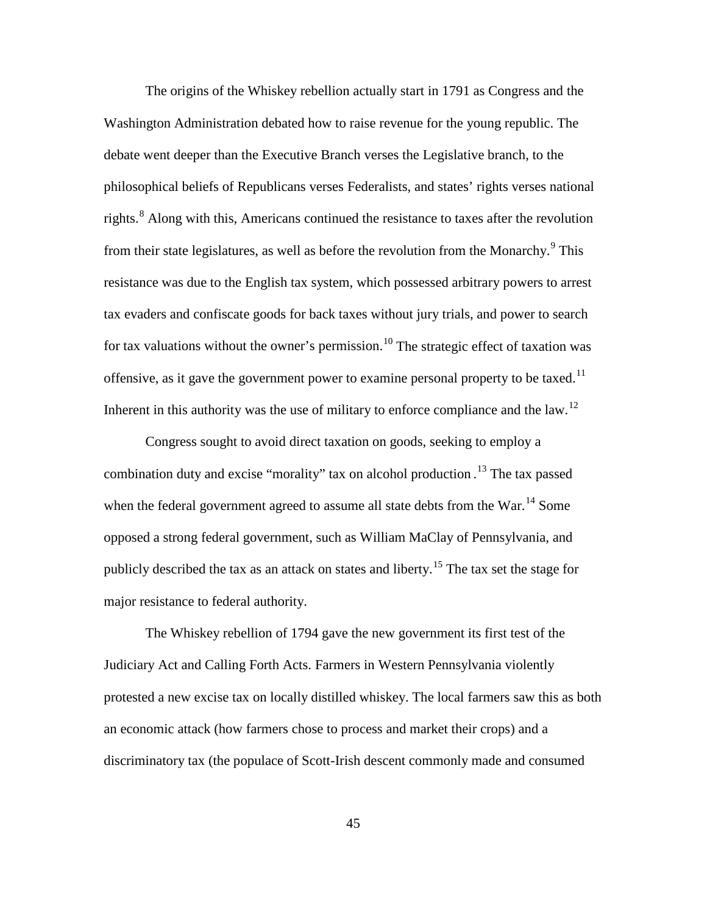The origins of the Whiskey rebellion actually start in 1791 as Congress and the Washington Administration debated how to raise revenue for the young republic. The debate went deeper than the Executive Branch verses the Legislative branch, to the philosophical beliefs of Republicans verses Federalists, and states' rights verses national rights.[8] Along with this, Americans continued the resistance to taxes after the revolution from their state legislatures, as well as before the revolution from the Monarchy.[9] This resistance was due to the English tax system, which possessed arbitrary powers to arrest tax evaders and confiscate goods for back taxes without jury trials, and power to search for tax valuations without the owner's permission.[10] The strategic effect of taxation was offensive, as it gave the government power to examine personal property to be taxed.[11] Inherent in this authority was the use of military to enforce compliance and the law.[12]

Congress sought to avoid direct taxation on goods, seeking to employ a combination duty and excise "morality" tax on alcohol production .[13] The tax passed when the federal government agreed to assume all state debts from the War.[14] Some opposed a strong federal government, such as William MaClay of Pennsylvania, and publicly described the tax as an attack on states and liberty.[15] The tax set the stage for major resistance to federal authority.

The Whiskey rebellion of 1794 gave the new government its first test of the Judiciary Act and Calling Forth Acts. Farmers in Western Pennsylvania violently protested a new excise tax on locally distilled whiskey. The local farmers saw this as both an economic attack (how farmers chose to process and market their crops) and a discriminatory tax (the populace of Scott-Irish descent commonly made and consumed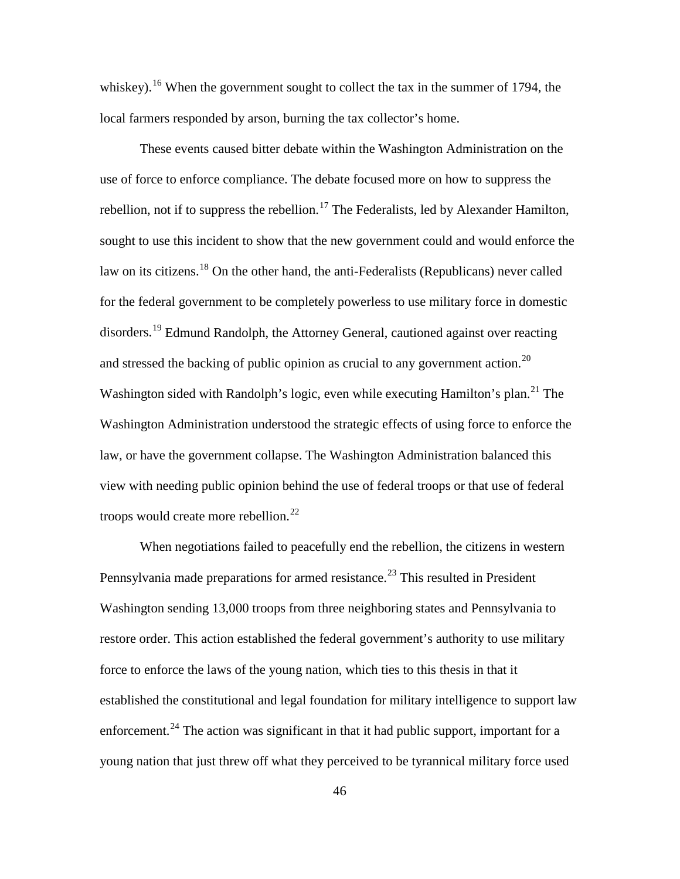whiskey).[16] When the government sought to collect the tax in the summer of 1794, the local farmers responded by arson, burning the tax collector's home.

These events caused bitter debate within the Washington Administration on the use of force to enforce compliance. The debate focused more on how to suppress the rebellion, not if to suppress the rebellion.[17] The Federalists, led by Alexander Hamilton, sought to use this incident to show that the new government could and would enforce the law on its citizens.[18] On the other hand, the anti-Federalists (Republicans) never called for the federal government to be completely powerless to use military force in domestic disorders.[19] Edmund Randolph, the Attorney General, cautioned against over reacting and stressed the backing of public opinion as crucial to any government action.[20] Washington sided with Randolph's logic, even while executing Hamilton's plan.[21] The Washington Administration understood the strategic effects of using force to enforce the law, or have the government collapse. The Washington Administration balanced this view with needing public opinion behind the use of federal troops or that use of federal troops would create more rebellion.[22]

When negotiations failed to peacefully end the rebellion, the citizens in western Pennsylvania made preparations for armed resistance.[23] This resulted in President Washington sending 13,000 troops from three neighboring states and Pennsylvania to restore order. This action established the federal government's authority to use military force to enforce the laws of the young nation, which ties to this thesis in that it established the constitutional and legal foundation for military intelligence to support law enforcement.[24] The action was significant in that it had public support, important for a young nation that just threw off what they perceived to be tyrannical military force used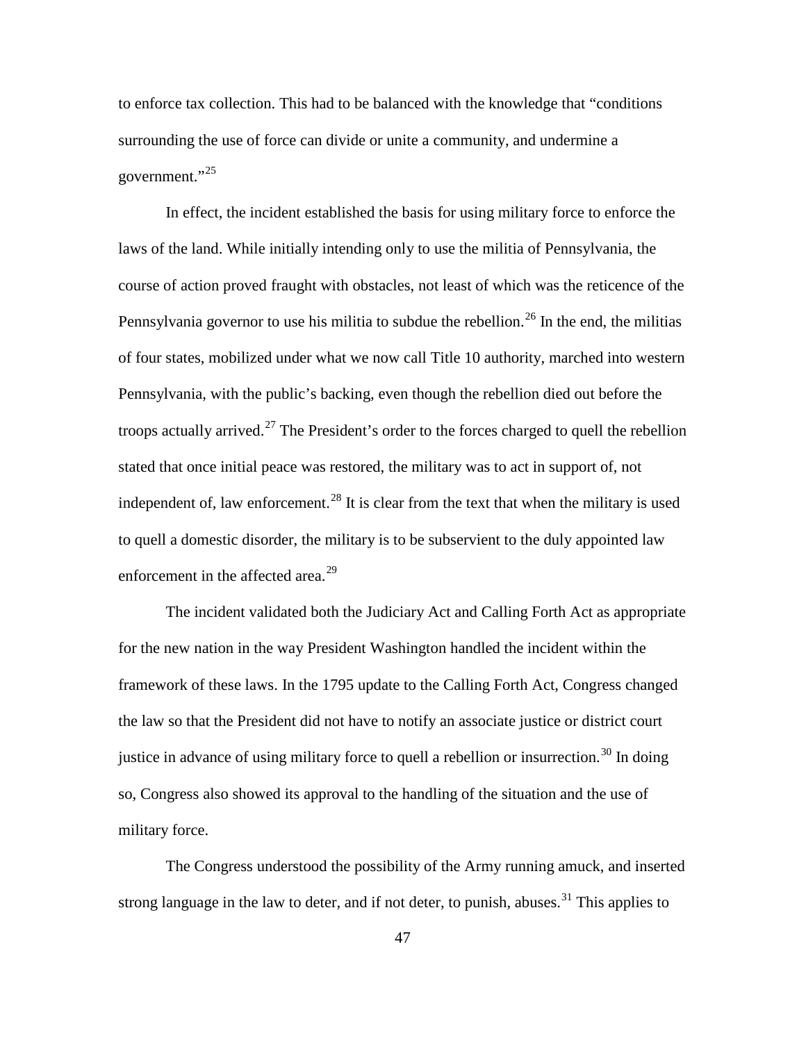to enforce tax collection. This had to be balanced with the knowledge that "conditions surrounding the use of force can divide or unite a community, and undermine a government."[25]

In effect, the incident established the basis for using military force to enforce the laws of the land. While initially intending only to use the militia of Pennsylvania, the course of action proved fraught with obstacles, not least of which was the reticence of the Pennsylvania governor to use his militia to subdue the rebellion.[26] In the end, the militias of four states, mobilized under what we now call Title 10 authority, marched into western Pennsylvania, with the public's backing, even though the rebellion died out before the troops actually arrived.[27] The President's order to the forces charged to quell the rebellion stated that once initial peace was restored, the military was to act in support of, not independent of, law enforcement.[28] It is clear from the text that when the military is used to quell a domestic disorder, the military is to be subservient to the duly appointed law enforcement in the affected area.[29]

The incident validated both the Judiciary Act and Calling Forth Act as appropriate for the new nation in the way President Washington handled the incident within the framework of these laws. In the 1795 update to the Calling Forth Act, Congress changed the law so that the President did not have to notify an associate justice or district court justice in advance of using military force to quell a rebellion or insurrection.[30] In doing so, Congress also showed its approval to the handling of the situation and the use of military force.

The Congress understood the possibility of the Army running amuck, and inserted strong language in the law to deter, and if not deter, to punish, abuses.[31] This applies to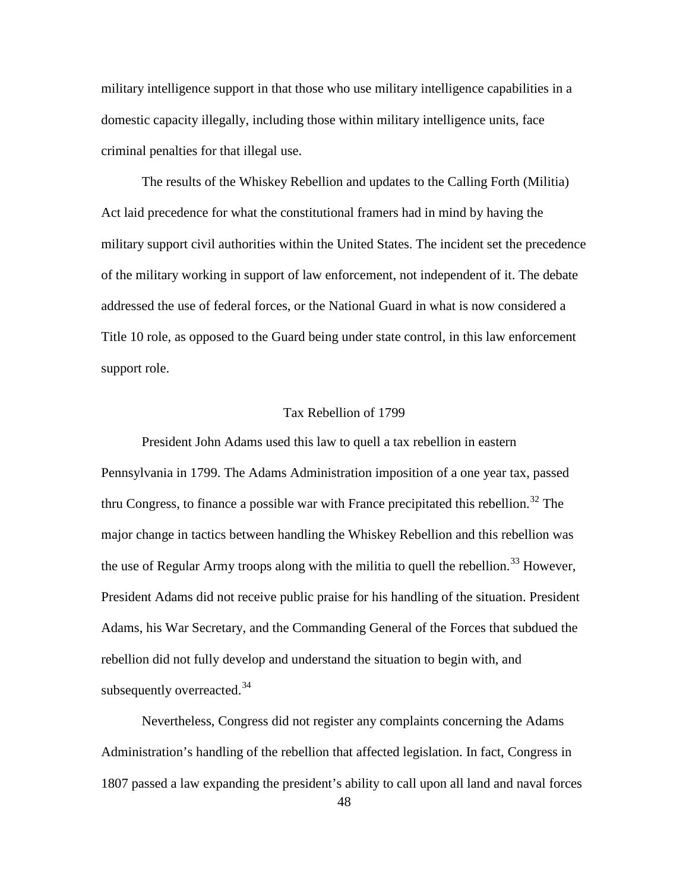military intelligence support in that those who use military intelligence capabilities in a domestic capacity illegally, including those within military intelligence units, face criminal penalties for that illegal use.

The results of the Whiskey Rebellion and updates to the Calling Forth (Militia) Act laid precedence for what the constitutional framers had in mind by having the military support civil authorities within the United States. The incident set the precedence of the military working in support of law enforcement, not independent of it. The debate addressed the use of federal forces, or the National Guard in what is now considered a Title 10 role, as opposed to the Guard being under state control, in this law enforcement support role.

## Tax Rebellion of 1799

President John Adams used this law to quell a tax rebellion in eastern Pennsylvania in 1799. The Adams Administration imposition of a one year tax, passed thru Congress, to finance a possible war with France precipitated this rebellion.[32] The major change in tactics between handling the Whiskey Rebellion and this rebellion was the use of Regular Army troops along with the militia to quell the rebellion.[33] However, President Adams did not receive public praise for his handling of the situation. President Adams, his War Secretary, and the Commanding General of the Forces that subdued the rebellion did not fully develop and understand the situation to begin with, and subsequently overreacted.[34]

Nevertheless, Congress did not register any complaints concerning the Adams Administration's handling of the rebellion that affected legislation. In fact, Congress in 1807 passed a law expanding the president's ability to call upon all land and naval forces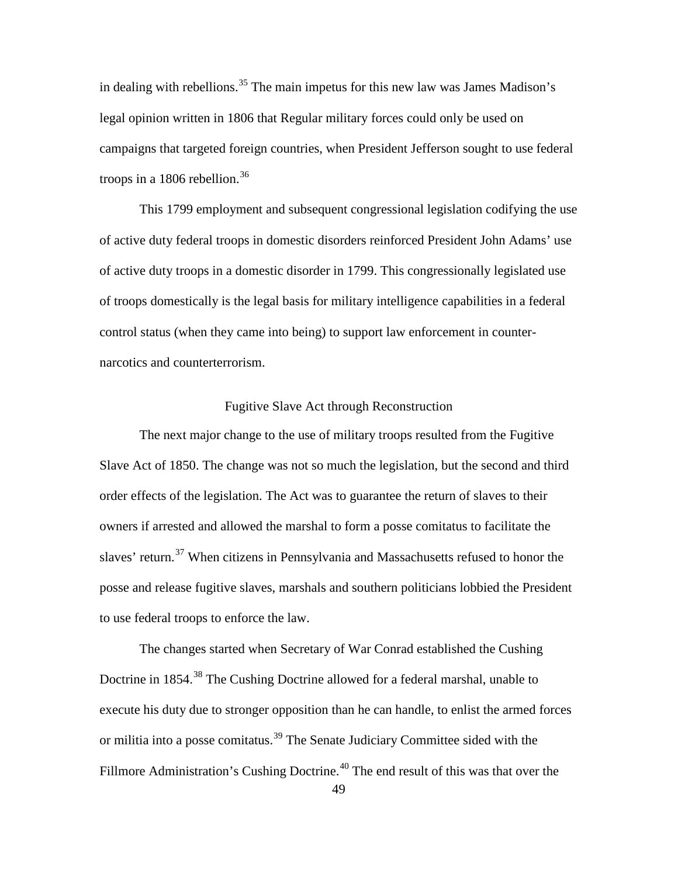in dealing with rebellions.[35] The main impetus for this new law was James Madison's legal opinion written in 1806 that Regular military forces could only be used on campaigns that targeted foreign countries, when President Jefferson sought to use federal troops in a 1806 rebellion.[36]

This 1799 employment and subsequent congressional legislation codifying the use of active duty federal troops in domestic disorders reinforced President John Adams' use of active duty troops in a domestic disorder in 1799. This congressionally legislated use of troops domestically is the legal basis for military intelligence capabilities in a federal control status (when they came into being) to support law enforcement in counter-narcotics and counterterrorism.

## Fugitive Slave Act through Reconstruction

The next major change to the use of military troops resulted from the Fugitive Slave Act of 1850. The change was not so much the legislation, but the second and third order effects of the legislation. The Act was to guarantee the return of slaves to their owners if arrested and allowed the marshal to form a posse comitatus to facilitate the slaves' return.[37] When citizens in Pennsylvania and Massachusetts refused to honor the posse and release fugitive slaves, marshals and southern politicians lobbied the President to use federal troops to enforce the law.

The changes started when Secretary of War Conrad established the Cushing Doctrine in 1854.[38] The Cushing Doctrine allowed for a federal marshal, unable to execute his duty due to stronger opposition than he can handle, to enlist the armed forces or militia into a posse comitatus.[39] The Senate Judiciary Committee sided with the Fillmore Administration's Cushing Doctrine.[40] The end result of this was that over the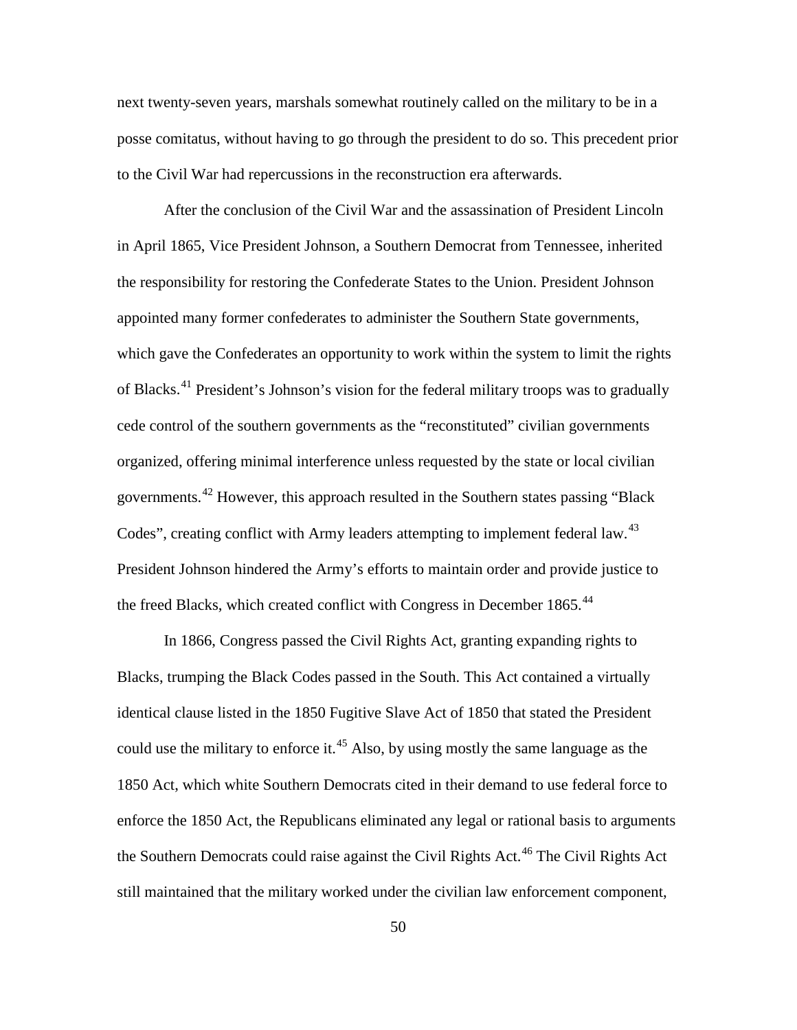next twenty-seven years, marshals somewhat routinely called on the military to be in a posse comitatus, without having to go through the president to do so. This precedent prior to the Civil War had repercussions in the reconstruction era afterwards.

After the conclusion of the Civil War and the assassination of President Lincoln in April 1865, Vice President Johnson, a Southern Democrat from Tennessee, inherited the responsibility for restoring the Confederate States to the Union. President Johnson appointed many former confederates to administer the Southern State governments, which gave the Confederates an opportunity to work within the system to limit the rights of Blacks.[41] President's Johnson's vision for the federal military troops was to gradually cede control of the southern governments as the "reconstituted" civilian governments organized, offering minimal interference unless requested by the state or local civilian governments.[42] However, this approach resulted in the Southern states passing "Black Codes", creating conflict with Army leaders attempting to implement federal law.[43] President Johnson hindered the Army's efforts to maintain order and provide justice to the freed Blacks, which created conflict with Congress in December 1865.[44]

In 1866, Congress passed the Civil Rights Act, granting expanding rights to Blacks, trumping the Black Codes passed in the South. This Act contained a virtually identical clause listed in the 1850 Fugitive Slave Act of 1850 that stated the President could use the military to enforce it.[45] Also, by using mostly the same language as the 1850 Act, which white Southern Democrats cited in their demand to use federal force to enforce the 1850 Act, the Republicans eliminated any legal or rational basis to arguments the Southern Democrats could raise against the Civil Rights Act.[46] The Civil Rights Act still maintained that the military worked under the civilian law enforcement component,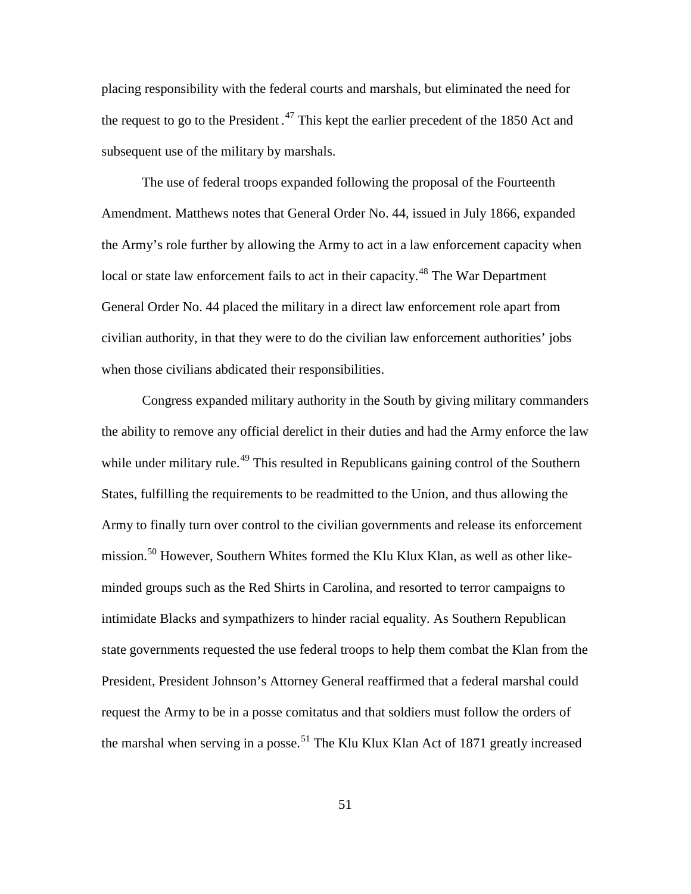placing responsibility with the federal courts and marshals, but eliminated the need for the request to go to the President.[47] This kept the earlier precedent of the 1850 Act and subsequent use of the military by marshals.

The use of federal troops expanded following the proposal of the Fourteenth Amendment. Matthews notes that General Order No. 44, issued in July 1866, expanded the Army's role further by allowing the Army to act in a law enforcement capacity when local or state law enforcement fails to act in their capacity.[48] The War Department General Order No. 44 placed the military in a direct law enforcement role apart from civilian authority, in that they were to do the civilian law enforcement authorities' jobs when those civilians abdicated their responsibilities.

Congress expanded military authority in the South by giving military commanders the ability to remove any official derelict in their duties and had the Army enforce the law while under military rule.[49] This resulted in Republicans gaining control of the Southern States, fulfilling the requirements to be readmitted to the Union, and thus allowing the Army to finally turn over control to the civilian governments and release its enforcement mission.[50] However, Southern Whites formed the Klu Klux Klan, as well as other like-minded groups such as the Red Shirts in Carolina, and resorted to terror campaigns to intimidate Blacks and sympathizers to hinder racial equality. As Southern Republican state governments requested the use federal troops to help them combat the Klan from the President, President Johnson's Attorney General reaffirmed that a federal marshal could request the Army to be in a posse comitatus and that soldiers must follow the orders of the marshal when serving in a posse.[51] The Klu Klux Klan Act of 1871 greatly increased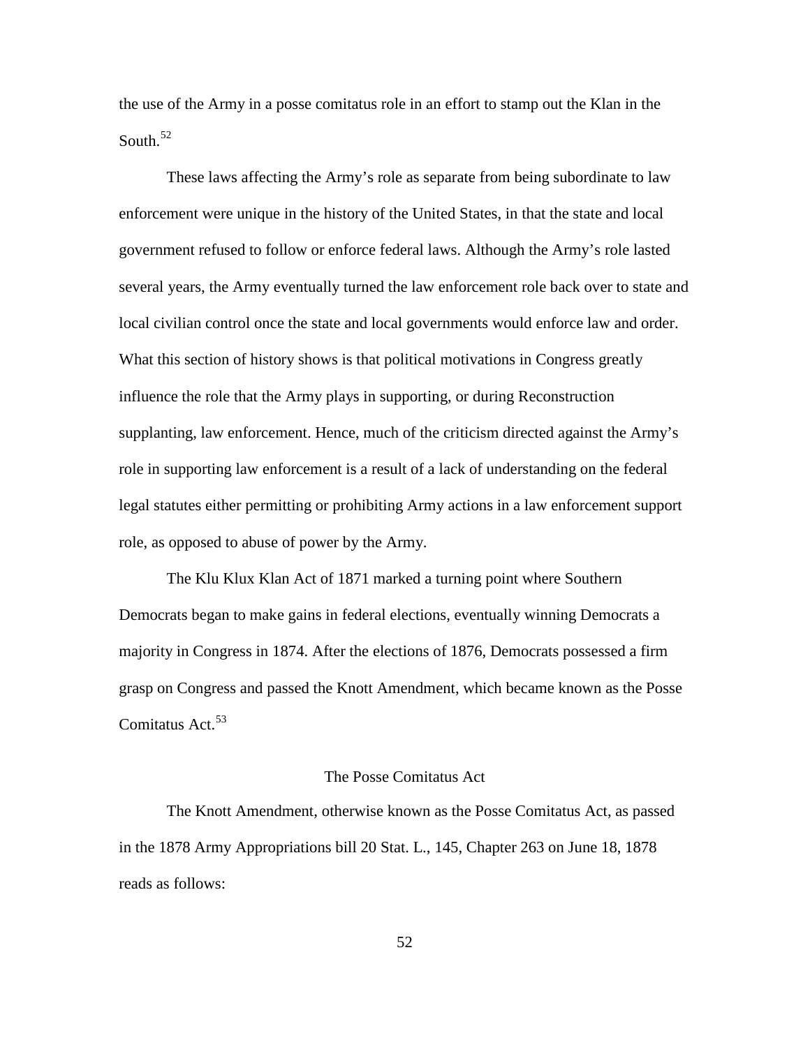the use of the Army in a posse comitatus role in an effort to stamp out the Klan in the South.[52]

These laws affecting the Army's role as separate from being subordinate to law enforcement were unique in the history of the United States, in that the state and local government refused to follow or enforce federal laws. Although the Army's role lasted several years, the Army eventually turned the law enforcement role back over to state and local civilian control once the state and local governments would enforce law and order. What this section of history shows is that political motivations in Congress greatly influence the role that the Army plays in supporting, or during Reconstruction supplanting, law enforcement. Hence, much of the criticism directed against the Army's role in supporting law enforcement is a result of a lack of understanding on the federal legal statutes either permitting or prohibiting Army actions in a law enforcement support role, as opposed to abuse of power by the Army.

The Klu Klux Klan Act of 1871 marked a turning point where Southern Democrats began to make gains in federal elections, eventually winning Democrats a majority in Congress in 1874. After the elections of 1876, Democrats possessed a firm grasp on Congress and passed the Knott Amendment, which became known as the Posse Comitatus Act.[53]

## The Posse Comitatus Act

The Knott Amendment, otherwise known as the Posse Comitatus Act, as passed in the 1878 Army Appropriations bill 20 Stat. L., 145, Chapter 263 on June 18, 1878 reads as follows: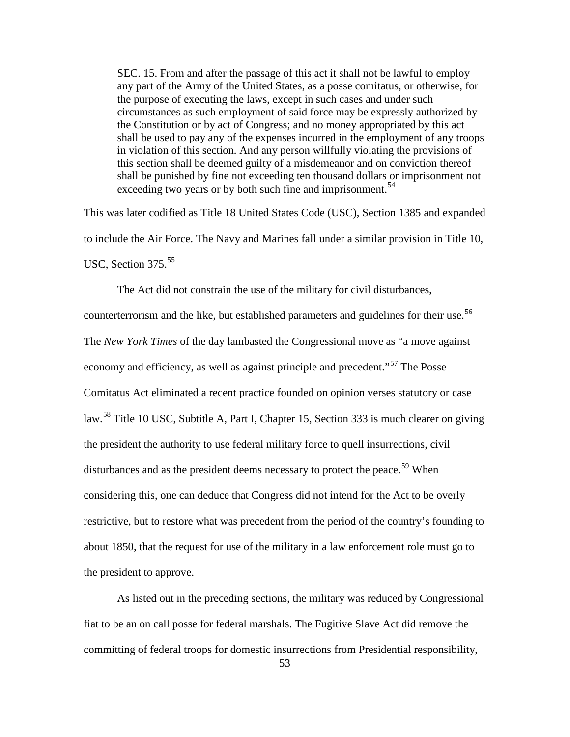> SEC. 15. From and after the passage of this act it shall not be lawful to employ any part of the Army of the United States, as a posse comitatus, or otherwise, for the purpose of executing the laws, except in such cases and under such circumstances as such employment of said force may be expressly authorized by the Constitution or by act of Congress; and no money appropriated by this act shall be used to pay any of the expenses incurred in the employment of any troops in violation of this section. And any person willfully violating the provisions of this section shall be deemed guilty of a misdemeanor and on conviction thereof shall be punished by fine not exceeding ten thousand dollars or imprisonment not exceeding two years or by both such fine and imprisonment.[54]

This was later codified as Title 18 United States Code (USC), Section 1385 and expanded to include the Air Force. The Navy and Marines fall under a similar provision in Title 10, USC, Section 375.[55]

The Act did not constrain the use of the military for civil disturbances, counterterrorism and the like, but established parameters and guidelines for their use.[56] The *New York Times* of the day lambasted the Congressional move as "a move against economy and efficiency, as well as against principle and precedent."[57] The Posse Comitatus Act eliminated a recent practice founded on opinion verses statutory or case law.[58] Title 10 USC, Subtitle A, Part I, Chapter 15, Section 333 is much clearer on giving the president the authority to use federal military force to quell insurrections, civil disturbances and as the president deems necessary to protect the peace.[59] When considering this, one can deduce that Congress did not intend for the Act to be overly restrictive, but to restore what was precedent from the period of the country's founding to about 1850, that the request for use of the military in a law enforcement role must go to the president to approve.

As listed out in the preceding sections, the military was reduced by Congressional fiat to be an on call posse for federal marshals. The Fugitive Slave Act did remove the committing of federal troops for domestic insurrections from Presidential responsibility,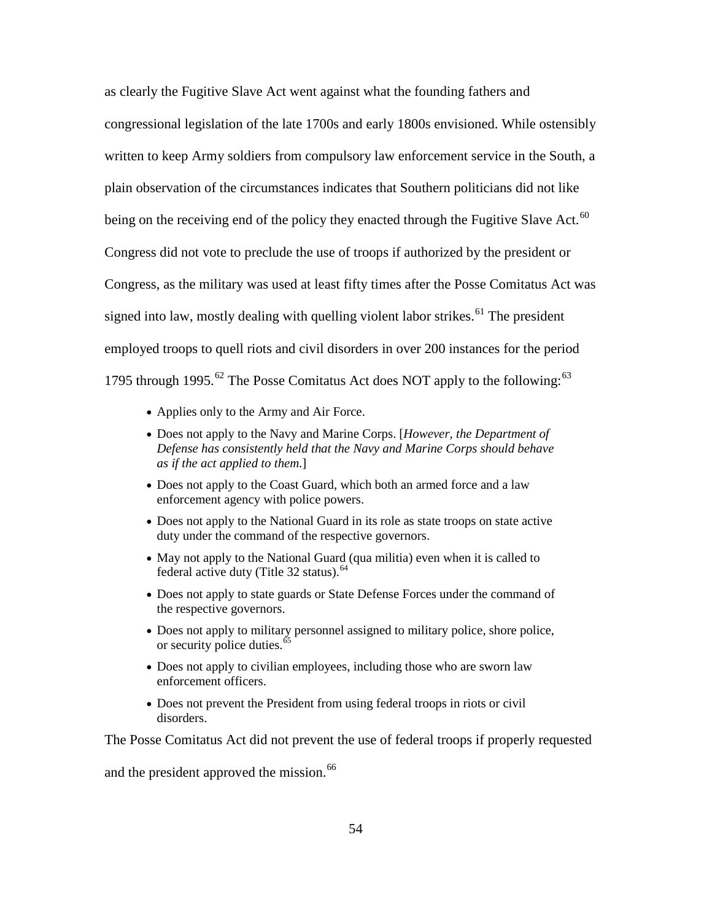as clearly the Fugitive Slave Act went against what the founding fathers and congressional legislation of the late 1700s and early 1800s envisioned. While ostensibly written to keep Army soldiers from compulsory law enforcement service in the South, a plain observation of the circumstances indicates that Southern politicians did not like being on the receiving end of the policy they enacted through the Fugitive Slave Act.[60] Congress did not vote to preclude the use of troops if authorized by the president or Congress, as the military was used at least fifty times after the Posse Comitatus Act was signed into law, mostly dealing with quelling violent labor strikes.[61] The president employed troops to quell riots and civil disorders in over 200 instances for the period 1795 through 1995.[62] The Posse Comitatus Act does NOT apply to the following:[63]

- Applies only to the Army and Air Force.
- Does not apply to the Navy and Marine Corps. [*However, the Department of Defense has consistently held that the Navy and Marine Corps should behave as if the act applied to them.*]
- Does not apply to the Coast Guard, which both an armed force and a law enforcement agency with police powers.
- Does not apply to the National Guard in its role as state troops on state active duty under the command of the respective governors.
- May not apply to the National Guard (qua militia) even when it is called to federal active duty (Title 32 status).[64]
- Does not apply to state guards or State Defense Forces under the command of the respective governors.
- Does not apply to military personnel assigned to military police, shore police, or security police duties.[65]
- Does not apply to civilian employees, including those who are sworn law enforcement officers.
- Does not prevent the President from using federal troops in riots or civil disorders.

The Posse Comitatus Act did not prevent the use of federal troops if properly requested and the president approved the mission.[66]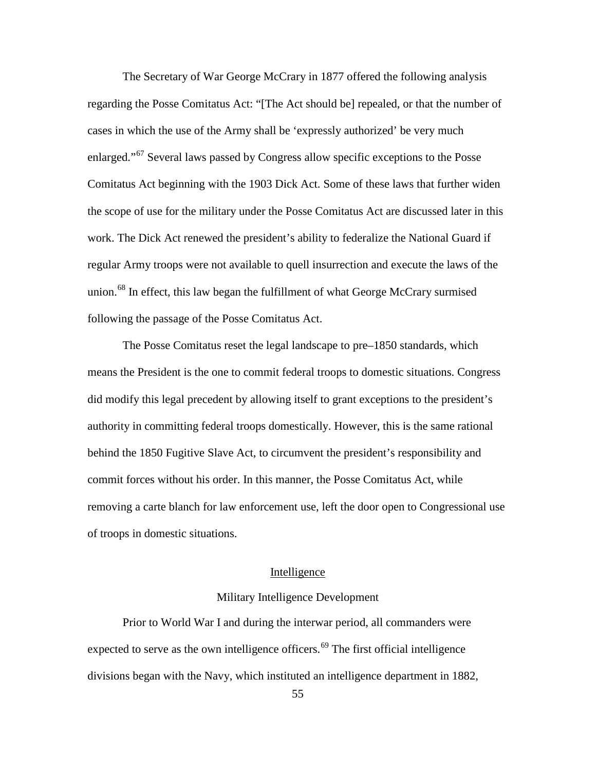The Secretary of War George McCrary in 1877 offered the following analysis regarding the Posse Comitatus Act: "[The Act should be] repealed, or that the number of cases in which the use of the Army shall be 'expressly authorized' be very much enlarged."[67] Several laws passed by Congress allow specific exceptions to the Posse Comitatus Act beginning with the 1903 Dick Act. Some of these laws that further widen the scope of use for the military under the Posse Comitatus Act are discussed later in this work. The Dick Act renewed the president's ability to federalize the National Guard if regular Army troops were not available to quell insurrection and execute the laws of the union.[68] In effect, this law began the fulfillment of what George McCrary surmised following the passage of the Posse Comitatus Act.

The Posse Comitatus reset the legal landscape to pre–1850 standards, which means the President is the one to commit federal troops to domestic situations. Congress did modify this legal precedent by allowing itself to grant exceptions to the president's authority in committing federal troops domestically. However, this is the same rational behind the 1850 Fugitive Slave Act, to circumvent the president's responsibility and commit forces without his order. In this manner, the Posse Comitatus Act, while removing a carte blanch for law enforcement use, left the door open to Congressional use of troops in domestic situations.

## Intelligence

### Military Intelligence Development

Prior to World War I and during the interwar period, all commanders were expected to serve as the own intelligence officers.[69] The first official intelligence divisions began with the Navy, which instituted an intelligence department in 1882,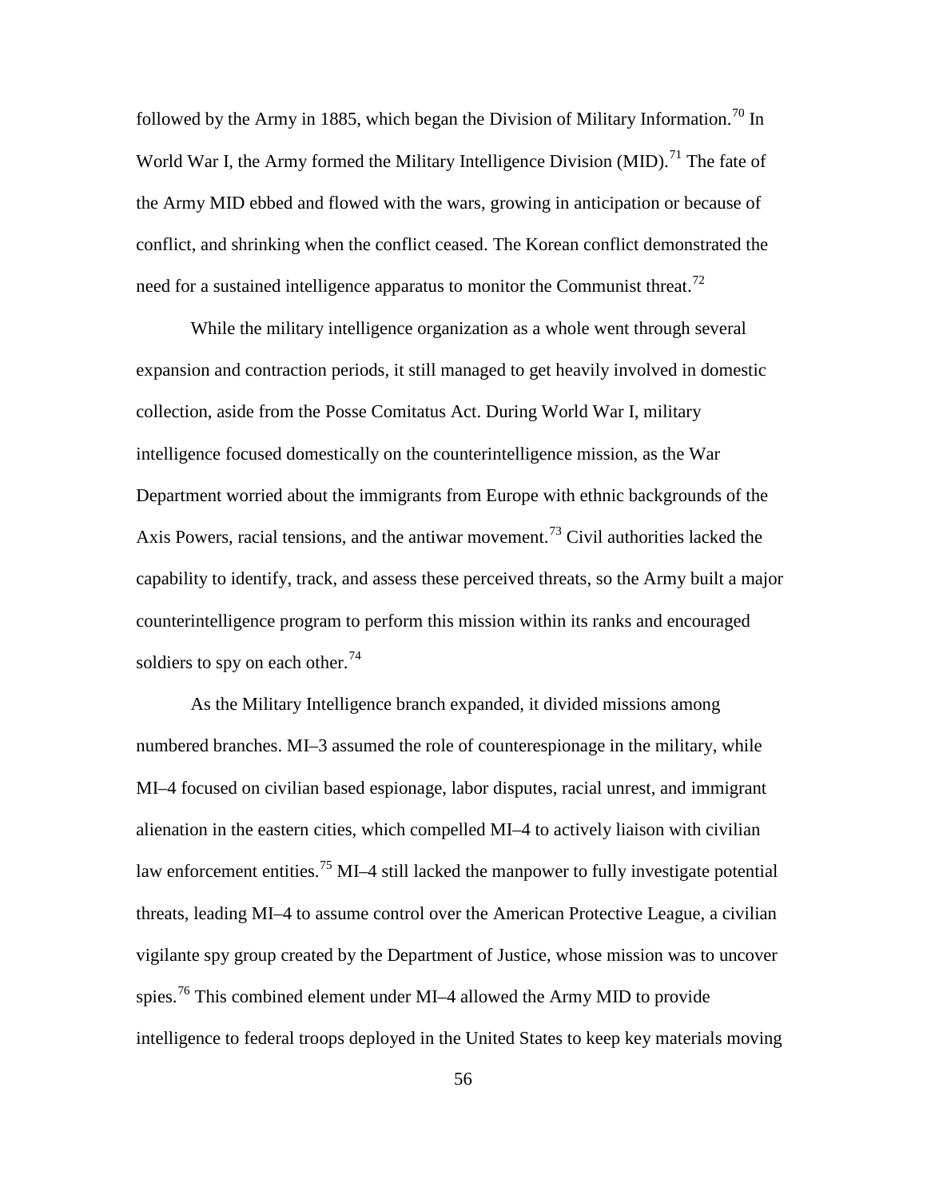followed by the Army in 1885, which began the Division of Military Information.[70] In World War I, the Army formed the Military Intelligence Division (MID).[71] The fate of the Army MID ebbed and flowed with the wars, growing in anticipation or because of conflict, and shrinking when the conflict ceased. The Korean conflict demonstrated the need for a sustained intelligence apparatus to monitor the Communist threat.[72]

While the military intelligence organization as a whole went through several expansion and contraction periods, it still managed to get heavily involved in domestic collection, aside from the Posse Comitatus Act. During World War I, military intelligence focused domestically on the counterintelligence mission, as the War Department worried about the immigrants from Europe with ethnic backgrounds of the Axis Powers, racial tensions, and the antiwar movement.[73] Civil authorities lacked the capability to identify, track, and assess these perceived threats, so the Army built a major counterintelligence program to perform this mission within its ranks and encouraged soldiers to spy on each other.[74]

As the Military Intelligence branch expanded, it divided missions among numbered branches. MI–3 assumed the role of counterespionage in the military, while MI–4 focused on civilian based espionage, labor disputes, racial unrest, and immigrant alienation in the eastern cities, which compelled MI–4 to actively liaison with civilian law enforcement entities.[75] MI–4 still lacked the manpower to fully investigate potential threats, leading MI–4 to assume control over the American Protective League, a civilian vigilante spy group created by the Department of Justice, whose mission was to uncover spies.[76] This combined element under MI–4 allowed the Army MID to provide intelligence to federal troops deployed in the United States to keep key materials moving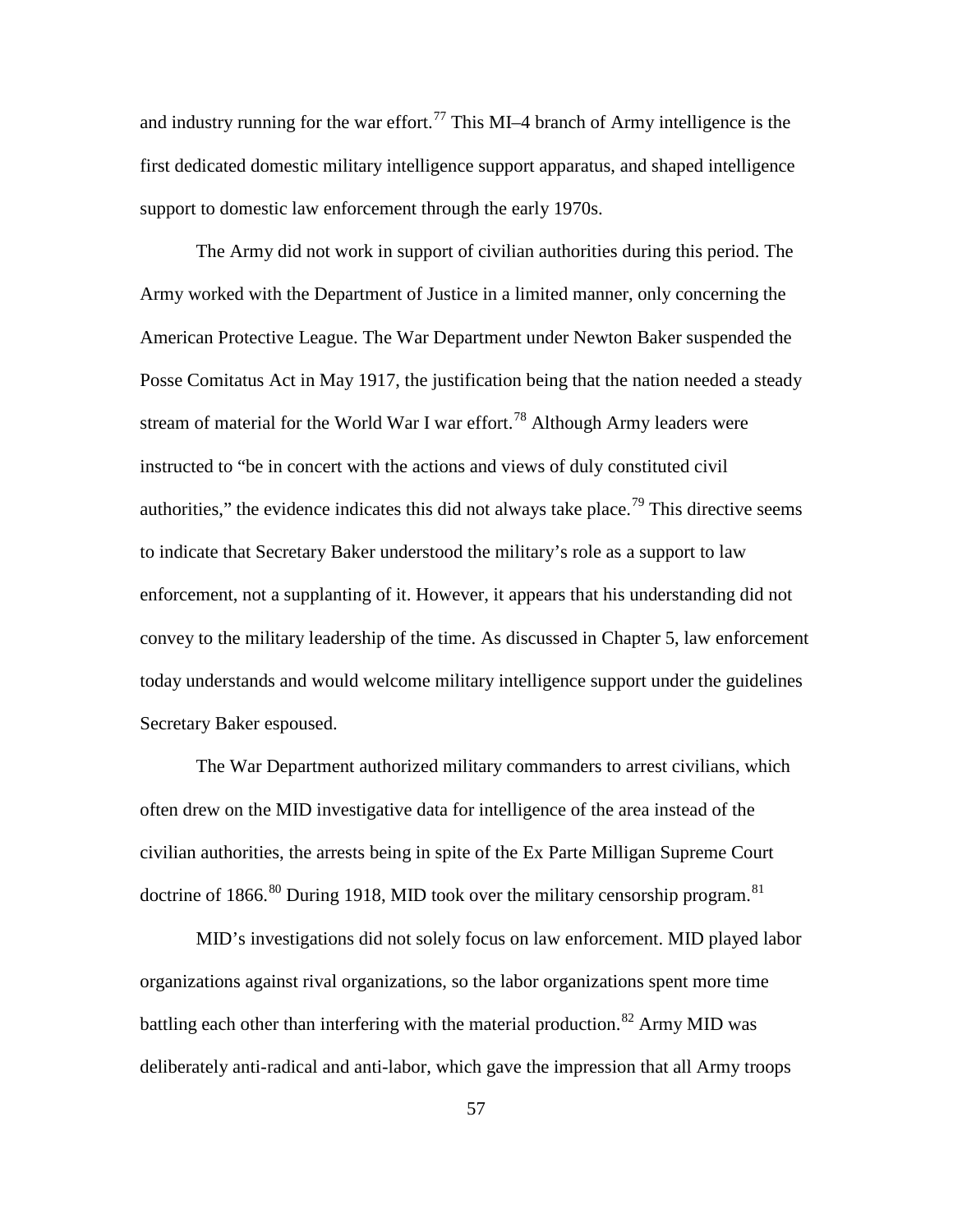and industry running for the war effort.[77] This MI–4 branch of Army intelligence is the first dedicated domestic military intelligence support apparatus, and shaped intelligence support to domestic law enforcement through the early 1970s.

The Army did not work in support of civilian authorities during this period. The Army worked with the Department of Justice in a limited manner, only concerning the American Protective League. The War Department under Newton Baker suspended the Posse Comitatus Act in May 1917, the justification being that the nation needed a steady stream of material for the World War I war effort.[78] Although Army leaders were instructed to "be in concert with the actions and views of duly constituted civil authorities," the evidence indicates this did not always take place.[79] This directive seems to indicate that Secretary Baker understood the military's role as a support to law enforcement, not a supplanting of it. However, it appears that his understanding did not convey to the military leadership of the time. As discussed in Chapter 5, law enforcement today understands and would welcome military intelligence support under the guidelines Secretary Baker espoused.

The War Department authorized military commanders to arrest civilians, which often drew on the MID investigative data for intelligence of the area instead of the civilian authorities, the arrests being in spite of the Ex Parte Milligan Supreme Court doctrine of 1866.[80] During 1918, MID took over the military censorship program.[81]

MID's investigations did not solely focus on law enforcement. MID played labor organizations against rival organizations, so the labor organizations spent more time battling each other than interfering with the material production.[82] Army MID was deliberately anti-radical and anti-labor, which gave the impression that all Army troops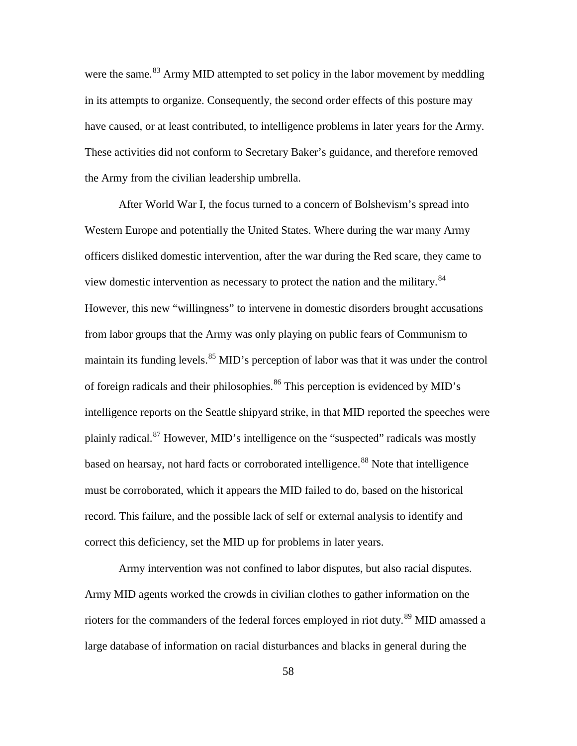were the same.[83] Army MID attempted to set policy in the labor movement by meddling in its attempts to organize. Consequently, the second order effects of this posture may have caused, or at least contributed, to intelligence problems in later years for the Army. These activities did not conform to Secretary Baker's guidance, and therefore removed the Army from the civilian leadership umbrella.

After World War I, the focus turned to a concern of Bolshevism's spread into Western Europe and potentially the United States. Where during the war many Army officers disliked domestic intervention, after the war during the Red scare, they came to view domestic intervention as necessary to protect the nation and the military.[84] However, this new "willingness" to intervene in domestic disorders brought accusations from labor groups that the Army was only playing on public fears of Communism to maintain its funding levels.[85] MID's perception of labor was that it was under the control of foreign radicals and their philosophies.[86] This perception is evidenced by MID's intelligence reports on the Seattle shipyard strike, in that MID reported the speeches were plainly radical.[87] However, MID's intelligence on the "suspected" radicals was mostly based on hearsay, not hard facts or corroborated intelligence.[88] Note that intelligence must be corroborated, which it appears the MID failed to do, based on the historical record. This failure, and the possible lack of self or external analysis to identify and correct this deficiency, set the MID up for problems in later years.

Army intervention was not confined to labor disputes, but also racial disputes. Army MID agents worked the crowds in civilian clothes to gather information on the rioters for the commanders of the federal forces employed in riot duty.[89] MID amassed a large database of information on racial disturbances and blacks in general during the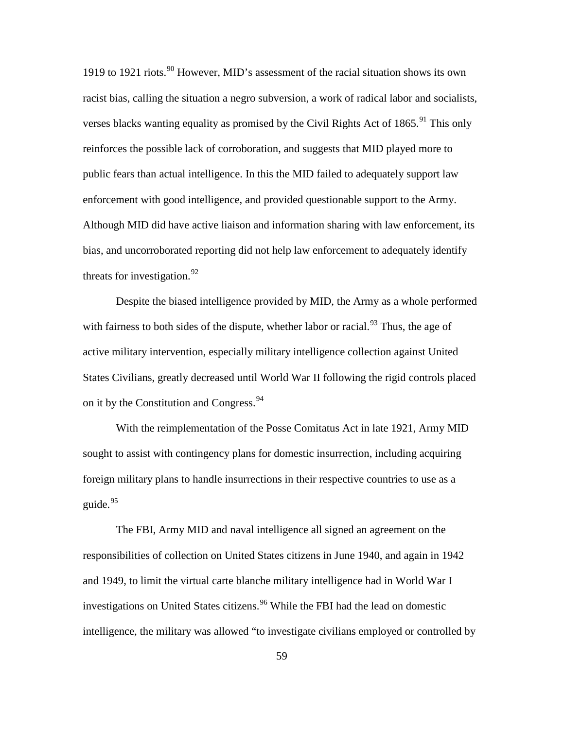1919 to 1921 riots.[90] However, MID's assessment of the racial situation shows its own racist bias, calling the situation a negro subversion, a work of radical labor and socialists, verses blacks wanting equality as promised by the Civil Rights Act of 1865.[91] This only reinforces the possible lack of corroboration, and suggests that MID played more to public fears than actual intelligence. In this the MID failed to adequately support law enforcement with good intelligence, and provided questionable support to the Army. Although MID did have active liaison and information sharing with law enforcement, its bias, and uncorroborated reporting did not help law enforcement to adequately identify threats for investigation.[92]

Despite the biased intelligence provided by MID, the Army as a whole performed with fairness to both sides of the dispute, whether labor or racial.[93] Thus, the age of active military intervention, especially military intelligence collection against United States Civilians, greatly decreased until World War II following the rigid controls placed on it by the Constitution and Congress.[94]

With the reimplementation of the Posse Comitatus Act in late 1921, Army MID sought to assist with contingency plans for domestic insurrection, including acquiring foreign military plans to handle insurrections in their respective countries to use as a guide.[95]

The FBI, Army MID and naval intelligence all signed an agreement on the responsibilities of collection on United States citizens in June 1940, and again in 1942 and 1949, to limit the virtual carte blanche military intelligence had in World War I investigations on United States citizens.[96] While the FBI had the lead on domestic intelligence, the military was allowed "to investigate civilians employed or controlled by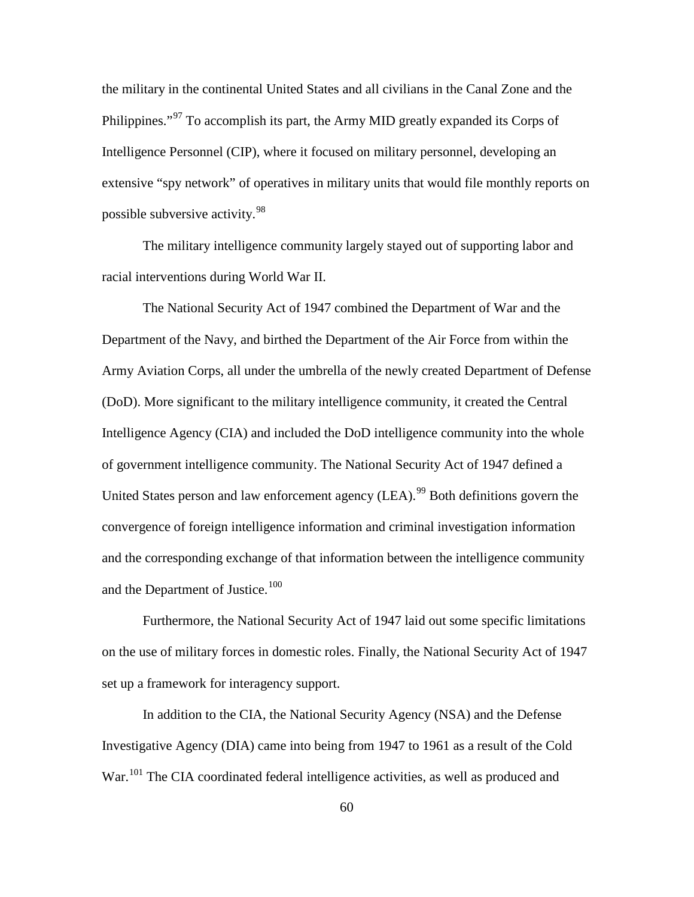the military in the continental United States and all civilians in the Canal Zone and the Philippines."[97] To accomplish its part, the Army MID greatly expanded its Corps of Intelligence Personnel (CIP), where it focused on military personnel, developing an extensive "spy network" of operatives in military units that would file monthly reports on possible subversive activity.[98]

The military intelligence community largely stayed out of supporting labor and racial interventions during World War II.

The National Security Act of 1947 combined the Department of War and the Department of the Navy, and birthed the Department of the Air Force from within the Army Aviation Corps, all under the umbrella of the newly created Department of Defense (DoD). More significant to the military intelligence community, it created the Central Intelligence Agency (CIA) and included the DoD intelligence community into the whole of government intelligence community. The National Security Act of 1947 defined a United States person and law enforcement agency (LEA).[99] Both definitions govern the convergence of foreign intelligence information and criminal investigation information and the corresponding exchange of that information between the intelligence community and the Department of Justice.[100]

Furthermore, the National Security Act of 1947 laid out some specific limitations on the use of military forces in domestic roles. Finally, the National Security Act of 1947 set up a framework for interagency support.

In addition to the CIA, the National Security Agency (NSA) and the Defense Investigative Agency (DIA) came into being from 1947 to 1961 as a result of the Cold War.[101] The CIA coordinated federal intelligence activities, as well as produced and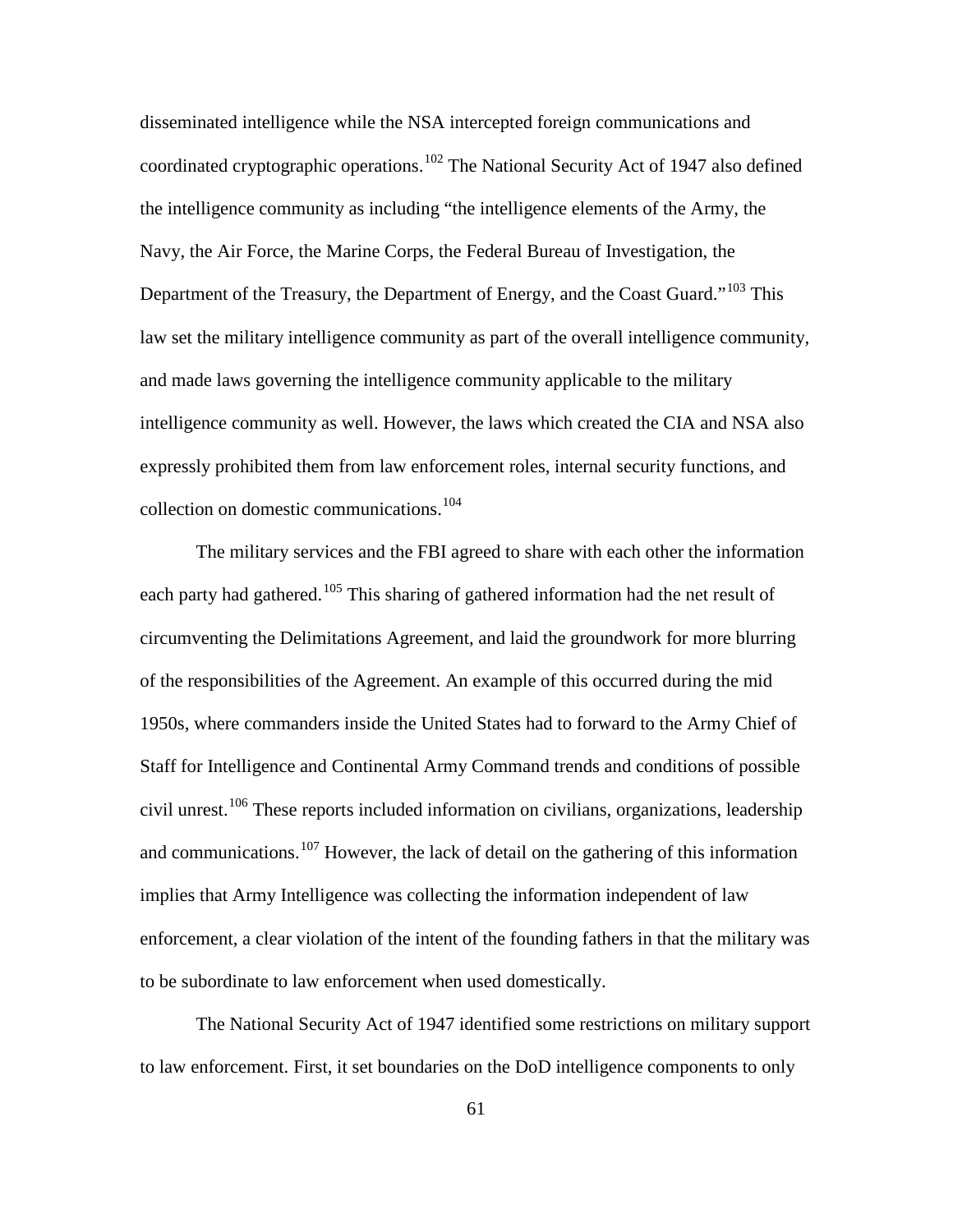disseminated intelligence while the NSA intercepted foreign communications and coordinated cryptographic operations.[102] The National Security Act of 1947 also defined the intelligence community as including “the intelligence elements of the Army, the Navy, the Air Force, the Marine Corps, the Federal Bureau of Investigation, the Department of the Treasury, the Department of Energy, and the Coast Guard.”[103] This law set the military intelligence community as part of the overall intelligence community, and made laws governing the intelligence community applicable to the military intelligence community as well. However, the laws which created the CIA and NSA also expressly prohibited them from law enforcement roles, internal security functions, and collection on domestic communications.[104]

The military services and the FBI agreed to share with each other the information each party had gathered.[105] This sharing of gathered information had the net result of circumventing the Delimitations Agreement, and laid the groundwork for more blurring of the responsibilities of the Agreement. An example of this occurred during the mid 1950s, where commanders inside the United States had to forward to the Army Chief of Staff for Intelligence and Continental Army Command trends and conditions of possible civil unrest.[106] These reports included information on civilians, organizations, leadership and communications.[107] However, the lack of detail on the gathering of this information implies that Army Intelligence was collecting the information independent of law enforcement, a clear violation of the intent of the founding fathers in that the military was to be subordinate to law enforcement when used domestically.

The National Security Act of 1947 identified some restrictions on military support to law enforcement. First, it set boundaries on the DoD intelligence components to only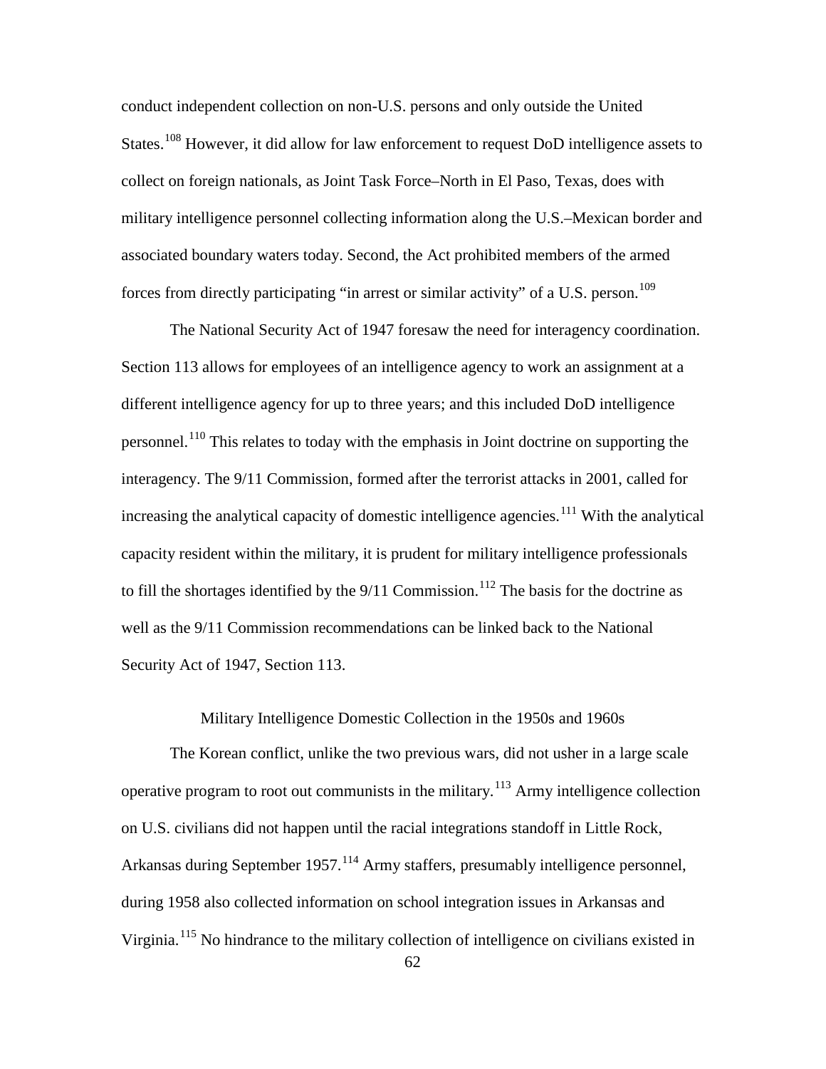conduct independent collection on non-U.S. persons and only outside the United States.[108] However, it did allow for law enforcement to request DoD intelligence assets to collect on foreign nationals, as Joint Task Force–North in El Paso, Texas, does with military intelligence personnel collecting information along the U.S.–Mexican border and associated boundary waters today. Second, the Act prohibited members of the armed forces from directly participating "in arrest or similar activity" of a U.S. person.[109]

The National Security Act of 1947 foresaw the need for interagency coordination. Section 113 allows for employees of an intelligence agency to work an assignment at a different intelligence agency for up to three years; and this included DoD intelligence personnel.[110] This relates to today with the emphasis in Joint doctrine on supporting the interagency. The 9/11 Commission, formed after the terrorist attacks in 2001, called for increasing the analytical capacity of domestic intelligence agencies.[111] With the analytical capacity resident within the military, it is prudent for military intelligence professionals to fill the shortages identified by the 9/11 Commission.[112] The basis for the doctrine as well as the 9/11 Commission recommendations can be linked back to the National Security Act of 1947, Section 113.

## Military Intelligence Domestic Collection in the 1950s and 1960s

The Korean conflict, unlike the two previous wars, did not usher in a large scale operative program to root out communists in the military.[113] Army intelligence collection on U.S. civilians did not happen until the racial integrations standoff in Little Rock, Arkansas during September 1957.[114] Army staffers, presumably intelligence personnel, during 1958 also collected information on school integration issues in Arkansas and Virginia.[115] No hindrance to the military collection of intelligence on civilians existed in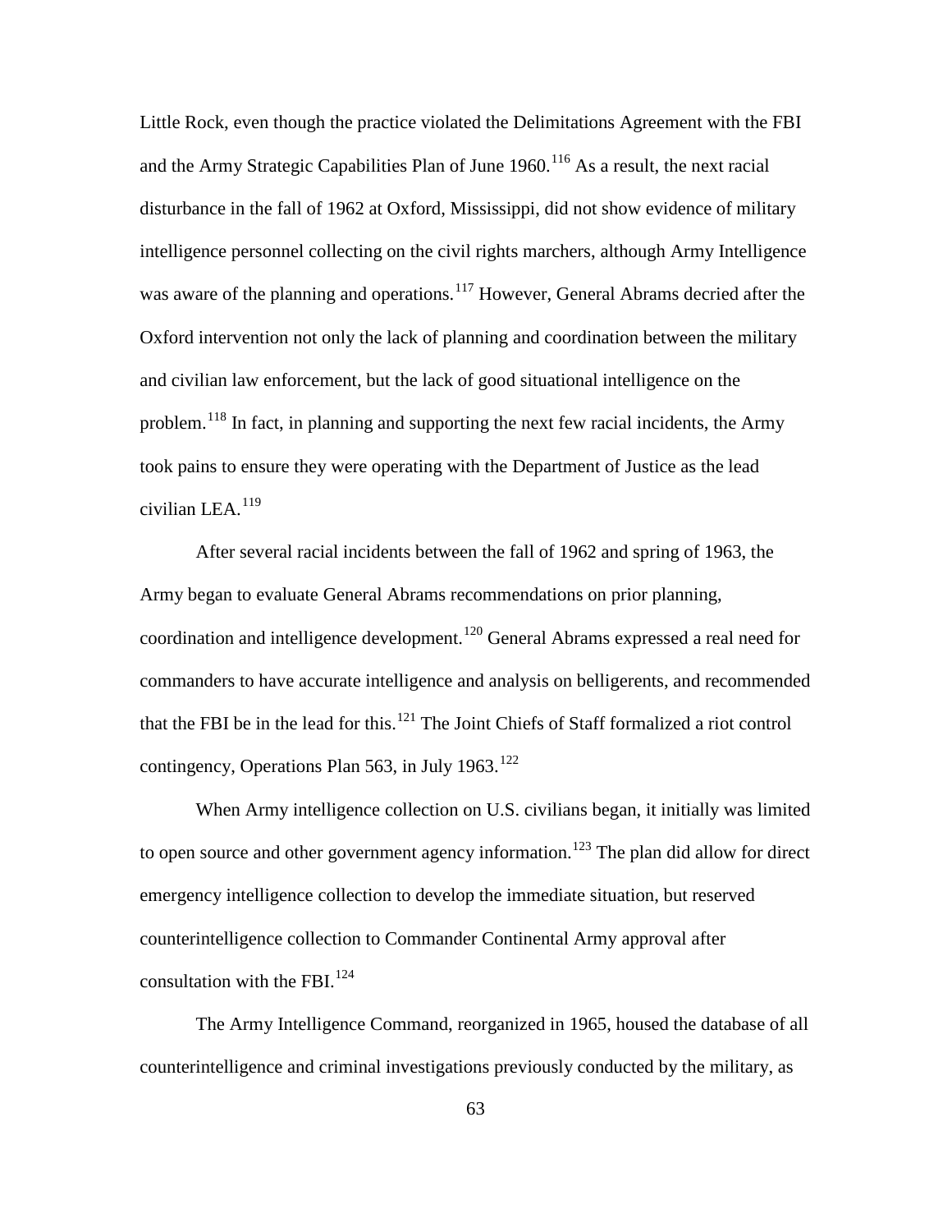Little Rock, even though the practice violated the Delimitations Agreement with the FBI and the Army Strategic Capabilities Plan of June 1960.[116] As a result, the next racial disturbance in the fall of 1962 at Oxford, Mississippi, did not show evidence of military intelligence personnel collecting on the civil rights marchers, although Army Intelligence was aware of the planning and operations.[117] However, General Abrams decried after the Oxford intervention not only the lack of planning and coordination between the military and civilian law enforcement, but the lack of good situational intelligence on the problem.[118] In fact, in planning and supporting the next few racial incidents, the Army took pains to ensure they were operating with the Department of Justice as the lead civilian LEA.[119]

After several racial incidents between the fall of 1962 and spring of 1963, the Army began to evaluate General Abrams recommendations on prior planning, coordination and intelligence development.[120] General Abrams expressed a real need for commanders to have accurate intelligence and analysis on belligerents, and recommended that the FBI be in the lead for this.[121] The Joint Chiefs of Staff formalized a riot control contingency, Operations Plan 563, in July 1963.[122]

When Army intelligence collection on U.S. civilians began, it initially was limited to open source and other government agency information.[123] The plan did allow for direct emergency intelligence collection to develop the immediate situation, but reserved counterintelligence collection to Commander Continental Army approval after consultation with the FBI.[124]

The Army Intelligence Command, reorganized in 1965, housed the database of all counterintelligence and criminal investigations previously conducted by the military, as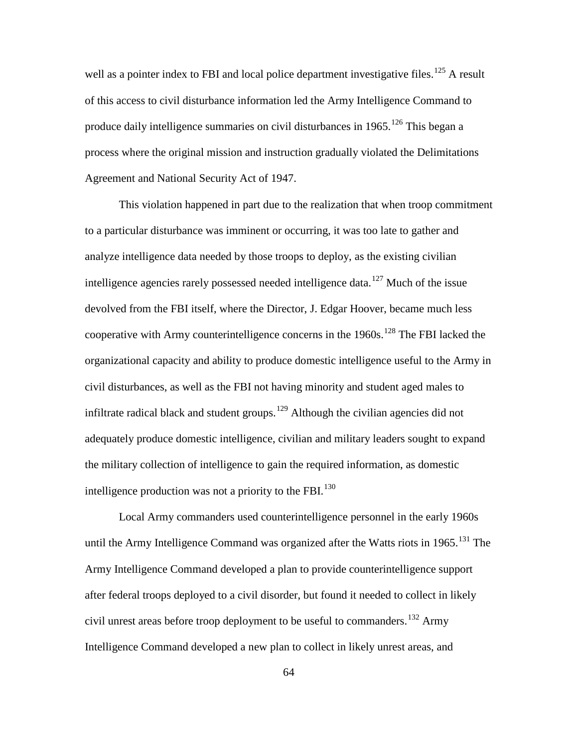well as a pointer index to FBI and local police department investigative files.[125] A result of this access to civil disturbance information led the Army Intelligence Command to produce daily intelligence summaries on civil disturbances in 1965.[126] This began a process where the original mission and instruction gradually violated the Delimitations Agreement and National Security Act of 1947.

This violation happened in part due to the realization that when troop commitment to a particular disturbance was imminent or occurring, it was too late to gather and analyze intelligence data needed by those troops to deploy, as the existing civilian intelligence agencies rarely possessed needed intelligence data.[127] Much of the issue devolved from the FBI itself, where the Director, J. Edgar Hoover, became much less cooperative with Army counterintelligence concerns in the 1960s.[128] The FBI lacked the organizational capacity and ability to produce domestic intelligence useful to the Army in civil disturbances, as well as the FBI not having minority and student aged males to infiltrate radical black and student groups.[129] Although the civilian agencies did not adequately produce domestic intelligence, civilian and military leaders sought to expand the military collection of intelligence to gain the required information, as domestic intelligence production was not a priority to the FBI.[130]

Local Army commanders used counterintelligence personnel in the early 1960s until the Army Intelligence Command was organized after the Watts riots in 1965.[131] The Army Intelligence Command developed a plan to provide counterintelligence support after federal troops deployed to a civil disorder, but found it needed to collect in likely civil unrest areas before troop deployment to be useful to commanders.[132] Army Intelligence Command developed a new plan to collect in likely unrest areas, and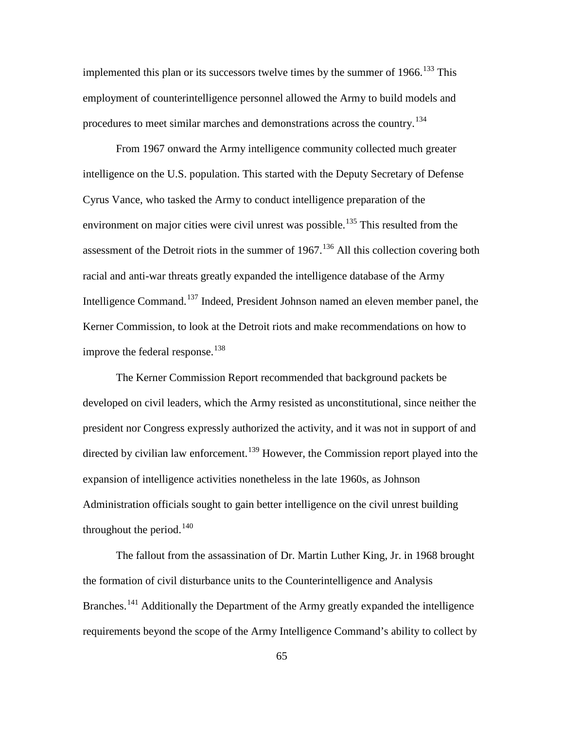implemented this plan or its successors twelve times by the summer of 1966.[133] This employment of counterintelligence personnel allowed the Army to build models and procedures to meet similar marches and demonstrations across the country.[134]

From 1967 onward the Army intelligence community collected much greater intelligence on the U.S. population. This started with the Deputy Secretary of Defense Cyrus Vance, who tasked the Army to conduct intelligence preparation of the environment on major cities were civil unrest was possible.[135] This resulted from the assessment of the Detroit riots in the summer of 1967.[136] All this collection covering both racial and anti-war threats greatly expanded the intelligence database of the Army Intelligence Command.[137] Indeed, President Johnson named an eleven member panel, the Kerner Commission, to look at the Detroit riots and make recommendations on how to improve the federal response.[138]

The Kerner Commission Report recommended that background packets be developed on civil leaders, which the Army resisted as unconstitutional, since neither the president nor Congress expressly authorized the activity, and it was not in support of and directed by civilian law enforcement.[139] However, the Commission report played into the expansion of intelligence activities nonetheless in the late 1960s, as Johnson Administration officials sought to gain better intelligence on the civil unrest building throughout the period.[140]

The fallout from the assassination of Dr. Martin Luther King, Jr. in 1968 brought the formation of civil disturbance units to the Counterintelligence and Analysis Branches.[141] Additionally the Department of the Army greatly expanded the intelligence requirements beyond the scope of the Army Intelligence Command's ability to collect by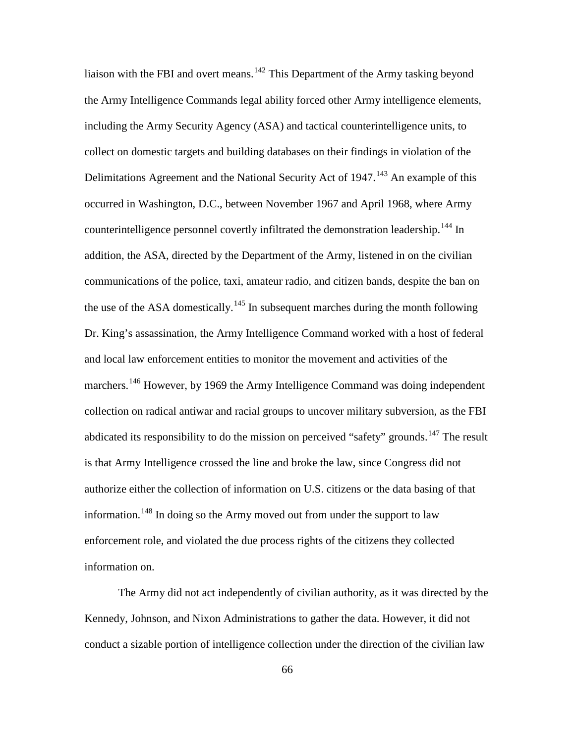liaison with the FBI and overt means.[142] This Department of the Army tasking beyond the Army Intelligence Commands legal ability forced other Army intelligence elements, including the Army Security Agency (ASA) and tactical counterintelligence units, to collect on domestic targets and building databases on their findings in violation of the Delimitations Agreement and the National Security Act of 1947.[143] An example of this occurred in Washington, D.C., between November 1967 and April 1968, where Army counterintelligence personnel covertly infiltrated the demonstration leadership.[144] In addition, the ASA, directed by the Department of the Army, listened in on the civilian communications of the police, taxi, amateur radio, and citizen bands, despite the ban on the use of the ASA domestically.[145] In subsequent marches during the month following Dr. King's assassination, the Army Intelligence Command worked with a host of federal and local law enforcement entities to monitor the movement and activities of the marchers.[146] However, by 1969 the Army Intelligence Command was doing independent collection on radical antiwar and racial groups to uncover military subversion, as the FBI abdicated its responsibility to do the mission on perceived "safety" grounds.[147] The result is that Army Intelligence crossed the line and broke the law, since Congress did not authorize either the collection of information on U.S. citizens or the data basing of that information.[148] In doing so the Army moved out from under the support to law enforcement role, and violated the due process rights of the citizens they collected information on.

The Army did not act independently of civilian authority, as it was directed by the Kennedy, Johnson, and Nixon Administrations to gather the data. However, it did not conduct a sizable portion of intelligence collection under the direction of the civilian law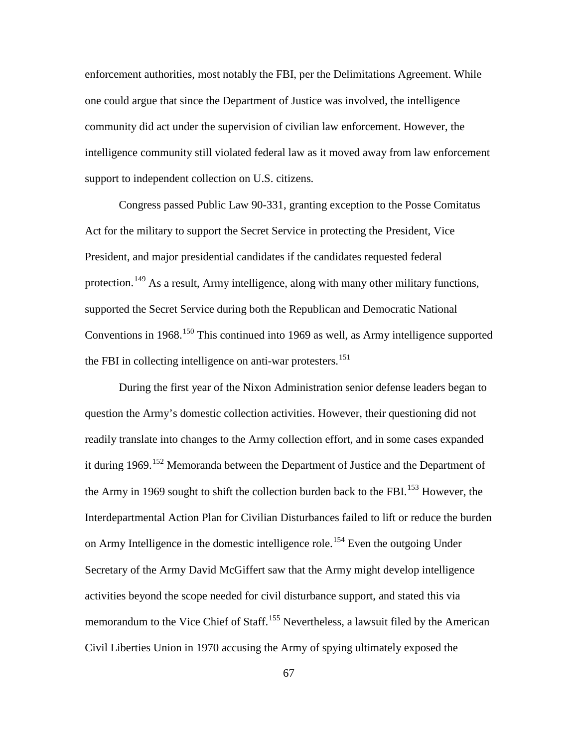enforcement authorities, most notably the FBI, per the Delimitations Agreement. While one could argue that since the Department of Justice was involved, the intelligence community did act under the supervision of civilian law enforcement. However, the intelligence community still violated federal law as it moved away from law enforcement support to independent collection on U.S. citizens.

Congress passed Public Law 90-331, granting exception to the Posse Comitatus Act for the military to support the Secret Service in protecting the President, Vice President, and major presidential candidates if the candidates requested federal protection.[149] As a result, Army intelligence, along with many other military functions, supported the Secret Service during both the Republican and Democratic National Conventions in 1968.[150] This continued into 1969 as well, as Army intelligence supported the FBI in collecting intelligence on anti-war protesters.[151]

During the first year of the Nixon Administration senior defense leaders began to question the Army's domestic collection activities. However, their questioning did not readily translate into changes to the Army collection effort, and in some cases expanded it during 1969.[152] Memoranda between the Department of Justice and the Department of the Army in 1969 sought to shift the collection burden back to the FBI.[153] However, the Interdepartmental Action Plan for Civilian Disturbances failed to lift or reduce the burden on Army Intelligence in the domestic intelligence role.[154] Even the outgoing Under Secretary of the Army David McGiffert saw that the Army might develop intelligence activities beyond the scope needed for civil disturbance support, and stated this via memorandum to the Vice Chief of Staff.[155] Nevertheless, a lawsuit filed by the American Civil Liberties Union in 1970 accusing the Army of spying ultimately exposed the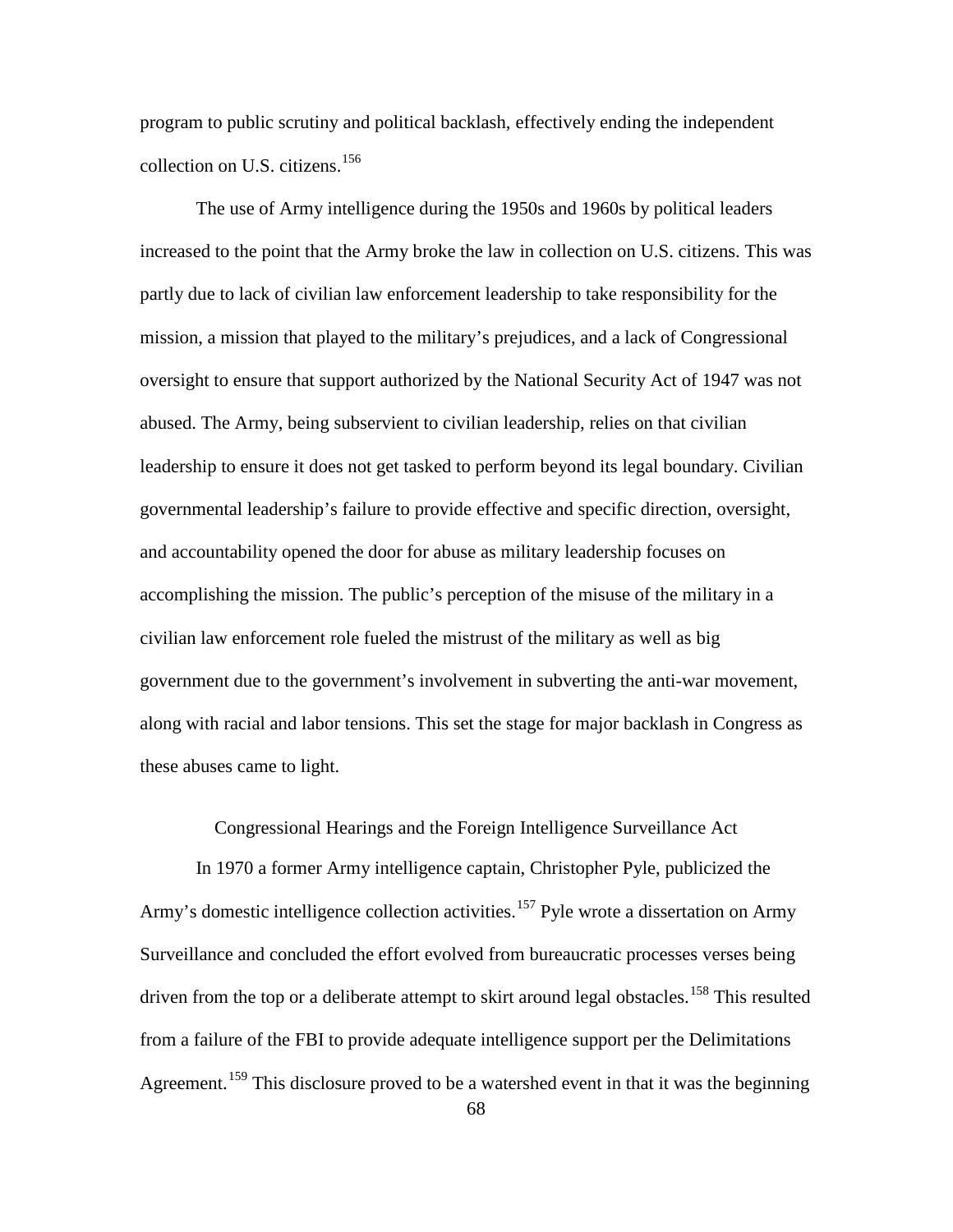program to public scrutiny and political backlash, effectively ending the independent collection on U.S. citizens.[156]

The use of Army intelligence during the 1950s and 1960s by political leaders increased to the point that the Army broke the law in collection on U.S. citizens. This was partly due to lack of civilian law enforcement leadership to take responsibility for the mission, a mission that played to the military's prejudices, and a lack of Congressional oversight to ensure that support authorized by the National Security Act of 1947 was not abused. The Army, being subservient to civilian leadership, relies on that civilian leadership to ensure it does not get tasked to perform beyond its legal boundary. Civilian governmental leadership's failure to provide effective and specific direction, oversight, and accountability opened the door for abuse as military leadership focuses on accomplishing the mission. The public's perception of the misuse of the military in a civilian law enforcement role fueled the mistrust of the military as well as big government due to the government's involvement in subverting the anti-war movement, along with racial and labor tensions. This set the stage for major backlash in Congress as these abuses came to light.

## Congressional Hearings and the Foreign Intelligence Surveillance Act

In 1970 a former Army intelligence captain, Christopher Pyle, publicized the Army's domestic intelligence collection activities.[157] Pyle wrote a dissertation on Army Surveillance and concluded the effort evolved from bureaucratic processes verses being driven from the top or a deliberate attempt to skirt around legal obstacles.[158] This resulted from a failure of the FBI to provide adequate intelligence support per the Delimitations Agreement.[159] This disclosure proved to be a watershed event in that it was the beginning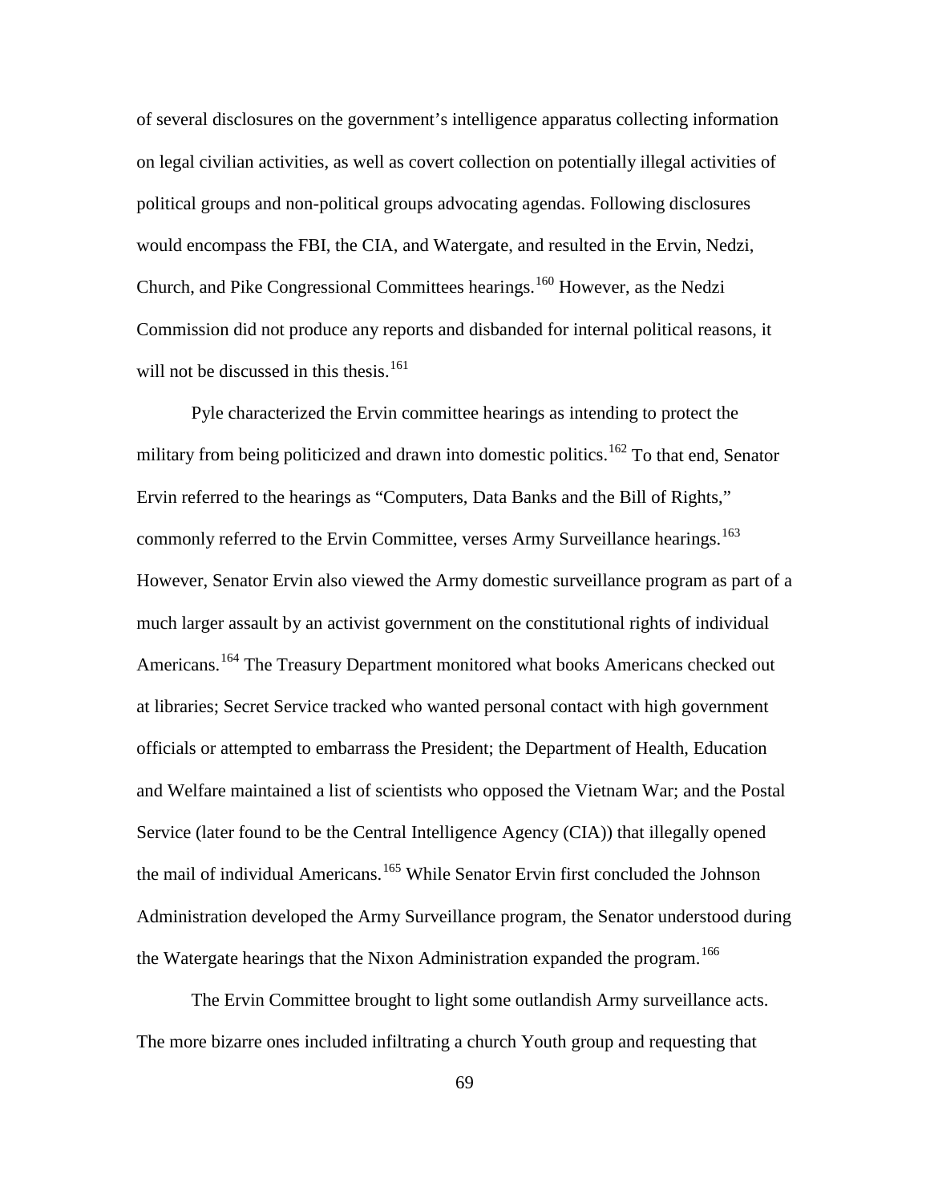of several disclosures on the government's intelligence apparatus collecting information on legal civilian activities, as well as covert collection on potentially illegal activities of political groups and non-political groups advocating agendas. Following disclosures would encompass the FBI, the CIA, and Watergate, and resulted in the Ervin, Nedzi, Church, and Pike Congressional Committees hearings.[160] However, as the Nedzi Commission did not produce any reports and disbanded for internal political reasons, it will not be discussed in this thesis.[161]

Pyle characterized the Ervin committee hearings as intending to protect the military from being politicized and drawn into domestic politics.[162] To that end, Senator Ervin referred to the hearings as "Computers, Data Banks and the Bill of Rights," commonly referred to the Ervin Committee, verses Army Surveillance hearings.[163] However, Senator Ervin also viewed the Army domestic surveillance program as part of a much larger assault by an activist government on the constitutional rights of individual Americans.[164] The Treasury Department monitored what books Americans checked out at libraries; Secret Service tracked who wanted personal contact with high government officials or attempted to embarrass the President; the Department of Health, Education and Welfare maintained a list of scientists who opposed the Vietnam War; and the Postal Service (later found to be the Central Intelligence Agency (CIA)) that illegally opened the mail of individual Americans.[165] While Senator Ervin first concluded the Johnson Administration developed the Army Surveillance program, the Senator understood during the Watergate hearings that the Nixon Administration expanded the program.[166]

The Ervin Committee brought to light some outlandish Army surveillance acts. The more bizarre ones included infiltrating a church Youth group and requesting that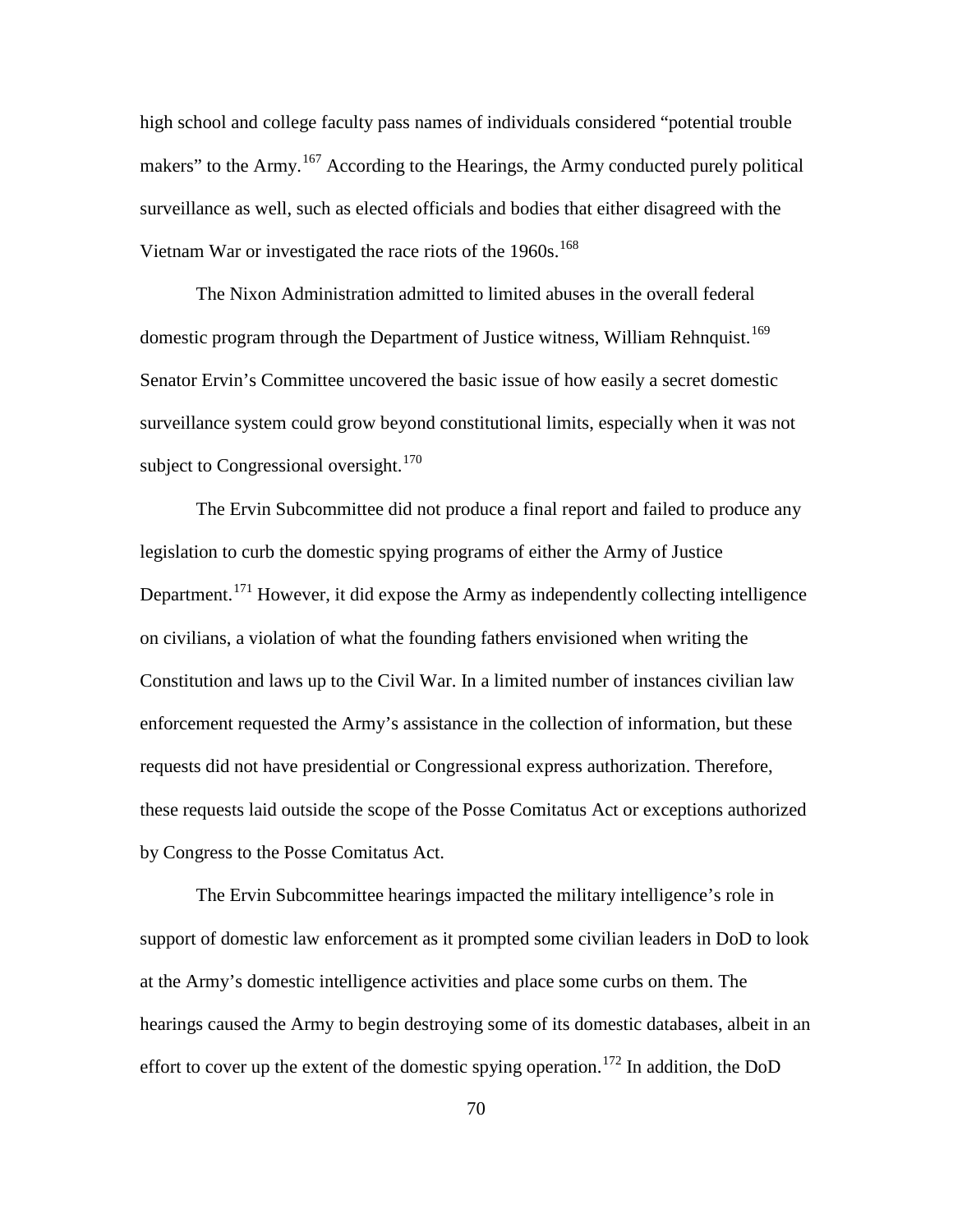high school and college faculty pass names of individuals considered "potential trouble makers" to the Army.[167] According to the Hearings, the Army conducted purely political surveillance as well, such as elected officials and bodies that either disagreed with the Vietnam War or investigated the race riots of the 1960s.[168]

The Nixon Administration admitted to limited abuses in the overall federal domestic program through the Department of Justice witness, William Rehnquist.[169] Senator Ervin's Committee uncovered the basic issue of how easily a secret domestic surveillance system could grow beyond constitutional limits, especially when it was not subject to Congressional oversight.[170]

The Ervin Subcommittee did not produce a final report and failed to produce any legislation to curb the domestic spying programs of either the Army of Justice Department.[171] However, it did expose the Army as independently collecting intelligence on civilians, a violation of what the founding fathers envisioned when writing the Constitution and laws up to the Civil War. In a limited number of instances civilian law enforcement requested the Army's assistance in the collection of information, but these requests did not have presidential or Congressional express authorization. Therefore, these requests laid outside the scope of the Posse Comitatus Act or exceptions authorized by Congress to the Posse Comitatus Act.

The Ervin Subcommittee hearings impacted the military intelligence's role in support of domestic law enforcement as it prompted some civilian leaders in DoD to look at the Army's domestic intelligence activities and place some curbs on them. The hearings caused the Army to begin destroying some of its domestic databases, albeit in an effort to cover up the extent of the domestic spying operation.[172] In addition, the DoD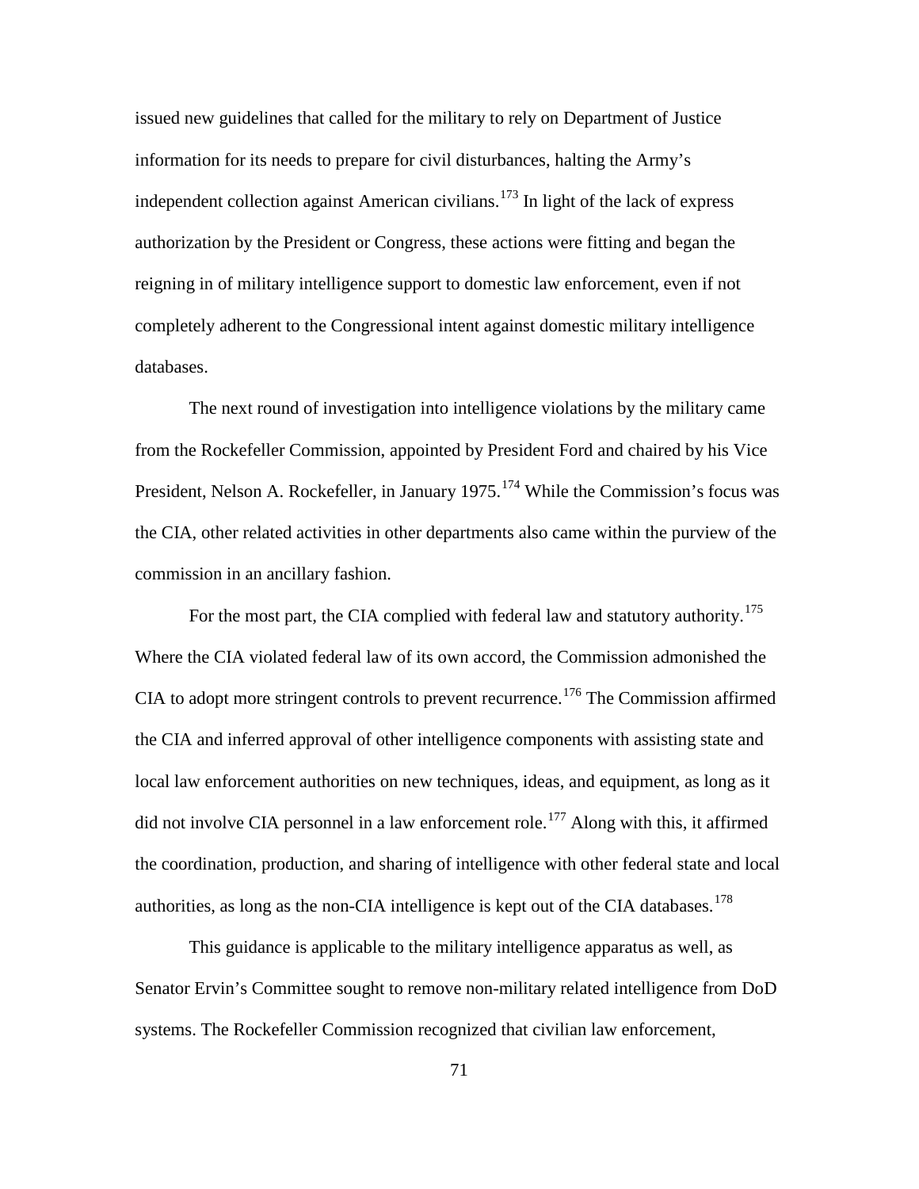issued new guidelines that called for the military to rely on Department of Justice information for its needs to prepare for civil disturbances, halting the Army's independent collection against American civilians.[173] In light of the lack of express authorization by the President or Congress, these actions were fitting and began the reigning in of military intelligence support to domestic law enforcement, even if not completely adherent to the Congressional intent against domestic military intelligence databases.

The next round of investigation into intelligence violations by the military came from the Rockefeller Commission, appointed by President Ford and chaired by his Vice President, Nelson A. Rockefeller, in January 1975.[174] While the Commission's focus was the CIA, other related activities in other departments also came within the purview of the commission in an ancillary fashion.

For the most part, the CIA complied with federal law and statutory authority.[175] Where the CIA violated federal law of its own accord, the Commission admonished the CIA to adopt more stringent controls to prevent recurrence.[176] The Commission affirmed the CIA and inferred approval of other intelligence components with assisting state and local law enforcement authorities on new techniques, ideas, and equipment, as long as it did not involve CIA personnel in a law enforcement role.[177] Along with this, it affirmed the coordination, production, and sharing of intelligence with other federal state and local authorities, as long as the non-CIA intelligence is kept out of the CIA databases.[178]

This guidance is applicable to the military intelligence apparatus as well, as Senator Ervin's Committee sought to remove non-military related intelligence from DoD systems. The Rockefeller Commission recognized that civilian law enforcement,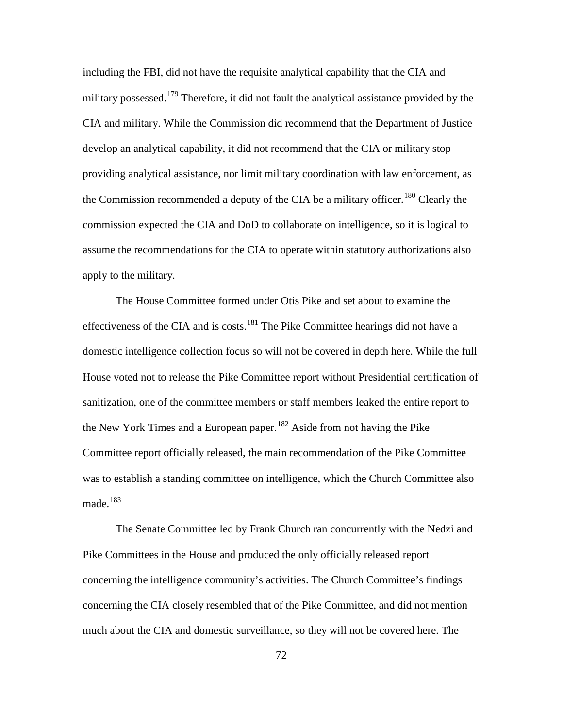including the FBI, did not have the requisite analytical capability that the CIA and military possessed.[179] Therefore, it did not fault the analytical assistance provided by the CIA and military. While the Commission did recommend that the Department of Justice develop an analytical capability, it did not recommend that the CIA or military stop providing analytical assistance, nor limit military coordination with law enforcement, as the Commission recommended a deputy of the CIA be a military officer.[180] Clearly the commission expected the CIA and DoD to collaborate on intelligence, so it is logical to assume the recommendations for the CIA to operate within statutory authorizations also apply to the military.

The House Committee formed under Otis Pike and set about to examine the effectiveness of the CIA and is costs.[181] The Pike Committee hearings did not have a domestic intelligence collection focus so will not be covered in depth here. While the full House voted not to release the Pike Committee report without Presidential certification of sanitization, one of the committee members or staff members leaked the entire report to the New York Times and a European paper.[182] Aside from not having the Pike Committee report officially released, the main recommendation of the Pike Committee was to establish a standing committee on intelligence, which the Church Committee also made.[183]

The Senate Committee led by Frank Church ran concurrently with the Nedzi and Pike Committees in the House and produced the only officially released report concerning the intelligence community's activities. The Church Committee's findings concerning the CIA closely resembled that of the Pike Committee, and did not mention much about the CIA and domestic surveillance, so they will not be covered here. The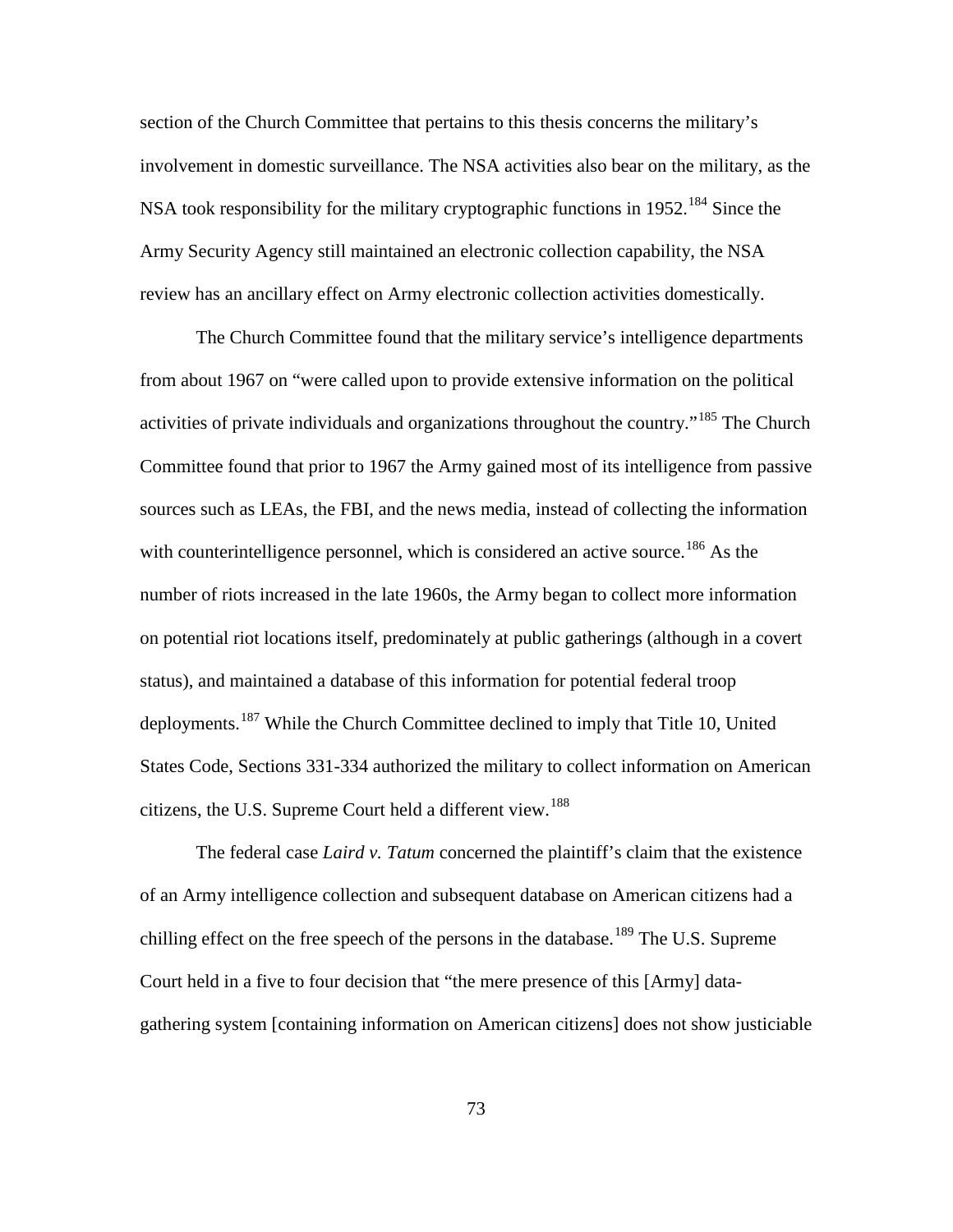section of the Church Committee that pertains to this thesis concerns the military's involvement in domestic surveillance. The NSA activities also bear on the military, as the NSA took responsibility for the military cryptographic functions in 1952.[184] Since the Army Security Agency still maintained an electronic collection capability, the NSA review has an ancillary effect on Army electronic collection activities domestically.

The Church Committee found that the military service's intelligence departments from about 1967 on "were called upon to provide extensive information on the political activities of private individuals and organizations throughout the country."[185] The Church Committee found that prior to 1967 the Army gained most of its intelligence from passive sources such as LEAs, the FBI, and the news media, instead of collecting the information with counterintelligence personnel, which is considered an active source.[186] As the number of riots increased in the late 1960s, the Army began to collect more information on potential riot locations itself, predominately at public gatherings (although in a covert status), and maintained a database of this information for potential federal troop deployments.[187] While the Church Committee declined to imply that Title 10, United States Code, Sections 331-334 authorized the military to collect information on American citizens, the U.S. Supreme Court held a different view.[188]

The federal case *Laird v. Tatum* concerned the plaintiff's claim that the existence of an Army intelligence collection and subsequent database on American citizens had a chilling effect on the free speech of the persons in the database.[189] The U.S. Supreme Court held in a five to four decision that "the mere presence of this [Army] data-gathering system [containing information on American citizens] does not show justiciable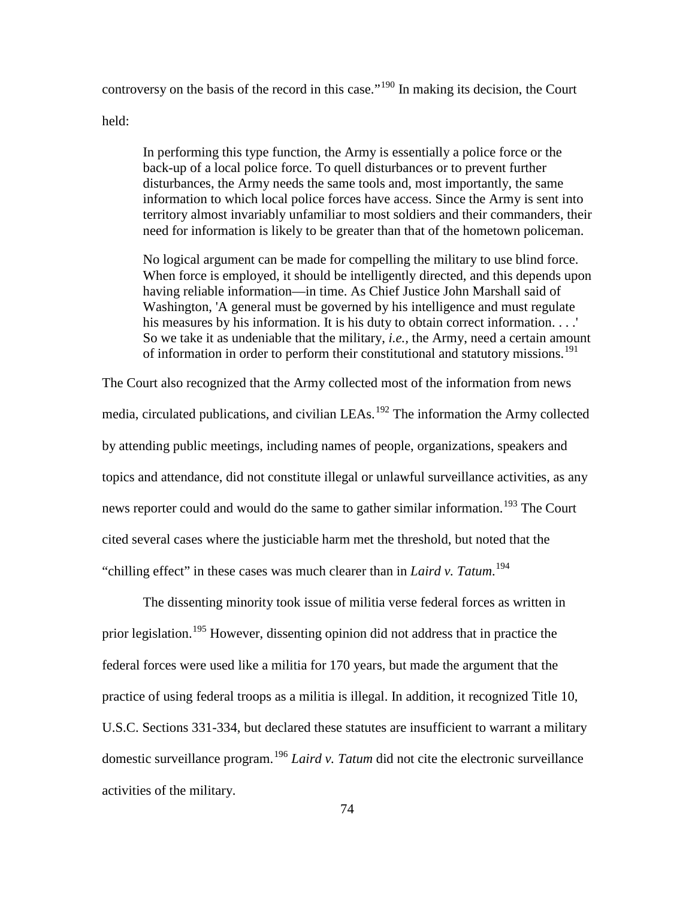controversy on the basis of the record in this case."[190] In making its decision, the Court held:

> In performing this type function, the Army is essentially a police force or the back-up of a local police force. To quell disturbances or to prevent further disturbances, the Army needs the same tools and, most importantly, the same information to which local police forces have access. Since the Army is sent into territory almost invariably unfamiliar to most soldiers and their commanders, their need for information is likely to be greater than that of the hometown policeman.
>
> No logical argument can be made for compelling the military to use blind force. When force is employed, it should be intelligently directed, and this depends upon having reliable information—in time. As Chief Justice John Marshall said of Washington, 'A general must be governed by his intelligence and must regulate his measures by his information. It is his duty to obtain correct information. . . .' So we take it as undeniable that the military, *i.e.*, the Army, need a certain amount of information in order to perform their constitutional and statutory missions.[191]

The Court also recognized that the Army collected most of the information from news media, circulated publications, and civilian LEAs.[192] The information the Army collected by attending public meetings, including names of people, organizations, speakers and topics and attendance, did not constitute illegal or unlawful surveillance activities, as any news reporter could and would do the same to gather similar information.[193] The Court cited several cases where the justiciable harm met the threshold, but noted that the "chilling effect" in these cases was much clearer than in *Laird v. Tatum*.[194]

The dissenting minority took issue of militia verse federal forces as written in prior legislation.[195] However, dissenting opinion did not address that in practice the federal forces were used like a militia for 170 years, but made the argument that the practice of using federal troops as a militia is illegal. In addition, it recognized Title 10, U.S.C. Sections 331-334, but declared these statutes are insufficient to warrant a military domestic surveillance program.[196] *Laird v. Tatum* did not cite the electronic surveillance activities of the military.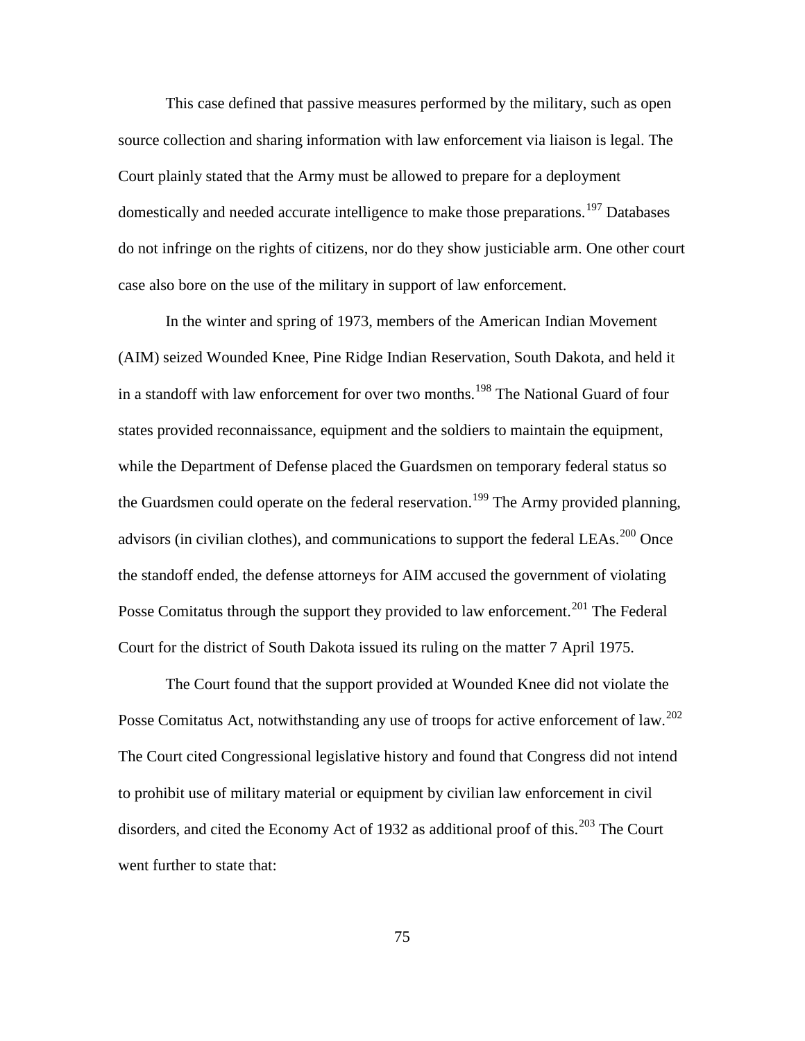This case defined that passive measures performed by the military, such as open source collection and sharing information with law enforcement via liaison is legal. The Court plainly stated that the Army must be allowed to prepare for a deployment domestically and needed accurate intelligence to make those preparations.[197] Databases do not infringe on the rights of citizens, nor do they show justiciable arm. One other court case also bore on the use of the military in support of law enforcement.

In the winter and spring of 1973, members of the American Indian Movement (AIM) seized Wounded Knee, Pine Ridge Indian Reservation, South Dakota, and held it in a standoff with law enforcement for over two months.[198] The National Guard of four states provided reconnaissance, equipment and the soldiers to maintain the equipment, while the Department of Defense placed the Guardsmen on temporary federal status so the Guardsmen could operate on the federal reservation.[199] The Army provided planning, advisors (in civilian clothes), and communications to support the federal LEAs.[200] Once the standoff ended, the defense attorneys for AIM accused the government of violating Posse Comitatus through the support they provided to law enforcement.[201] The Federal Court for the district of South Dakota issued its ruling on the matter 7 April 1975.

The Court found that the support provided at Wounded Knee did not violate the Posse Comitatus Act, notwithstanding any use of troops for active enforcement of law.[202] The Court cited Congressional legislative history and found that Congress did not intend to prohibit use of military material or equipment by civilian law enforcement in civil disorders, and cited the Economy Act of 1932 as additional proof of this.[203] The Court went further to state that: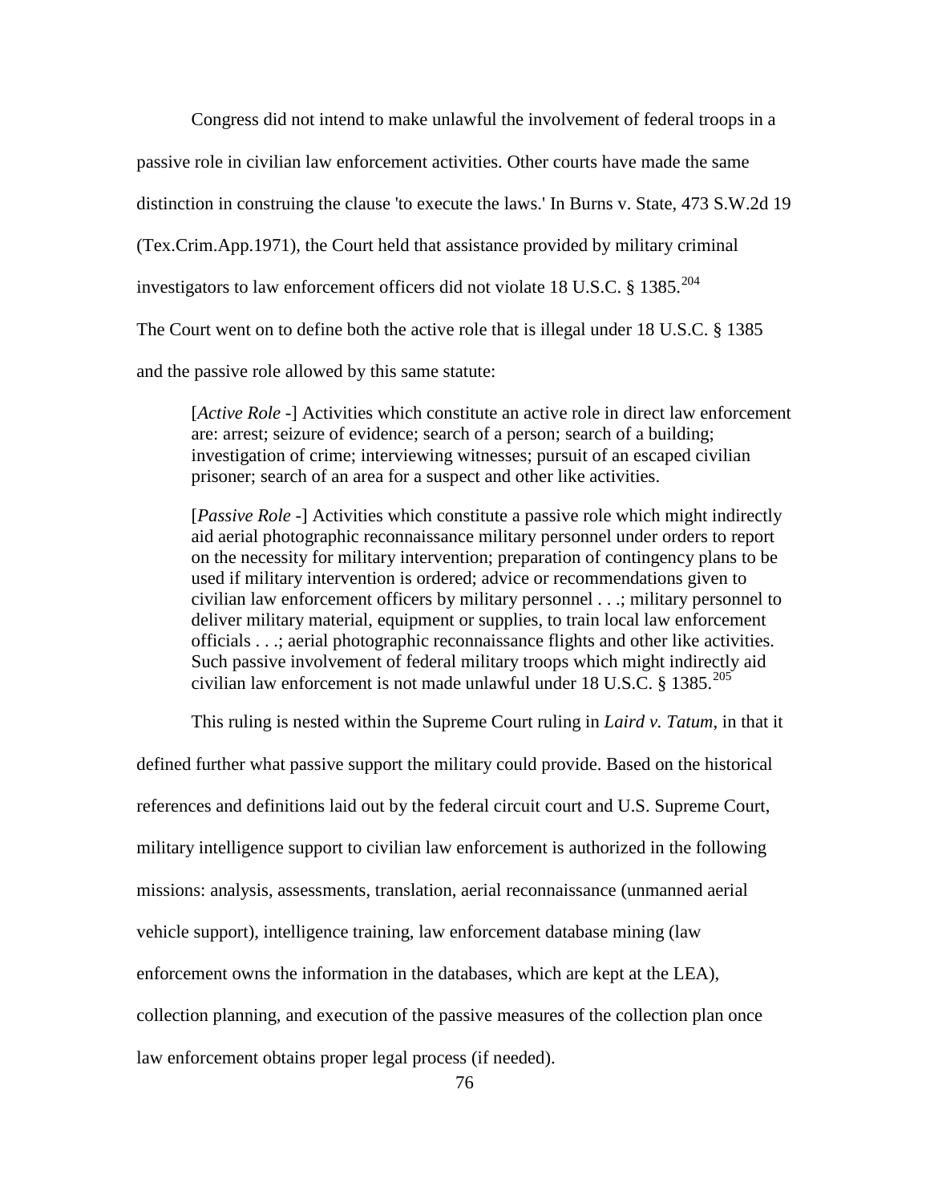Congress did not intend to make unlawful the involvement of federal troops in a passive role in civilian law enforcement activities. Other courts have made the same distinction in construing the clause 'to execute the laws.' In Burns v. State, 473 S.W.2d 19 (Tex.Crim.App.1971), the Court held that assistance provided by military criminal investigators to law enforcement officers did not violate 18 U.S.C. § 1385.[204] The Court went on to define both the active role that is illegal under 18 U.S.C. § 1385 and the passive role allowed by this same statute:

> [*Active Role* -] Activities which constitute an active role in direct law enforcement are: arrest; seizure of evidence; search of a person; search of a building; investigation of crime; interviewing witnesses; pursuit of an escaped civilian prisoner; search of an area for a suspect and other like activities.
>
> [*Passive Role* -] Activities which constitute a passive role which might indirectly aid aerial photographic reconnaissance military personnel under orders to report on the necessity for military intervention; preparation of contingency plans to be used if military intervention is ordered; advice or recommendations given to civilian law enforcement officers by military personnel . . .; military personnel to deliver military material, equipment or supplies, to train local law enforcement officials . . .; aerial photographic reconnaissance flights and other like activities. Such passive involvement of federal military troops which might indirectly aid civilian law enforcement is not made unlawful under 18 U.S.C. § 1385.[205]

This ruling is nested within the Supreme Court ruling in *Laird v. Tatum*, in that it defined further what passive support the military could provide. Based on the historical references and definitions laid out by the federal circuit court and U.S. Supreme Court, military intelligence support to civilian law enforcement is authorized in the following missions: analysis, assessments, translation, aerial reconnaissance (unmanned aerial vehicle support), intelligence training, law enforcement database mining (law enforcement owns the information in the databases, which are kept at the LEA), collection planning, and execution of the passive measures of the collection plan once law enforcement obtains proper legal process (if needed).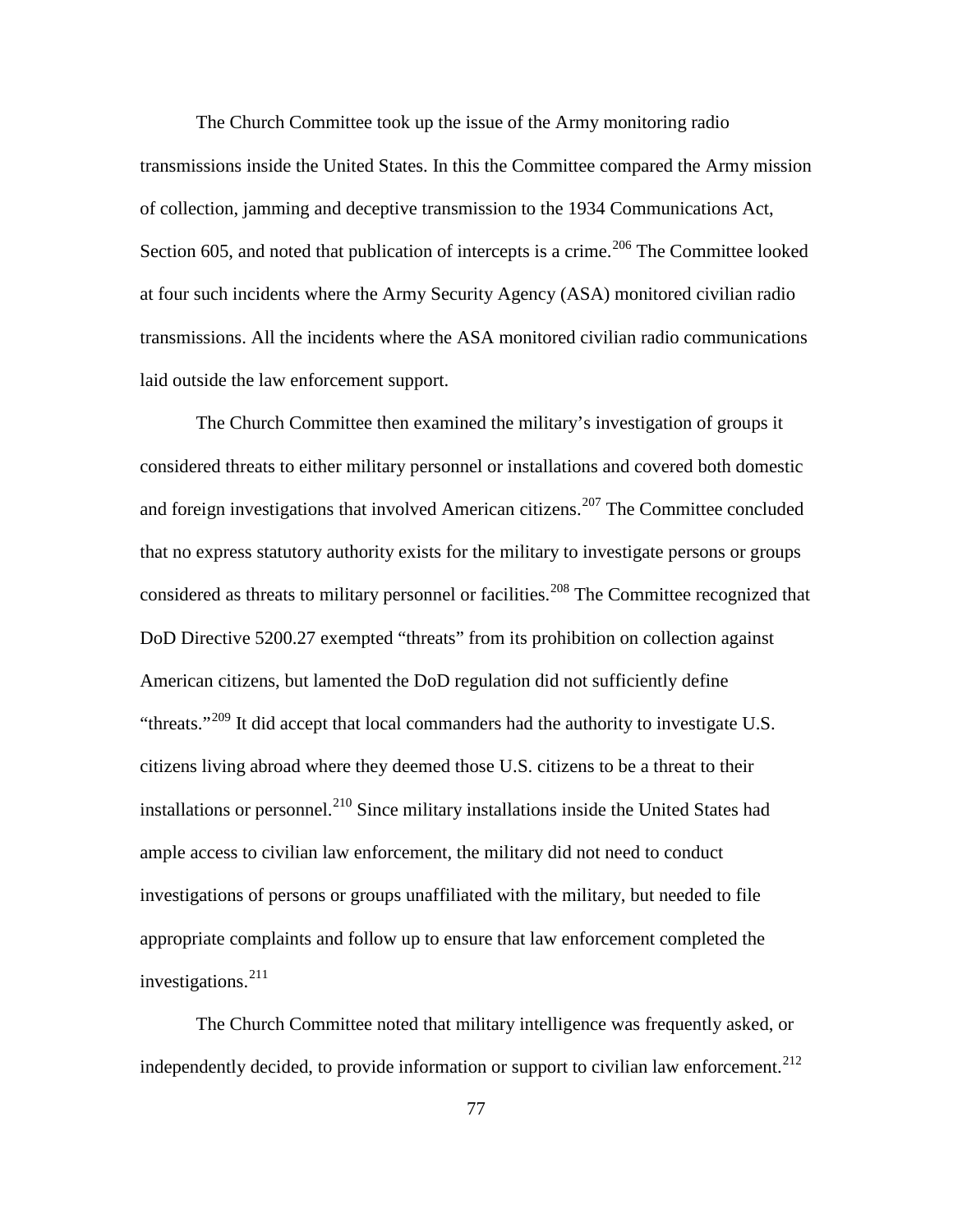The Church Committee took up the issue of the Army monitoring radio transmissions inside the United States. In this the Committee compared the Army mission of collection, jamming and deceptive transmission to the 1934 Communications Act, Section 605, and noted that publication of intercepts is a crime.[206] The Committee looked at four such incidents where the Army Security Agency (ASA) monitored civilian radio transmissions. All the incidents where the ASA monitored civilian radio communications laid outside the law enforcement support.

The Church Committee then examined the military's investigation of groups it considered threats to either military personnel or installations and covered both domestic and foreign investigations that involved American citizens.[207] The Committee concluded that no express statutory authority exists for the military to investigate persons or groups considered as threats to military personnel or facilities.[208] The Committee recognized that DoD Directive 5200.27 exempted "threats" from its prohibition on collection against American citizens, but lamented the DoD regulation did not sufficiently define "threats."[209] It did accept that local commanders had the authority to investigate U.S. citizens living abroad where they deemed those U.S. citizens to be a threat to their installations or personnel.[210] Since military installations inside the United States had ample access to civilian law enforcement, the military did not need to conduct investigations of persons or groups unaffiliated with the military, but needed to file appropriate complaints and follow up to ensure that law enforcement completed the investigations.[211]

The Church Committee noted that military intelligence was frequently asked, or independently decided, to provide information or support to civilian law enforcement.[212]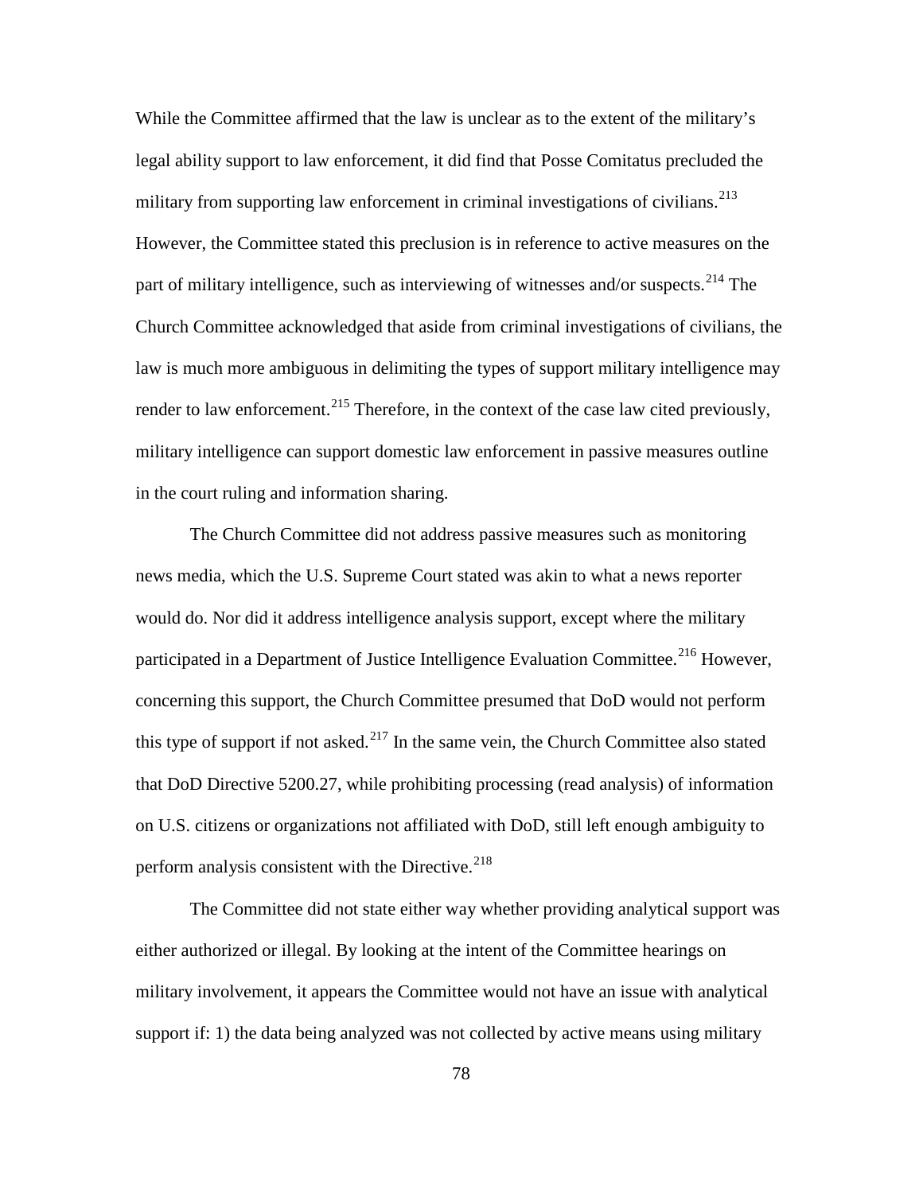While the Committee affirmed that the law is unclear as to the extent of the military's legal ability support to law enforcement, it did find that Posse Comitatus precluded the military from supporting law enforcement in criminal investigations of civilians.[213] However, the Committee stated this preclusion is in reference to active measures on the part of military intelligence, such as interviewing of witnesses and/or suspects.[214] The Church Committee acknowledged that aside from criminal investigations of civilians, the law is much more ambiguous in delimiting the types of support military intelligence may render to law enforcement.[215] Therefore, in the context of the case law cited previously, military intelligence can support domestic law enforcement in passive measures outline in the court ruling and information sharing.

The Church Committee did not address passive measures such as monitoring news media, which the U.S. Supreme Court stated was akin to what a news reporter would do. Nor did it address intelligence analysis support, except where the military participated in a Department of Justice Intelligence Evaluation Committee.[216] However, concerning this support, the Church Committee presumed that DoD would not perform this type of support if not asked.[217] In the same vein, the Church Committee also stated that DoD Directive 5200.27, while prohibiting processing (read analysis) of information on U.S. citizens or organizations not affiliated with DoD, still left enough ambiguity to perform analysis consistent with the Directive.[218]

The Committee did not state either way whether providing analytical support was either authorized or illegal. By looking at the intent of the Committee hearings on military involvement, it appears the Committee would not have an issue with analytical support if: 1) the data being analyzed was not collected by active means using military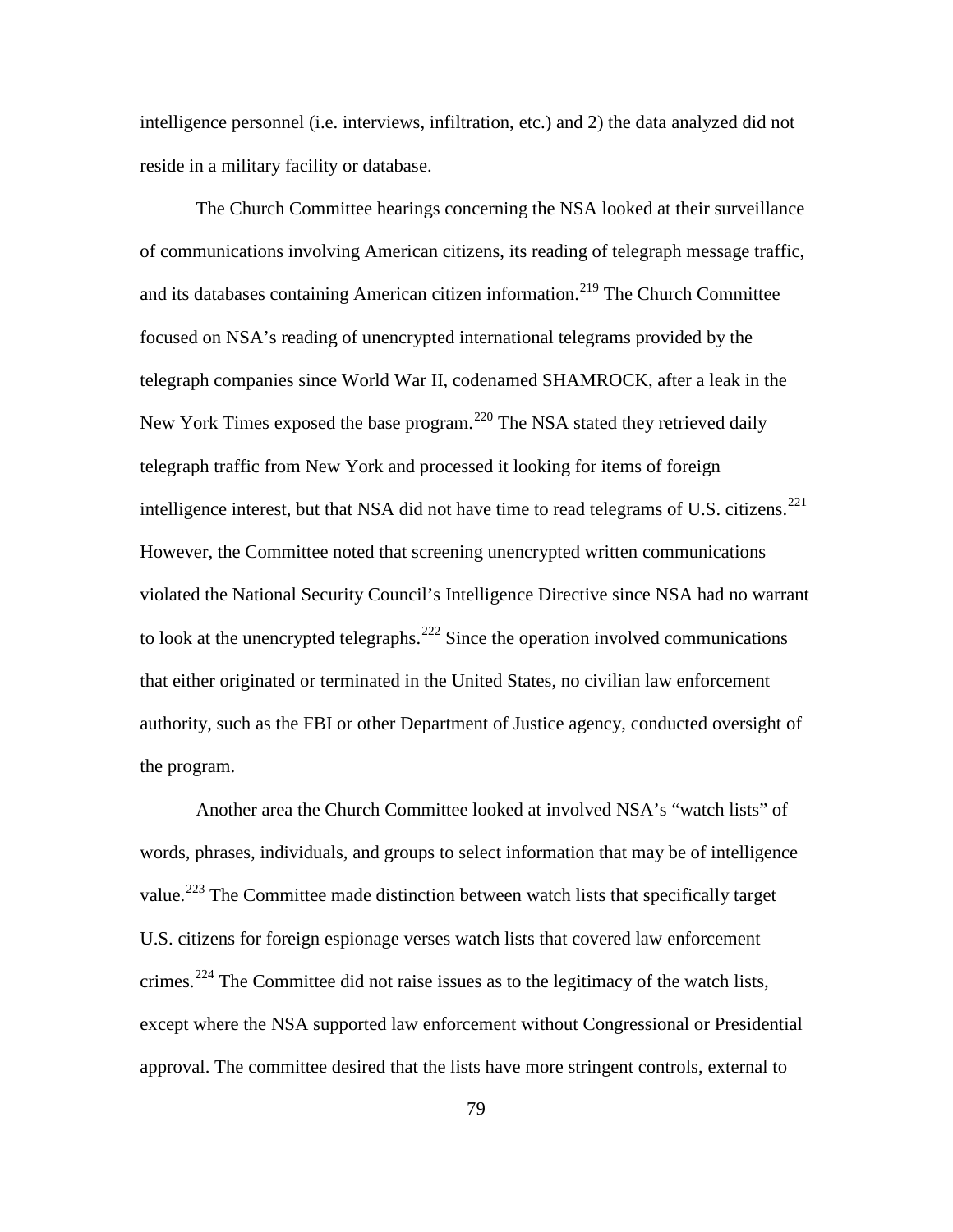intelligence personnel (i.e. interviews, infiltration, etc.) and 2) the data analyzed did not reside in a military facility or database.

The Church Committee hearings concerning the NSA looked at their surveillance of communications involving American citizens, its reading of telegraph message traffic, and its databases containing American citizen information.[219] The Church Committee focused on NSA's reading of unencrypted international telegrams provided by the telegraph companies since World War II, codenamed SHAMROCK, after a leak in the New York Times exposed the base program.[220] The NSA stated they retrieved daily telegraph traffic from New York and processed it looking for items of foreign intelligence interest, but that NSA did not have time to read telegrams of U.S. citizens.[221] However, the Committee noted that screening unencrypted written communications violated the National Security Council's Intelligence Directive since NSA had no warrant to look at the unencrypted telegraphs.[222] Since the operation involved communications that either originated or terminated in the United States, no civilian law enforcement authority, such as the FBI or other Department of Justice agency, conducted oversight of the program.

Another area the Church Committee looked at involved NSA's "watch lists" of words, phrases, individuals, and groups to select information that may be of intelligence value.[223] The Committee made distinction between watch lists that specifically target U.S. citizens for foreign espionage verses watch lists that covered law enforcement crimes.[224] The Committee did not raise issues as to the legitimacy of the watch lists, except where the NSA supported law enforcement without Congressional or Presidential approval. The committee desired that the lists have more stringent controls, external to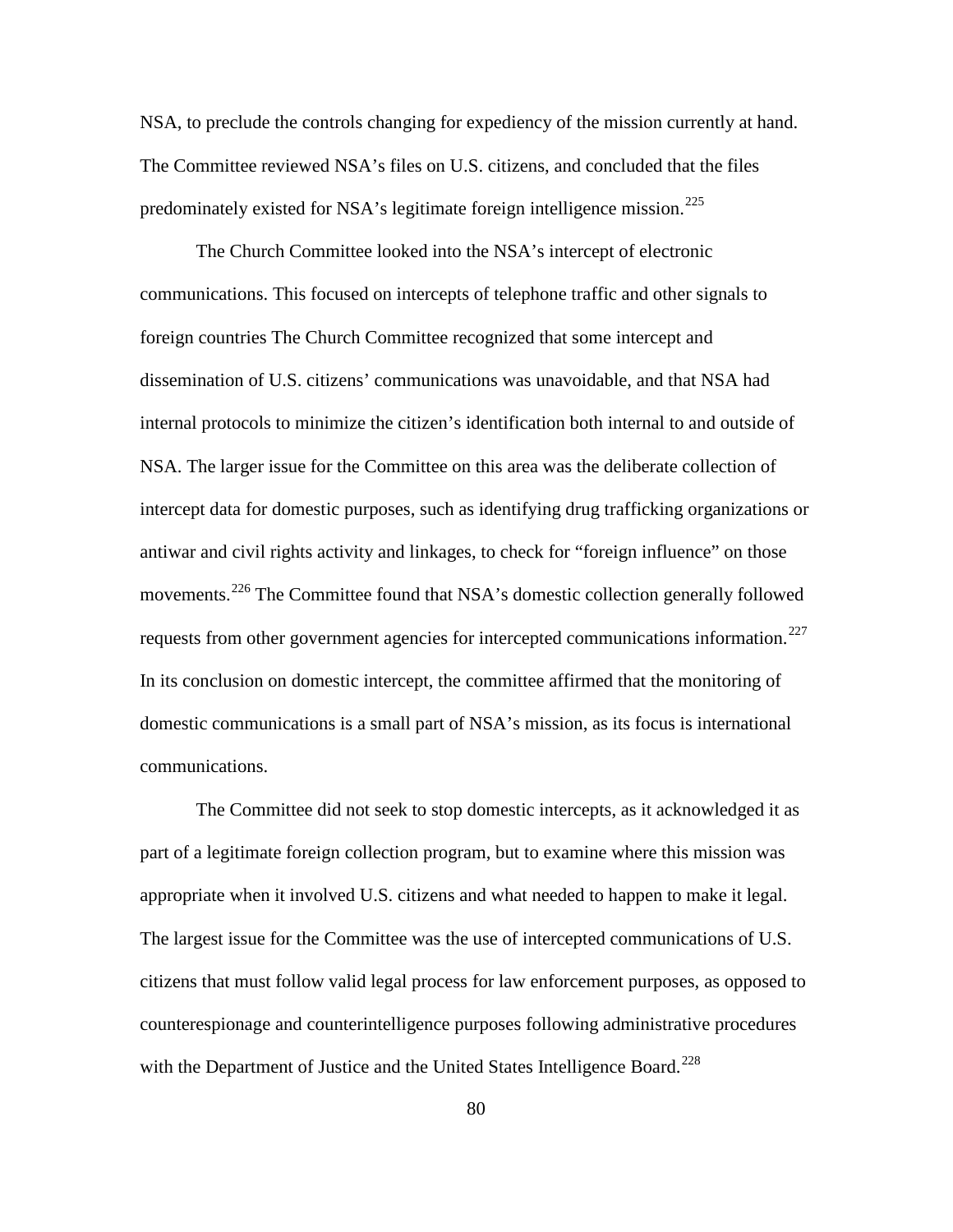NSA, to preclude the controls changing for expediency of the mission currently at hand. The Committee reviewed NSA's files on U.S. citizens, and concluded that the files predominately existed for NSA's legitimate foreign intelligence mission.[225]

The Church Committee looked into the NSA's intercept of electronic communications. This focused on intercepts of telephone traffic and other signals to foreign countries The Church Committee recognized that some intercept and dissemination of U.S. citizens' communications was unavoidable, and that NSA had internal protocols to minimize the citizen's identification both internal to and outside of NSA. The larger issue for the Committee on this area was the deliberate collection of intercept data for domestic purposes, such as identifying drug trafficking organizations or antiwar and civil rights activity and linkages, to check for "foreign influence" on those movements.[226] The Committee found that NSA's domestic collection generally followed requests from other government agencies for intercepted communications information.[227] In its conclusion on domestic intercept, the committee affirmed that the monitoring of domestic communications is a small part of NSA's mission, as its focus is international communications.

The Committee did not seek to stop domestic intercepts, as it acknowledged it as part of a legitimate foreign collection program, but to examine where this mission was appropriate when it involved U.S. citizens and what needed to happen to make it legal. The largest issue for the Committee was the use of intercepted communications of U.S. citizens that must follow valid legal process for law enforcement purposes, as opposed to counterespionage and counterintelligence purposes following administrative procedures with the Department of Justice and the United States Intelligence Board.[228]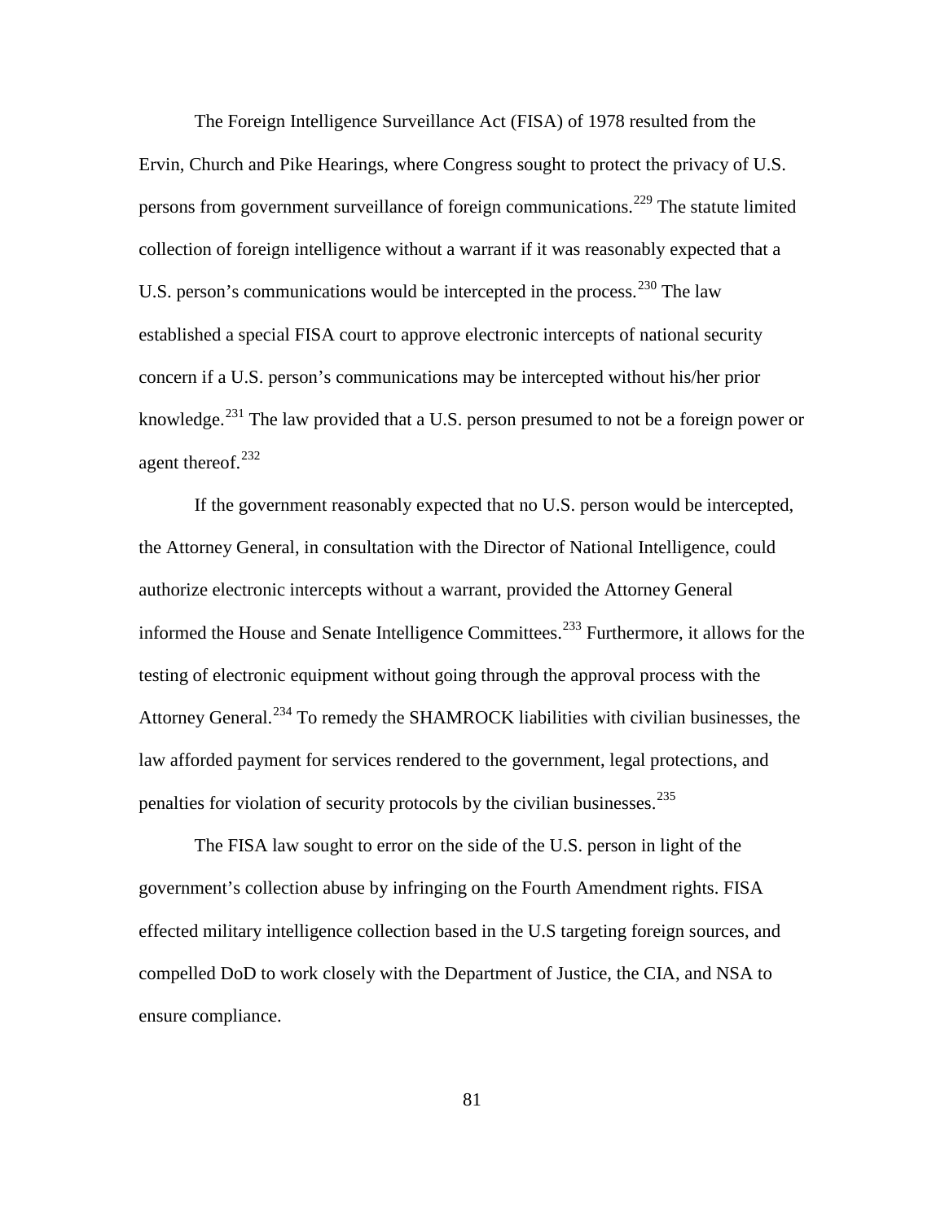The Foreign Intelligence Surveillance Act (FISA) of 1978 resulted from the Ervin, Church and Pike Hearings, where Congress sought to protect the privacy of U.S. persons from government surveillance of foreign communications.[229] The statute limited collection of foreign intelligence without a warrant if it was reasonably expected that a U.S. person's communications would be intercepted in the process.[230] The law established a special FISA court to approve electronic intercepts of national security concern if a U.S. person's communications may be intercepted without his/her prior knowledge.[231] The law provided that a U.S. person presumed to not be a foreign power or agent thereof.[232]

If the government reasonably expected that no U.S. person would be intercepted, the Attorney General, in consultation with the Director of National Intelligence, could authorize electronic intercepts without a warrant, provided the Attorney General informed the House and Senate Intelligence Committees.[233] Furthermore, it allows for the testing of electronic equipment without going through the approval process with the Attorney General.[234] To remedy the SHAMROCK liabilities with civilian businesses, the law afforded payment for services rendered to the government, legal protections, and penalties for violation of security protocols by the civilian businesses.[235]

The FISA law sought to error on the side of the U.S. person in light of the government's collection abuse by infringing on the Fourth Amendment rights. FISA effected military intelligence collection based in the U.S targeting foreign sources, and compelled DoD to work closely with the Department of Justice, the CIA, and NSA to ensure compliance.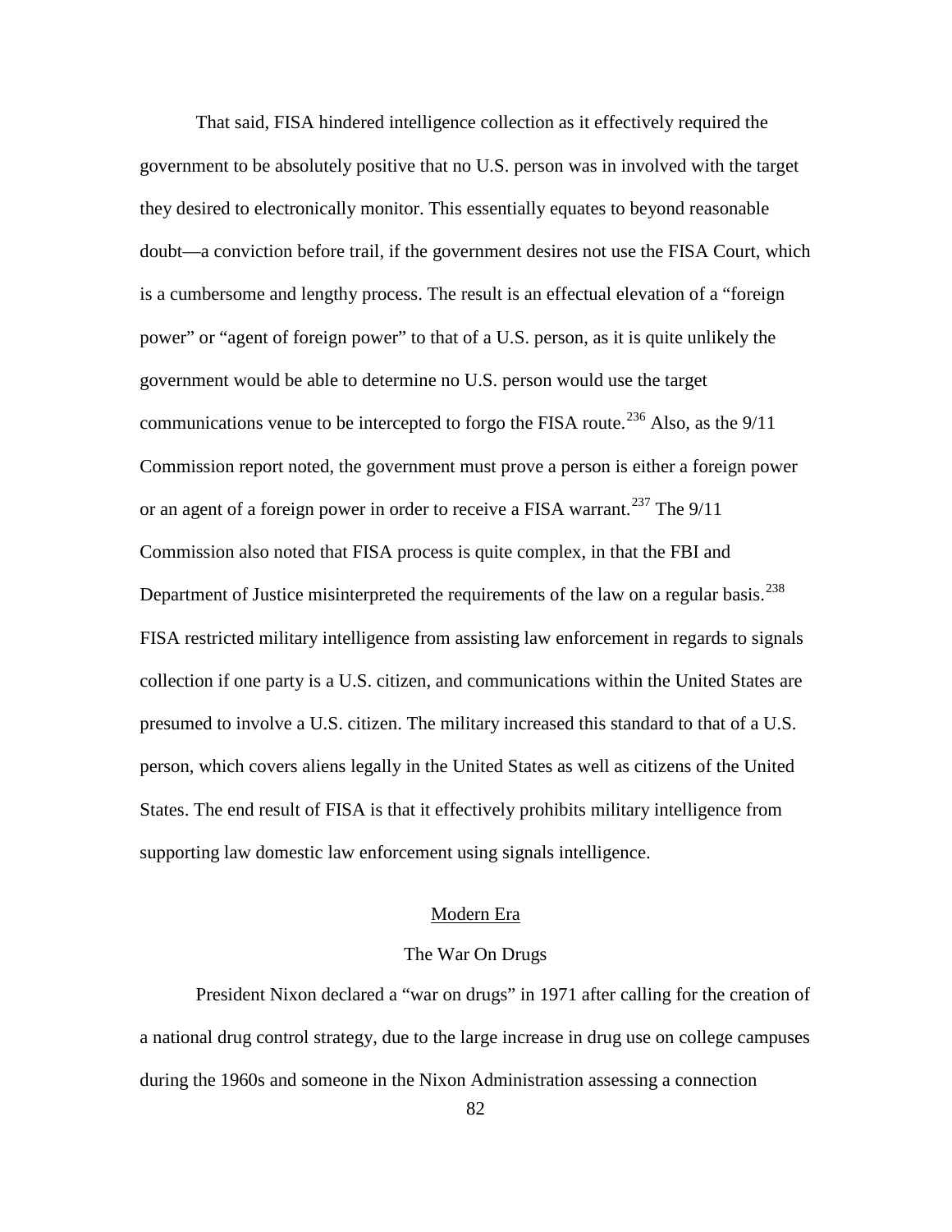That said, FISA hindered intelligence collection as it effectively required the government to be absolutely positive that no U.S. person was in involved with the target they desired to electronically monitor. This essentially equates to beyond reasonable doubt—a conviction before trail, if the government desires not use the FISA Court, which is a cumbersome and lengthy process. The result is an effectual elevation of a "foreign power" or "agent of foreign power" to that of a U.S. person, as it is quite unlikely the government would be able to determine no U.S. person would use the target communications venue to be intercepted to forgo the FISA route.[236] Also, as the 9/11 Commission report noted, the government must prove a person is either a foreign power or an agent of a foreign power in order to receive a FISA warrant.[237] The 9/11 Commission also noted that FISA process is quite complex, in that the FBI and Department of Justice misinterpreted the requirements of the law on a regular basis.[238] FISA restricted military intelligence from assisting law enforcement in regards to signals collection if one party is a U.S. citizen, and communications within the United States are presumed to involve a U.S. citizen. The military increased this standard to that of a U.S. person, which covers aliens legally in the United States as well as citizens of the United States. The end result of FISA is that it effectively prohibits military intelligence from supporting law domestic law enforcement using signals intelligence.

## Modern Era

### The War On Drugs

President Nixon declared a "war on drugs" in 1971 after calling for the creation of a national drug control strategy, due to the large increase in drug use on college campuses during the 1960s and someone in the Nixon Administration assessing a connection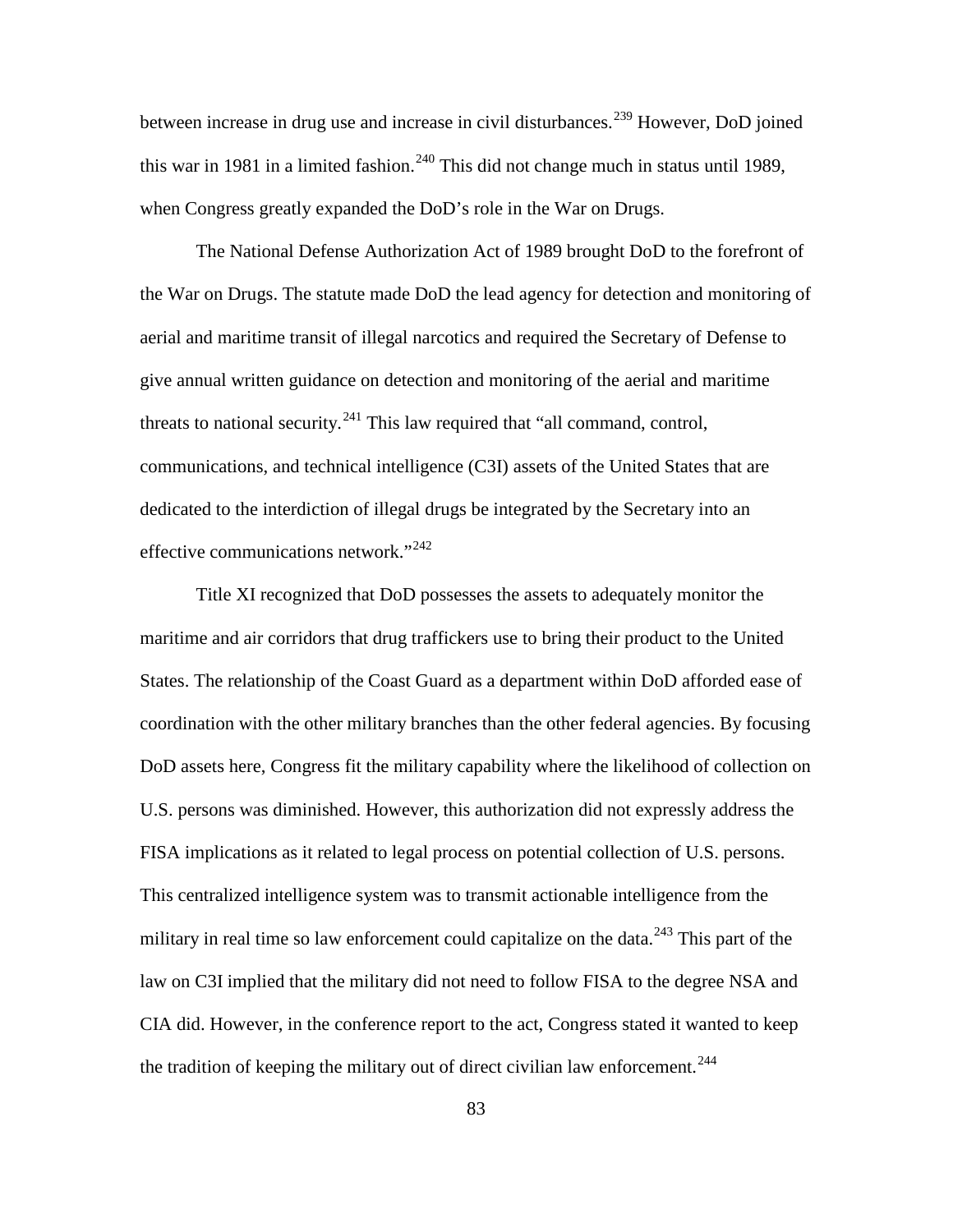between increase in drug use and increase in civil disturbances.[239] However, DoD joined this war in 1981 in a limited fashion.[240] This did not change much in status until 1989, when Congress greatly expanded the DoD's role in the War on Drugs.

The National Defense Authorization Act of 1989 brought DoD to the forefront of the War on Drugs. The statute made DoD the lead agency for detection and monitoring of aerial and maritime transit of illegal narcotics and required the Secretary of Defense to give annual written guidance on detection and monitoring of the aerial and maritime threats to national security.[241] This law required that "all command, control, communications, and technical intelligence (C3I) assets of the United States that are dedicated to the interdiction of illegal drugs be integrated by the Secretary into an effective communications network."[242]

Title XI recognized that DoD possesses the assets to adequately monitor the maritime and air corridors that drug traffickers use to bring their product to the United States. The relationship of the Coast Guard as a department within DoD afforded ease of coordination with the other military branches than the other federal agencies. By focusing DoD assets here, Congress fit the military capability where the likelihood of collection on U.S. persons was diminished. However, this authorization did not expressly address the FISA implications as it related to legal process on potential collection of U.S. persons. This centralized intelligence system was to transmit actionable intelligence from the military in real time so law enforcement could capitalize on the data.[243] This part of the law on C3I implied that the military did not need to follow FISA to the degree NSA and CIA did. However, in the conference report to the act, Congress stated it wanted to keep the tradition of keeping the military out of direct civilian law enforcement.[244]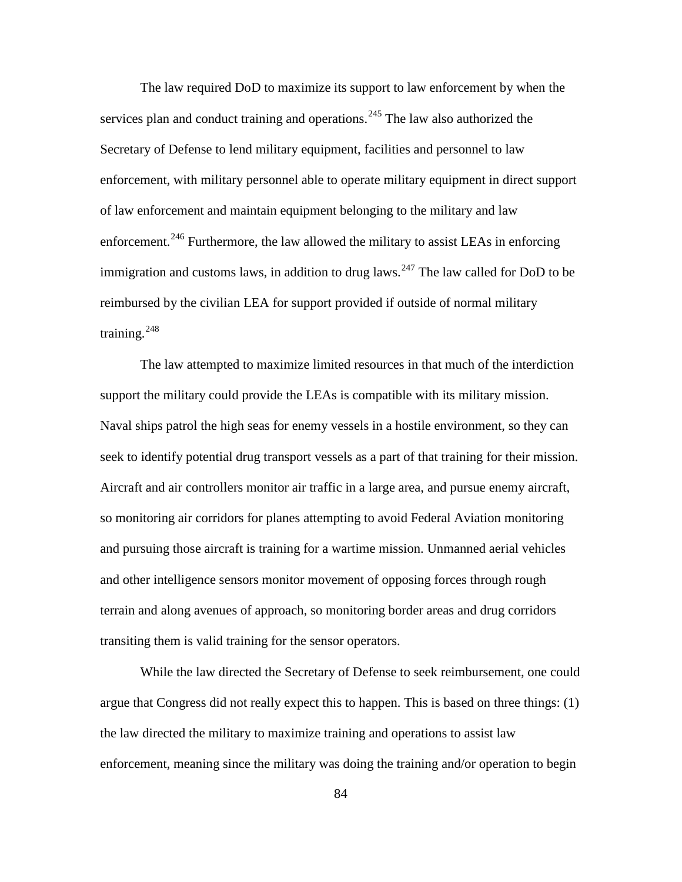The law required DoD to maximize its support to law enforcement by when the services plan and conduct training and operations.[245] The law also authorized the Secretary of Defense to lend military equipment, facilities and personnel to law enforcement, with military personnel able to operate military equipment in direct support of law enforcement and maintain equipment belonging to the military and law enforcement.[246] Furthermore, the law allowed the military to assist LEAs in enforcing immigration and customs laws, in addition to drug laws.[247] The law called for DoD to be reimbursed by the civilian LEA for support provided if outside of normal military training.[248]

The law attempted to maximize limited resources in that much of the interdiction support the military could provide the LEAs is compatible with its military mission. Naval ships patrol the high seas for enemy vessels in a hostile environment, so they can seek to identify potential drug transport vessels as a part of that training for their mission. Aircraft and air controllers monitor air traffic in a large area, and pursue enemy aircraft, so monitoring air corridors for planes attempting to avoid Federal Aviation monitoring and pursuing those aircraft is training for a wartime mission. Unmanned aerial vehicles and other intelligence sensors monitor movement of opposing forces through rough terrain and along avenues of approach, so monitoring border areas and drug corridors transiting them is valid training for the sensor operators.

While the law directed the Secretary of Defense to seek reimbursement, one could argue that Congress did not really expect this to happen. This is based on three things: (1) the law directed the military to maximize training and operations to assist law enforcement, meaning since the military was doing the training and/or operation to begin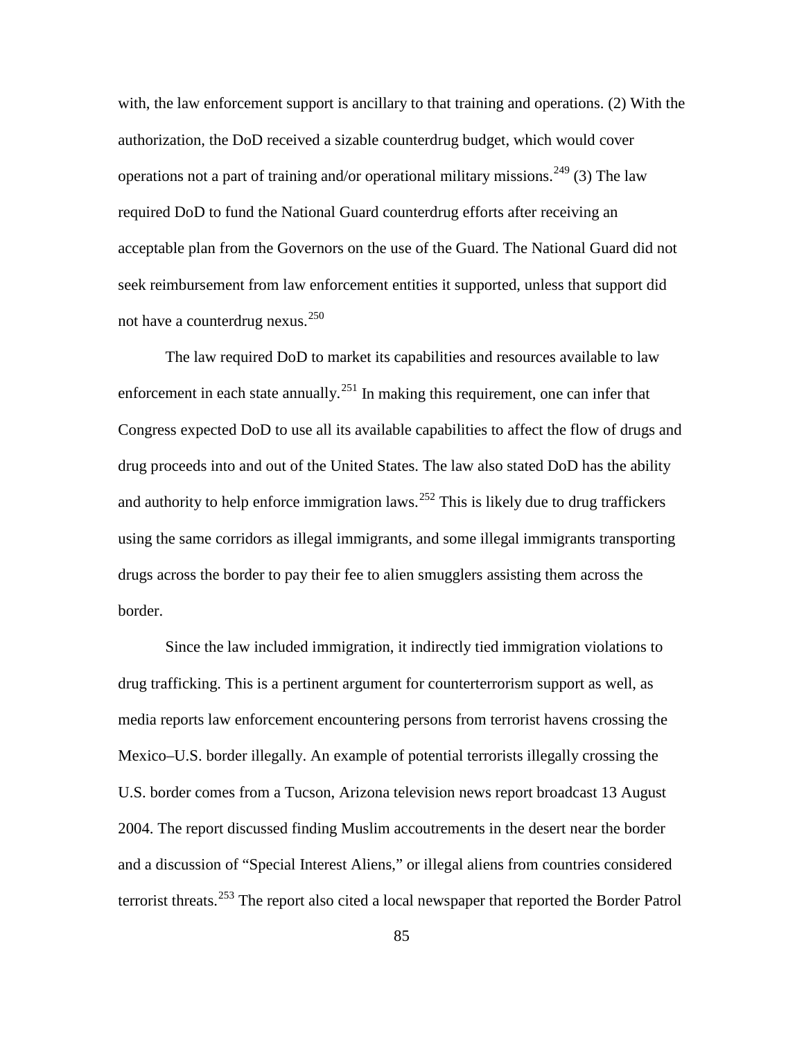with, the law enforcement support is ancillary to that training and operations. (2) With the authorization, the DoD received a sizable counterdrug budget, which would cover operations not a part of training and/or operational military missions.[249] (3) The law required DoD to fund the National Guard counterdrug efforts after receiving an acceptable plan from the Governors on the use of the Guard. The National Guard did not seek reimbursement from law enforcement entities it supported, unless that support did not have a counterdrug nexus.[250]

The law required DoD to market its capabilities and resources available to law enforcement in each state annually.[251] In making this requirement, one can infer that Congress expected DoD to use all its available capabilities to affect the flow of drugs and drug proceeds into and out of the United States. The law also stated DoD has the ability and authority to help enforce immigration laws.[252] This is likely due to drug traffickers using the same corridors as illegal immigrants, and some illegal immigrants transporting drugs across the border to pay their fee to alien smugglers assisting them across the border.

Since the law included immigration, it indirectly tied immigration violations to drug trafficking. This is a pertinent argument for counterterrorism support as well, as media reports law enforcement encountering persons from terrorist havens crossing the Mexico–U.S. border illegally. An example of potential terrorists illegally crossing the U.S. border comes from a Tucson, Arizona television news report broadcast 13 August 2004. The report discussed finding Muslim accoutrements in the desert near the border and a discussion of "Special Interest Aliens," or illegal aliens from countries considered terrorist threats.[253] The report also cited a local newspaper that reported the Border Patrol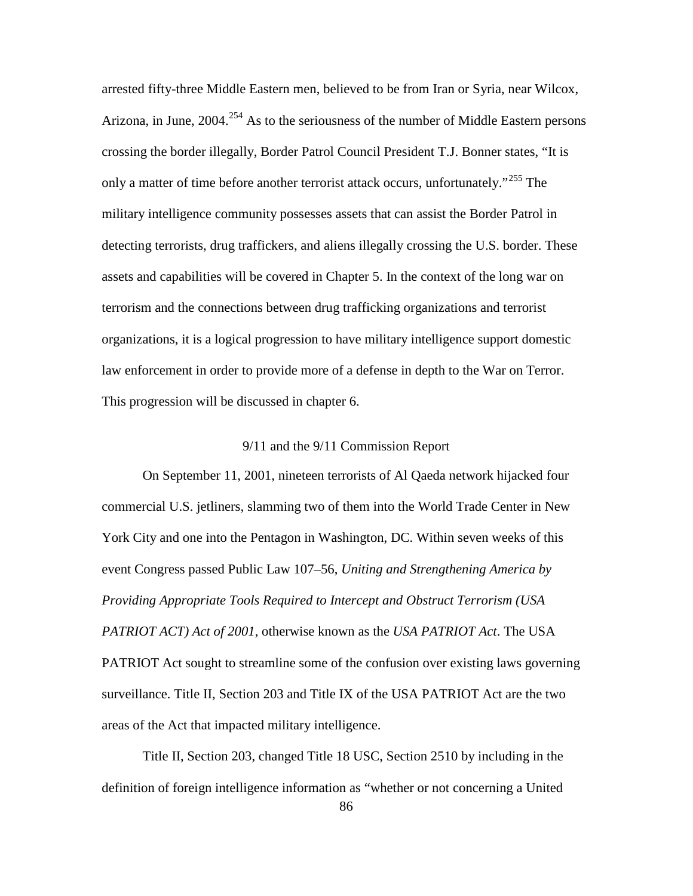arrested fifty-three Middle Eastern men, believed to be from Iran or Syria, near Wilcox, Arizona, in June, 2004.[254] As to the seriousness of the number of Middle Eastern persons crossing the border illegally, Border Patrol Council President T.J. Bonner states, "It is only a matter of time before another terrorist attack occurs, unfortunately."[255] The military intelligence community possesses assets that can assist the Border Patrol in detecting terrorists, drug traffickers, and aliens illegally crossing the U.S. border. These assets and capabilities will be covered in Chapter 5. In the context of the long war on terrorism and the connections between drug trafficking organizations and terrorist organizations, it is a logical progression to have military intelligence support domestic law enforcement in order to provide more of a defense in depth to the War on Terror. This progression will be discussed in chapter 6.

## 9/11 and the 9/11 Commission Report

On September 11, 2001, nineteen terrorists of Al Qaeda network hijacked four commercial U.S. jetliners, slamming two of them into the World Trade Center in New York City and one into the Pentagon in Washington, DC. Within seven weeks of this event Congress passed Public Law 107–56, *Uniting and Strengthening America by Providing Appropriate Tools Required to Intercept and Obstruct Terrorism (USA PATRIOT ACT) Act of 2001,* otherwise known as the *USA PATRIOT Act*. The USA PATRIOT Act sought to streamline some of the confusion over existing laws governing surveillance. Title II, Section 203 and Title IX of the USA PATRIOT Act are the two areas of the Act that impacted military intelligence.

Title II, Section 203, changed Title 18 USC, Section 2510 by including in the definition of foreign intelligence information as "whether or not concerning a United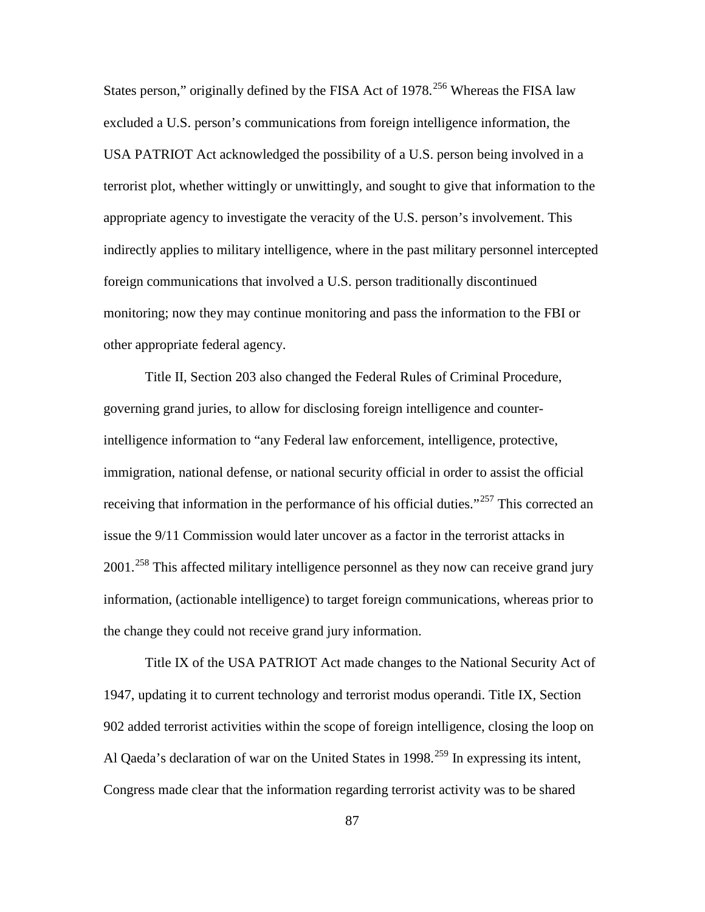States person," originally defined by the FISA Act of 1978.[256] Whereas the FISA law excluded a U.S. person's communications from foreign intelligence information, the USA PATRIOT Act acknowledged the possibility of a U.S. person being involved in a terrorist plot, whether wittingly or unwittingly, and sought to give that information to the appropriate agency to investigate the veracity of the U.S. person's involvement. This indirectly applies to military intelligence, where in the past military personnel intercepted foreign communications that involved a U.S. person traditionally discontinued monitoring; now they may continue monitoring and pass the information to the FBI or other appropriate federal agency.

Title II, Section 203 also changed the Federal Rules of Criminal Procedure, governing grand juries, to allow for disclosing foreign intelligence and counter-intelligence information to "any Federal law enforcement, intelligence, protective, immigration, national defense, or national security official in order to assist the official receiving that information in the performance of his official duties."[257] This corrected an issue the 9/11 Commission would later uncover as a factor in the terrorist attacks in 2001.[258] This affected military intelligence personnel as they now can receive grand jury information, (actionable intelligence) to target foreign communications, whereas prior to the change they could not receive grand jury information.

Title IX of the USA PATRIOT Act made changes to the National Security Act of 1947, updating it to current technology and terrorist modus operandi. Title IX, Section 902 added terrorist activities within the scope of foreign intelligence, closing the loop on Al Qaeda's declaration of war on the United States in 1998.[259] In expressing its intent, Congress made clear that the information regarding terrorist activity was to be shared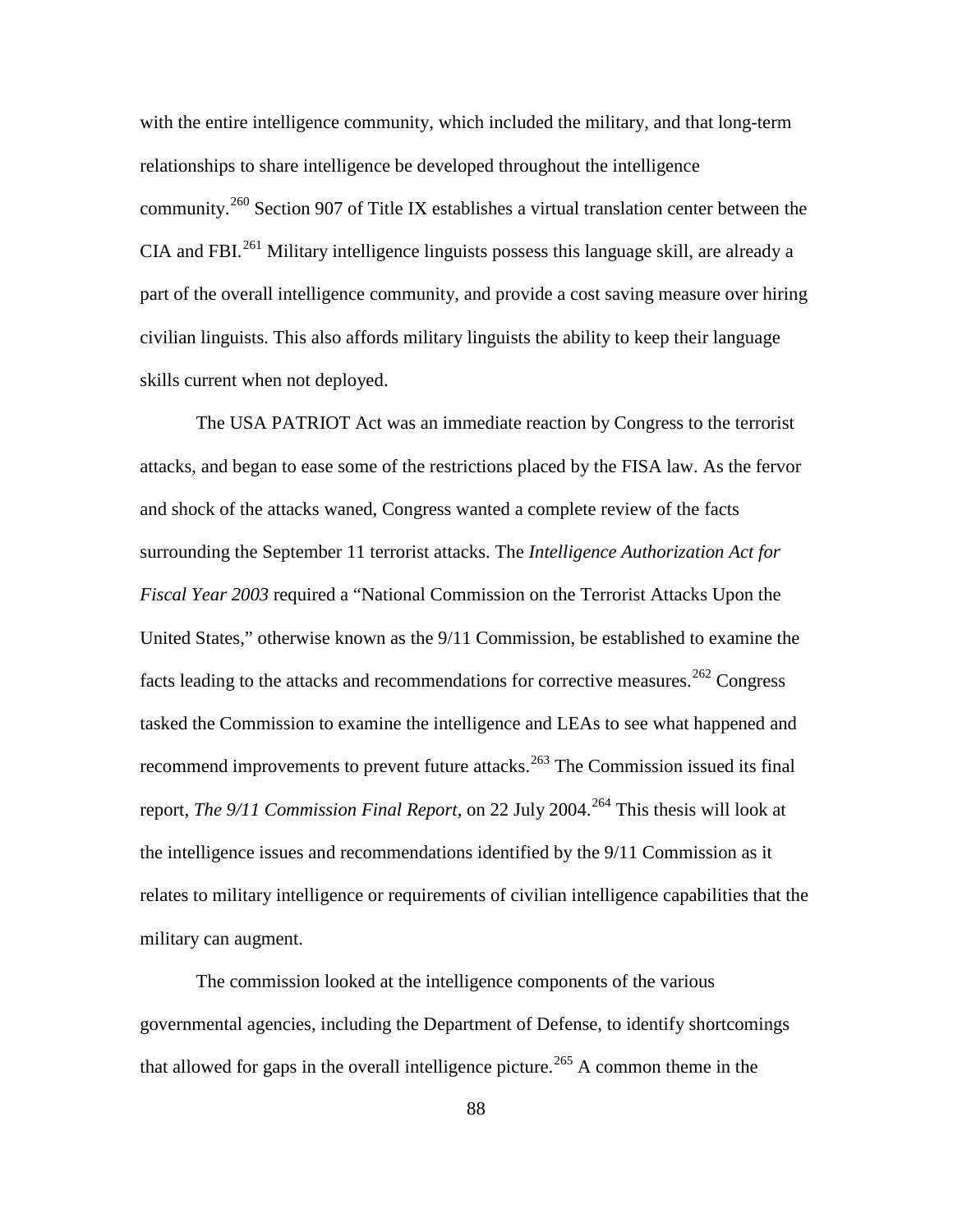with the entire intelligence community, which included the military, and that long-term relationships to share intelligence be developed throughout the intelligence community.[260] Section 907 of Title IX establishes a virtual translation center between the CIA and FBI.[261] Military intelligence linguists possess this language skill, are already a part of the overall intelligence community, and provide a cost saving measure over hiring civilian linguists. This also affords military linguists the ability to keep their language skills current when not deployed.

The USA PATRIOT Act was an immediate reaction by Congress to the terrorist attacks, and began to ease some of the restrictions placed by the FISA law. As the fervor and shock of the attacks waned, Congress wanted a complete review of the facts surrounding the September 11 terrorist attacks. The *Intelligence Authorization Act for Fiscal Year 2003* required a "National Commission on the Terrorist Attacks Upon the United States," otherwise known as the 9/11 Commission, be established to examine the facts leading to the attacks and recommendations for corrective measures.[262] Congress tasked the Commission to examine the intelligence and LEAs to see what happened and recommend improvements to prevent future attacks.[263] The Commission issued its final report, *The 9/11 Commission Final Report*, on 22 July 2004.[264] This thesis will look at the intelligence issues and recommendations identified by the 9/11 Commission as it relates to military intelligence or requirements of civilian intelligence capabilities that the military can augment.

The commission looked at the intelligence components of the various governmental agencies, including the Department of Defense, to identify shortcomings that allowed for gaps in the overall intelligence picture.[265] A common theme in the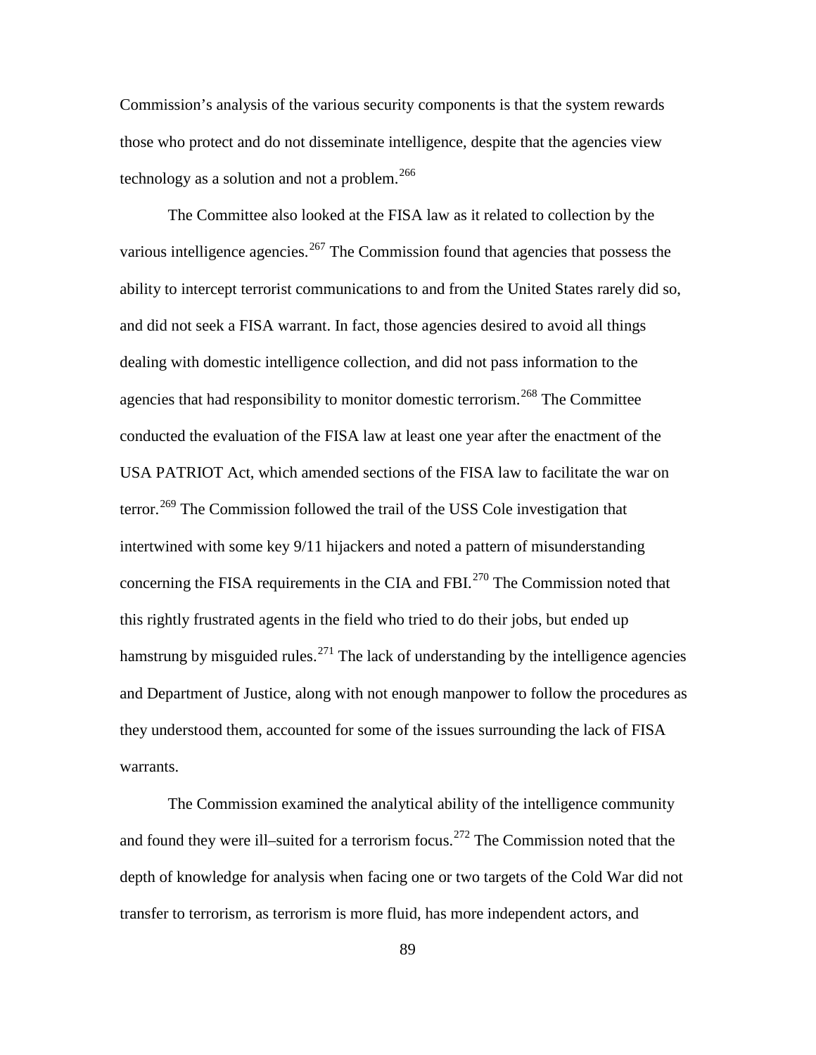Commission's analysis of the various security components is that the system rewards those who protect and do not disseminate intelligence, despite that the agencies view technology as a solution and not a problem.[266]

The Committee also looked at the FISA law as it related to collection by the various intelligence agencies.[267] The Commission found that agencies that possess the ability to intercept terrorist communications to and from the United States rarely did so, and did not seek a FISA warrant. In fact, those agencies desired to avoid all things dealing with domestic intelligence collection, and did not pass information to the agencies that had responsibility to monitor domestic terrorism.[268] The Committee conducted the evaluation of the FISA law at least one year after the enactment of the USA PATRIOT Act, which amended sections of the FISA law to facilitate the war on terror.[269] The Commission followed the trail of the USS Cole investigation that intertwined with some key 9/11 hijackers and noted a pattern of misunderstanding concerning the FISA requirements in the CIA and FBI.[270] The Commission noted that this rightly frustrated agents in the field who tried to do their jobs, but ended up hamstrung by misguided rules.[271] The lack of understanding by the intelligence agencies and Department of Justice, along with not enough manpower to follow the procedures as they understood them, accounted for some of the issues surrounding the lack of FISA warrants.

The Commission examined the analytical ability of the intelligence community and found they were ill–suited for a terrorism focus.[272] The Commission noted that the depth of knowledge for analysis when facing one or two targets of the Cold War did not transfer to terrorism, as terrorism is more fluid, has more independent actors, and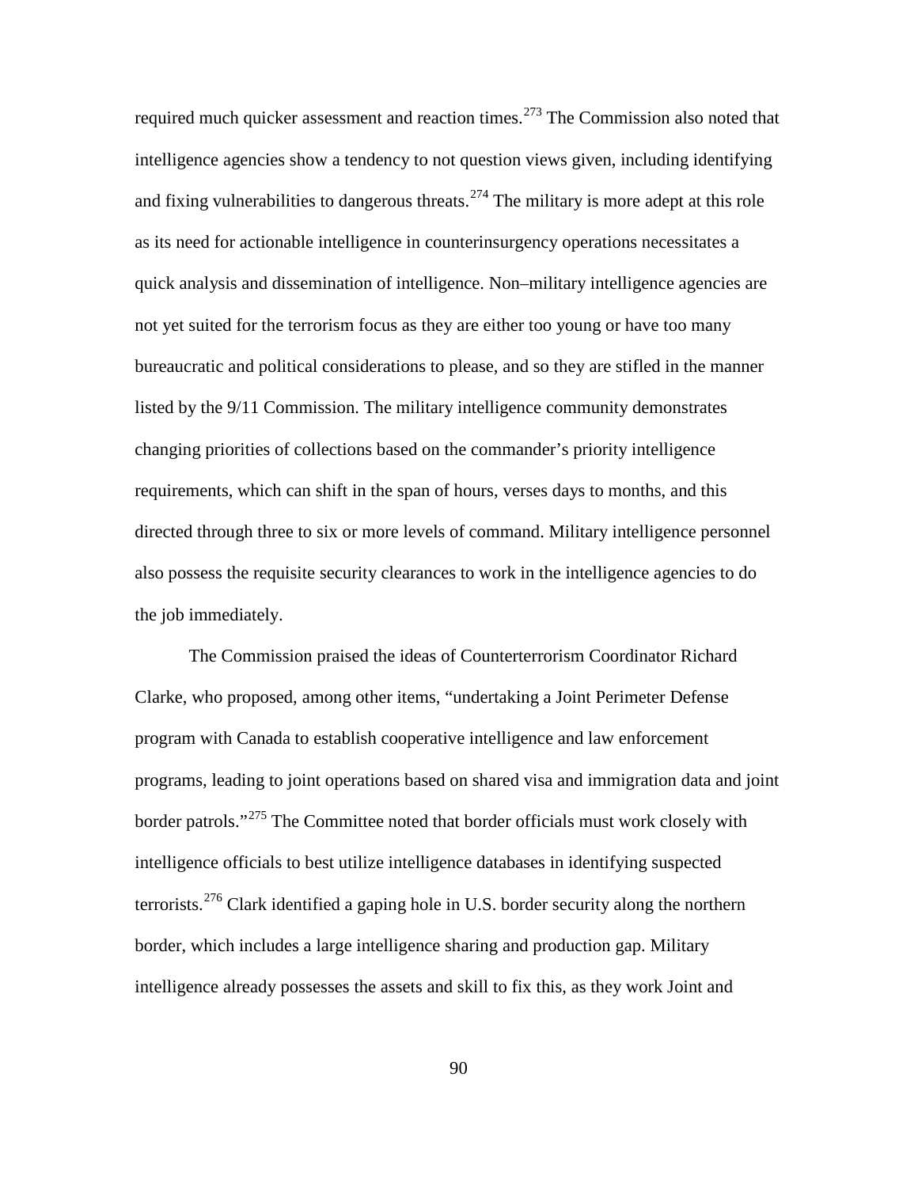required much quicker assessment and reaction times.[273] The Commission also noted that intelligence agencies show a tendency to not question views given, including identifying and fixing vulnerabilities to dangerous threats.[274] The military is more adept at this role as its need for actionable intelligence in counterinsurgency operations necessitates a quick analysis and dissemination of intelligence. Non–military intelligence agencies are not yet suited for the terrorism focus as they are either too young or have too many bureaucratic and political considerations to please, and so they are stifled in the manner listed by the 9/11 Commission. The military intelligence community demonstrates changing priorities of collections based on the commander's priority intelligence requirements, which can shift in the span of hours, verses days to months, and this directed through three to six or more levels of command. Military intelligence personnel also possess the requisite security clearances to work in the intelligence agencies to do the job immediately.

The Commission praised the ideas of Counterterrorism Coordinator Richard Clarke, who proposed, among other items, "undertaking a Joint Perimeter Defense program with Canada to establish cooperative intelligence and law enforcement programs, leading to joint operations based on shared visa and immigration data and joint border patrols."[275] The Committee noted that border officials must work closely with intelligence officials to best utilize intelligence databases in identifying suspected terrorists.[276] Clark identified a gaping hole in U.S. border security along the northern border, which includes a large intelligence sharing and production gap. Military intelligence already possesses the assets and skill to fix this, as they work Joint and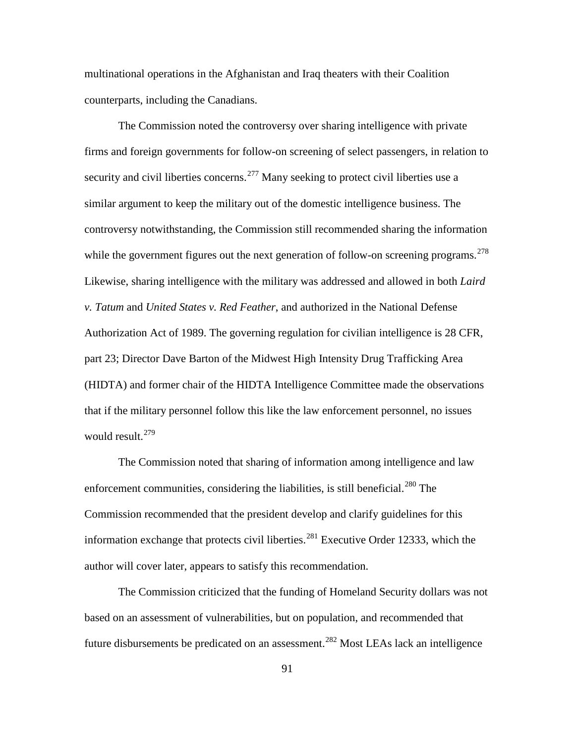multinational operations in the Afghanistan and Iraq theaters with their Coalition counterparts, including the Canadians.

The Commission noted the controversy over sharing intelligence with private firms and foreign governments for follow-on screening of select passengers, in relation to security and civil liberties concerns.[277] Many seeking to protect civil liberties use a similar argument to keep the military out of the domestic intelligence business. The controversy notwithstanding, the Commission still recommended sharing the information while the government figures out the next generation of follow-on screening programs.[278] Likewise, sharing intelligence with the military was addressed and allowed in both *Laird v. Tatum* and *United States v. Red Feather*, and authorized in the National Defense Authorization Act of 1989. The governing regulation for civilian intelligence is 28 CFR, part 23; Director Dave Barton of the Midwest High Intensity Drug Trafficking Area (HIDTA) and former chair of the HIDTA Intelligence Committee made the observations that if the military personnel follow this like the law enforcement personnel, no issues would result.[279]

The Commission noted that sharing of information among intelligence and law enforcement communities, considering the liabilities, is still beneficial.[280] The Commission recommended that the president develop and clarify guidelines for this information exchange that protects civil liberties.[281] Executive Order 12333, which the author will cover later, appears to satisfy this recommendation.

The Commission criticized that the funding of Homeland Security dollars was not based on an assessment of vulnerabilities, but on population, and recommended that future disbursements be predicated on an assessment.[282] Most LEAs lack an intelligence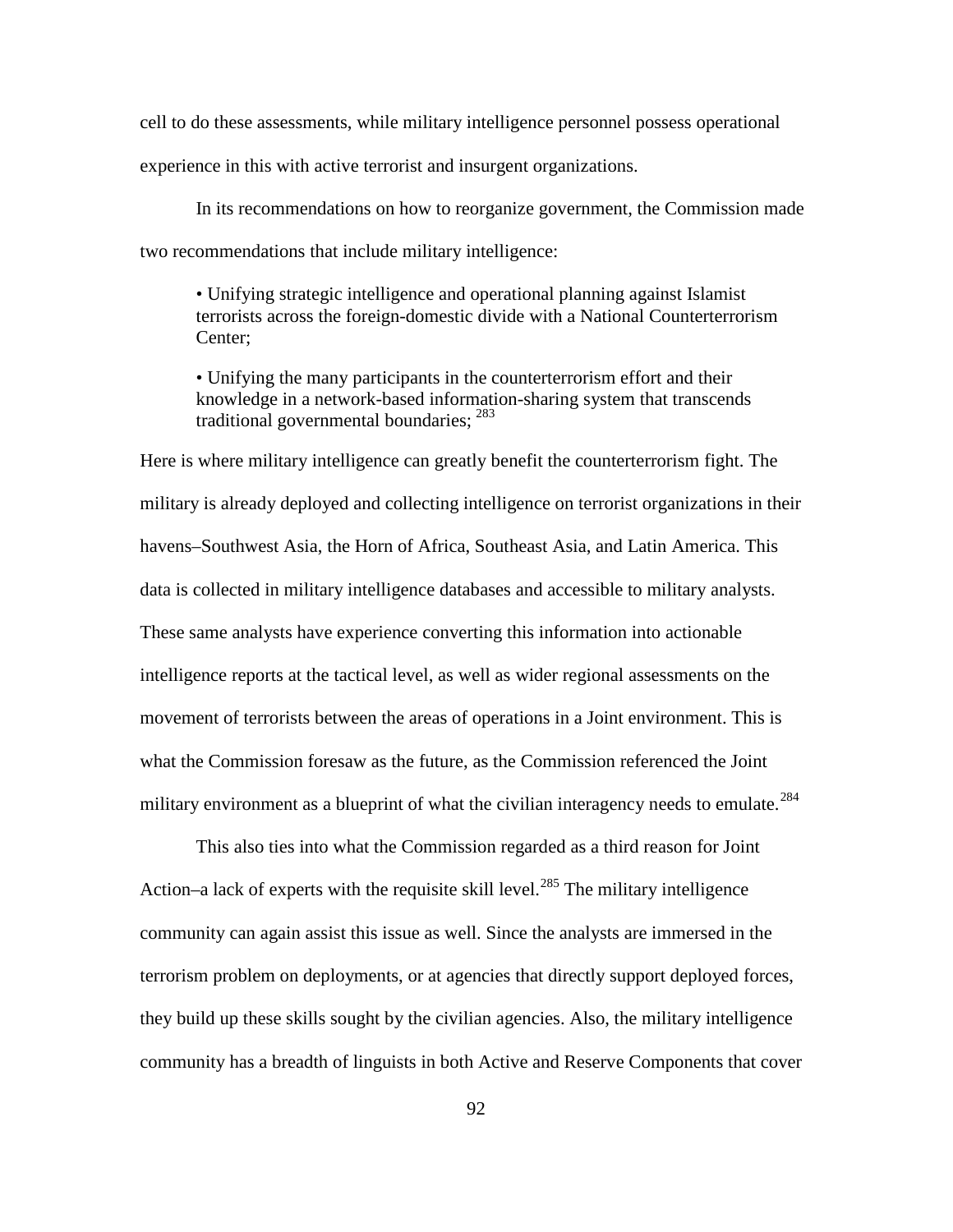cell to do these assessments, while military intelligence personnel possess operational experience in this with active terrorist and insurgent organizations.

In its recommendations on how to reorganize government, the Commission made two recommendations that include military intelligence:

> • Unifying strategic intelligence and operational planning against Islamist terrorists across the foreign-domestic divide with a National Counterterrorism Center;
>
> • Unifying the many participants in the counterterrorism effort and their knowledge in a network-based information-sharing system that transcends traditional governmental boundaries; [283]

Here is where military intelligence can greatly benefit the counterterrorism fight. The military is already deployed and collecting intelligence on terrorist organizations in their havens–Southwest Asia, the Horn of Africa, Southeast Asia, and Latin America. This data is collected in military intelligence databases and accessible to military analysts. These same analysts have experience converting this information into actionable intelligence reports at the tactical level, as well as wider regional assessments on the movement of terrorists between the areas of operations in a Joint environment. This is what the Commission foresaw as the future, as the Commission referenced the Joint military environment as a blueprint of what the civilian interagency needs to emulate.[284]

This also ties into what the Commission regarded as a third reason for Joint Action–a lack of experts with the requisite skill level.[285] The military intelligence community can again assist this issue as well. Since the analysts are immersed in the terrorism problem on deployments, or at agencies that directly support deployed forces, they build up these skills sought by the civilian agencies. Also, the military intelligence community has a breadth of linguists in both Active and Reserve Components that cover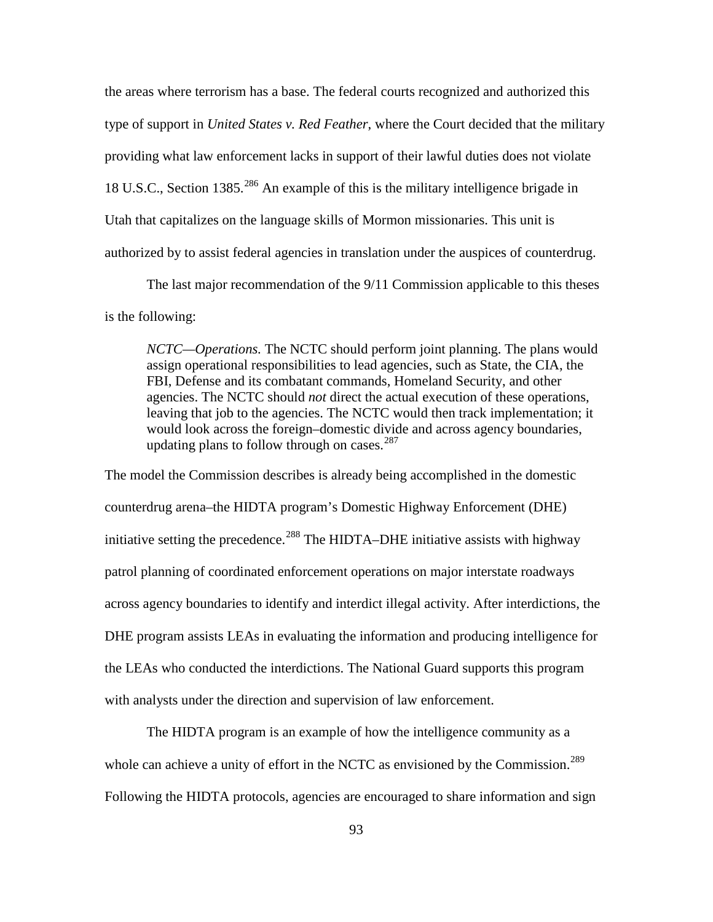the areas where terrorism has a base. The federal courts recognized and authorized this type of support in *United States v. Red Feather*, where the Court decided that the military providing what law enforcement lacks in support of their lawful duties does not violate 18 U.S.C., Section 1385.[286] An example of this is the military intelligence brigade in Utah that capitalizes on the language skills of Mormon missionaries. This unit is authorized by to assist federal agencies in translation under the auspices of counterdrug.

The last major recommendation of the 9/11 Commission applicable to this theses is the following:

> *NCTC—Operations.* The NCTC should perform joint planning. The plans would assign operational responsibilities to lead agencies, such as State, the CIA, the FBI, Defense and its combatant commands, Homeland Security, and other agencies. The NCTC should *not* direct the actual execution of these operations, leaving that job to the agencies. The NCTC would then track implementation; it would look across the foreign–domestic divide and across agency boundaries, updating plans to follow through on cases.[287]

The model the Commission describes is already being accomplished in the domestic counterdrug arena–the HIDTA program's Domestic Highway Enforcement (DHE) initiative setting the precedence.[288] The HIDTA–DHE initiative assists with highway patrol planning of coordinated enforcement operations on major interstate roadways across agency boundaries to identify and interdict illegal activity. After interdictions, the DHE program assists LEAs in evaluating the information and producing intelligence for the LEAs who conducted the interdictions. The National Guard supports this program with analysts under the direction and supervision of law enforcement.

The HIDTA program is an example of how the intelligence community as a whole can achieve a unity of effort in the NCTC as envisioned by the Commission.[289] Following the HIDTA protocols, agencies are encouraged to share information and sign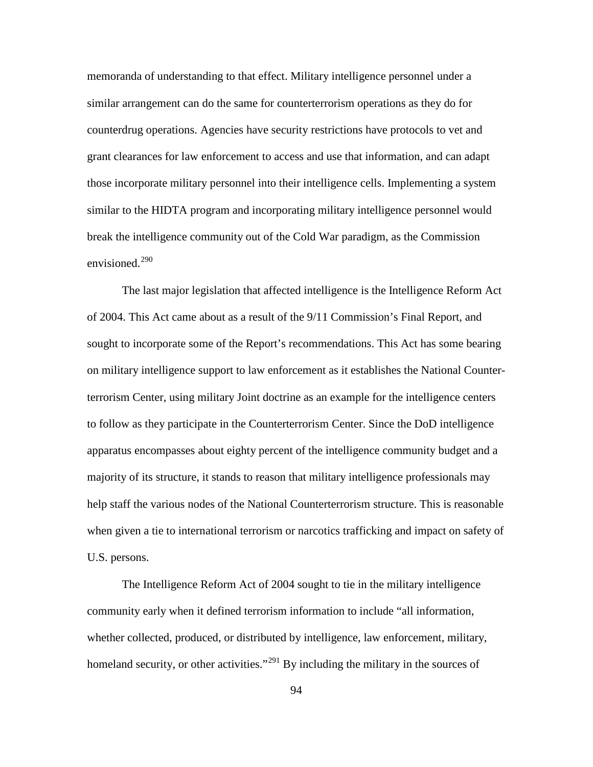memoranda of understanding to that effect. Military intelligence personnel under a similar arrangement can do the same for counterterrorism operations as they do for counterdrug operations. Agencies have security restrictions have protocols to vet and grant clearances for law enforcement to access and use that information, and can adapt those incorporate military personnel into their intelligence cells. Implementing a system similar to the HIDTA program and incorporating military intelligence personnel would break the intelligence community out of the Cold War paradigm, as the Commission envisioned.[290]

The last major legislation that affected intelligence is the Intelligence Reform Act of 2004. This Act came about as a result of the 9/11 Commission's Final Report, and sought to incorporate some of the Report's recommendations. This Act has some bearing on military intelligence support to law enforcement as it establishes the National Counter-terrorism Center, using military Joint doctrine as an example for the intelligence centers to follow as they participate in the Counterterrorism Center. Since the DoD intelligence apparatus encompasses about eighty percent of the intelligence community budget and a majority of its structure, it stands to reason that military intelligence professionals may help staff the various nodes of the National Counterterrorism structure. This is reasonable when given a tie to international terrorism or narcotics trafficking and impact on safety of U.S. persons.

The Intelligence Reform Act of 2004 sought to tie in the military intelligence community early when it defined terrorism information to include "all information, whether collected, produced, or distributed by intelligence, law enforcement, military, homeland security, or other activities."[291] By including the military in the sources of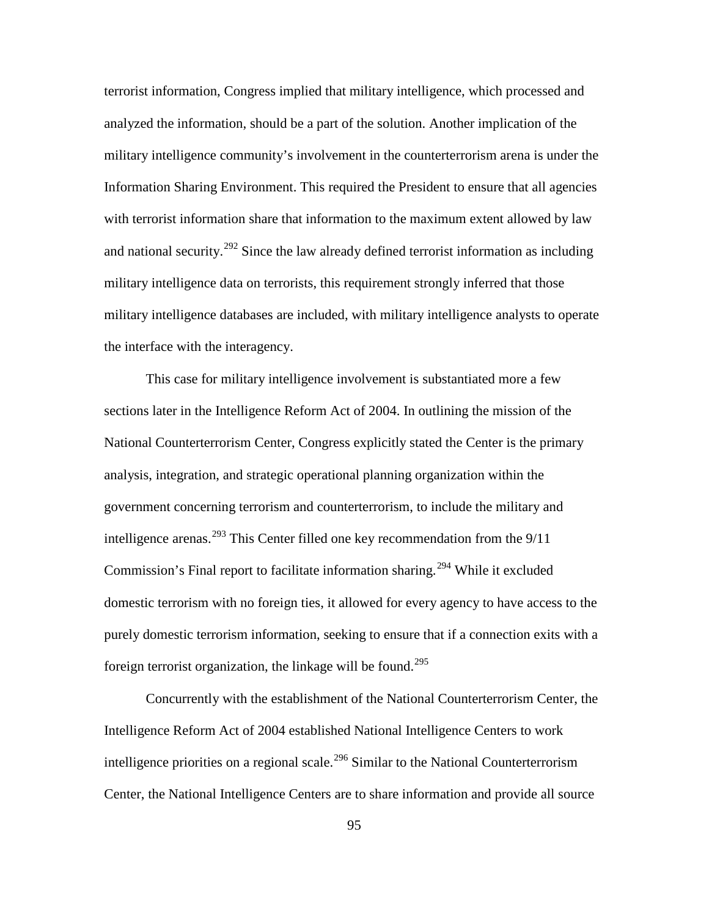terrorist information, Congress implied that military intelligence, which processed and analyzed the information, should be a part of the solution. Another implication of the military intelligence community's involvement in the counterterrorism arena is under the Information Sharing Environment. This required the President to ensure that all agencies with terrorist information share that information to the maximum extent allowed by law and national security.[292] Since the law already defined terrorist information as including military intelligence data on terrorists, this requirement strongly inferred that those military intelligence databases are included, with military intelligence analysts to operate the interface with the interagency.

This case for military intelligence involvement is substantiated more a few sections later in the Intelligence Reform Act of 2004. In outlining the mission of the National Counterterrorism Center, Congress explicitly stated the Center is the primary analysis, integration, and strategic operational planning organization within the government concerning terrorism and counterterrorism, to include the military and intelligence arenas.[293] This Center filled one key recommendation from the 9/11 Commission's Final report to facilitate information sharing.[294] While it excluded domestic terrorism with no foreign ties, it allowed for every agency to have access to the purely domestic terrorism information, seeking to ensure that if a connection exits with a foreign terrorist organization, the linkage will be found.[295]

Concurrently with the establishment of the National Counterterrorism Center, the Intelligence Reform Act of 2004 established National Intelligence Centers to work intelligence priorities on a regional scale.[296] Similar to the National Counterterrorism Center, the National Intelligence Centers are to share information and provide all source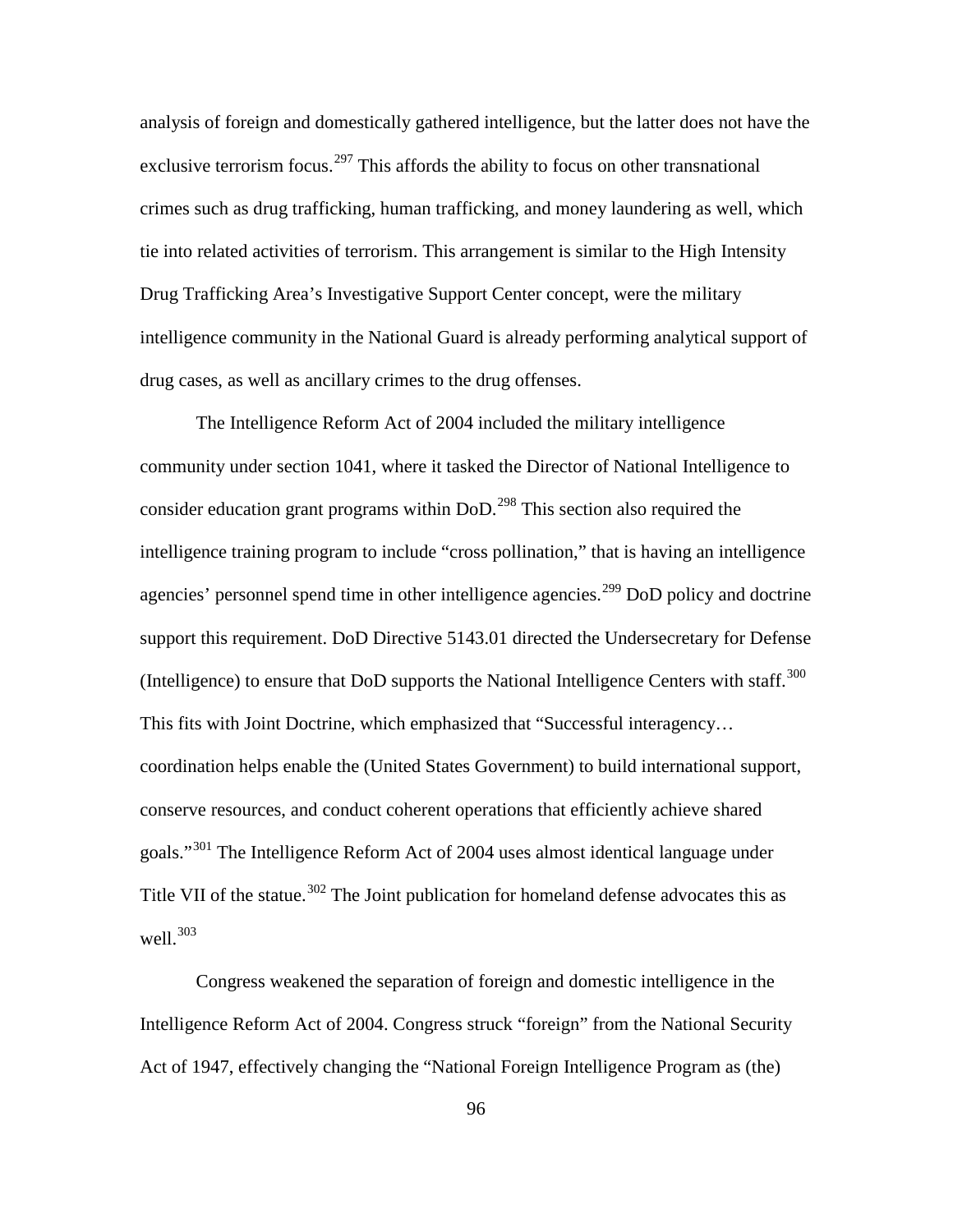analysis of foreign and domestically gathered intelligence, but the latter does not have the exclusive terrorism focus.[297] This affords the ability to focus on other transnational crimes such as drug trafficking, human trafficking, and money laundering as well, which tie into related activities of terrorism. This arrangement is similar to the High Intensity Drug Trafficking Area's Investigative Support Center concept, were the military intelligence community in the National Guard is already performing analytical support of drug cases, as well as ancillary crimes to the drug offenses.

The Intelligence Reform Act of 2004 included the military intelligence community under section 1041, where it tasked the Director of National Intelligence to consider education grant programs within DoD.[298] This section also required the intelligence training program to include "cross pollination," that is having an intelligence agencies' personnel spend time in other intelligence agencies.[299] DoD policy and doctrine support this requirement. DoD Directive 5143.01 directed the Undersecretary for Defense (Intelligence) to ensure that DoD supports the National Intelligence Centers with staff.[300] This fits with Joint Doctrine, which emphasized that "Successful interagency… coordination helps enable the (United States Government) to build international support, conserve resources, and conduct coherent operations that efficiently achieve shared goals."[301] The Intelligence Reform Act of 2004 uses almost identical language under Title VII of the statue.[302] The Joint publication for homeland defense advocates this as well.[303]

Congress weakened the separation of foreign and domestic intelligence in the Intelligence Reform Act of 2004. Congress struck "foreign" from the National Security Act of 1947, effectively changing the "National Foreign Intelligence Program as (the)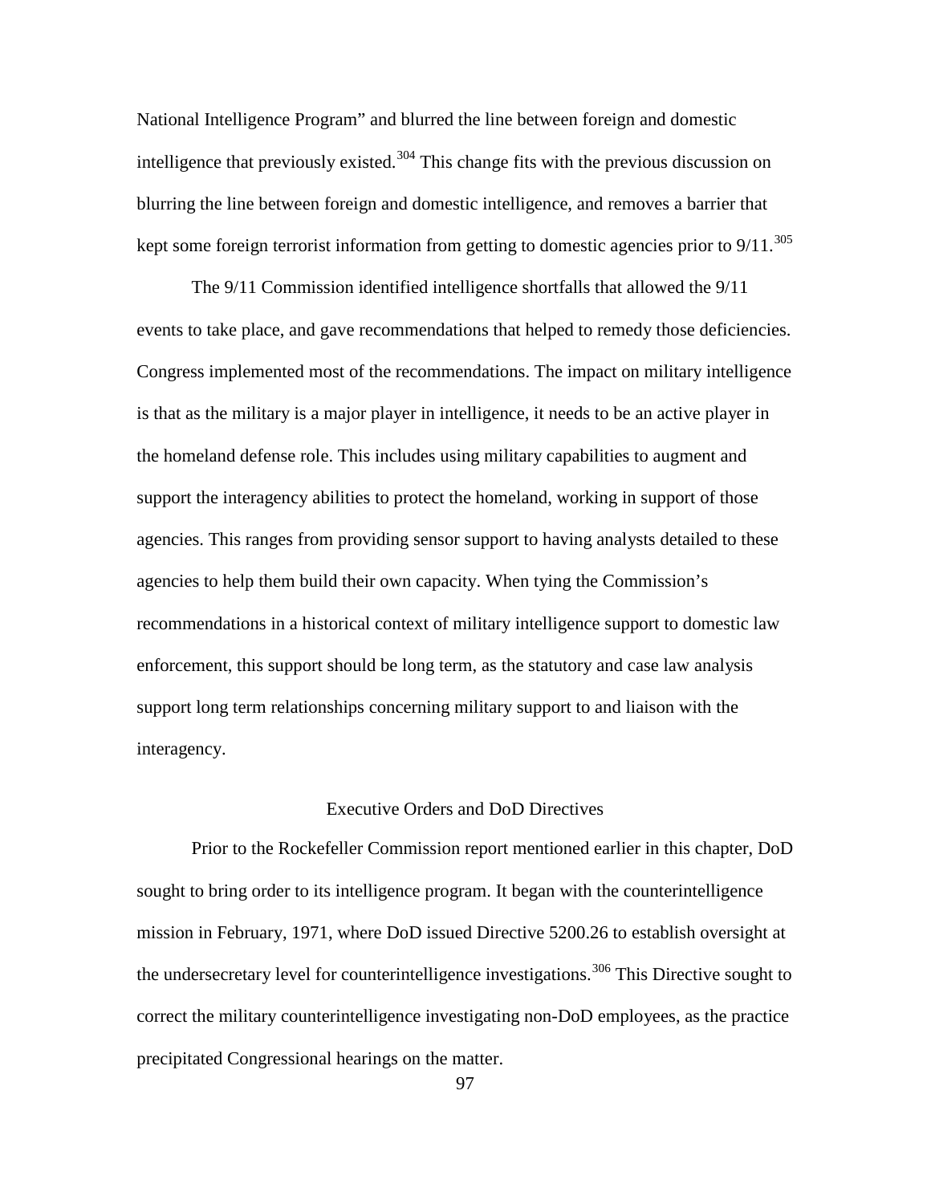National Intelligence Program" and blurred the line between foreign and domestic intelligence that previously existed.[304] This change fits with the previous discussion on blurring the line between foreign and domestic intelligence, and removes a barrier that kept some foreign terrorist information from getting to domestic agencies prior to 9/11.[305]

The 9/11 Commission identified intelligence shortfalls that allowed the 9/11 events to take place, and gave recommendations that helped to remedy those deficiencies. Congress implemented most of the recommendations. The impact on military intelligence is that as the military is a major player in intelligence, it needs to be an active player in the homeland defense role. This includes using military capabilities to augment and support the interagency abilities to protect the homeland, working in support of those agencies. This ranges from providing sensor support to having analysts detailed to these agencies to help them build their own capacity. When tying the Commission's recommendations in a historical context of military intelligence support to domestic law enforcement, this support should be long term, as the statutory and case law analysis support long term relationships concerning military support to and liaison with the interagency.

## Executive Orders and DoD Directives

Prior to the Rockefeller Commission report mentioned earlier in this chapter, DoD sought to bring order to its intelligence program. It began with the counterintelligence mission in February, 1971, where DoD issued Directive 5200.26 to establish oversight at the undersecretary level for counterintelligence investigations.[306] This Directive sought to correct the military counterintelligence investigating non-DoD employees, as the practice precipitated Congressional hearings on the matter.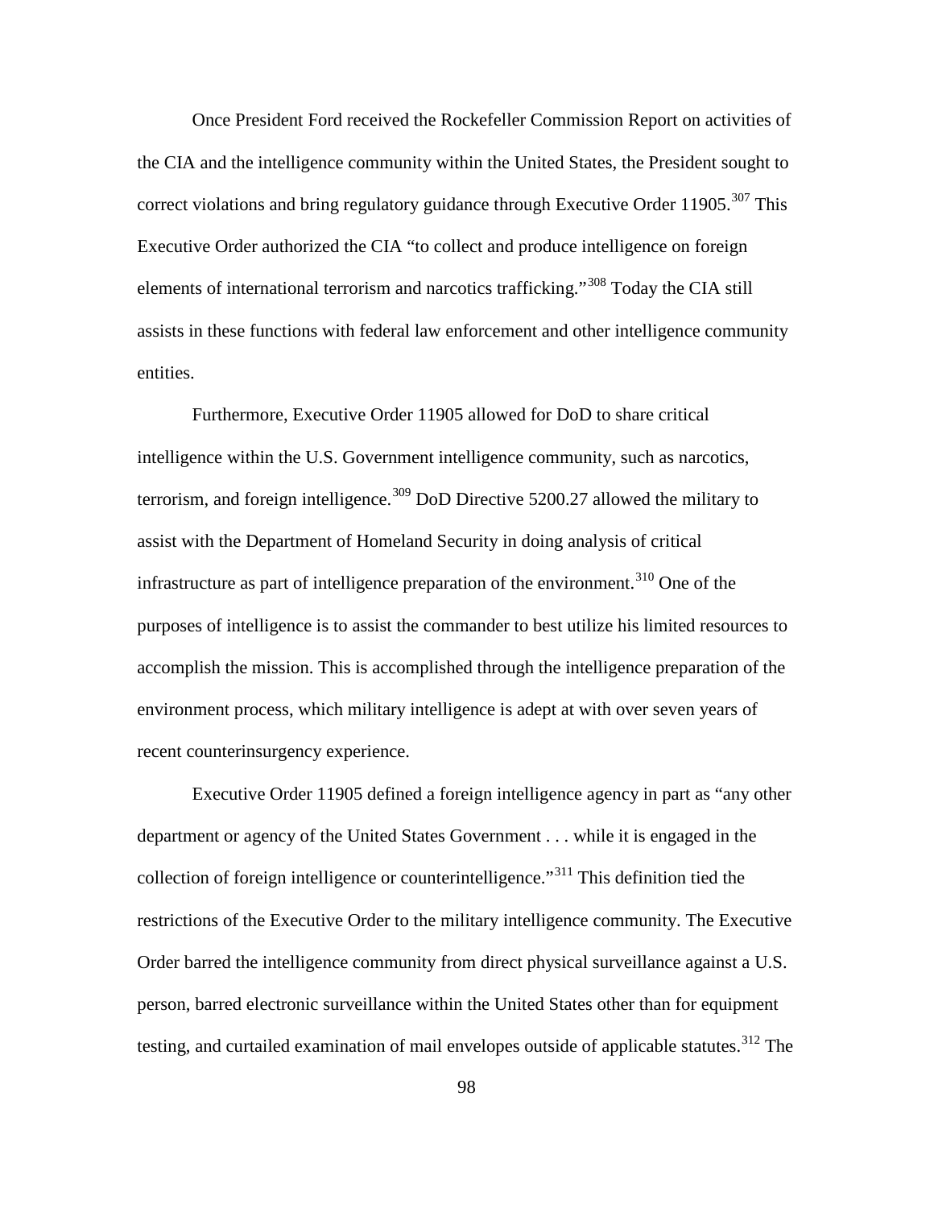Once President Ford received the Rockefeller Commission Report on activities of the CIA and the intelligence community within the United States, the President sought to correct violations and bring regulatory guidance through Executive Order 11905.[307] This Executive Order authorized the CIA "to collect and produce intelligence on foreign elements of international terrorism and narcotics trafficking."[308] Today the CIA still assists in these functions with federal law enforcement and other intelligence community entities.

Furthermore, Executive Order 11905 allowed for DoD to share critical intelligence within the U.S. Government intelligence community, such as narcotics, terrorism, and foreign intelligence.[309] DoD Directive 5200.27 allowed the military to assist with the Department of Homeland Security in doing analysis of critical infrastructure as part of intelligence preparation of the environment.[310] One of the purposes of intelligence is to assist the commander to best utilize his limited resources to accomplish the mission. This is accomplished through the intelligence preparation of the environment process, which military intelligence is adept at with over seven years of recent counterinsurgency experience.

Executive Order 11905 defined a foreign intelligence agency in part as "any other department or agency of the United States Government . . . while it is engaged in the collection of foreign intelligence or counterintelligence."[311] This definition tied the restrictions of the Executive Order to the military intelligence community. The Executive Order barred the intelligence community from direct physical surveillance against a U.S. person, barred electronic surveillance within the United States other than for equipment testing, and curtailed examination of mail envelopes outside of applicable statutes.[312] The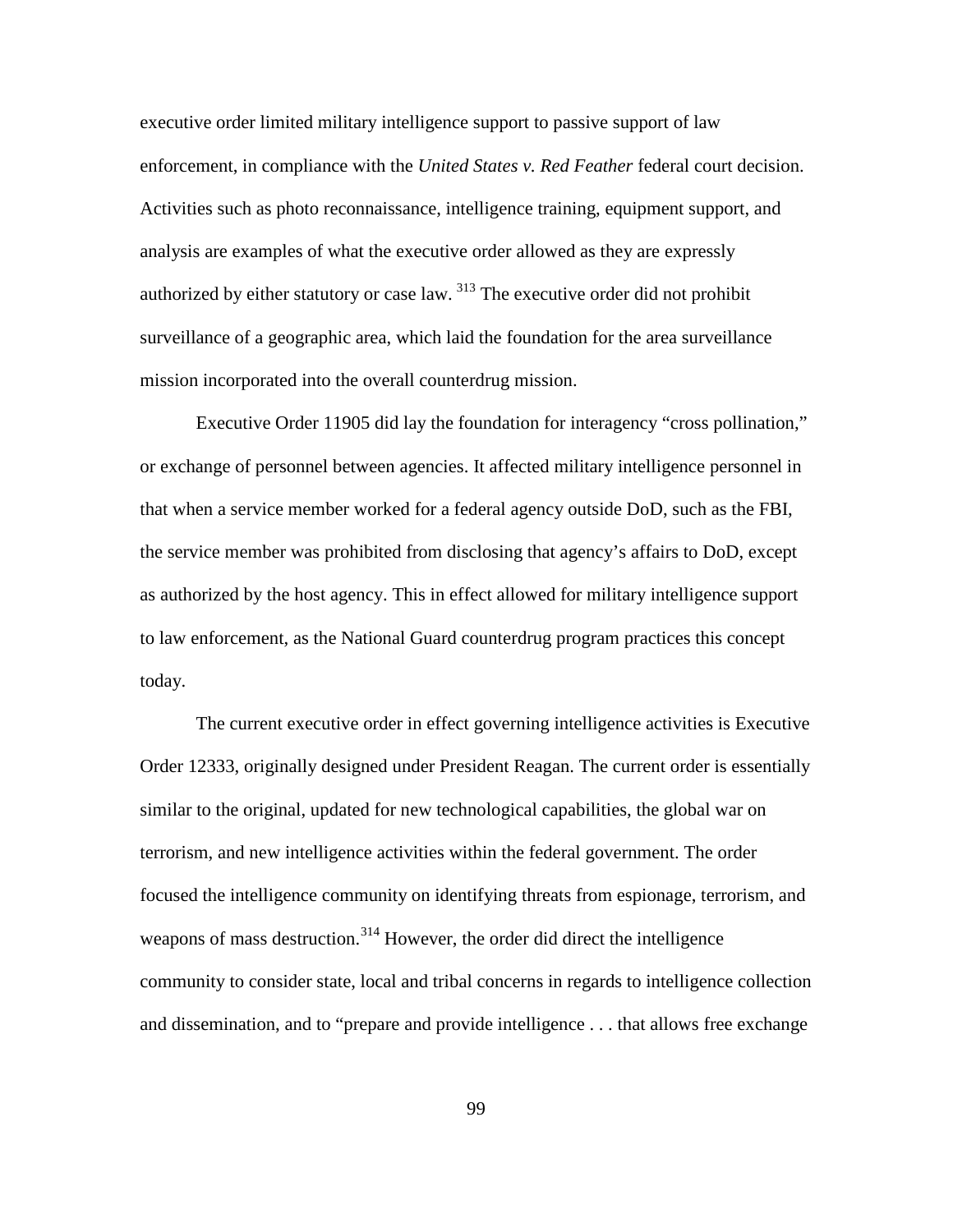executive order limited military intelligence support to passive support of law enforcement, in compliance with the *United States v. Red Feather* federal court decision. Activities such as photo reconnaissance, intelligence training, equipment support, and analysis are examples of what the executive order allowed as they are expressly authorized by either statutory or case law. [313] The executive order did not prohibit surveillance of a geographic area, which laid the foundation for the area surveillance mission incorporated into the overall counterdrug mission.

Executive Order 11905 did lay the foundation for interagency "cross pollination," or exchange of personnel between agencies. It affected military intelligence personnel in that when a service member worked for a federal agency outside DoD, such as the FBI, the service member was prohibited from disclosing that agency's affairs to DoD, except as authorized by the host agency. This in effect allowed for military intelligence support to law enforcement, as the National Guard counterdrug program practices this concept today.

The current executive order in effect governing intelligence activities is Executive Order 12333, originally designed under President Reagan. The current order is essentially similar to the original, updated for new technological capabilities, the global war on terrorism, and new intelligence activities within the federal government. The order focused the intelligence community on identifying threats from espionage, terrorism, and weapons of mass destruction.[314] However, the order did direct the intelligence community to consider state, local and tribal concerns in regards to intelligence collection and dissemination, and to "prepare and provide intelligence . . . that allows free exchange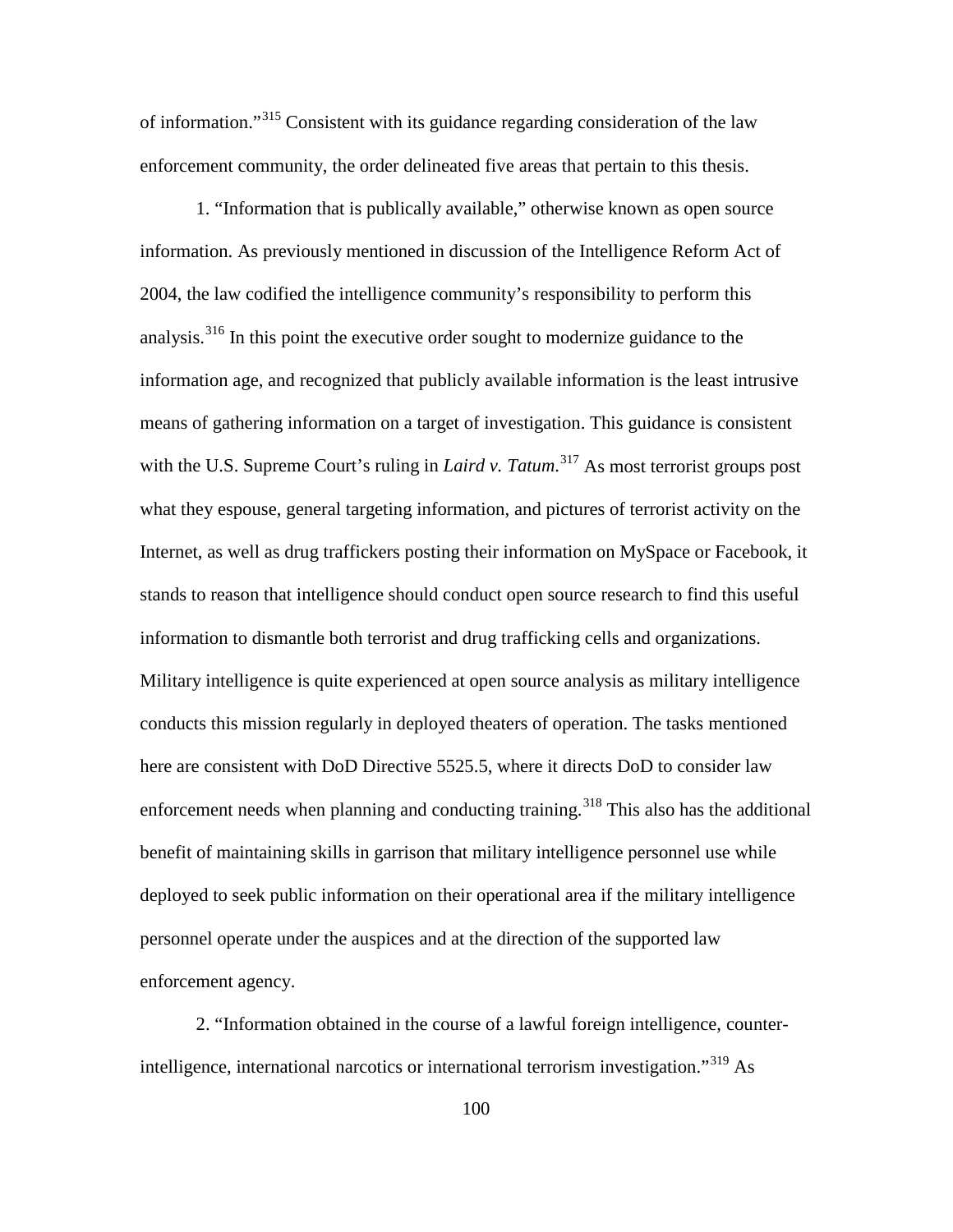of information."[315] Consistent with its guidance regarding consideration of the law enforcement community, the order delineated five areas that pertain to this thesis.

1. "Information that is publically available," otherwise known as open source information. As previously mentioned in discussion of the Intelligence Reform Act of 2004, the law codified the intelligence community's responsibility to perform this analysis.[316] In this point the executive order sought to modernize guidance to the information age, and recognized that publicly available information is the least intrusive means of gathering information on a target of investigation. This guidance is consistent with the U.S. Supreme Court's ruling in *Laird v. Tatum*.[317] As most terrorist groups post what they espouse, general targeting information, and pictures of terrorist activity on the Internet, as well as drug traffickers posting their information on MySpace or Facebook, it stands to reason that intelligence should conduct open source research to find this useful information to dismantle both terrorist and drug trafficking cells and organizations. Military intelligence is quite experienced at open source analysis as military intelligence conducts this mission regularly in deployed theaters of operation. The tasks mentioned here are consistent with DoD Directive 5525.5, where it directs DoD to consider law enforcement needs when planning and conducting training.[318] This also has the additional benefit of maintaining skills in garrison that military intelligence personnel use while deployed to seek public information on their operational area if the military intelligence personnel operate under the auspices and at the direction of the supported law enforcement agency.

2. "Information obtained in the course of a lawful foreign intelligence, counter-intelligence, international narcotics or international terrorism investigation."[319] As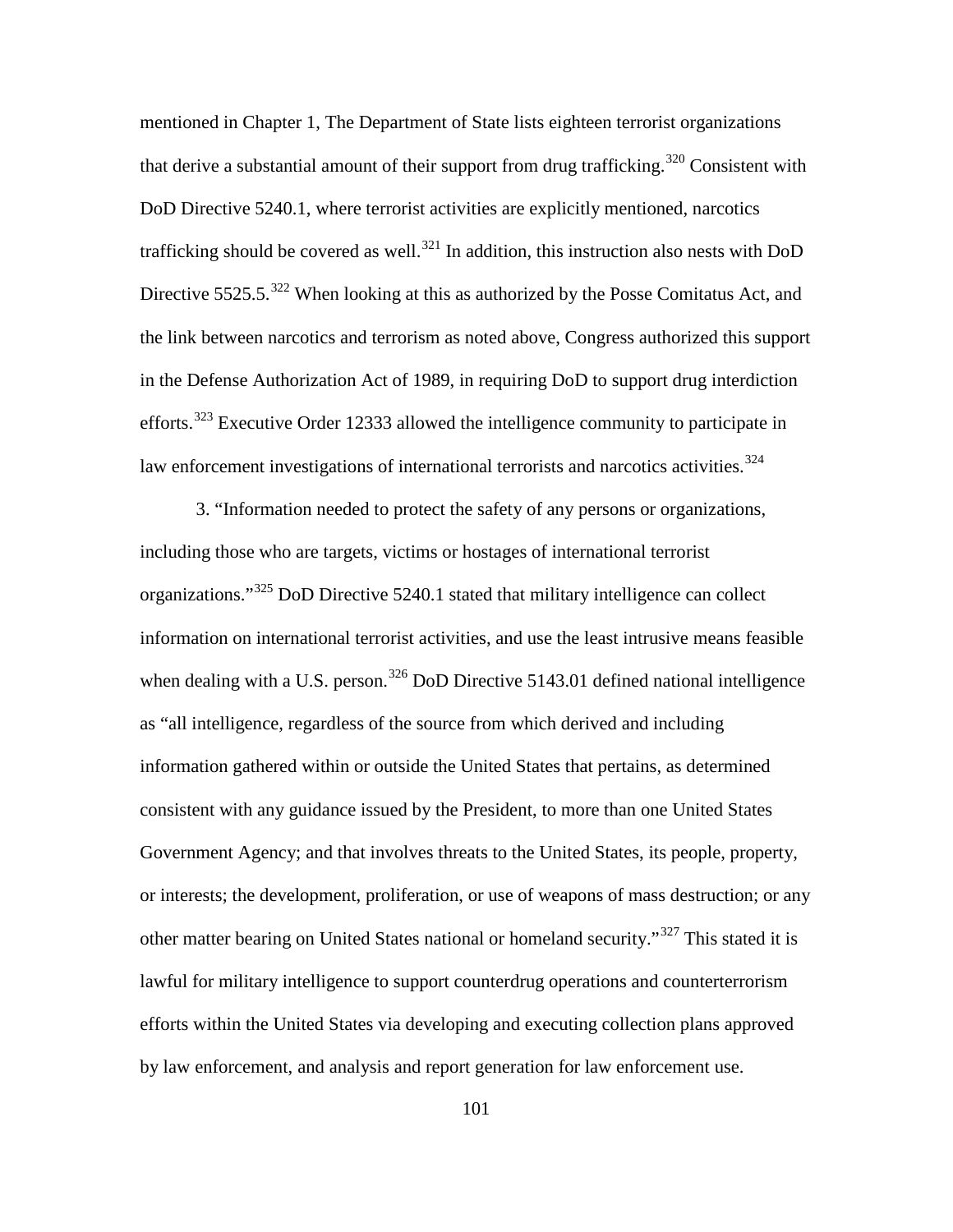mentioned in Chapter 1, The Department of State lists eighteen terrorist organizations that derive a substantial amount of their support from drug trafficking.[320] Consistent with DoD Directive 5240.1, where terrorist activities are explicitly mentioned, narcotics trafficking should be covered as well.[321] In addition, this instruction also nests with DoD Directive 5525.5.[322] When looking at this as authorized by the Posse Comitatus Act, and the link between narcotics and terrorism as noted above, Congress authorized this support in the Defense Authorization Act of 1989, in requiring DoD to support drug interdiction efforts.[323] Executive Order 12333 allowed the intelligence community to participate in law enforcement investigations of international terrorists and narcotics activities.[324]

3. "Information needed to protect the safety of any persons or organizations, including those who are targets, victims or hostages of international terrorist organizations."[325] DoD Directive 5240.1 stated that military intelligence can collect information on international terrorist activities, and use the least intrusive means feasible when dealing with a U.S. person.[326] DoD Directive 5143.01 defined national intelligence as "all intelligence, regardless of the source from which derived and including information gathered within or outside the United States that pertains, as determined consistent with any guidance issued by the President, to more than one United States Government Agency; and that involves threats to the United States, its people, property, or interests; the development, proliferation, or use of weapons of mass destruction; or any other matter bearing on United States national or homeland security."[327] This stated it is lawful for military intelligence to support counterdrug operations and counterterrorism efforts within the United States via developing and executing collection plans approved by law enforcement, and analysis and report generation for law enforcement use.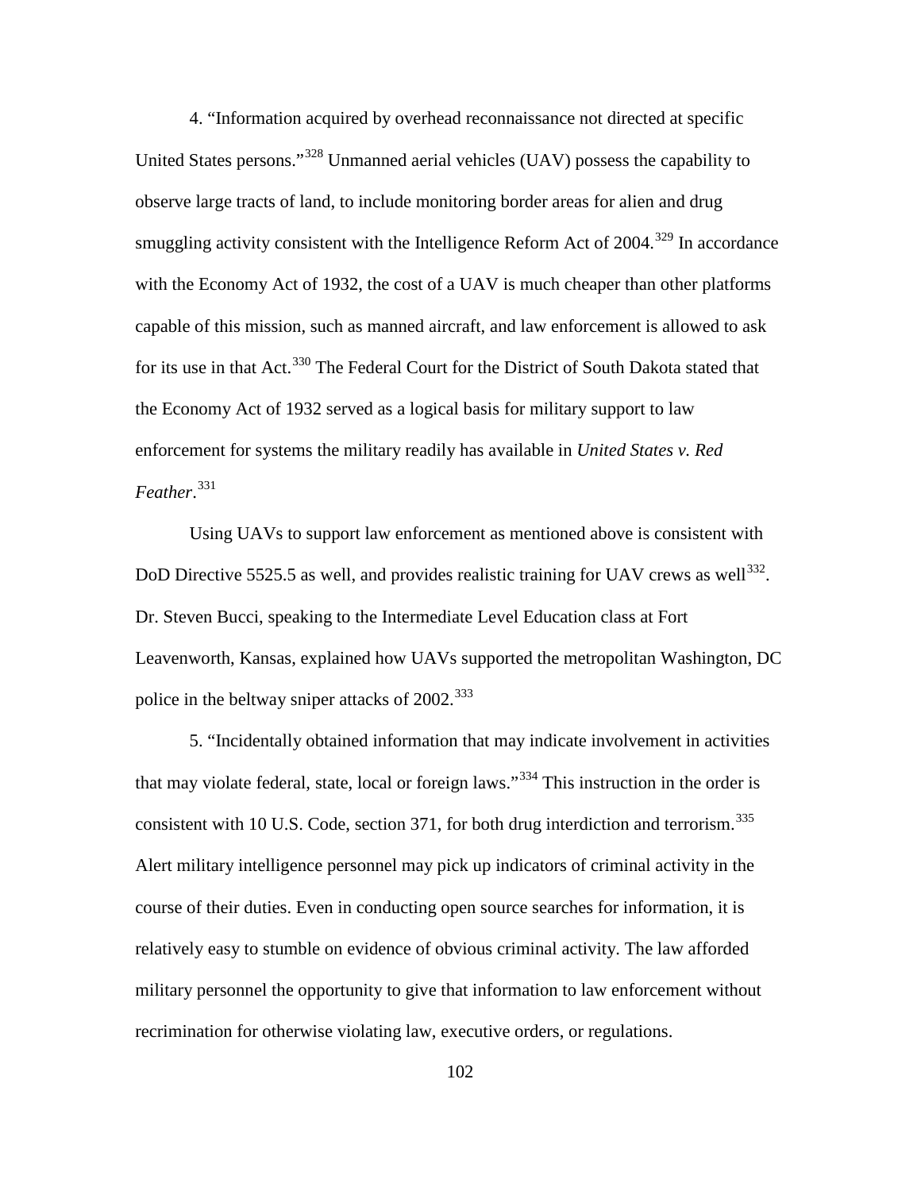4. “Information acquired by overhead reconnaissance not directed at specific United States persons.”[328] Unmanned aerial vehicles (UAV) possess the capability to observe large tracts of land, to include monitoring border areas for alien and drug smuggling activity consistent with the Intelligence Reform Act of 2004.[329] In accordance with the Economy Act of 1932, the cost of a UAV is much cheaper than other platforms capable of this mission, such as manned aircraft, and law enforcement is allowed to ask for its use in that Act.[330] The Federal Court for the District of South Dakota stated that the Economy Act of 1932 served as a logical basis for military support to law enforcement for systems the military readily has available in *United States v. Red Feather*.[331]

Using UAVs to support law enforcement as mentioned above is consistent with DoD Directive 5525.5 as well, and provides realistic training for UAV crews as well[332]. Dr. Steven Bucci, speaking to the Intermediate Level Education class at Fort Leavenworth, Kansas, explained how UAVs supported the metropolitan Washington, DC police in the beltway sniper attacks of 2002.[333]

5. “Incidentally obtained information that may indicate involvement in activities that may violate federal, state, local or foreign laws.”[334] This instruction in the order is consistent with 10 U.S. Code, section 371, for both drug interdiction and terrorism.[335] Alert military intelligence personnel may pick up indicators of criminal activity in the course of their duties. Even in conducting open source searches for information, it is relatively easy to stumble on evidence of obvious criminal activity. The law afforded military personnel the opportunity to give that information to law enforcement without recrimination for otherwise violating law, executive orders, or regulations.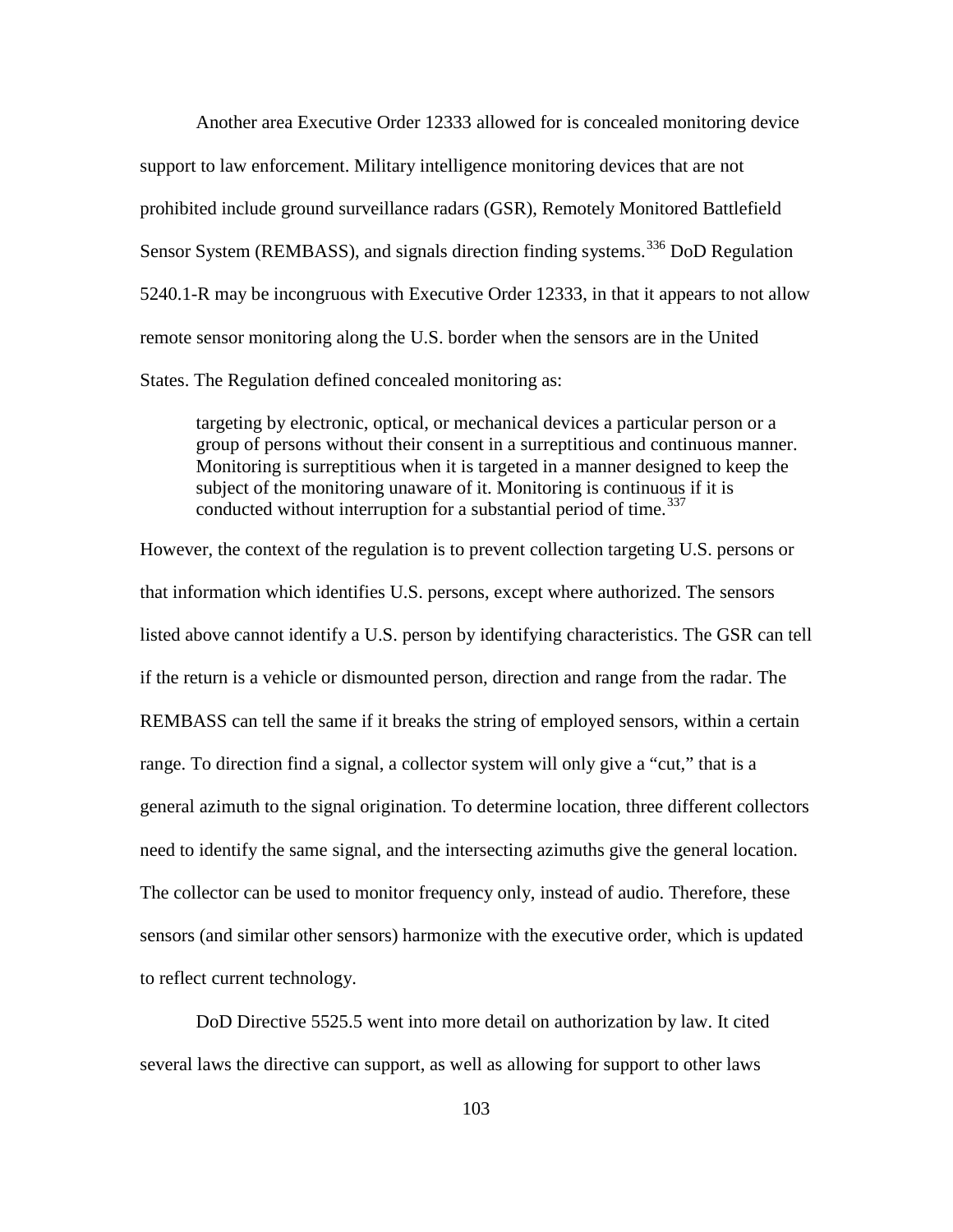Another area Executive Order 12333 allowed for is concealed monitoring device support to law enforcement. Military intelligence monitoring devices that are not prohibited include ground surveillance radars (GSR), Remotely Monitored Battlefield Sensor System (REMBASS), and signals direction finding systems.[336] DoD Regulation 5240.1-R may be incongruous with Executive Order 12333, in that it appears to not allow remote sensor monitoring along the U.S. border when the sensors are in the United States. The Regulation defined concealed monitoring as:

> targeting by electronic, optical, or mechanical devices a particular person or a group of persons without their consent in a surreptitious and continuous manner. Monitoring is surreptitious when it is targeted in a manner designed to keep the subject of the monitoring unaware of it. Monitoring is continuous if it is conducted without interruption for a substantial period of time.[337]

However, the context of the regulation is to prevent collection targeting U.S. persons or that information which identifies U.S. persons, except where authorized. The sensors listed above cannot identify a U.S. person by identifying characteristics. The GSR can tell if the return is a vehicle or dismounted person, direction and range from the radar. The REMBASS can tell the same if it breaks the string of employed sensors, within a certain range. To direction find a signal, a collector system will only give a "cut," that is a general azimuth to the signal origination. To determine location, three different collectors need to identify the same signal, and the intersecting azimuths give the general location. The collector can be used to monitor frequency only, instead of audio. Therefore, these sensors (and similar other sensors) harmonize with the executive order, which is updated to reflect current technology.

DoD Directive 5525.5 went into more detail on authorization by law. It cited several laws the directive can support, as well as allowing for support to other laws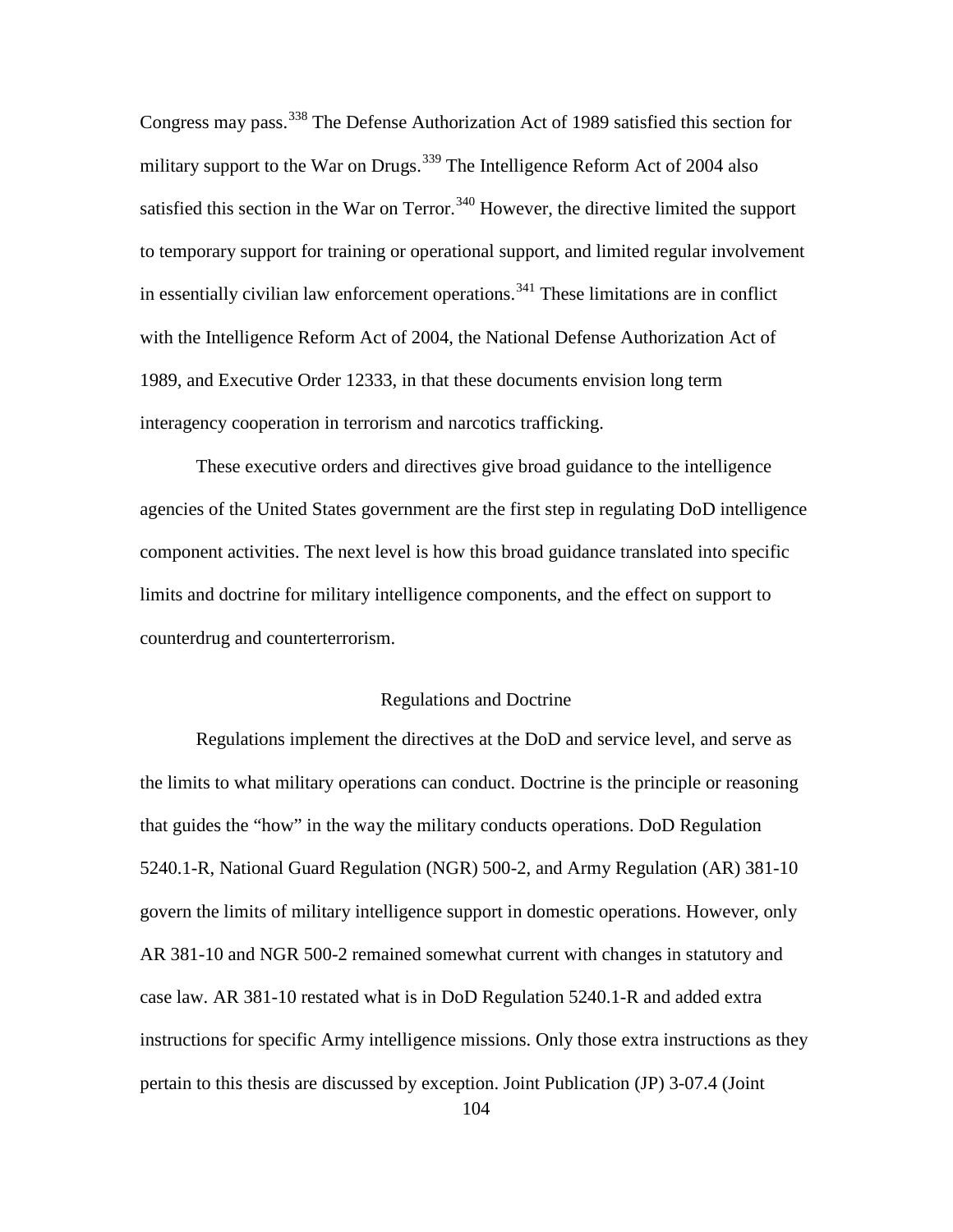Congress may pass.[338] The Defense Authorization Act of 1989 satisfied this section for military support to the War on Drugs.[339] The Intelligence Reform Act of 2004 also satisfied this section in the War on Terror.[340] However, the directive limited the support to temporary support for training or operational support, and limited regular involvement in essentially civilian law enforcement operations.[341] These limitations are in conflict with the Intelligence Reform Act of 2004, the National Defense Authorization Act of 1989, and Executive Order 12333, in that these documents envision long term interagency cooperation in terrorism and narcotics trafficking.

These executive orders and directives give broad guidance to the intelligence agencies of the United States government are the first step in regulating DoD intelligence component activities. The next level is how this broad guidance translated into specific limits and doctrine for military intelligence components, and the effect on support to counterdrug and counterterrorism.

## Regulations and Doctrine

Regulations implement the directives at the DoD and service level, and serve as the limits to what military operations can conduct. Doctrine is the principle or reasoning that guides the "how" in the way the military conducts operations. DoD Regulation 5240.1-R, National Guard Regulation (NGR) 500-2, and Army Regulation (AR) 381-10 govern the limits of military intelligence support in domestic operations. However, only AR 381-10 and NGR 500-2 remained somewhat current with changes in statutory and case law. AR 381-10 restated what is in DoD Regulation 5240.1-R and added extra instructions for specific Army intelligence missions. Only those extra instructions as they pertain to this thesis are discussed by exception. Joint Publication (JP) 3-07.4 (Joint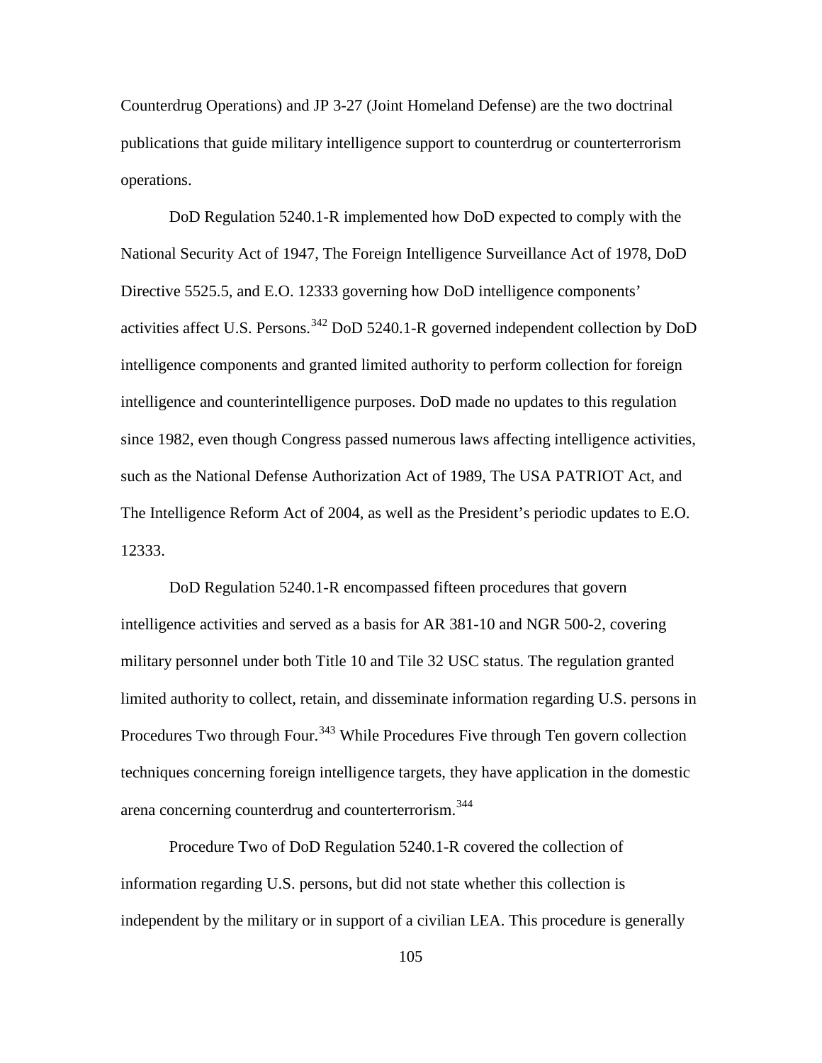Counterdrug Operations) and JP 3-27 (Joint Homeland Defense) are the two doctrinal publications that guide military intelligence support to counterdrug or counterterrorism operations.

DoD Regulation 5240.1-R implemented how DoD expected to comply with the National Security Act of 1947, The Foreign Intelligence Surveillance Act of 1978, DoD Directive 5525.5, and E.O. 12333 governing how DoD intelligence components' activities affect U.S. Persons.[342] DoD 5240.1-R governed independent collection by DoD intelligence components and granted limited authority to perform collection for foreign intelligence and counterintelligence purposes. DoD made no updates to this regulation since 1982, even though Congress passed numerous laws affecting intelligence activities, such as the National Defense Authorization Act of 1989, The USA PATRIOT Act, and The Intelligence Reform Act of 2004, as well as the President's periodic updates to E.O. 12333.

DoD Regulation 5240.1-R encompassed fifteen procedures that govern intelligence activities and served as a basis for AR 381-10 and NGR 500-2, covering military personnel under both Title 10 and Tile 32 USC status. The regulation granted limited authority to collect, retain, and disseminate information regarding U.S. persons in Procedures Two through Four.[343] While Procedures Five through Ten govern collection techniques concerning foreign intelligence targets, they have application in the domestic arena concerning counterdrug and counterterrorism.[344]

Procedure Two of DoD Regulation 5240.1-R covered the collection of information regarding U.S. persons, but did not state whether this collection is independent by the military or in support of a civilian LEA. This procedure is generally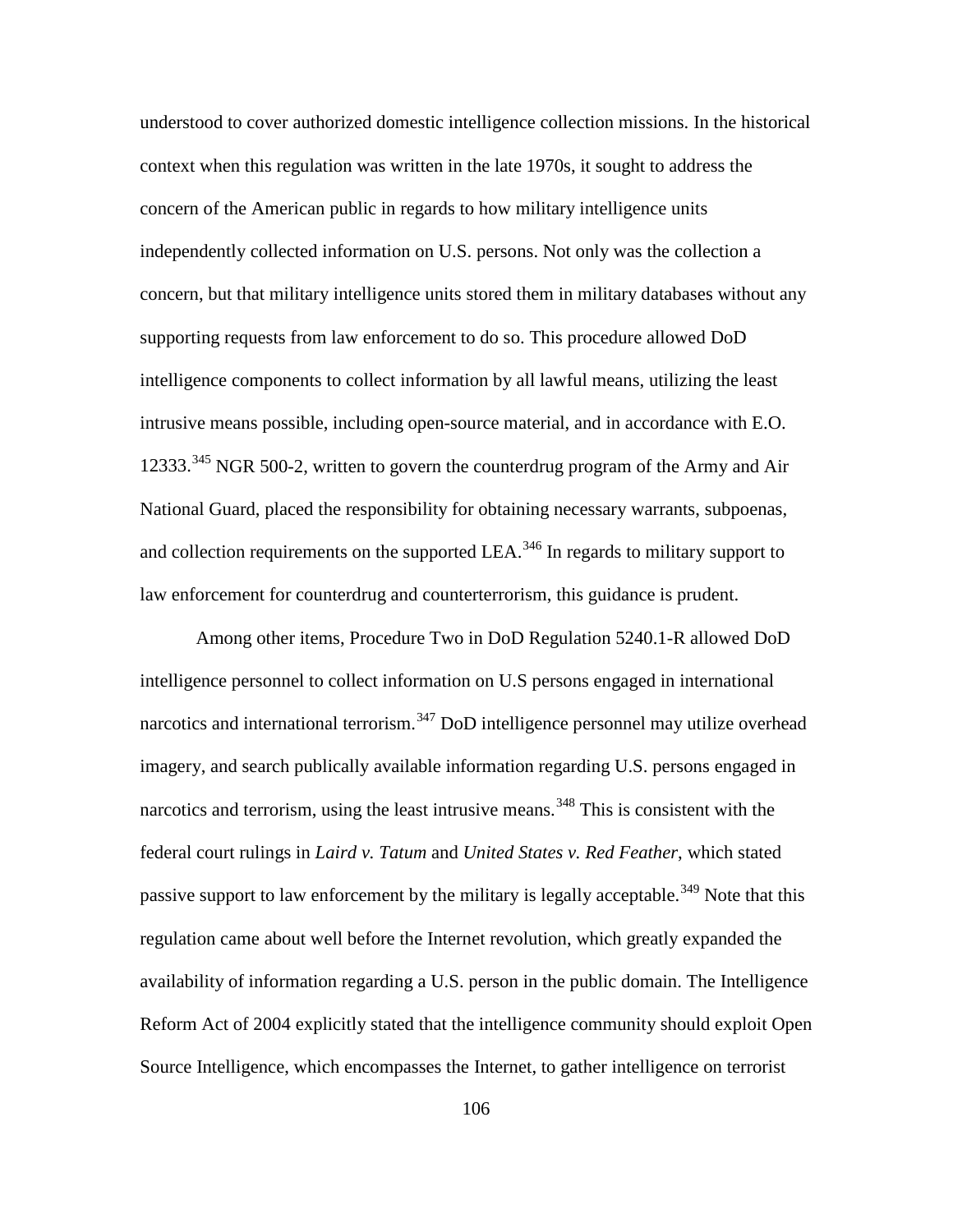understood to cover authorized domestic intelligence collection missions. In the historical context when this regulation was written in the late 1970s, it sought to address the concern of the American public in regards to how military intelligence units independently collected information on U.S. persons. Not only was the collection a concern, but that military intelligence units stored them in military databases without any supporting requests from law enforcement to do so. This procedure allowed DoD intelligence components to collect information by all lawful means, utilizing the least intrusive means possible, including open-source material, and in accordance with E.O. 12333.[345] NGR 500-2, written to govern the counterdrug program of the Army and Air National Guard, placed the responsibility for obtaining necessary warrants, subpoenas, and collection requirements on the supported LEA.[346] In regards to military support to law enforcement for counterdrug and counterterrorism, this guidance is prudent.

Among other items, Procedure Two in DoD Regulation 5240.1-R allowed DoD intelligence personnel to collect information on U.S persons engaged in international narcotics and international terrorism.[347] DoD intelligence personnel may utilize overhead imagery, and search publically available information regarding U.S. persons engaged in narcotics and terrorism, using the least intrusive means.[348] This is consistent with the federal court rulings in *Laird v. Tatum* and *United States v. Red Feather*, which stated passive support to law enforcement by the military is legally acceptable.[349] Note that this regulation came about well before the Internet revolution, which greatly expanded the availability of information regarding a U.S. person in the public domain. The Intelligence Reform Act of 2004 explicitly stated that the intelligence community should exploit Open Source Intelligence, which encompasses the Internet, to gather intelligence on terrorist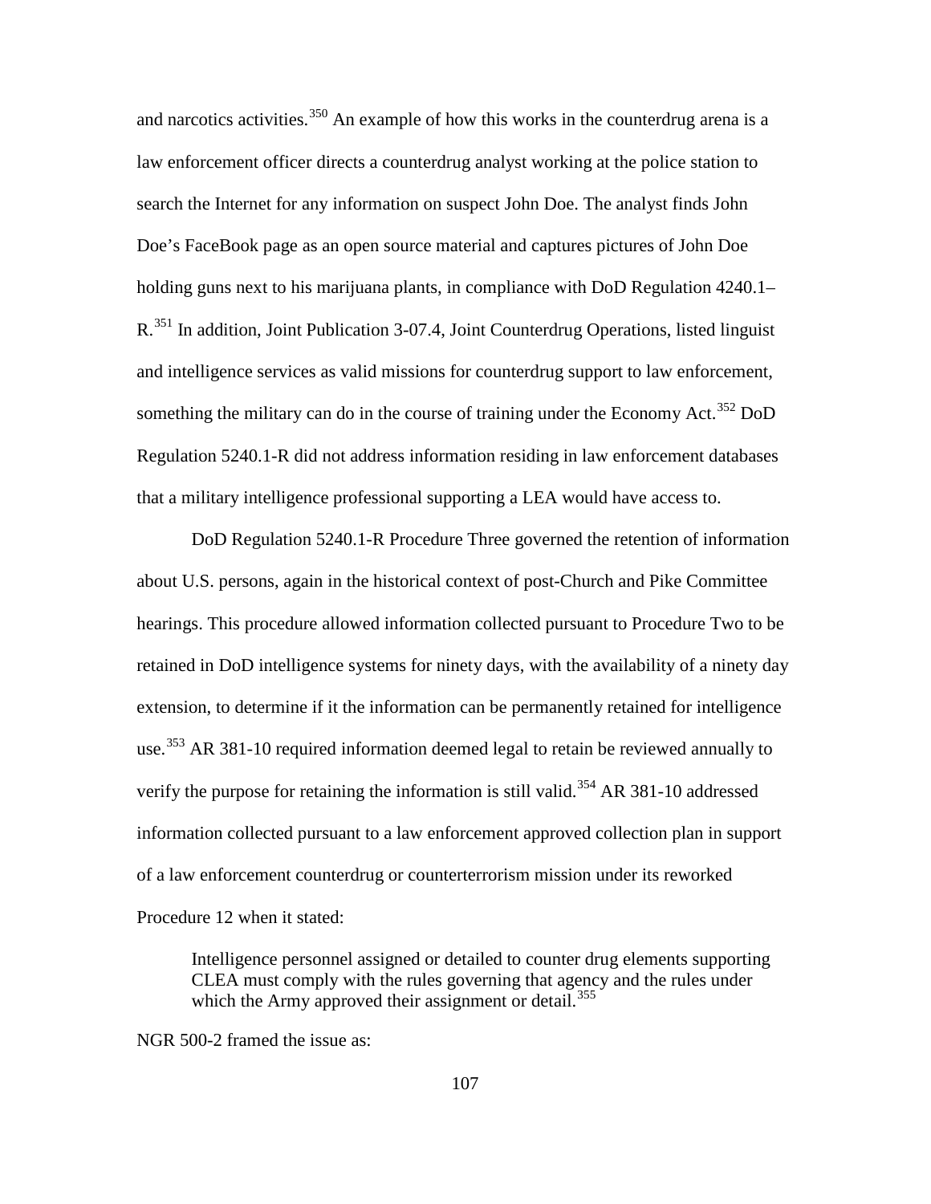and narcotics activities.[350] An example of how this works in the counterdrug arena is a law enforcement officer directs a counterdrug analyst working at the police station to search the Internet for any information on suspect John Doe. The analyst finds John Doe's FaceBook page as an open source material and captures pictures of John Doe holding guns next to his marijuana plants, in compliance with DoD Regulation 4240.1–R.[351] In addition, Joint Publication 3-07.4, Joint Counterdrug Operations, listed linguist and intelligence services as valid missions for counterdrug support to law enforcement, something the military can do in the course of training under the Economy Act.[352] DoD Regulation 5240.1-R did not address information residing in law enforcement databases that a military intelligence professional supporting a LEA would have access to.

DoD Regulation 5240.1-R Procedure Three governed the retention of information about U.S. persons, again in the historical context of post-Church and Pike Committee hearings. This procedure allowed information collected pursuant to Procedure Two to be retained in DoD intelligence systems for ninety days, with the availability of a ninety day extension, to determine if it the information can be permanently retained for intelligence use.[353] AR 381-10 required information deemed legal to retain be reviewed annually to verify the purpose for retaining the information is still valid.[354] AR 381-10 addressed information collected pursuant to a law enforcement approved collection plan in support of a law enforcement counterdrug or counterterrorism mission under its reworked Procedure 12 when it stated:

> Intelligence personnel assigned or detailed to counter drug elements supporting CLEA must comply with the rules governing that agency and the rules under which the Army approved their assignment or detail.[355]

NGR 500-2 framed the issue as: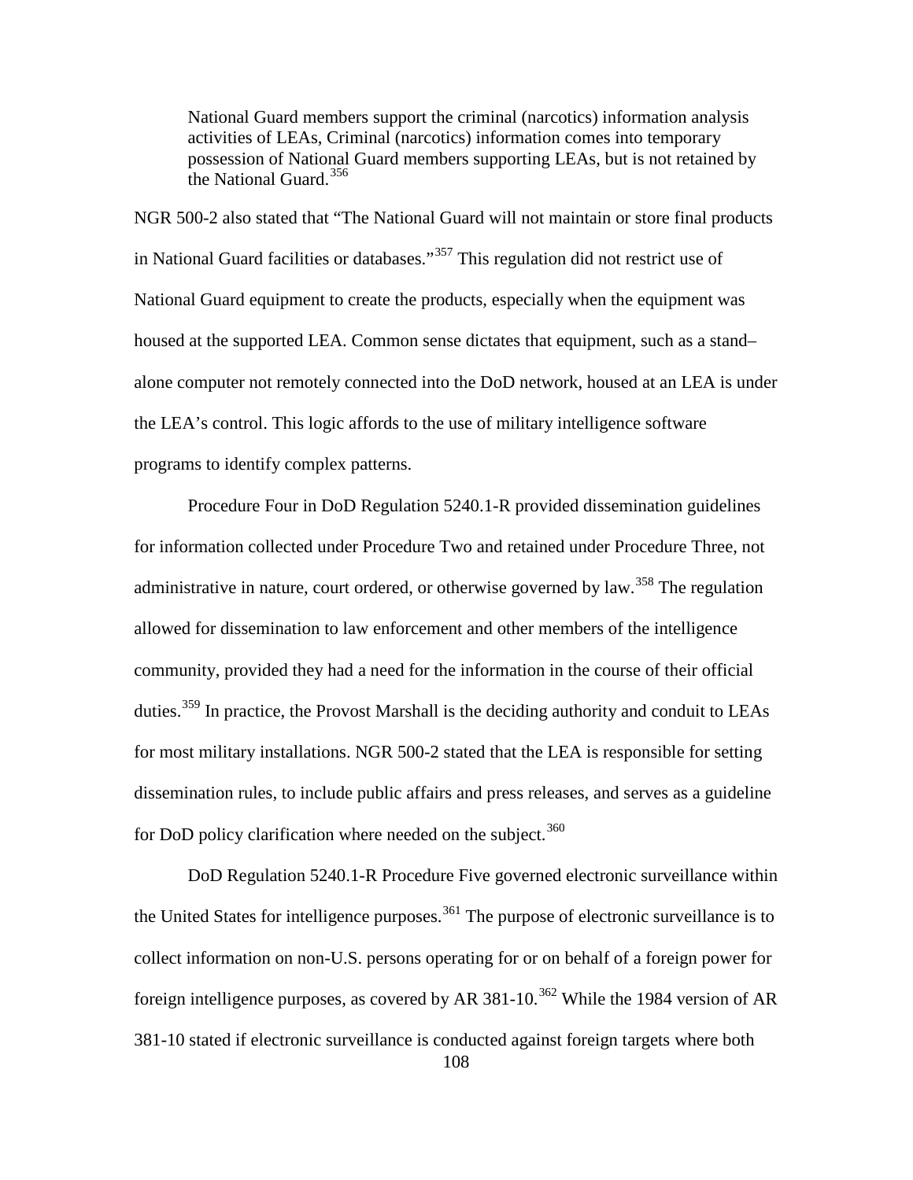> National Guard members support the criminal (narcotics) information analysis activities of LEAs, Criminal (narcotics) information comes into temporary possession of National Guard members supporting LEAs, but is not retained by the National Guard.[356]

NGR 500-2 also stated that "The National Guard will not maintain or store final products in National Guard facilities or databases."[357] This regulation did not restrict use of National Guard equipment to create the products, especially when the equipment was housed at the supported LEA. Common sense dictates that equipment, such as a stand–alone computer not remotely connected into the DoD network, housed at an LEA is under the LEA's control. This logic affords to the use of military intelligence software programs to identify complex patterns.

Procedure Four in DoD Regulation 5240.1-R provided dissemination guidelines for information collected under Procedure Two and retained under Procedure Three, not administrative in nature, court ordered, or otherwise governed by law.[358] The regulation allowed for dissemination to law enforcement and other members of the intelligence community, provided they had a need for the information in the course of their official duties.[359] In practice, the Provost Marshall is the deciding authority and conduit to LEAs for most military installations. NGR 500-2 stated that the LEA is responsible for setting dissemination rules, to include public affairs and press releases, and serves as a guideline for DoD policy clarification where needed on the subject.[360]

DoD Regulation 5240.1-R Procedure Five governed electronic surveillance within the United States for intelligence purposes.[361] The purpose of electronic surveillance is to collect information on non-U.S. persons operating for or on behalf of a foreign power for foreign intelligence purposes, as covered by AR 381-10.[362] While the 1984 version of AR 381-10 stated if electronic surveillance is conducted against foreign targets where both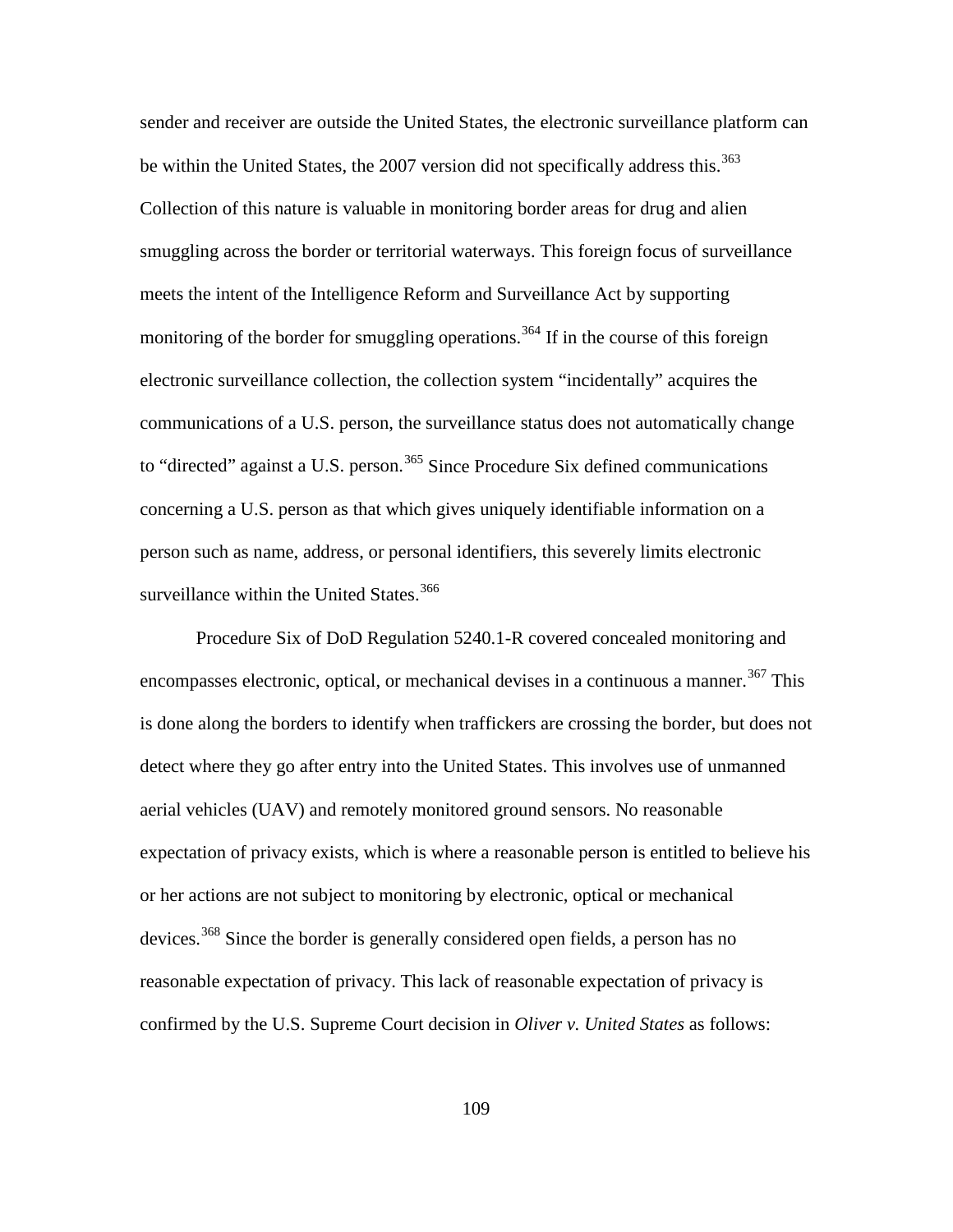sender and receiver are outside the United States, the electronic surveillance platform can be within the United States, the 2007 version did not specifically address this.[363] Collection of this nature is valuable in monitoring border areas for drug and alien smuggling across the border or territorial waterways. This foreign focus of surveillance meets the intent of the Intelligence Reform and Surveillance Act by supporting monitoring of the border for smuggling operations.[364] If in the course of this foreign electronic surveillance collection, the collection system "incidentally" acquires the communications of a U.S. person, the surveillance status does not automatically change to "directed" against a U.S. person.[365] Since Procedure Six defined communications concerning a U.S. person as that which gives uniquely identifiable information on a person such as name, address, or personal identifiers, this severely limits electronic surveillance within the United States.[366]

Procedure Six of DoD Regulation 5240.1-R covered concealed monitoring and encompasses electronic, optical, or mechanical devises in a continuous a manner.[367] This is done along the borders to identify when traffickers are crossing the border, but does not detect where they go after entry into the United States. This involves use of unmanned aerial vehicles (UAV) and remotely monitored ground sensors. No reasonable expectation of privacy exists, which is where a reasonable person is entitled to believe his or her actions are not subject to monitoring by electronic, optical or mechanical devices.[368] Since the border is generally considered open fields, a person has no reasonable expectation of privacy. This lack of reasonable expectation of privacy is confirmed by the U.S. Supreme Court decision in *Oliver v. United States* as follows: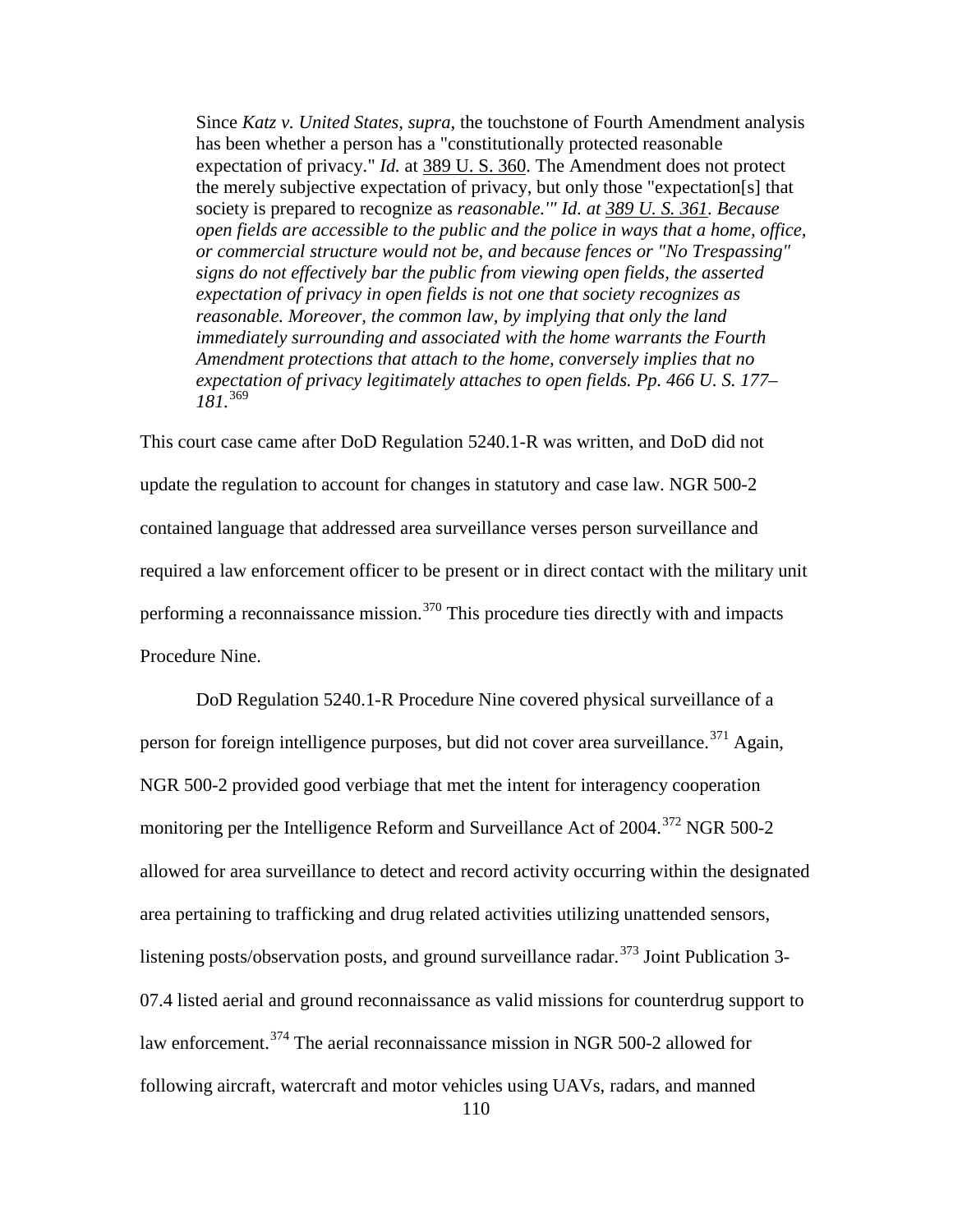> Since *Katz v. United States, supra,* the touchstone of Fourth Amendment analysis has been whether a person has a "constitutionally protected reasonable expectation of privacy." *Id.* at 389 U. S. 360. The Amendment does not protect the merely subjective expectation of privacy, but only those "expectation[s] that society is prepared to recognize as *reasonable.'" Id. at 389 U. S. 361. Because open fields are accessible to the public and the police in ways that a home, office, or commercial structure would not be, and because fences or "No Trespassing" signs do not effectively bar the public from viewing open fields, the asserted expectation of privacy in open fields is not one that society recognizes as reasonable. Moreover, the common law, by implying that only the land immediately surrounding and associated with the home warrants the Fourth Amendment protections that attach to the home, conversely implies that no expectation of privacy legitimately attaches to open fields. Pp. 466 U. S. 177–181.*[369]

This court case came after DoD Regulation 5240.1-R was written, and DoD did not update the regulation to account for changes in statutory and case law. NGR 500-2 contained language that addressed area surveillance verses person surveillance and required a law enforcement officer to be present or in direct contact with the military unit performing a reconnaissance mission.[370] This procedure ties directly with and impacts Procedure Nine.

DoD Regulation 5240.1-R Procedure Nine covered physical surveillance of a person for foreign intelligence purposes, but did not cover area surveillance.[371] Again, NGR 500-2 provided good verbiage that met the intent for interagency cooperation monitoring per the Intelligence Reform and Surveillance Act of 2004.[372] NGR 500-2 allowed for area surveillance to detect and record activity occurring within the designated area pertaining to trafficking and drug related activities utilizing unattended sensors, listening posts/observation posts, and ground surveillance radar.[373] Joint Publication 3-07.4 listed aerial and ground reconnaissance as valid missions for counterdrug support to law enforcement.[374] The aerial reconnaissance mission in NGR 500-2 allowed for following aircraft, watercraft and motor vehicles using UAVs, radars, and manned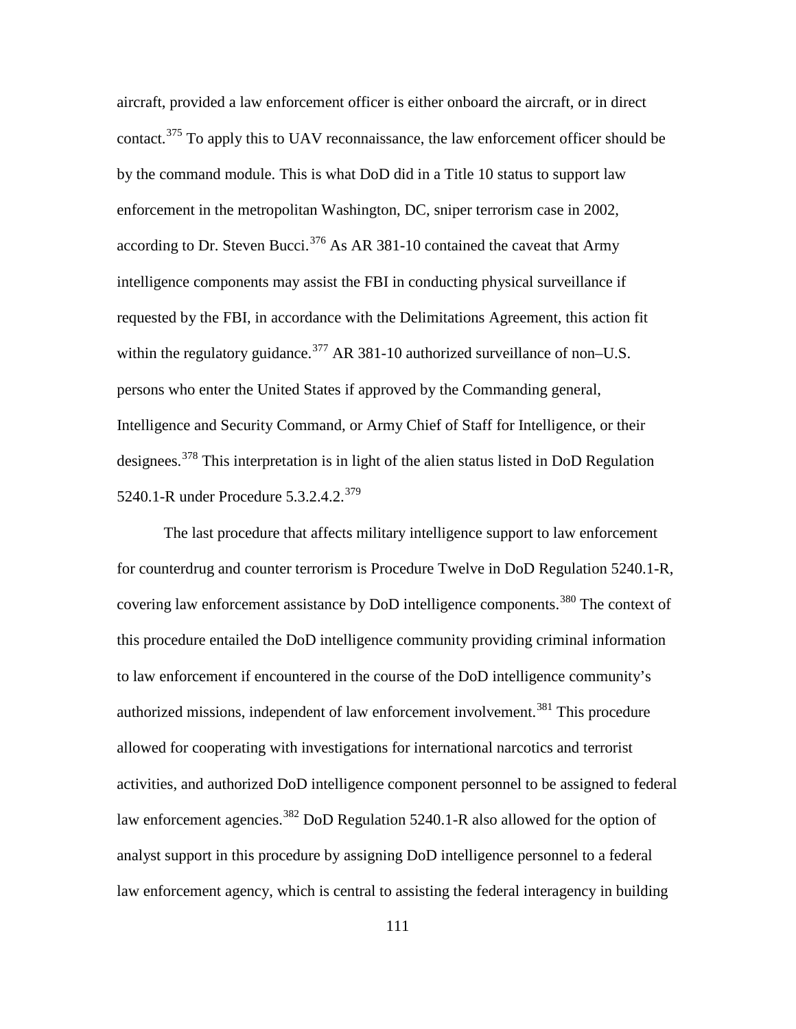aircraft, provided a law enforcement officer is either onboard the aircraft, or in direct contact.[375] To apply this to UAV reconnaissance, the law enforcement officer should be by the command module. This is what DoD did in a Title 10 status to support law enforcement in the metropolitan Washington, DC, sniper terrorism case in 2002, according to Dr. Steven Bucci.[376] As AR 381-10 contained the caveat that Army intelligence components may assist the FBI in conducting physical surveillance if requested by the FBI, in accordance with the Delimitations Agreement, this action fit within the regulatory guidance.[377] AR 381-10 authorized surveillance of non–U.S. persons who enter the United States if approved by the Commanding general, Intelligence and Security Command, or Army Chief of Staff for Intelligence, or their designees.[378] This interpretation is in light of the alien status listed in DoD Regulation 5240.1-R under Procedure 5.3.2.4.2.[379]

The last procedure that affects military intelligence support to law enforcement for counterdrug and counter terrorism is Procedure Twelve in DoD Regulation 5240.1-R, covering law enforcement assistance by DoD intelligence components.[380] The context of this procedure entailed the DoD intelligence community providing criminal information to law enforcement if encountered in the course of the DoD intelligence community's authorized missions, independent of law enforcement involvement.[381] This procedure allowed for cooperating with investigations for international narcotics and terrorist activities, and authorized DoD intelligence component personnel to be assigned to federal law enforcement agencies.[382] DoD Regulation 5240.1-R also allowed for the option of analyst support in this procedure by assigning DoD intelligence personnel to a federal law enforcement agency, which is central to assisting the federal interagency in building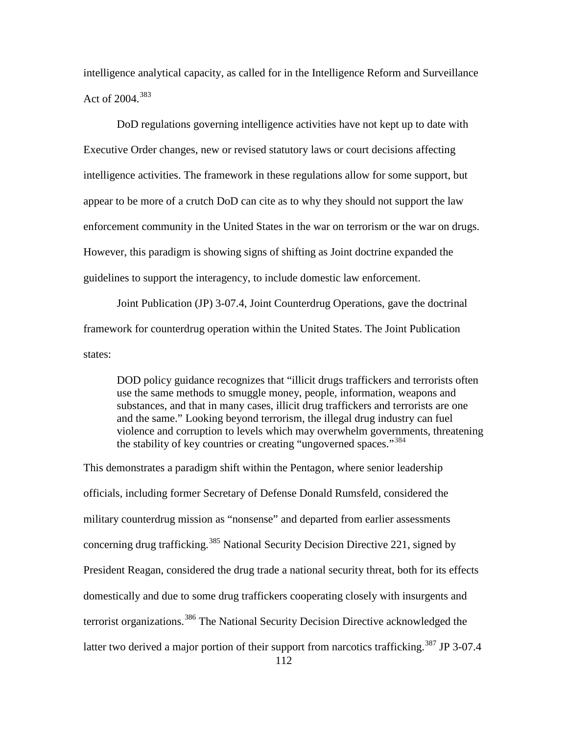intelligence analytical capacity, as called for in the Intelligence Reform and Surveillance Act of 2004.[383]

DoD regulations governing intelligence activities have not kept up to date with Executive Order changes, new or revised statutory laws or court decisions affecting intelligence activities. The framework in these regulations allow for some support, but appear to be more of a crutch DoD can cite as to why they should not support the law enforcement community in the United States in the war on terrorism or the war on drugs. However, this paradigm is showing signs of shifting as Joint doctrine expanded the guidelines to support the interagency, to include domestic law enforcement.

Joint Publication (JP) 3-07.4, Joint Counterdrug Operations, gave the doctrinal framework for counterdrug operation within the United States. The Joint Publication states:

> DOD policy guidance recognizes that "illicit drugs traffickers and terrorists often use the same methods to smuggle money, people, information, weapons and substances, and that in many cases, illicit drug traffickers and terrorists are one and the same." Looking beyond terrorism, the illegal drug industry can fuel violence and corruption to levels which may overwhelm governments, threatening the stability of key countries or creating "ungoverned spaces."[384]

This demonstrates a paradigm shift within the Pentagon, where senior leadership officials, including former Secretary of Defense Donald Rumsfeld, considered the military counterdrug mission as "nonsense" and departed from earlier assessments concerning drug trafficking.[385] National Security Decision Directive 221, signed by President Reagan, considered the drug trade a national security threat, both for its effects domestically and due to some drug traffickers cooperating closely with insurgents and terrorist organizations.[386] The National Security Decision Directive acknowledged the latter two derived a major portion of their support from narcotics trafficking.[387] JP 3-07.4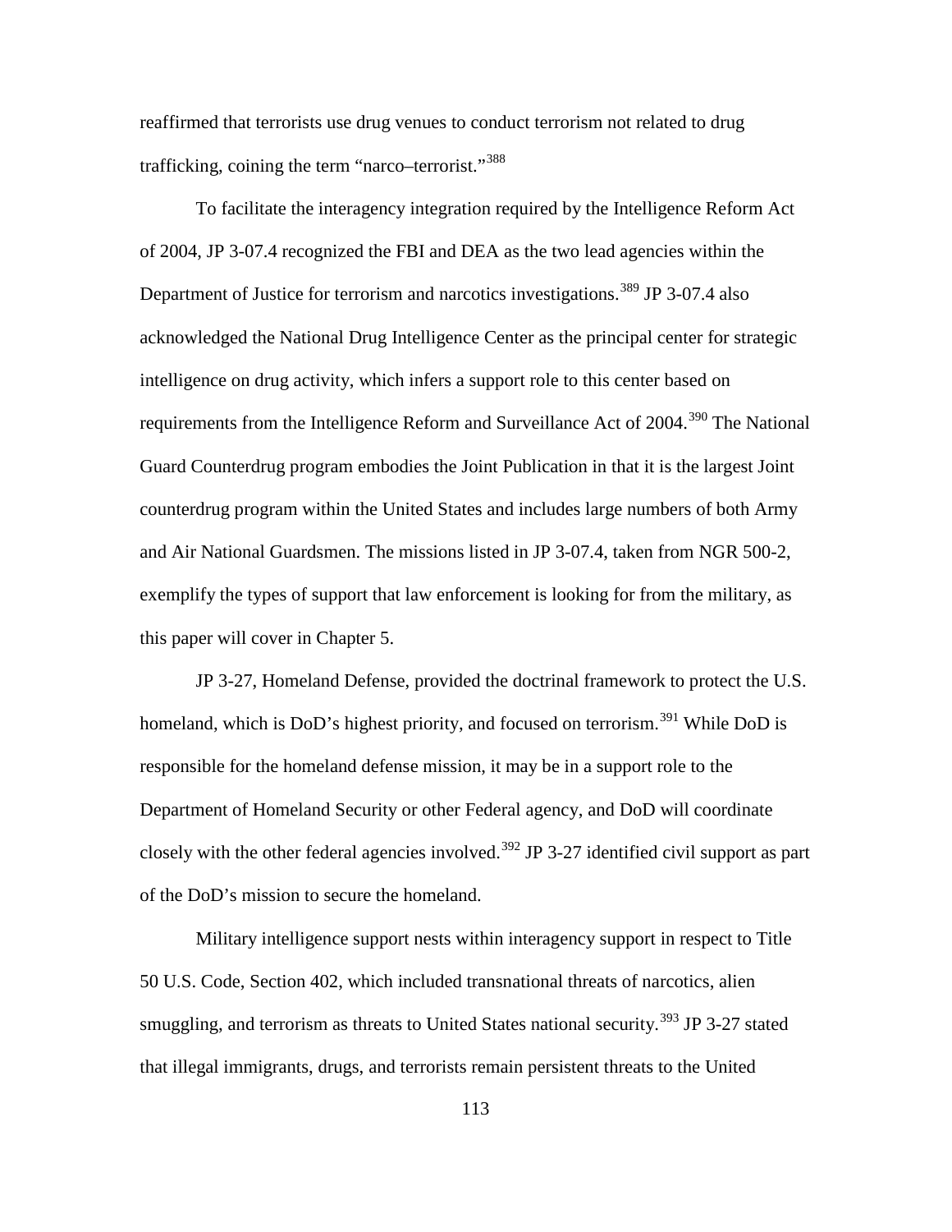reaffirmed that terrorists use drug venues to conduct terrorism not related to drug trafficking, coining the term "narco–terrorist."[388]

To facilitate the interagency integration required by the Intelligence Reform Act of 2004, JP 3-07.4 recognized the FBI and DEA as the two lead agencies within the Department of Justice for terrorism and narcotics investigations.[389] JP 3-07.4 also acknowledged the National Drug Intelligence Center as the principal center for strategic intelligence on drug activity, which infers a support role to this center based on requirements from the Intelligence Reform and Surveillance Act of 2004.[390] The National Guard Counterdrug program embodies the Joint Publication in that it is the largest Joint counterdrug program within the United States and includes large numbers of both Army and Air National Guardsmen. The missions listed in JP 3-07.4, taken from NGR 500-2, exemplify the types of support that law enforcement is looking for from the military, as this paper will cover in Chapter 5.

JP 3-27, Homeland Defense, provided the doctrinal framework to protect the U.S. homeland, which is DoD's highest priority, and focused on terrorism.[391] While DoD is responsible for the homeland defense mission, it may be in a support role to the Department of Homeland Security or other Federal agency, and DoD will coordinate closely with the other federal agencies involved.[392] JP 3-27 identified civil support as part of the DoD's mission to secure the homeland.

Military intelligence support nests within interagency support in respect to Title 50 U.S. Code, Section 402, which included transnational threats of narcotics, alien smuggling, and terrorism as threats to United States national security.[393] JP 3-27 stated that illegal immigrants, drugs, and terrorists remain persistent threats to the United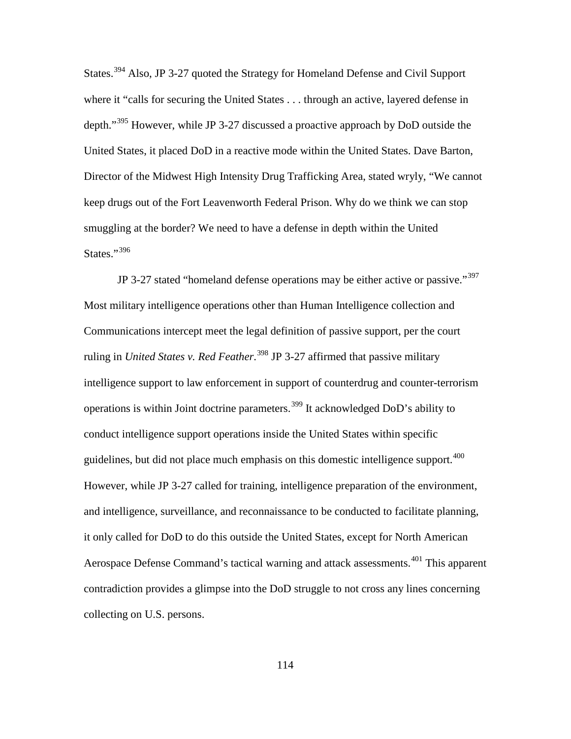States.[394] Also, JP 3-27 quoted the Strategy for Homeland Defense and Civil Support where it "calls for securing the United States . . . through an active, layered defense in depth."[395] However, while JP 3-27 discussed a proactive approach by DoD outside the United States, it placed DoD in a reactive mode within the United States. Dave Barton, Director of the Midwest High Intensity Drug Trafficking Area, stated wryly, "We cannot keep drugs out of the Fort Leavenworth Federal Prison. Why do we think we can stop smuggling at the border? We need to have a defense in depth within the United States."[396]

JP 3-27 stated "homeland defense operations may be either active or passive."[397] Most military intelligence operations other than Human Intelligence collection and Communications intercept meet the legal definition of passive support, per the court ruling in *United States v. Red Feather*.[398] JP 3-27 affirmed that passive military intelligence support to law enforcement in support of counterdrug and counter-terrorism operations is within Joint doctrine parameters.[399] It acknowledged DoD's ability to conduct intelligence support operations inside the United States within specific guidelines, but did not place much emphasis on this domestic intelligence support.[400] However, while JP 3-27 called for training, intelligence preparation of the environment, and intelligence, surveillance, and reconnaissance to be conducted to facilitate planning, it only called for DoD to do this outside the United States, except for North American Aerospace Defense Command's tactical warning and attack assessments.[401] This apparent contradiction provides a glimpse into the DoD struggle to not cross any lines concerning collecting on U.S. persons.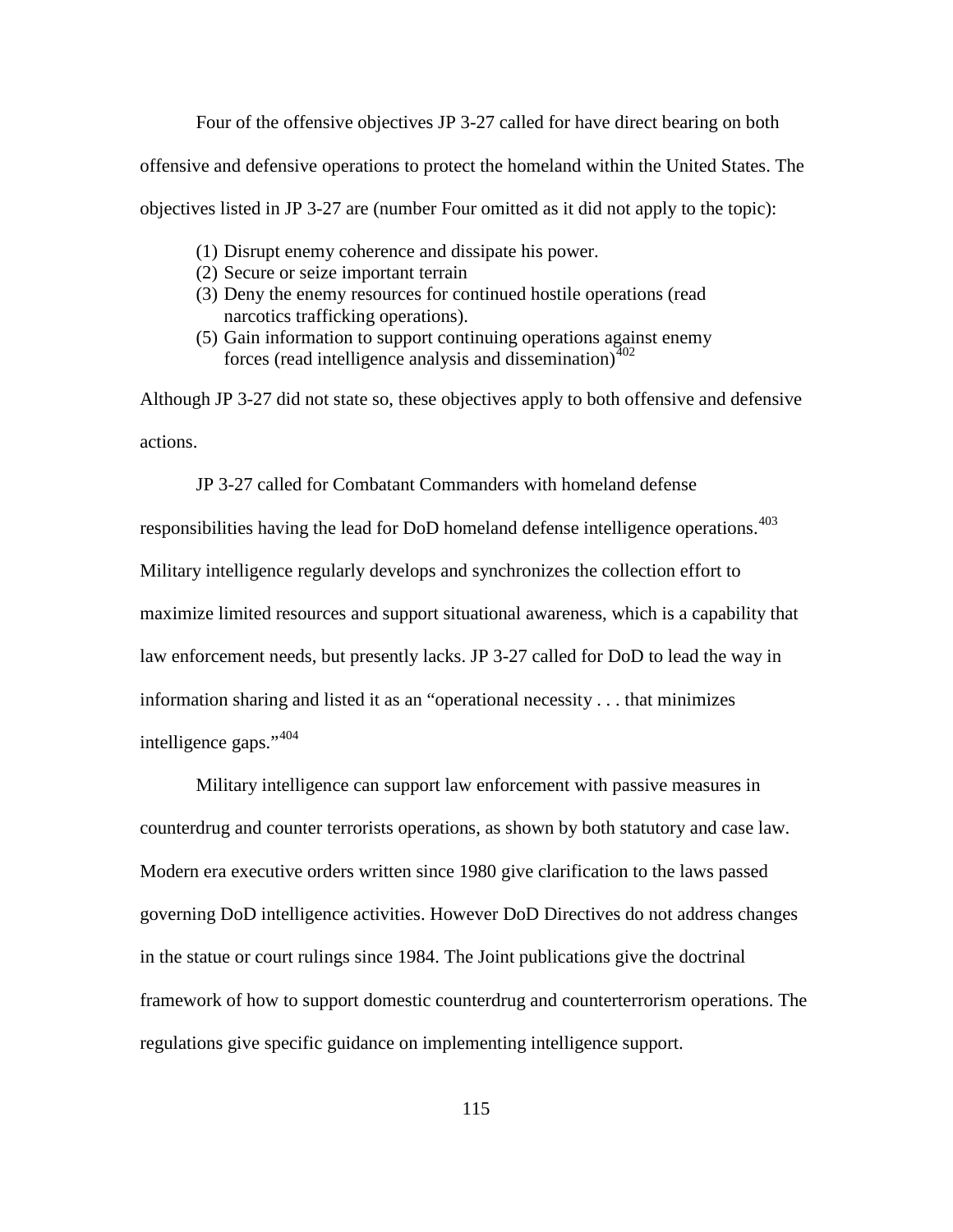Four of the offensive objectives JP 3-27 called for have direct bearing on both offensive and defensive operations to protect the homeland within the United States. The objectives listed in JP 3-27 are (number Four omitted as it did not apply to the topic):

(1) Disrupt enemy coherence and dissipate his power.
(2) Secure or seize important terrain
(3) Deny the enemy resources for continued hostile operations (read narcotics trafficking operations).
(5) Gain information to support continuing operations against enemy forces (read intelligence analysis and dissemination)[402]

Although JP 3-27 did not state so, these objectives apply to both offensive and defensive actions.

JP 3-27 called for Combatant Commanders with homeland defense responsibilities having the lead for DoD homeland defense intelligence operations.[403] Military intelligence regularly develops and synchronizes the collection effort to maximize limited resources and support situational awareness, which is a capability that law enforcement needs, but presently lacks. JP 3-27 called for DoD to lead the way in information sharing and listed it as an "operational necessity . . . that minimizes intelligence gaps."[404]

Military intelligence can support law enforcement with passive measures in counterdrug and counter terrorists operations, as shown by both statutory and case law. Modern era executive orders written since 1980 give clarification to the laws passed governing DoD intelligence activities. However DoD Directives do not address changes in the statue or court rulings since 1984. The Joint publications give the doctrinal framework of how to support domestic counterdrug and counterterrorism operations. The regulations give specific guidance on implementing intelligence support.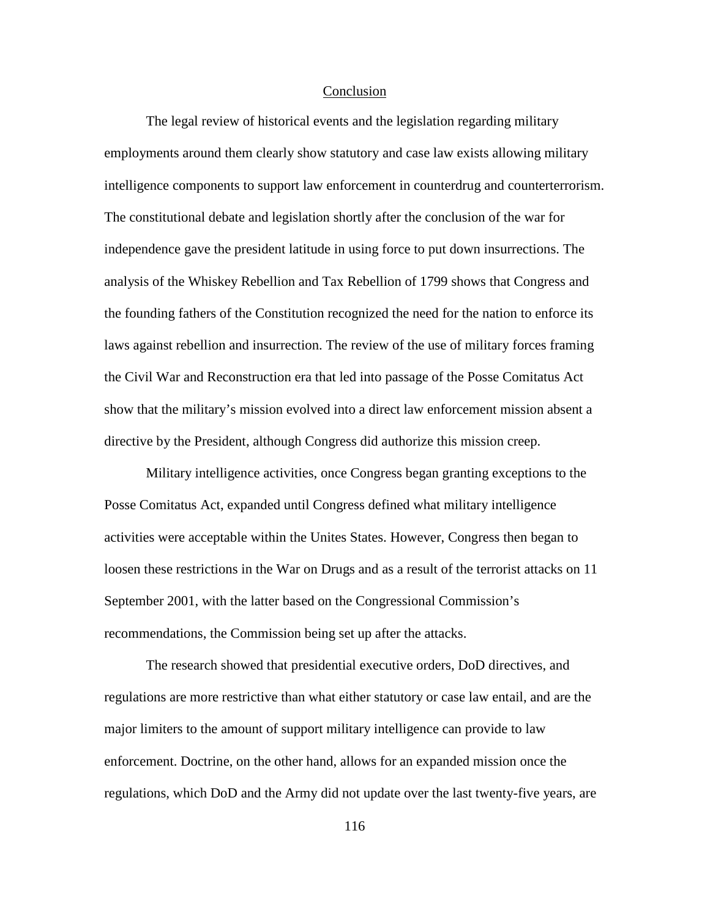## Conclusion

The legal review of historical events and the legislation regarding military employments around them clearly show statutory and case law exists allowing military intelligence components to support law enforcement in counterdrug and counterterrorism. The constitutional debate and legislation shortly after the conclusion of the war for independence gave the president latitude in using force to put down insurrections. The analysis of the Whiskey Rebellion and Tax Rebellion of 1799 shows that Congress and the founding fathers of the Constitution recognized the need for the nation to enforce its laws against rebellion and insurrection. The review of the use of military forces framing the Civil War and Reconstruction era that led into passage of the Posse Comitatus Act show that the military's mission evolved into a direct law enforcement mission absent a directive by the President, although Congress did authorize this mission creep.

Military intelligence activities, once Congress began granting exceptions to the Posse Comitatus Act, expanded until Congress defined what military intelligence activities were acceptable within the Unites States. However, Congress then began to loosen these restrictions in the War on Drugs and as a result of the terrorist attacks on 11 September 2001, with the latter based on the Congressional Commission's recommendations, the Commission being set up after the attacks.

The research showed that presidential executive orders, DoD directives, and regulations are more restrictive than what either statutory or case law entail, and are the major limiters to the amount of support military intelligence can provide to law enforcement. Doctrine, on the other hand, allows for an expanded mission once the regulations, which DoD and the Army did not update over the last twenty-five years, are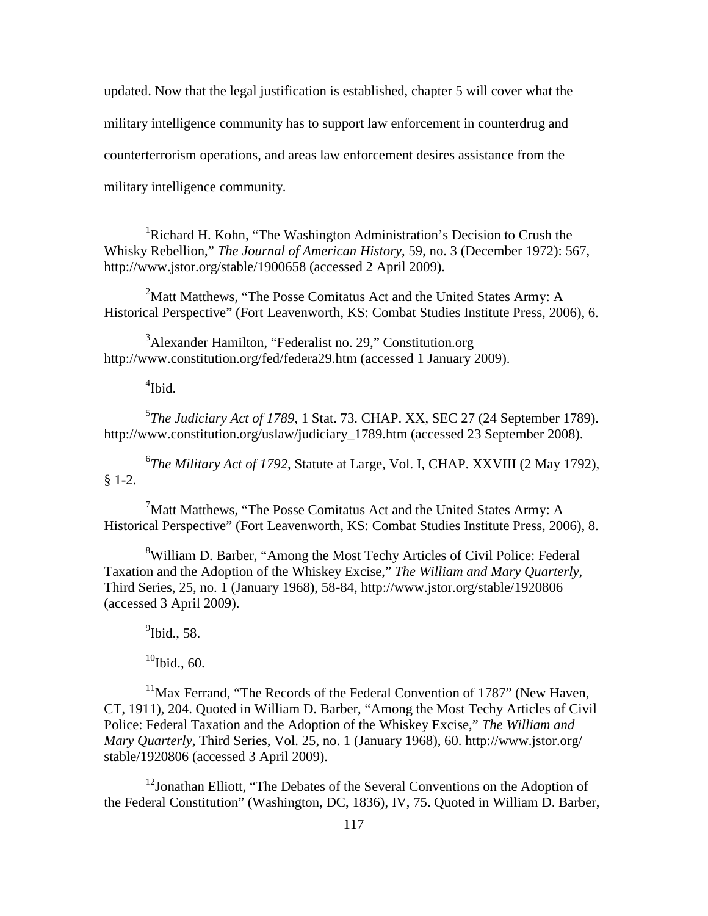updated. Now that the legal justification is established, chapter 5 will cover what the military intelligence community has to support law enforcement in counterdrug and counterterrorism operations, and areas law enforcement desires assistance from the military intelligence community.

---

[1]Richard H. Kohn, "The Washington Administration's Decision to Crush the Whisky Rebellion," *The Journal of American History*, 59, no. 3 (December 1972): 567, http://www.jstor.org/stable/1900658 (accessed 2 April 2009).

[2]Matt Matthews, "The Posse Comitatus Act and the United States Army: A Historical Perspective" (Fort Leavenworth, KS: Combat Studies Institute Press, 2006), 6.

[3]Alexander Hamilton, "Federalist no. 29," Constitution.org http://www.constitution.org/fed/federa29.htm (accessed 1 January 2009).

[4]Ibid.

[5]*The Judiciary Act of 1789*, 1 Stat. 73. CHAP. XX, SEC 27 (24 September 1789). http://www.constitution.org/uslaw/judiciary_1789.htm (accessed 23 September 2008).

[6]*The Military Act of 1792,* Statute at Large, Vol. I, CHAP. XXVIII (2 May 1792), § 1-2.

[7]Matt Matthews, "The Posse Comitatus Act and the United States Army: A Historical Perspective" (Fort Leavenworth, KS: Combat Studies Institute Press, 2006), 8.

[8]William D. Barber, "Among the Most Techy Articles of Civil Police: Federal Taxation and the Adoption of the Whiskey Excise," *The William and Mary Quarterly*, Third Series, 25, no. 1 (January 1968), 58-84, http://www.jstor.org/stable/1920806 (accessed 3 April 2009).

[9]Ibid., 58.

[10]Ibid., 60.

[11]Max Ferrand, "The Records of the Federal Convention of 1787" (New Haven, CT, 1911), 204. Quoted in William D. Barber, "Among the Most Techy Articles of Civil Police: Federal Taxation and the Adoption of the Whiskey Excise," *The William and Mary Quarterly,* Third Series, Vol. 25, no. 1 (January 1968), 60. http://www.jstor.org/stable/1920806 (accessed 3 April 2009).

[12]Jonathan Elliott, "The Debates of the Several Conventions on the Adoption of the Federal Constitution" (Washington, DC, 1836), IV, 75. Quoted in William D. Barber,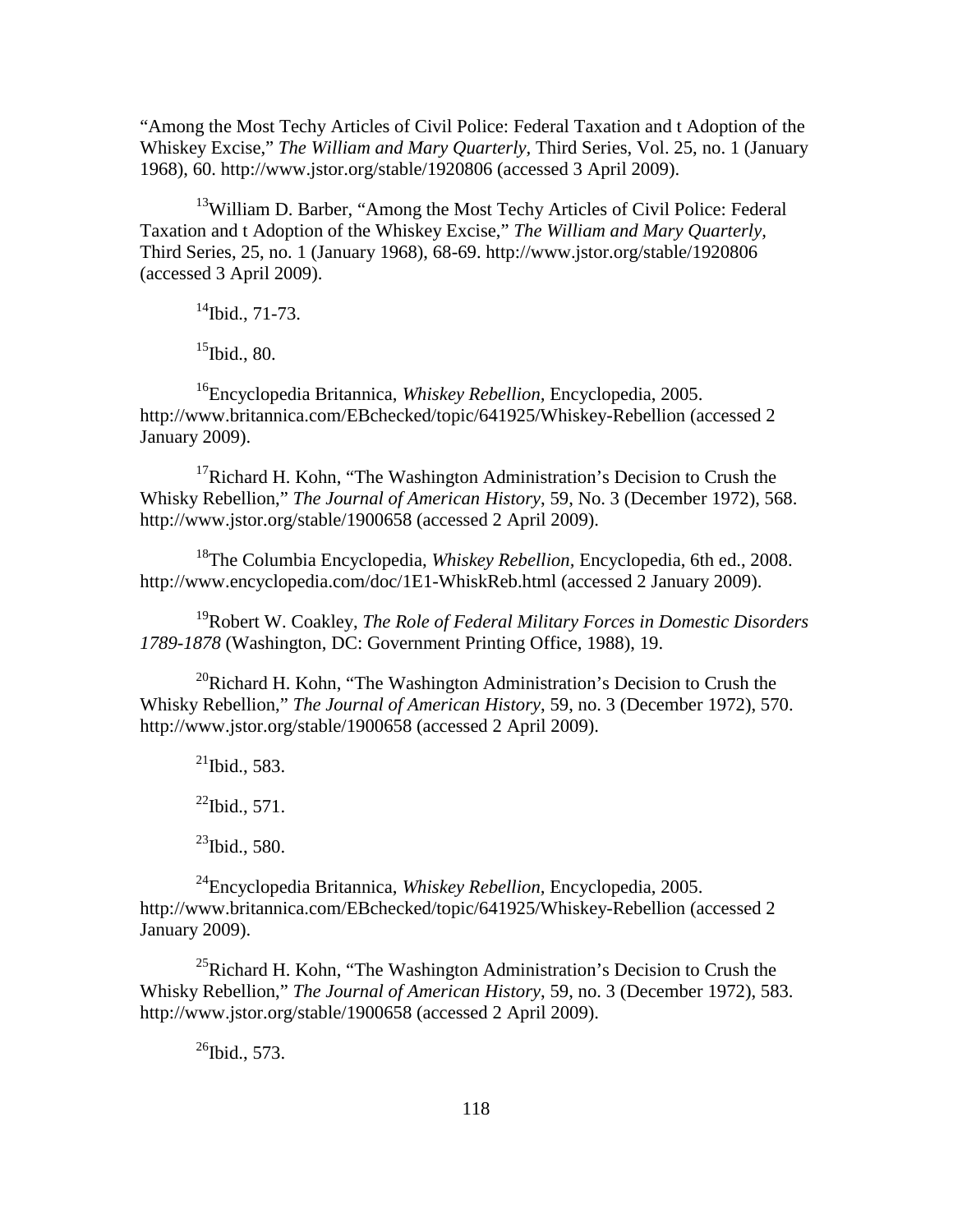"Among the Most Techy Articles of Civil Police: Federal Taxation and t Adoption of the Whiskey Excise," *The William and Mary Quarterly*, Third Series, Vol. 25, no. 1 (January 1968), 60. http://www.jstor.org/stable/1920806 (accessed 3 April 2009).

[13]William D. Barber, "Among the Most Techy Articles of Civil Police: Federal Taxation and t Adoption of the Whiskey Excise," *The William and Mary Quarterly*, Third Series, 25, no. 1 (January 1968), 68-69. http://www.jstor.org/stable/1920806 (accessed 3 April 2009).

[14]Ibid., 71-73.

[15]Ibid., 80.

[16]Encyclopedia Britannica, *Whiskey Rebellion*, Encyclopedia, 2005. http://www.britannica.com/EBchecked/topic/641925/Whiskey-Rebellion (accessed 2 January 2009).

[17]Richard H. Kohn, "The Washington Administration's Decision to Crush the Whisky Rebellion," *The Journal of American History*, 59, No. 3 (December 1972), 568. http://www.jstor.org/stable/1900658 (accessed 2 April 2009).

[18]The Columbia Encyclopedia, *Whiskey Rebellion*, Encyclopedia, 6th ed., 2008. http://www.encyclopedia.com/doc/1E1-WhiskReb.html (accessed 2 January 2009).

[19]Robert W. Coakley, *The Role of Federal Military Forces in Domestic Disorders 1789-1878* (Washington, DC: Government Printing Office, 1988), 19.

[20]Richard H. Kohn, "The Washington Administration's Decision to Crush the Whisky Rebellion," *The Journal of American History*, 59, no. 3 (December 1972), 570. http://www.jstor.org/stable/1900658 (accessed 2 April 2009).

[21]Ibid., 583.

[22]Ibid., 571.

[23]Ibid., 580.

[24]Encyclopedia Britannica, *Whiskey Rebellion*, Encyclopedia, 2005. http://www.britannica.com/EBchecked/topic/641925/Whiskey-Rebellion (accessed 2 January 2009).

[25]Richard H. Kohn, "The Washington Administration's Decision to Crush the Whisky Rebellion," *The Journal of American History*, 59, no. 3 (December 1972), 583. http://www.jstor.org/stable/1900658 (accessed 2 April 2009).

[26]Ibid., 573.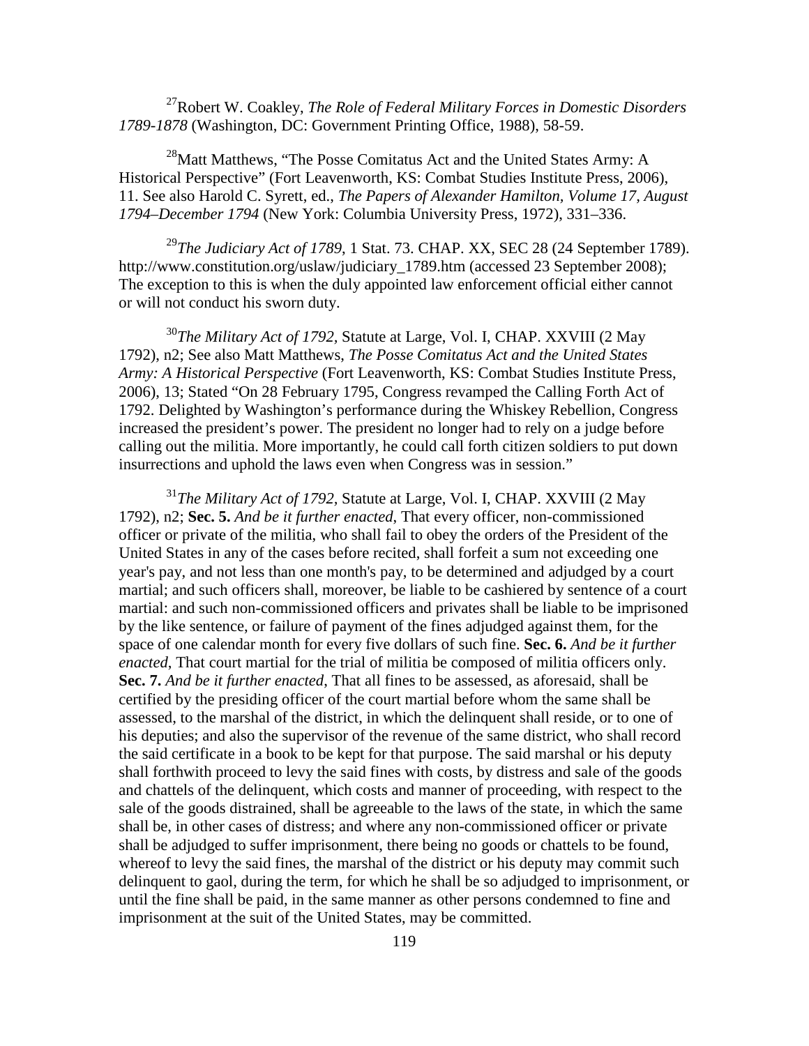[27]Robert W. Coakley, *The Role of Federal Military Forces in Domestic Disorders 1789-1878* (Washington, DC: Government Printing Office, 1988), 58-59.

[28]Matt Matthews, "The Posse Comitatus Act and the United States Army: A Historical Perspective" (Fort Leavenworth, KS: Combat Studies Institute Press, 2006), 11. See also Harold C. Syrett, ed., *The Papers of Alexander Hamilton, Volume 17, August 1794–December 1794* (New York: Columbia University Press, 1972), 331–336.

[29]*The Judiciary Act of 1789*, 1 Stat. 73. CHAP. XX, SEC 28 (24 September 1789). http://www.constitution.org/uslaw/judiciary_1789.htm (accessed 23 September 2008); The exception to this is when the duly appointed law enforcement official either cannot or will not conduct his sworn duty.

[30]*The Military Act of 1792,* Statute at Large, Vol. I, CHAP. XXVIII (2 May 1792), n2; See also Matt Matthews, *The Posse Comitatus Act and the United States Army: A Historical Perspective* (Fort Leavenworth, KS: Combat Studies Institute Press, 2006), 13; Stated "On 28 February 1795, Congress revamped the Calling Forth Act of 1792. Delighted by Washington's performance during the Whiskey Rebellion, Congress increased the president's power. The president no longer had to rely on a judge before calling out the militia. More importantly, he could call forth citizen soldiers to put down insurrections and uphold the laws even when Congress was in session."

[31]*The Military Act of 1792,* Statute at Large, Vol. I, CHAP. XXVIII (2 May 1792), n2; **Sec. 5.** *And be it further enacted*, That every officer, non-commissioned officer or private of the militia, who shall fail to obey the orders of the President of the United States in any of the cases before recited, shall forfeit a sum not exceeding one year's pay, and not less than one month's pay, to be determined and adjudged by a court martial; and such officers shall, moreover, be liable to be cashiered by sentence of a court martial: and such non-commissioned officers and privates shall be liable to be imprisoned by the like sentence, or failure of payment of the fines adjudged against them, for the space of one calendar month for every five dollars of such fine. **Sec. 6.** *And be it further enacted*, That court martial for the trial of militia be composed of militia officers only. **Sec. 7.** *And be it further enacted*, That all fines to be assessed, as aforesaid, shall be certified by the presiding officer of the court martial before whom the same shall be assessed, to the marshal of the district, in which the delinquent shall reside, or to one of his deputies; and also the supervisor of the revenue of the same district, who shall record the said certificate in a book to be kept for that purpose. The said marshal or his deputy shall forthwith proceed to levy the said fines with costs, by distress and sale of the goods and chattels of the delinquent, which costs and manner of proceeding, with respect to the sale of the goods distrained, shall be agreeable to the laws of the state, in which the same shall be, in other cases of distress; and where any non-commissioned officer or private shall be adjudged to suffer imprisonment, there being no goods or chattels to be found, whereof to levy the said fines, the marshal of the district or his deputy may commit such delinquent to gaol, during the term, for which he shall be so adjudged to imprisonment, or until the fine shall be paid, in the same manner as other persons condemned to fine and imprisonment at the suit of the United States, may be committed.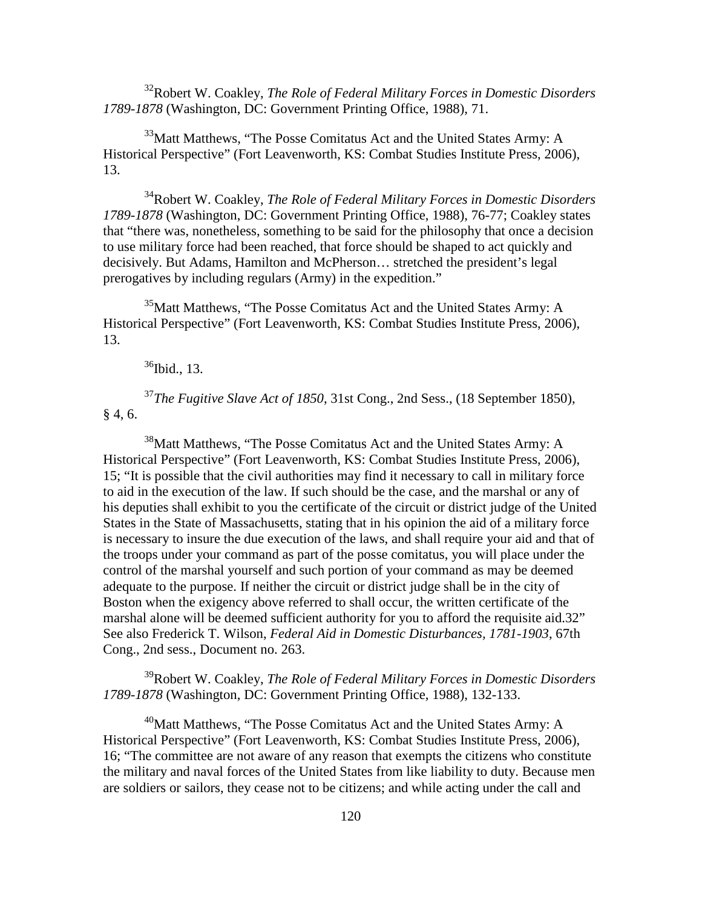[32]Robert W. Coakley, *The Role of Federal Military Forces in Domestic Disorders 1789-1878* (Washington, DC: Government Printing Office, 1988), 71.

[33]Matt Matthews, "The Posse Comitatus Act and the United States Army: A Historical Perspective" (Fort Leavenworth, KS: Combat Studies Institute Press, 2006), 13.

[34]Robert W. Coakley, *The Role of Federal Military Forces in Domestic Disorders 1789-1878* (Washington, DC: Government Printing Office, 1988), 76-77; Coakley states that "there was, nonetheless, something to be said for the philosophy that once a decision to use military force had been reached, that force should be shaped to act quickly and decisively. But Adams, Hamilton and McPherson… stretched the president's legal prerogatives by including regulars (Army) in the expedition."

[35]Matt Matthews, "The Posse Comitatus Act and the United States Army: A Historical Perspective" (Fort Leavenworth, KS: Combat Studies Institute Press, 2006), 13.

[36]Ibid., 13.

[37]*The Fugitive Slave Act of 1850*, 31st Cong., 2nd Sess., (18 September 1850), § 4, 6.

[38]Matt Matthews, "The Posse Comitatus Act and the United States Army: A Historical Perspective" (Fort Leavenworth, KS: Combat Studies Institute Press, 2006), 15; "It is possible that the civil authorities may find it necessary to call in military force to aid in the execution of the law. If such should be the case, and the marshal or any of his deputies shall exhibit to you the certificate of the circuit or district judge of the United States in the State of Massachusetts, stating that in his opinion the aid of a military force is necessary to insure the due execution of the laws, and shall require your aid and that of the troops under your command as part of the posse comitatus, you will place under the control of the marshal yourself and such portion of your command as may be deemed adequate to the purpose. If neither the circuit or district judge shall be in the city of Boston when the exigency above referred to shall occur, the written certificate of the marshal alone will be deemed sufficient authority for you to afford the requisite aid.32" See also Frederick T. Wilson, *Federal Aid in Domestic Disturbances, 1781-1903*, 67th Cong., 2nd sess., Document no. 263.

[39]Robert W. Coakley, *The Role of Federal Military Forces in Domestic Disorders 1789-1878* (Washington, DC: Government Printing Office, 1988), 132-133.

[40]Matt Matthews, "The Posse Comitatus Act and the United States Army: A Historical Perspective" (Fort Leavenworth, KS: Combat Studies Institute Press, 2006), 16; "The committee are not aware of any reason that exempts the citizens who constitute the military and naval forces of the United States from like liability to duty. Because men are soldiers or sailors, they cease not to be citizens; and while acting under the call and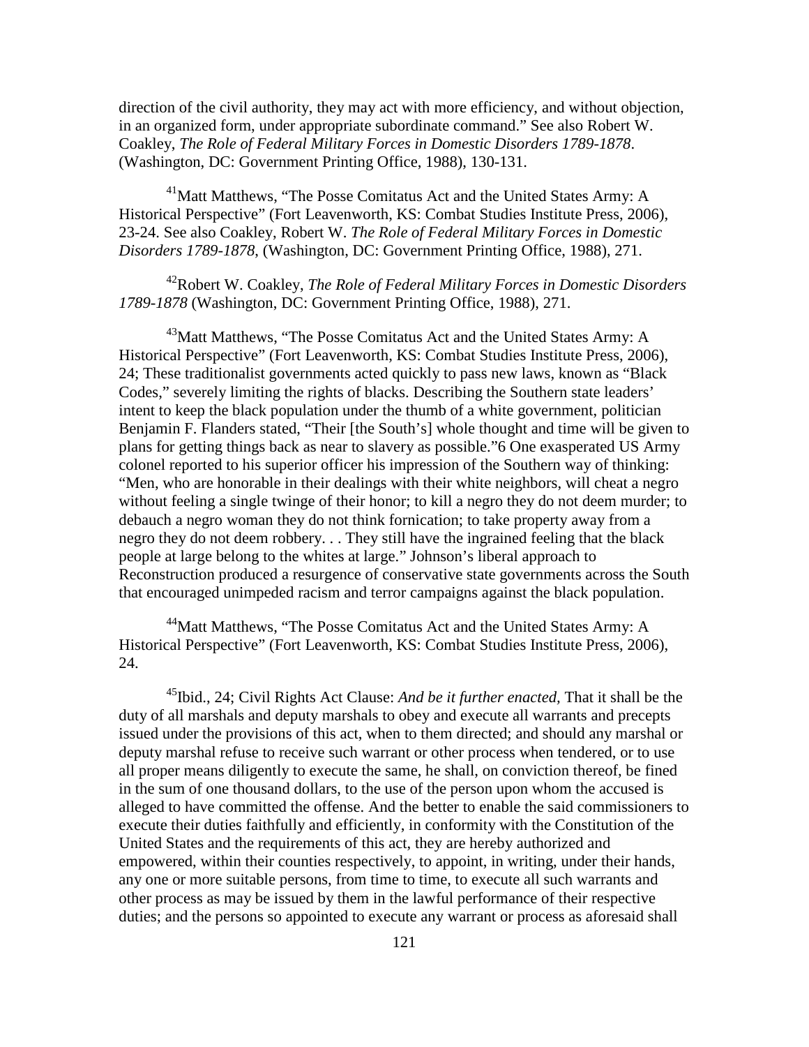direction of the civil authority, they may act with more efficiency, and without objection, in an organized form, under appropriate subordinate command." See also Robert W. Coakley, *The Role of Federal Military Forces in Domestic Disorders 1789-1878*. (Washington, DC: Government Printing Office, 1988), 130-131.

[41]Matt Matthews, "The Posse Comitatus Act and the United States Army: A Historical Perspective" (Fort Leavenworth, KS: Combat Studies Institute Press, 2006), 23-24. See also Coakley, Robert W. *The Role of Federal Military Forces in Domestic Disorders 1789-1878*, (Washington, DC: Government Printing Office, 1988), 271.

[42]Robert W. Coakley, *The Role of Federal Military Forces in Domestic Disorders 1789-1878* (Washington, DC: Government Printing Office, 1988), 271.

[43]Matt Matthews, "The Posse Comitatus Act and the United States Army: A Historical Perspective" (Fort Leavenworth, KS: Combat Studies Institute Press, 2006), 24; These traditionalist governments acted quickly to pass new laws, known as "Black Codes," severely limiting the rights of blacks. Describing the Southern state leaders' intent to keep the black population under the thumb of a white government, politician Benjamin F. Flanders stated, "Their [the South's] whole thought and time will be given to plans for getting things back as near to slavery as possible."6 One exasperated US Army colonel reported to his superior officer his impression of the Southern way of thinking: "Men, who are honorable in their dealings with their white neighbors, will cheat a negro without feeling a single twinge of their honor; to kill a negro they do not deem murder; to debauch a negro woman they do not think fornication; to take property away from a negro they do not deem robbery. . . They still have the ingrained feeling that the black people at large belong to the whites at large." Johnson's liberal approach to Reconstruction produced a resurgence of conservative state governments across the South that encouraged unimpeded racism and terror campaigns against the black population.

[44]Matt Matthews, "The Posse Comitatus Act and the United States Army: A Historical Perspective" (Fort Leavenworth, KS: Combat Studies Institute Press, 2006), 24.

[45]Ibid., 24; Civil Rights Act Clause: *And be it further enacted*, That it shall be the duty of all marshals and deputy marshals to obey and execute all warrants and precepts issued under the provisions of this act, when to them directed; and should any marshal or deputy marshal refuse to receive such warrant or other process when tendered, or to use all proper means diligently to execute the same, he shall, on conviction thereof, be fined in the sum of one thousand dollars, to the use of the person upon whom the accused is alleged to have committed the offense. And the better to enable the said commissioners to execute their duties faithfully and efficiently, in conformity with the Constitution of the United States and the requirements of this act, they are hereby authorized and empowered, within their counties respectively, to appoint, in writing, under their hands, any one or more suitable persons, from time to time, to execute all such warrants and other process as may be issued by them in the lawful performance of their respective duties; and the persons so appointed to execute any warrant or process as aforesaid shall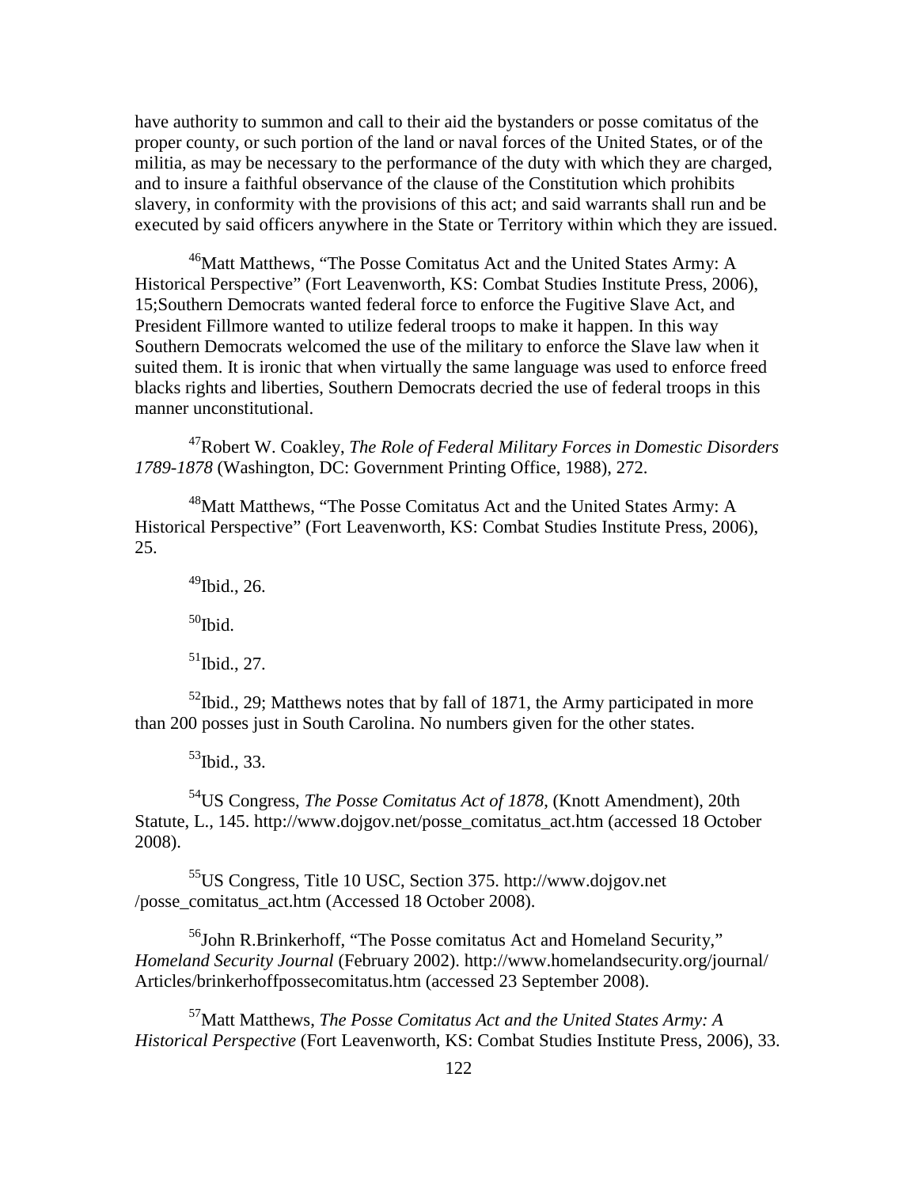have authority to summon and call to their aid the bystanders or posse comitatus of the proper county, or such portion of the land or naval forces of the United States, or of the militia, as may be necessary to the performance of the duty with which they are charged, and to insure a faithful observance of the clause of the Constitution which prohibits slavery, in conformity with the provisions of this act; and said warrants shall run and be executed by said officers anywhere in the State or Territory within which they are issued.

[46]Matt Matthews, "The Posse Comitatus Act and the United States Army: A Historical Perspective" (Fort Leavenworth, KS: Combat Studies Institute Press, 2006), 15;Southern Democrats wanted federal force to enforce the Fugitive Slave Act, and President Fillmore wanted to utilize federal troops to make it happen. In this way Southern Democrats welcomed the use of the military to enforce the Slave law when it suited them. It is ironic that when virtually the same language was used to enforce freed blacks rights and liberties, Southern Democrats decried the use of federal troops in this manner unconstitutional.

[47]Robert W. Coakley, *The Role of Federal Military Forces in Domestic Disorders 1789-1878* (Washington, DC: Government Printing Office, 1988), 272.

[48]Matt Matthews, "The Posse Comitatus Act and the United States Army: A Historical Perspective" (Fort Leavenworth, KS: Combat Studies Institute Press, 2006), 25.

[49]Ibid., 26.

[50]Ibid.

[51]Ibid., 27.

[52]Ibid., 29; Matthews notes that by fall of 1871, the Army participated in more than 200 posses just in South Carolina. No numbers given for the other states.

[53]Ibid., 33.

[54]US Congress, *The Posse Comitatus Act of 1878*, (Knott Amendment), 20th Statute, L., 145. http://www.dojgov.net/posse_comitatus_act.htm (accessed 18 October 2008).

[55]US Congress, Title 10 USC, Section 375. http://www.dojgov.net /posse_comitatus_act.htm (Accessed 18 October 2008).

[56]John R.Brinkerhoff, "The Posse comitatus Act and Homeland Security," *Homeland Security Journal* (February 2002). http://www.homelandsecurity.org/journal/ Articles/brinkerhoffpossecomitatus.htm (accessed 23 September 2008).

[57]Matt Matthews, *The Posse Comitatus Act and the United States Army: A Historical Perspective* (Fort Leavenworth, KS: Combat Studies Institute Press, 2006), 33.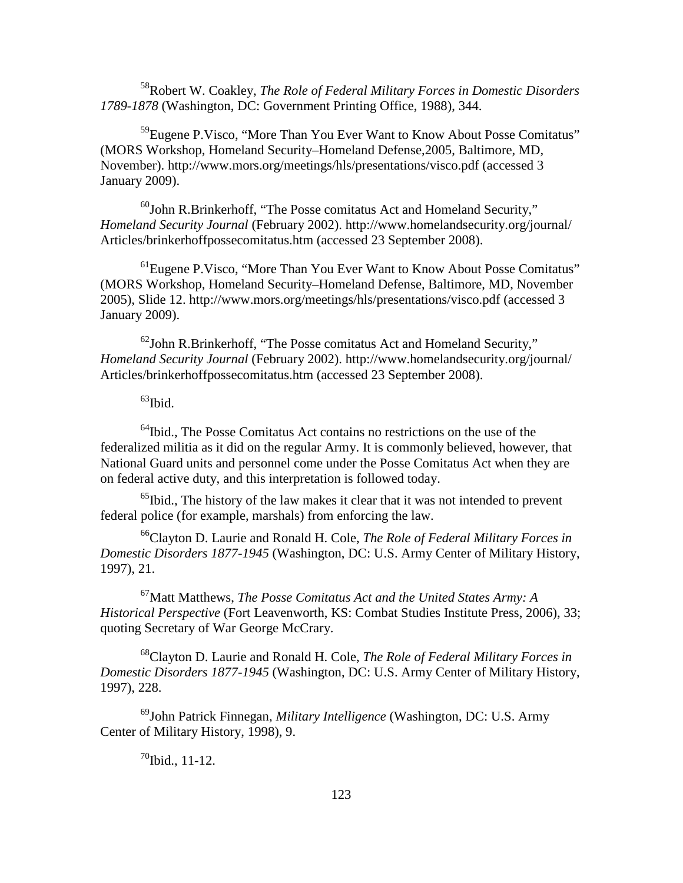[58]Robert W. Coakley, *The Role of Federal Military Forces in Domestic Disorders 1789-1878* (Washington, DC: Government Printing Office, 1988), 344.

[59]Eugene P.Visco, "More Than You Ever Want to Know About Posse Comitatus" (MORS Workshop, Homeland Security–Homeland Defense,2005, Baltimore, MD, November). http://www.mors.org/meetings/hls/presentations/visco.pdf (accessed 3 January 2009).

[60]John R.Brinkerhoff, "The Posse comitatus Act and Homeland Security," *Homeland Security Journal* (February 2002). http://www.homelandsecurity.org/journal/ Articles/brinkerhoffpossecomitatus.htm (accessed 23 September 2008).

[61]Eugene P.Visco, "More Than You Ever Want to Know About Posse Comitatus" (MORS Workshop, Homeland Security–Homeland Defense, Baltimore, MD, November 2005), Slide 12. http://www.mors.org/meetings/hls/presentations/visco.pdf (accessed 3 January 2009).

[62]John R.Brinkerhoff, "The Posse comitatus Act and Homeland Security," *Homeland Security Journal* (February 2002). http://www.homelandsecurity.org/journal/ Articles/brinkerhoffpossecomitatus.htm (accessed 23 September 2008).

[63]Ibid.

[64]Ibid., The Posse Comitatus Act contains no restrictions on the use of the federalized militia as it did on the regular Army. It is commonly believed, however, that National Guard units and personnel come under the Posse Comitatus Act when they are on federal active duty, and this interpretation is followed today.

[65]Ibid., The history of the law makes it clear that it was not intended to prevent federal police (for example, marshals) from enforcing the law.

[66]Clayton D. Laurie and Ronald H. Cole, *The Role of Federal Military Forces in Domestic Disorders 1877-1945* (Washington, DC: U.S. Army Center of Military History, 1997), 21.

[67]Matt Matthews, *The Posse Comitatus Act and the United States Army: A Historical Perspective* (Fort Leavenworth, KS: Combat Studies Institute Press, 2006), 33; quoting Secretary of War George McCrary.

[68]Clayton D. Laurie and Ronald H. Cole, *The Role of Federal Military Forces in Domestic Disorders 1877-1945* (Washington, DC: U.S. Army Center of Military History, 1997), 228.

[69]John Patrick Finnegan, *Military Intelligence* (Washington, DC: U.S. Army Center of Military History, 1998), 9.

[70]Ibid., 11-12.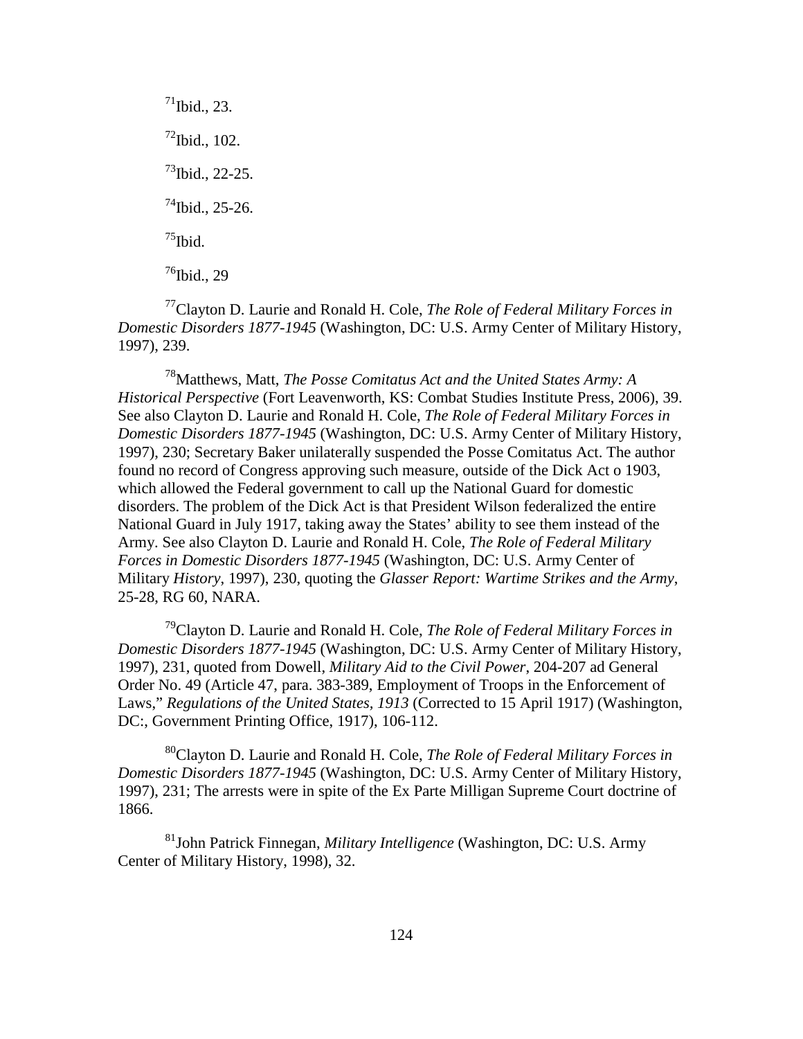[71]Ibid., 23.

[72]Ibid., 102.

[73]Ibid., 22-25.

[74]Ibid., 25-26.

[75]Ibid.

[76]Ibid., 29

[77]Clayton D. Laurie and Ronald H. Cole, *The Role of Federal Military Forces in Domestic Disorders 1877-1945* (Washington, DC: U.S. Army Center of Military History, 1997), 239.

[78]Matthews, Matt, *The Posse Comitatus Act and the United States Army: A Historical Perspective* (Fort Leavenworth, KS: Combat Studies Institute Press, 2006), 39. See also Clayton D. Laurie and Ronald H. Cole, *The Role of Federal Military Forces in Domestic Disorders 1877-1945* (Washington, DC: U.S. Army Center of Military History, 1997), 230; Secretary Baker unilaterally suspended the Posse Comitatus Act. The author found no record of Congress approving such measure, outside of the Dick Act o 1903, which allowed the Federal government to call up the National Guard for domestic disorders. The problem of the Dick Act is that President Wilson federalized the entire National Guard in July 1917, taking away the States' ability to see them instead of the Army. See also Clayton D. Laurie and Ronald H. Cole, *The Role of Federal Military Forces in Domestic Disorders 1877-1945* (Washington, DC: U.S. Army Center of Military *History*, 1997), 230, quoting the *Glasser Report: Wartime Strikes and the Army*, 25-28, RG 60, NARA.

[79]Clayton D. Laurie and Ronald H. Cole, *The Role of Federal Military Forces in Domestic Disorders 1877-1945* (Washington, DC: U.S. Army Center of Military History, 1997), 231, quoted from Dowell, *Military Aid to the Civil Power*, 204-207 ad General Order No. 49 (Article 47, para. 383-389, Employment of Troops in the Enforcement of Laws," *Regulations of the United States, 1913* (Corrected to 15 April 1917) (Washington, DC:, Government Printing Office, 1917), 106-112.

[80]Clayton D. Laurie and Ronald H. Cole, *The Role of Federal Military Forces in Domestic Disorders 1877-1945* (Washington, DC: U.S. Army Center of Military History, 1997), 231; The arrests were in spite of the Ex Parte Milligan Supreme Court doctrine of 1866.

[81]John Patrick Finnegan, *Military Intelligence* (Washington, DC: U.S. Army Center of Military History, 1998), 32.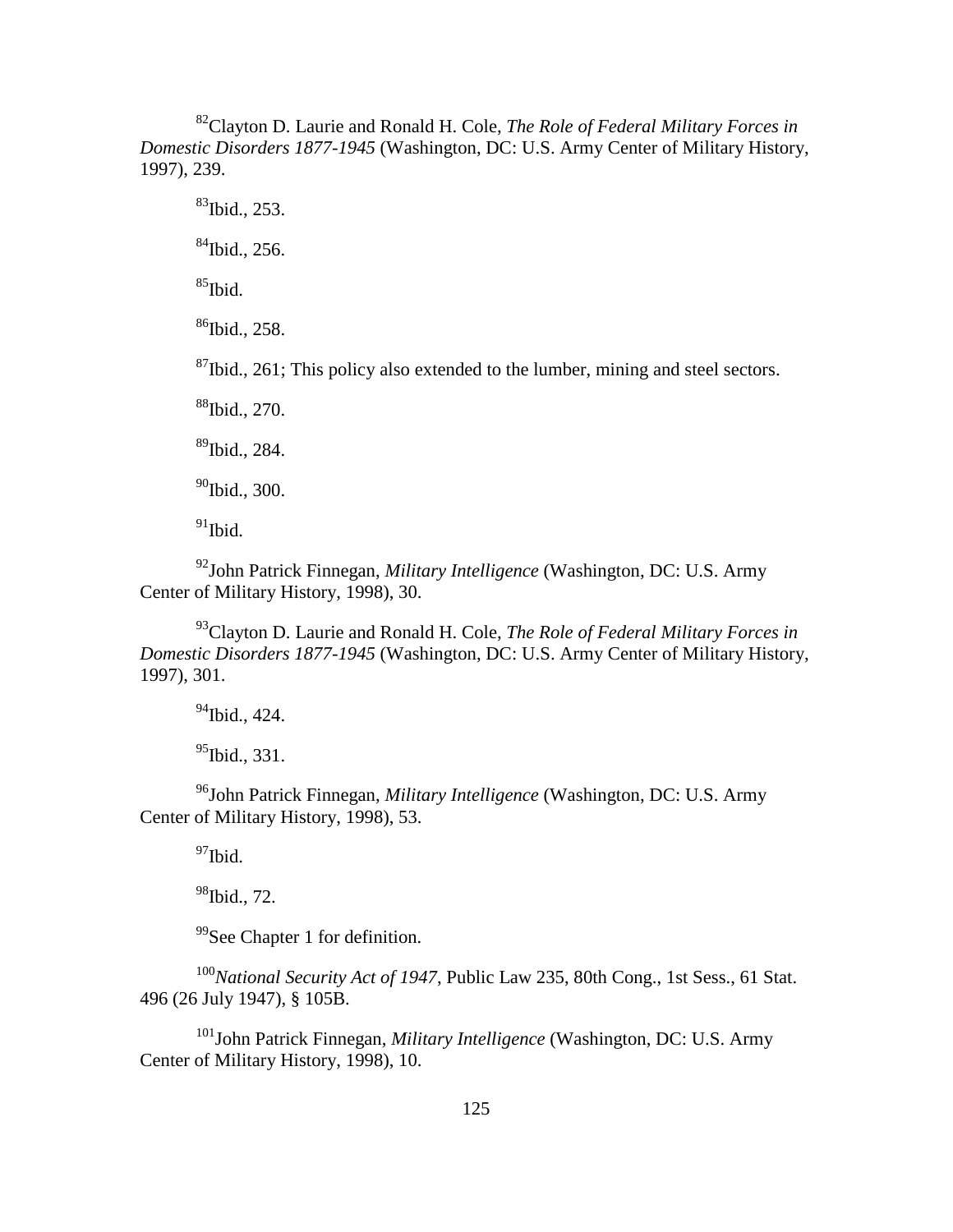[82]Clayton D. Laurie and Ronald H. Cole, *The Role of Federal Military Forces in Domestic Disorders 1877-1945* (Washington, DC: U.S. Army Center of Military History, 1997), 239.

[83]Ibid., 253.

[84]Ibid., 256.

[85]Ibid.

[86]Ibid., 258.

[87]Ibid., 261; This policy also extended to the lumber, mining and steel sectors.

[88]Ibid., 270.

[89]Ibid., 284.

[90]Ibid., 300.

[91]Ibid.

[92]John Patrick Finnegan, *Military Intelligence* (Washington, DC: U.S. Army Center of Military History, 1998), 30.

[93]Clayton D. Laurie and Ronald H. Cole, *The Role of Federal Military Forces in Domestic Disorders 1877-1945* (Washington, DC: U.S. Army Center of Military History, 1997), 301.

[94]Ibid., 424.

[95]Ibid., 331.

[96]John Patrick Finnegan, *Military Intelligence* (Washington, DC: U.S. Army Center of Military History, 1998), 53.

[97]Ibid.

[98]Ibid., 72.

[99]See Chapter 1 for definition.

[100]*National Security Act of 1947*, Public Law 235, 80th Cong., 1st Sess., 61 Stat. 496 (26 July 1947), § 105B.

[101]John Patrick Finnegan, *Military Intelligence* (Washington, DC: U.S. Army Center of Military History, 1998), 10.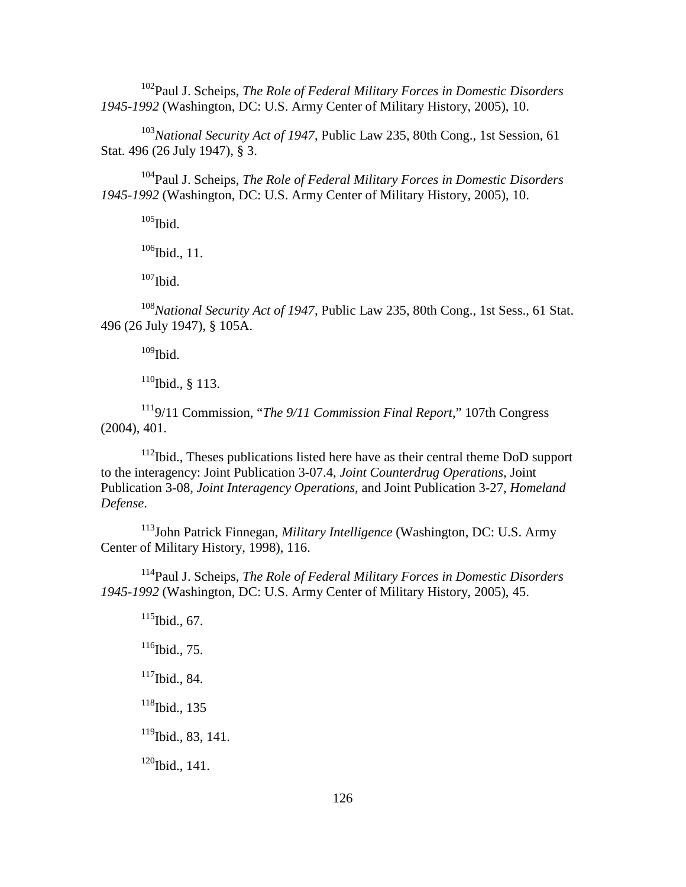[102]Paul J. Scheips, *The Role of Federal Military Forces in Domestic Disorders 1945-1992* (Washington, DC: U.S. Army Center of Military History, 2005), 10.

[103]*National Security Act of 1947*, Public Law 235, 80th Cong., 1st Session, 61 Stat. 496 (26 July 1947), § 3.

[104]Paul J. Scheips, *The Role of Federal Military Forces in Domestic Disorders 1945-1992* (Washington, DC: U.S. Army Center of Military History, 2005), 10.

[105]Ibid.

[106]Ibid., 11.

[107]Ibid.

[108]*National Security Act of 1947*, Public Law 235, 80th Cong., 1st Sess., 61 Stat. 496 (26 July 1947), § 105A.

[109]Ibid.

[110]Ibid., § 113.

[111]9/11 Commission, "*The 9/11 Commission Final Report*," 107th Congress (2004), 401.

[112]Ibid., Theses publications listed here have as their central theme DoD support to the interagency: Joint Publication 3-07.4, *Joint Counterdrug Operations*, Joint Publication 3-08, *Joint Interagency Operations*, and Joint Publication 3-27, *Homeland Defense*.

[113]John Patrick Finnegan, *Military Intelligence* (Washington, DC: U.S. Army Center of Military History, 1998), 116.

[114]Paul J. Scheips, *The Role of Federal Military Forces in Domestic Disorders 1945-1992* (Washington, DC: U.S. Army Center of Military History, 2005), 45.

[115]Ibid., 67.

[116]Ibid., 75.

[117]Ibid., 84.

[118]Ibid., 135

[119]Ibid., 83, 141.

[120]Ibid., 141.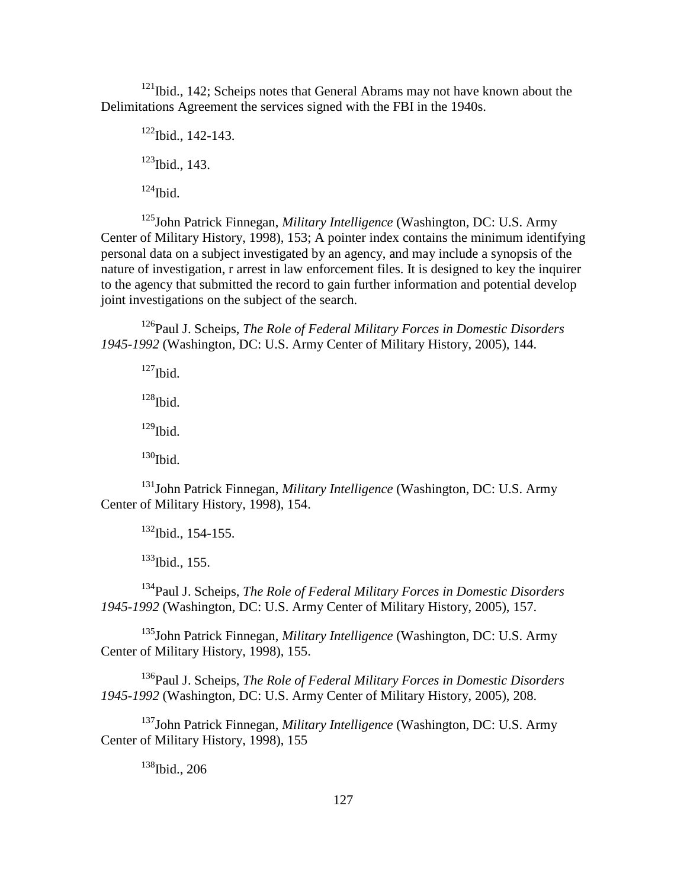[121]Ibid., 142; Scheips notes that General Abrams may not have known about the Delimitations Agreement the services signed with the FBI in the 1940s.

[122]Ibid., 142-143.

[123]Ibid., 143.

[124]Ibid.

[125]John Patrick Finnegan, *Military Intelligence* (Washington, DC: U.S. Army Center of Military History, 1998), 153; A pointer index contains the minimum identifying personal data on a subject investigated by an agency, and may include a synopsis of the nature of investigation, r arrest in law enforcement files. It is designed to key the inquirer to the agency that submitted the record to gain further information and potential develop joint investigations on the subject of the search.

[126]Paul J. Scheips, *The Role of Federal Military Forces in Domestic Disorders 1945-1992* (Washington, DC: U.S. Army Center of Military History, 2005), 144.

[127]Ibid.

[128]Ibid.

[129]Ibid.

[130]Ibid.

[131]John Patrick Finnegan, *Military Intelligence* (Washington, DC: U.S. Army Center of Military History, 1998), 154.

[132]Ibid., 154-155.

[133]Ibid., 155.

[134]Paul J. Scheips, *The Role of Federal Military Forces in Domestic Disorders 1945-1992* (Washington, DC: U.S. Army Center of Military History, 2005), 157.

[135]John Patrick Finnegan, *Military Intelligence* (Washington, DC: U.S. Army Center of Military History, 1998), 155.

[136]Paul J. Scheips, *The Role of Federal Military Forces in Domestic Disorders 1945-1992* (Washington, DC: U.S. Army Center of Military History, 2005), 208.

[137]John Patrick Finnegan, *Military Intelligence* (Washington, DC: U.S. Army Center of Military History, 1998), 155

[138]Ibid., 206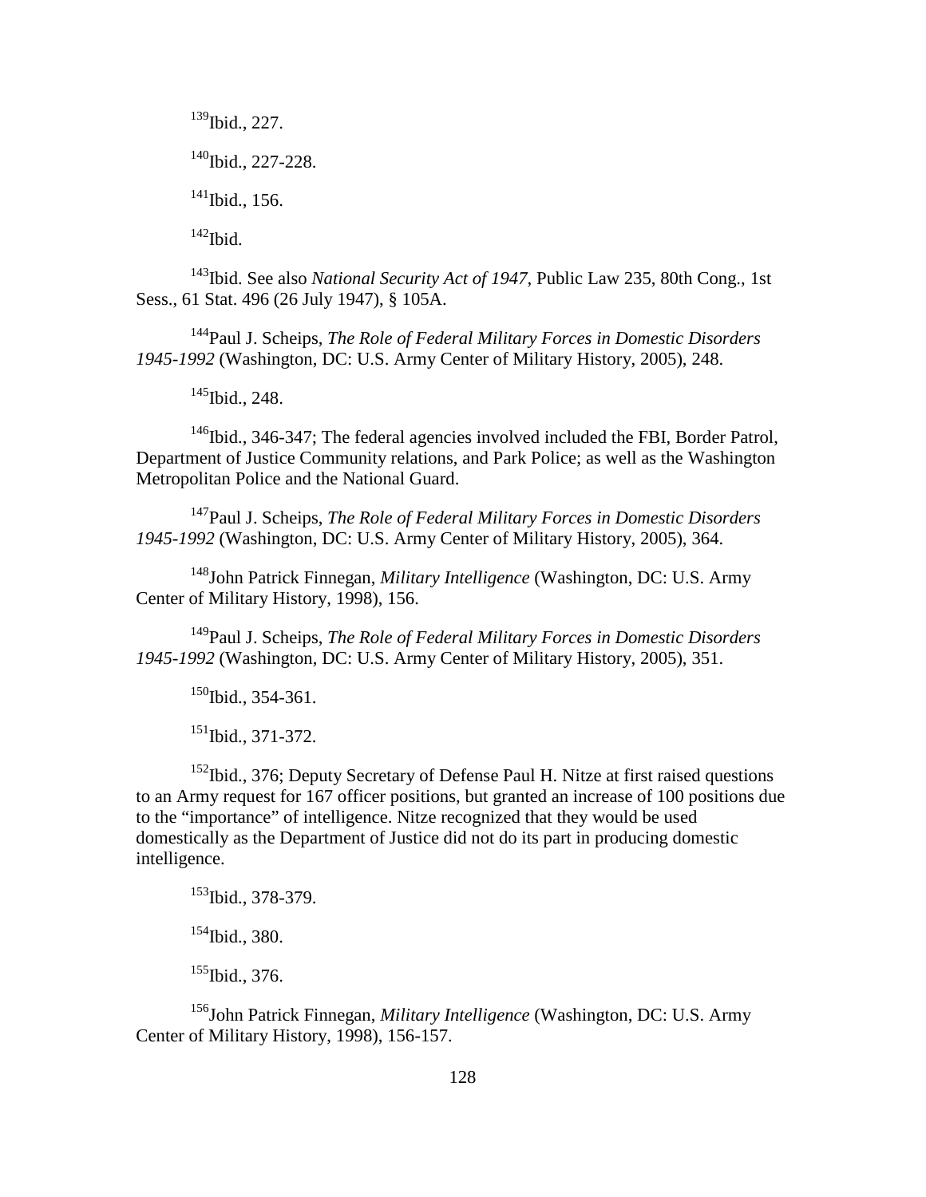[139]Ibid., 227.

[140]Ibid., 227-228.

[141]Ibid., 156.

[142]Ibid.

[143]Ibid. See also *National Security Act of 1947*, Public Law 235, 80th Cong., 1st Sess., 61 Stat. 496 (26 July 1947), § 105A.

[144]Paul J. Scheips, *The Role of Federal Military Forces in Domestic Disorders 1945-1992* (Washington, DC: U.S. Army Center of Military History, 2005), 248.

[145]Ibid., 248.

[146]Ibid., 346-347; The federal agencies involved included the FBI, Border Patrol, Department of Justice Community relations, and Park Police; as well as the Washington Metropolitan Police and the National Guard.

[147]Paul J. Scheips, *The Role of Federal Military Forces in Domestic Disorders 1945-1992* (Washington, DC: U.S. Army Center of Military History, 2005), 364.

[148]John Patrick Finnegan, *Military Intelligence* (Washington, DC: U.S. Army Center of Military History, 1998), 156.

[149]Paul J. Scheips, *The Role of Federal Military Forces in Domestic Disorders 1945-1992* (Washington, DC: U.S. Army Center of Military History, 2005), 351.

[150]Ibid., 354-361.

[151]Ibid., 371-372.

[152]Ibid., 376; Deputy Secretary of Defense Paul H. Nitze at first raised questions to an Army request for 167 officer positions, but granted an increase of 100 positions due to the "importance" of intelligence. Nitze recognized that they would be used domestically as the Department of Justice did not do its part in producing domestic intelligence.

[153]Ibid., 378-379.

[154]Ibid., 380.

[155]Ibid., 376.

[156]John Patrick Finnegan, *Military Intelligence* (Washington, DC: U.S. Army Center of Military History, 1998), 156-157.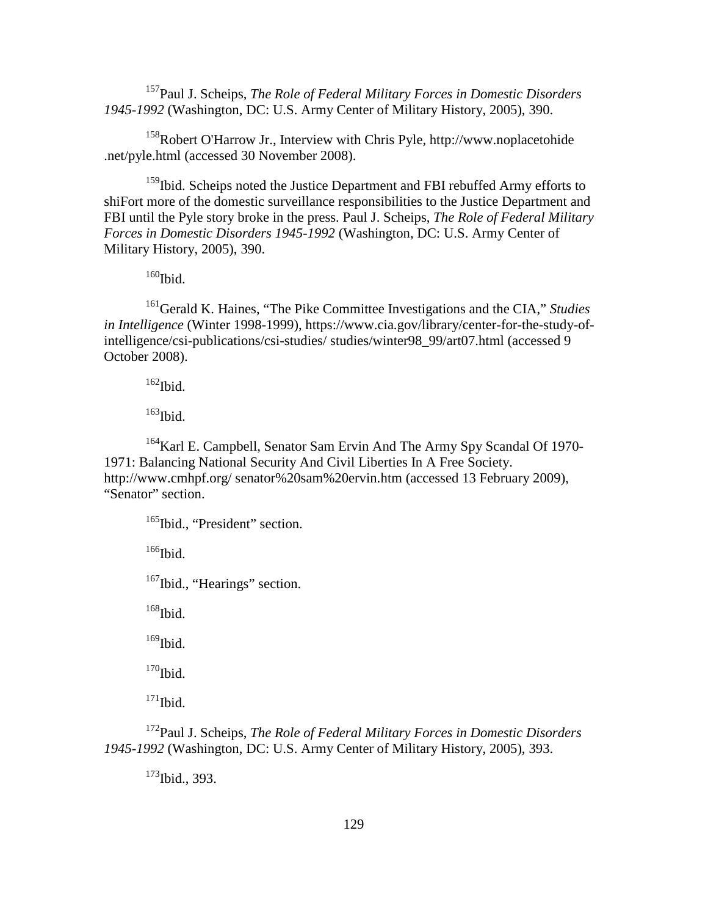[157]Paul J. Scheips, *The Role of Federal Military Forces in Domestic Disorders 1945-1992* (Washington, DC: U.S. Army Center of Military History, 2005), 390.

[158]Robert O'Harrow Jr., Interview with Chris Pyle, http://www.noplacetohide .net/pyle.html (accessed 30 November 2008).

[159]Ibid. Scheips noted the Justice Department and FBI rebuffed Army efforts to shiFort more of the domestic surveillance responsibilities to the Justice Department and FBI until the Pyle story broke in the press. Paul J. Scheips, *The Role of Federal Military Forces in Domestic Disorders 1945-1992* (Washington, DC: U.S. Army Center of Military History, 2005), 390.

[160]Ibid.

[161]Gerald K. Haines, "The Pike Committee Investigations and the CIA," *Studies in Intelligence* (Winter 1998-1999), https://www.cia.gov/library/center-for-the-study-of-intelligence/csi-publications/csi-studies/ studies/winter98_99/art07.html (accessed 9 October 2008).

[162]Ibid.

[163]Ibid.

[164]Karl E. Campbell, Senator Sam Ervin And The Army Spy Scandal Of 1970-1971: Balancing National Security And Civil Liberties In A Free Society. http://www.cmhpf.org/ senator%20sam%20ervin.htm (accessed 13 February 2009), "Senator" section.

[165]Ibid., "President" section.

[166]Ibid.

[167]Ibid., "Hearings" section.

[168]Ibid.

[169]Ibid.

[170]Ibid.

[171]Ibid.

[172]Paul J. Scheips, *The Role of Federal Military Forces in Domestic Disorders 1945-1992* (Washington, DC: U.S. Army Center of Military History, 2005), 393.

[173]Ibid., 393.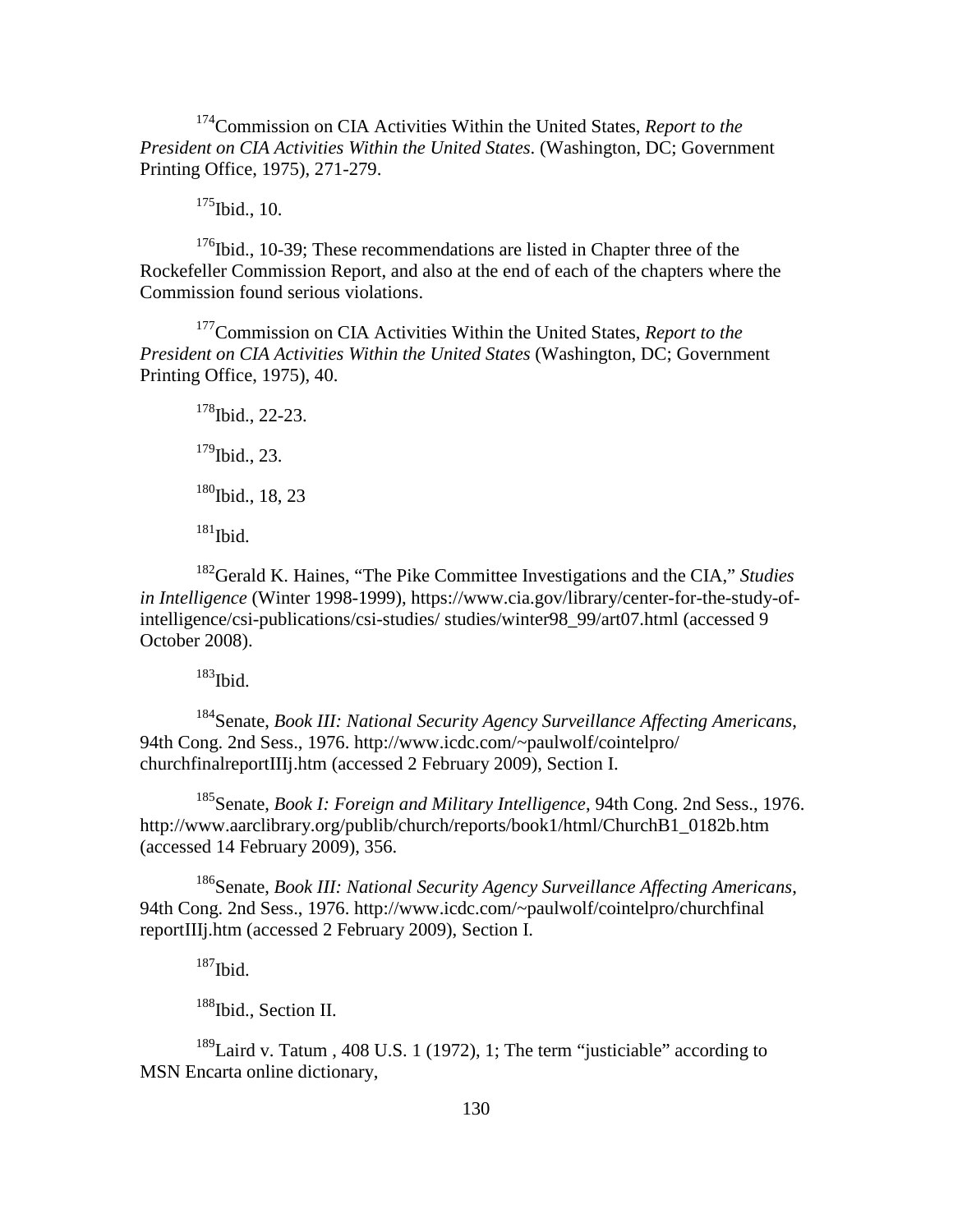[174]Commission on CIA Activities Within the United States, *Report to the President on CIA Activities Within the United States*. (Washington, DC; Government Printing Office, 1975), 271-279.

[175]Ibid., 10.

[176]Ibid., 10-39; These recommendations are listed in Chapter three of the Rockefeller Commission Report, and also at the end of each of the chapters where the Commission found serious violations.

[177]Commission on CIA Activities Within the United States, *Report to the President on CIA Activities Within the United States* (Washington, DC; Government Printing Office, 1975), 40.

[178]Ibid., 22-23.

[179]Ibid., 23.

[180]Ibid., 18, 23

[181]Ibid.

[182]Gerald K. Haines, "The Pike Committee Investigations and the CIA," *Studies in Intelligence* (Winter 1998-1999), https://www.cia.gov/library/center-for-the-study-of-intelligence/csi-publications/csi-studies/ studies/winter98_99/art07.html (accessed 9 October 2008).

[183]Ibid.

[184]Senate, *Book III: National Security Agency Surveillance Affecting Americans*, 94th Cong. 2nd Sess., 1976. http://www.icdc.com/~paulwolf/cointelpro/ churchfinalreportIIIj.htm (accessed 2 February 2009), Section I.

[185]Senate, *Book I: Foreign and Military Intelligence*, 94th Cong. 2nd Sess., 1976. http://www.aarclibrary.org/publib/church/reports/book1/html/ChurchB1_0182b.htm (accessed 14 February 2009), 356.

[186]Senate, *Book III: National Security Agency Surveillance Affecting Americans*, 94th Cong. 2nd Sess., 1976. http://www.icdc.com/~paulwolf/cointelpro/churchfinal reportIIIj.htm (accessed 2 February 2009), Section I.

[187]Ibid.

[188]Ibid., Section II.

[189]Laird v. Tatum , 408 U.S. 1 (1972), 1; The term "justiciable" according to MSN Encarta online dictionary,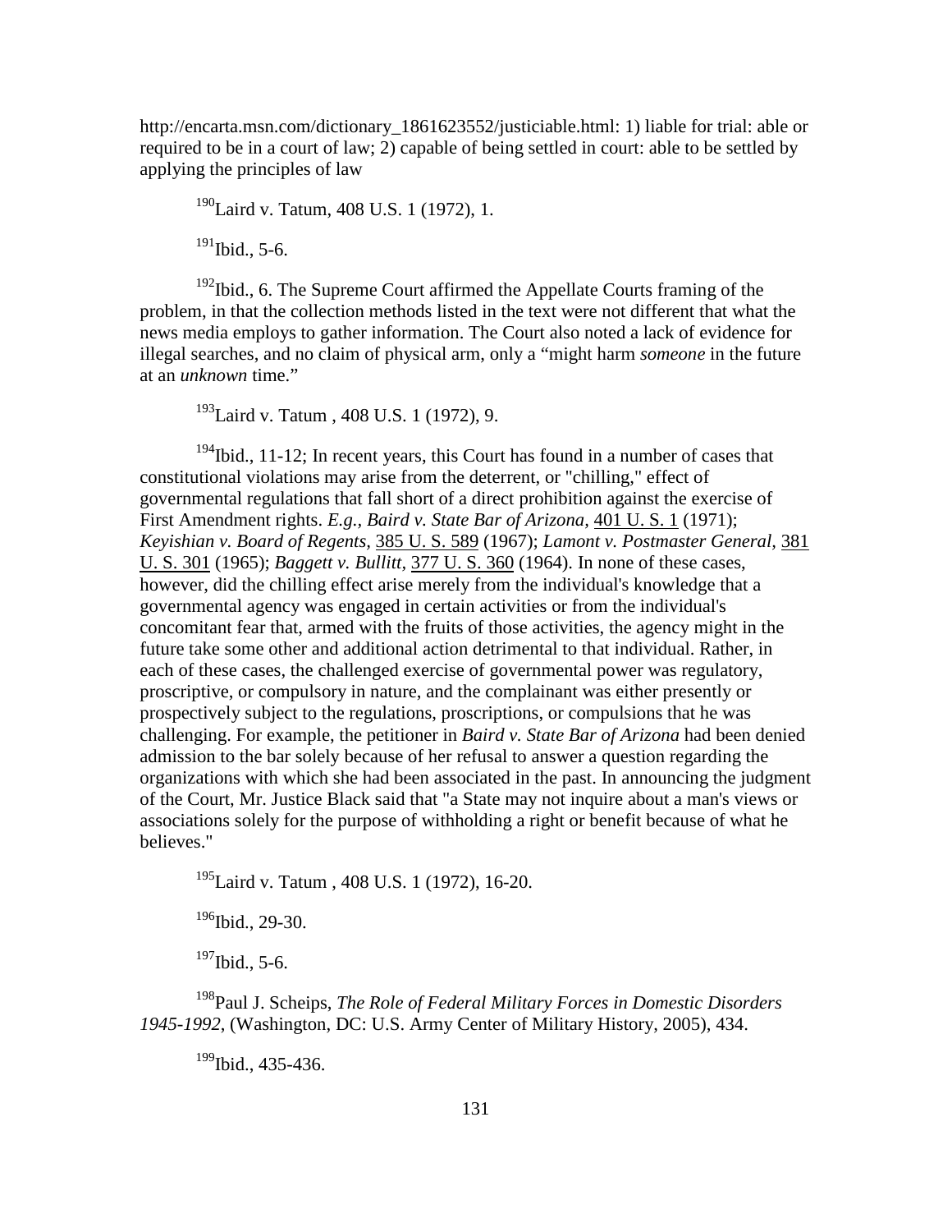http://encarta.msn.com/dictionary_1861623552/justiciable.html: 1) liable for trial: able or required to be in a court of law; 2) capable of being settled in court: able to be settled by applying the principles of law

[190]Laird v. Tatum, 408 U.S. 1 (1972), 1.

[191]Ibid., 5-6.

[192]Ibid., 6. The Supreme Court affirmed the Appellate Courts framing of the problem, in that the collection methods listed in the text were not different that what the news media employs to gather information. The Court also noted a lack of evidence for illegal searches, and no claim of physical arm, only a "might harm *someone* in the future at an *unknown* time."

[193]Laird v. Tatum , 408 U.S. 1 (1972), 9.

[194]Ibid., 11-12; In recent years, this Court has found in a number of cases that constitutional violations may arise from the deterrent, or "chilling," effect of governmental regulations that fall short of a direct prohibition against the exercise of First Amendment rights. *E.g., Baird v. State Bar of Arizona,* 401 U. S. 1 (1971); *Keyishian v. Board of Regents,* 385 U. S. 589 (1967); *Lamont v. Postmaster General,* 381 U. S. 301 (1965); *Baggett v. Bullitt,* 377 U. S. 360 (1964). In none of these cases, however, did the chilling effect arise merely from the individual's knowledge that a governmental agency was engaged in certain activities or from the individual's concomitant fear that, armed with the fruits of those activities, the agency might in the future take some other and additional action detrimental to that individual. Rather, in each of these cases, the challenged exercise of governmental power was regulatory, proscriptive, or compulsory in nature, and the complainant was either presently or prospectively subject to the regulations, proscriptions, or compulsions that he was challenging. For example, the petitioner in *Baird v. State Bar of Arizona* had been denied admission to the bar solely because of her refusal to answer a question regarding the organizations with which she had been associated in the past. In announcing the judgment of the Court, Mr. Justice Black said that "a State may not inquire about a man's views or associations solely for the purpose of withholding a right or benefit because of what he believes."

[195]Laird v. Tatum , 408 U.S. 1 (1972), 16-20.

[196]Ibid., 29-30.

[197]Ibid., 5-6.

[198]Paul J. Scheips, *The Role of Federal Military Forces in Domestic Disorders 1945-1992*, (Washington, DC: U.S. Army Center of Military History, 2005), 434.

[199]Ibid., 435-436.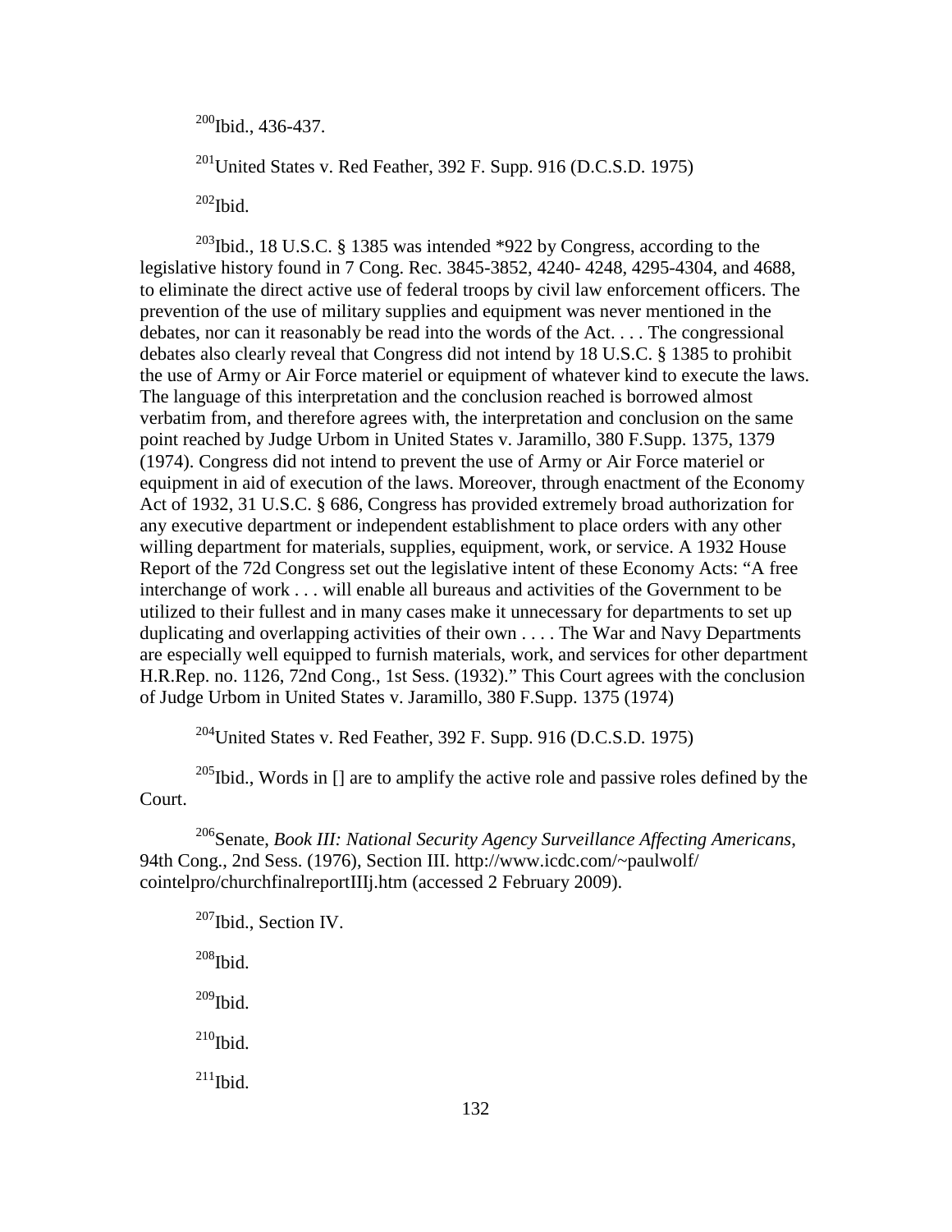[200]Ibid., 436-437.

[201]United States v. Red Feather, 392 F. Supp. 916 (D.C.S.D. 1975)

[202]Ibid.

[203]Ibid., 18 U.S.C. § 1385 was intended *922 by Congress, according to the legislative history found in 7 Cong. Rec. 3845-3852, 4240- 4248, 4295-4304, and 4688, to eliminate the direct active use of federal troops by civil law enforcement officers. The prevention of the use of military supplies and equipment was never mentioned in the debates, nor can it reasonably be read into the words of the Act. . . . The congressional debates also clearly reveal that Congress did not intend by 18 U.S.C. § 1385 to prohibit the use of Army or Air Force materiel or equipment of whatever kind to execute the laws. The language of this interpretation and the conclusion reached is borrowed almost verbatim from, and therefore agrees with, the interpretation and conclusion on the same point reached by Judge Urbom in United States v. Jaramillo, 380 F.Supp. 1375, 1379 (1974). Congress did not intend to prevent the use of Army or Air Force materiel or equipment in aid of execution of the laws. Moreover, through enactment of the Economy Act of 1932, 31 U.S.C. § 686, Congress has provided extremely broad authorization for any executive department or independent establishment to place orders with any other willing department for materials, supplies, equipment, work, or service. A 1932 House Report of the 72d Congress set out the legislative intent of these Economy Acts: "A free interchange of work . . . will enable all bureaus and activities of the Government to be utilized to their fullest and in many cases make it unnecessary for departments to set up duplicating and overlapping activities of their own . . . . The War and Navy Departments are especially well equipped to furnish materials, work, and services for other department H.R.Rep. no. 1126, 72nd Cong., 1st Sess. (1932)." This Court agrees with the conclusion of Judge Urbom in United States v. Jaramillo, 380 F.Supp. 1375 (1974)

[204]United States v. Red Feather, 392 F. Supp. 916 (D.C.S.D. 1975)

[205]Ibid., Words in [] are to amplify the active role and passive roles defined by the Court.

[206]Senate, *Book III: National Security Agency Surveillance Affecting Americans*, 94th Cong., 2nd Sess. (1976), Section III. http://www.icdc.com/~paulwolf/cointelpro/churchfinalreportIIIj.htm (accessed 2 February 2009).

[207]Ibid., Section IV.

[208]Ibid.

[209]Ibid.

[210]Ibid.

[211]Ibid.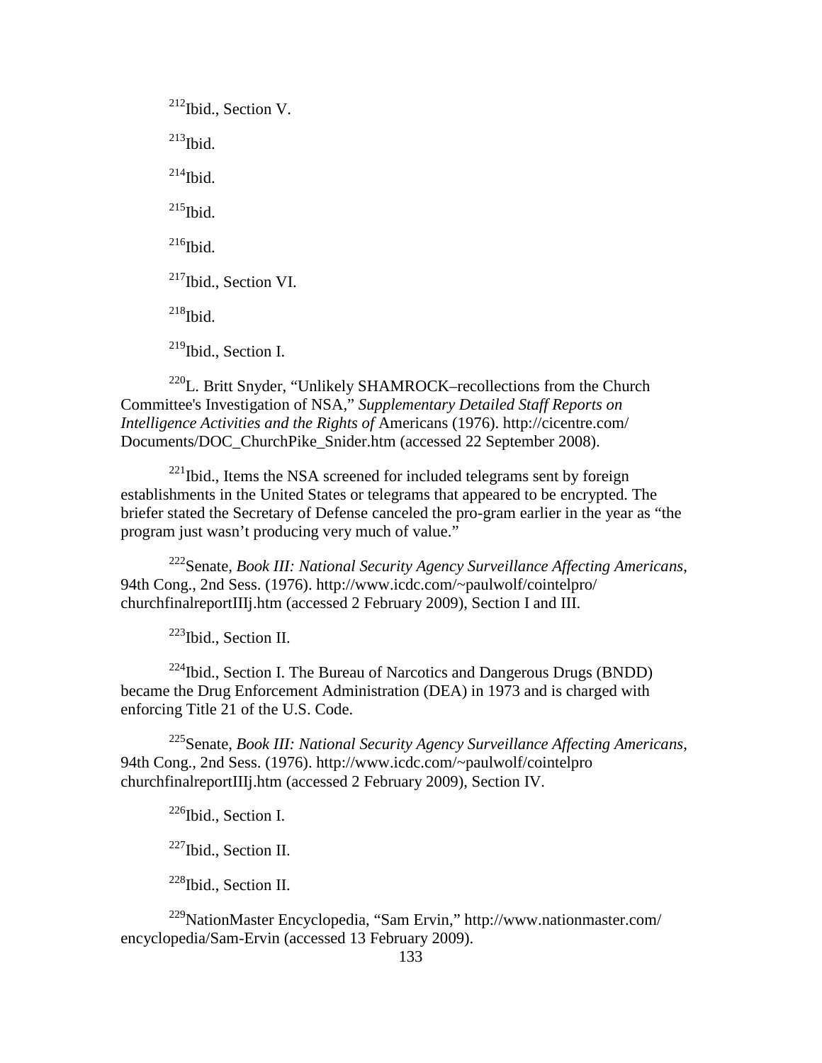[212]Ibid., Section V.

[213]Ibid.

[214]Ibid.

[215]Ibid.

[216]Ibid.

[217]Ibid., Section VI.

[218]Ibid.

[219]Ibid., Section I.

[220]L. Britt Snyder, "Unlikely SHAMROCK–recollections from the Church Committee's Investigation of NSA," *Supplementary Detailed Staff Reports on Intelligence Activities and the Rights of* Americans (1976). http://cicentre.com/ Documents/DOC_ChurchPike_Snider.htm (accessed 22 September 2008).

[221]Ibid., Items the NSA screened for included telegrams sent by foreign establishments in the United States or telegrams that appeared to be encrypted. The briefer stated the Secretary of Defense canceled the pro-gram earlier in the year as "the program just wasn't producing very much of value."

[222]Senate, *Book III: National Security Agency Surveillance Affecting Americans*, 94th Cong., 2nd Sess. (1976). http://www.icdc.com/~paulwolf/cointelpro/ churchfinalreportIIIj.htm (accessed 2 February 2009), Section I and III.

[223]Ibid., Section II.

[224]Ibid., Section I. The Bureau of Narcotics and Dangerous Drugs (BNDD) became the Drug Enforcement Administration (DEA) in 1973 and is charged with enforcing Title 21 of the U.S. Code.

[225]Senate, *Book III: National Security Agency Surveillance Affecting Americans*, 94th Cong., 2nd Sess. (1976). http://www.icdc.com/~paulwolf/cointelpro churchfinalreportIIIj.htm (accessed 2 February 2009), Section IV.

[226]Ibid., Section I.

[227]Ibid., Section II.

[228]Ibid., Section II.

[229]NationMaster Encyclopedia, "Sam Ervin," http://www.nationmaster.com/ encyclopedia/Sam-Ervin (accessed 13 February 2009).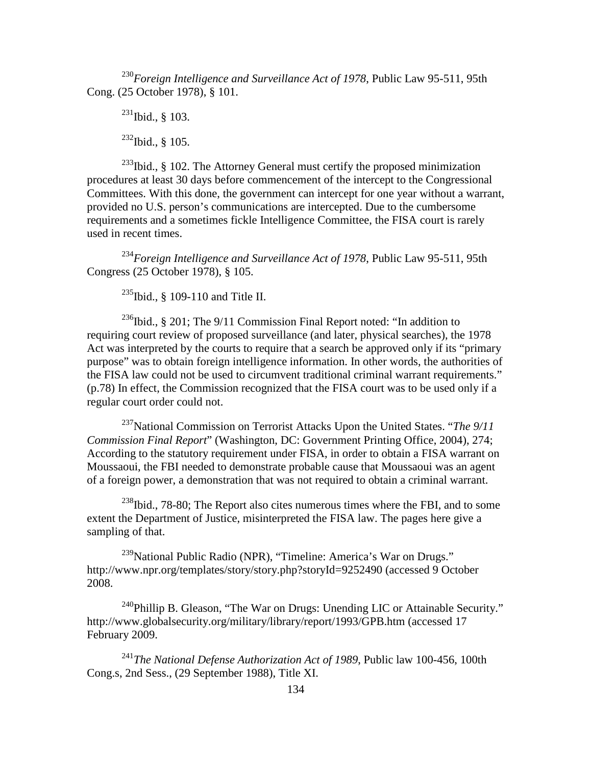[230]*Foreign Intelligence and Surveillance Act of 1978*, Public Law 95-511, 95th Cong. (25 October 1978), § 101.

[231]Ibid., § 103.

[232]Ibid., § 105.

[233]Ibid., § 102. The Attorney General must certify the proposed minimization procedures at least 30 days before commencement of the intercept to the Congressional Committees. With this done, the government can intercept for one year without a warrant, provided no U.S. person's communications are intercepted. Due to the cumbersome requirements and a sometimes fickle Intelligence Committee, the FISA court is rarely used in recent times.

[234]*Foreign Intelligence and Surveillance Act of 1978*, Public Law 95-511, 95th Congress (25 October 1978), § 105.

[235]Ibid., § 109-110 and Title II.

[236]Ibid., § 201; The 9/11 Commission Final Report noted: "In addition to requiring court review of proposed surveillance (and later, physical searches), the 1978 Act was interpreted by the courts to require that a search be approved only if its "primary purpose" was to obtain foreign intelligence information. In other words, the authorities of the FISA law could not be used to circumvent traditional criminal warrant requirements." (p.78) In effect, the Commission recognized that the FISA court was to be used only if a regular court order could not.

[237]National Commission on Terrorist Attacks Upon the United States. "*The 9/11 Commission Final Report*" (Washington, DC: Government Printing Office, 2004), 274; According to the statutory requirement under FISA, in order to obtain a FISA warrant on Moussaoui, the FBI needed to demonstrate probable cause that Moussaoui was an agent of a foreign power, a demonstration that was not required to obtain a criminal warrant.

[238]Ibid., 78-80; The Report also cites numerous times where the FBI, and to some extent the Department of Justice, misinterpreted the FISA law. The pages here give a sampling of that.

[239]National Public Radio (NPR), "Timeline: America's War on Drugs." http://www.npr.org/templates/story/story.php?storyId=9252490 (accessed 9 October 2008.

[240]Phillip B. Gleason, "The War on Drugs: Unending LIC or Attainable Security." http://www.globalsecurity.org/military/library/report/1993/GPB.htm (accessed 17 February 2009.

[241]*The National Defense Authorization Act of 1989*, Public law 100-456, 100th Cong.s, 2nd Sess., (29 September 1988), Title XI.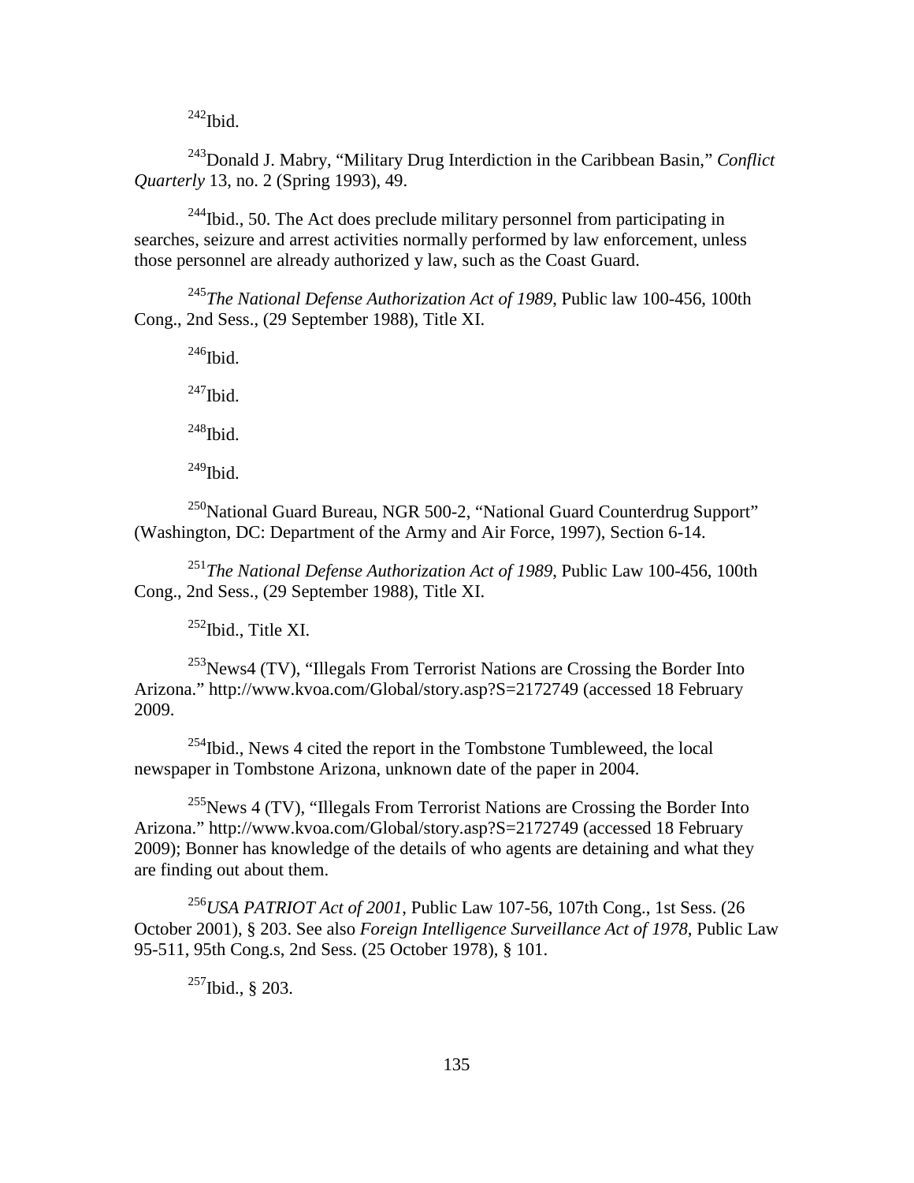[242]Ibid.

[243]Donald J. Mabry, "Military Drug Interdiction in the Caribbean Basin," *Conflict Quarterly* 13, no. 2 (Spring 1993), 49.

[244]Ibid., 50. The Act does preclude military personnel from participating in searches, seizure and arrest activities normally performed by law enforcement, unless those personnel are already authorized y law, such as the Coast Guard.

[245]*The National Defense Authorization Act of 1989*, Public law 100-456, 100th Cong., 2nd Sess., (29 September 1988), Title XI.

[246]Ibid.

[247]Ibid.

[248]Ibid.

[249]Ibid.

[250]National Guard Bureau, NGR 500-2, "National Guard Counterdrug Support" (Washington, DC: Department of the Army and Air Force, 1997), Section 6-14.

[251]*The National Defense Authorization Act of 1989*, Public Law 100-456, 100th Cong., 2nd Sess., (29 September 1988), Title XI.

[252]Ibid., Title XI.

[253]News4 (TV), "Illegals From Terrorist Nations are Crossing the Border Into Arizona." http://www.kvoa.com/Global/story.asp?S=2172749 (accessed 18 February 2009.

[254]Ibid., News 4 cited the report in the Tombstone Tumbleweed, the local newspaper in Tombstone Arizona, unknown date of the paper in 2004.

[255]News 4 (TV), "Illegals From Terrorist Nations are Crossing the Border Into Arizona." http://www.kvoa.com/Global/story.asp?S=2172749 (accessed 18 February 2009); Bonner has knowledge of the details of who agents are detaining and what they are finding out about them.

[256]*USA PATRIOT Act of 2001*, Public Law 107-56, 107th Cong., 1st Sess. (26 October 2001), § 203. See also *Foreign Intelligence Surveillance Act of 1978*, Public Law 95-511, 95th Cong.s, 2nd Sess. (25 October 1978), § 101.

[257]Ibid., § 203.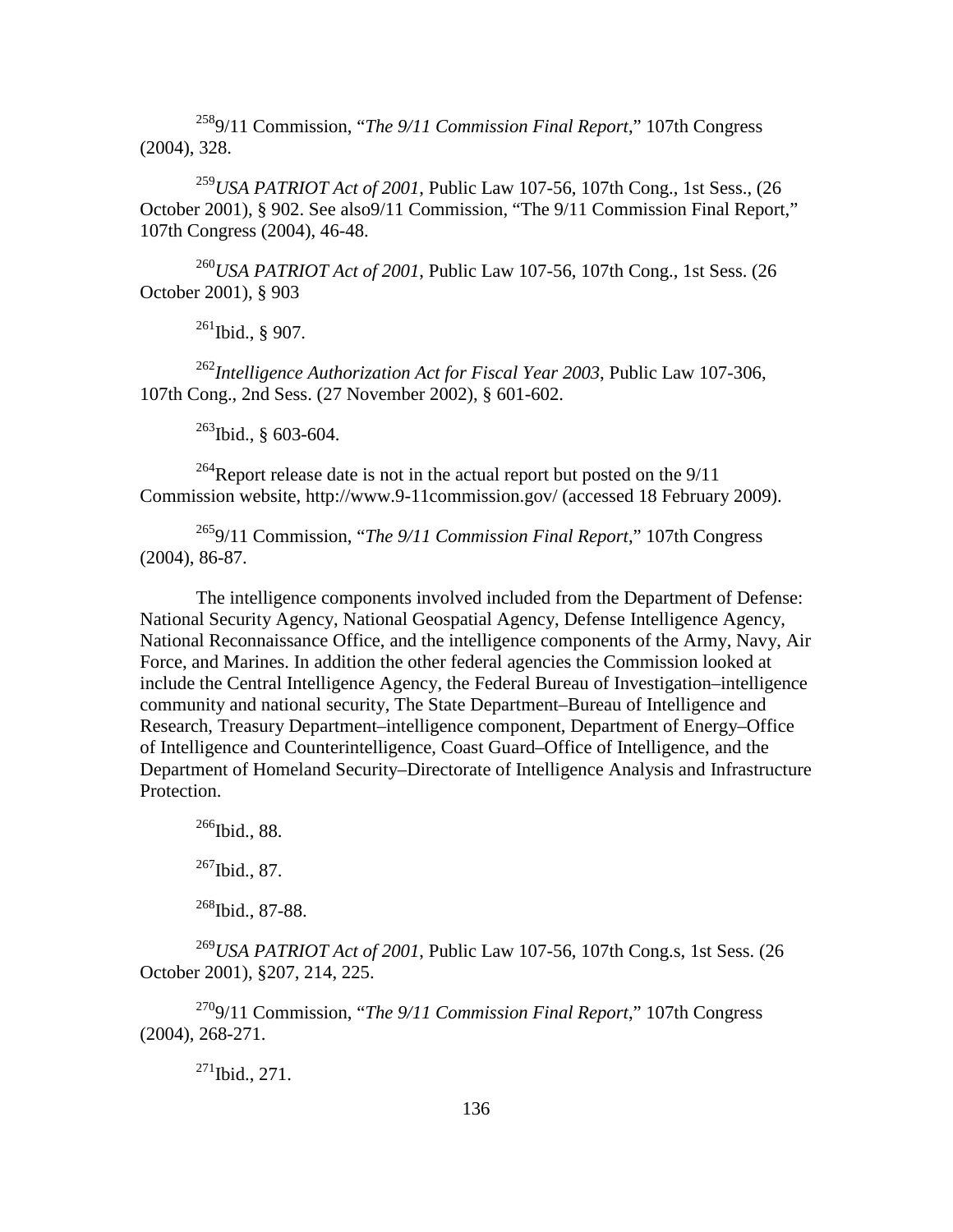[258]9/11 Commission, "*The 9/11 Commission Final Report*," 107th Congress (2004), 328.

[259]*USA PATRIOT Act of 2001*, Public Law 107-56, 107th Cong., 1st Sess., (26 October 2001), § 902. See also9/11 Commission, "The 9/11 Commission Final Report," 107th Congress (2004), 46-48.

[260]*USA PATRIOT Act of 2001*, Public Law 107-56, 107th Cong., 1st Sess. (26 October 2001), § 903

[261]Ibid., § 907.

[262]*Intelligence Authorization Act for Fiscal Year 2003*, Public Law 107-306, 107th Cong., 2nd Sess. (27 November 2002), § 601-602.

[263]Ibid., § 603-604.

[264]Report release date is not in the actual report but posted on the 9/11 Commission website, http://www.9-11commission.gov/ (accessed 18 February 2009).

[265]9/11 Commission, "*The 9/11 Commission Final Report*," 107th Congress (2004), 86-87.

The intelligence components involved included from the Department of Defense: National Security Agency, National Geospatial Agency, Defense Intelligence Agency, National Reconnaissance Office, and the intelligence components of the Army, Navy, Air Force, and Marines. In addition the other federal agencies the Commission looked at include the Central Intelligence Agency, the Federal Bureau of Investigation–intelligence community and national security, The State Department–Bureau of Intelligence and Research, Treasury Department–intelligence component, Department of Energy–Office of Intelligence and Counterintelligence, Coast Guard–Office of Intelligence, and the Department of Homeland Security–Directorate of Intelligence Analysis and Infrastructure Protection.

[266]Ibid., 88.

[267]Ibid., 87.

[268]Ibid., 87-88.

[269]*USA PATRIOT Act of 2001*, Public Law 107-56, 107th Cong.s, 1st Sess. (26 October 2001), §207, 214, 225.

[270]9/11 Commission, "*The 9/11 Commission Final Report*," 107th Congress (2004), 268-271.

[271]Ibid., 271.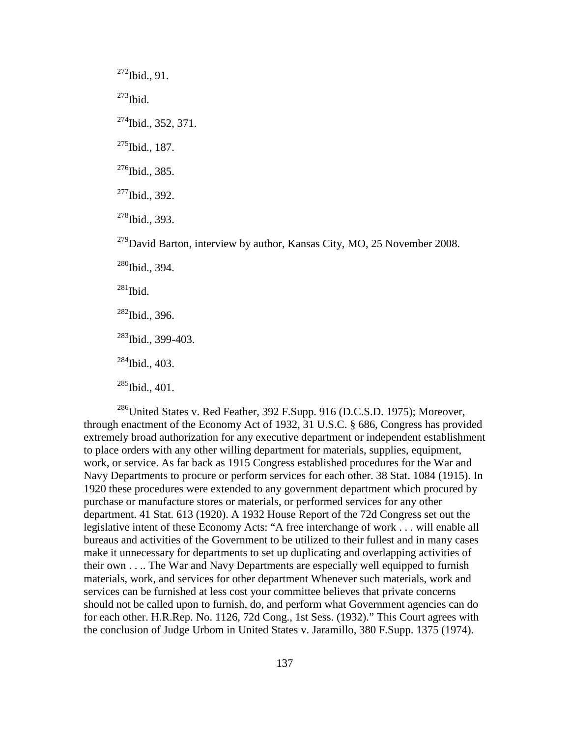[272]Ibid., 91.

[273]Ibid.

[274]Ibid., 352, 371.

[275]Ibid., 187.

[276]Ibid., 385.

[277]Ibid., 392.

[278]Ibid., 393.

[279]David Barton, interview by author, Kansas City, MO, 25 November 2008.

[280]Ibid., 394.

[281]Ibid.

[282]Ibid., 396.

[283]Ibid., 399-403.

[284]Ibid., 403.

[285]Ibid., 401.

[286]United States v. Red Feather, 392 F.Supp. 916 (D.C.S.D. 1975); Moreover, through enactment of the Economy Act of 1932, 31 U.S.C. § 686, Congress has provided extremely broad authorization for any executive department or independent establishment to place orders with any other willing department for materials, supplies, equipment, work, or service. As far back as 1915 Congress established procedures for the War and Navy Departments to procure or perform services for each other. 38 Stat. 1084 (1915). In 1920 these procedures were extended to any government department which procured by purchase or manufacture stores or materials, or performed services for any other department. 41 Stat. 613 (1920). A 1932 House Report of the 72d Congress set out the legislative intent of these Economy Acts: "A free interchange of work . . . will enable all bureaus and activities of the Government to be utilized to their fullest and in many cases make it unnecessary for departments to set up duplicating and overlapping activities of their own . . .. The War and Navy Departments are especially well equipped to furnish materials, work, and services for other department Whenever such materials, work and services can be furnished at less cost your committee believes that private concerns should not be called upon to furnish, do, and perform what Government agencies can do for each other. H.R.Rep. No. 1126, 72d Cong., 1st Sess. (1932)." This Court agrees with the conclusion of Judge Urbom in United States v. Jaramillo, 380 F.Supp. 1375 (1974).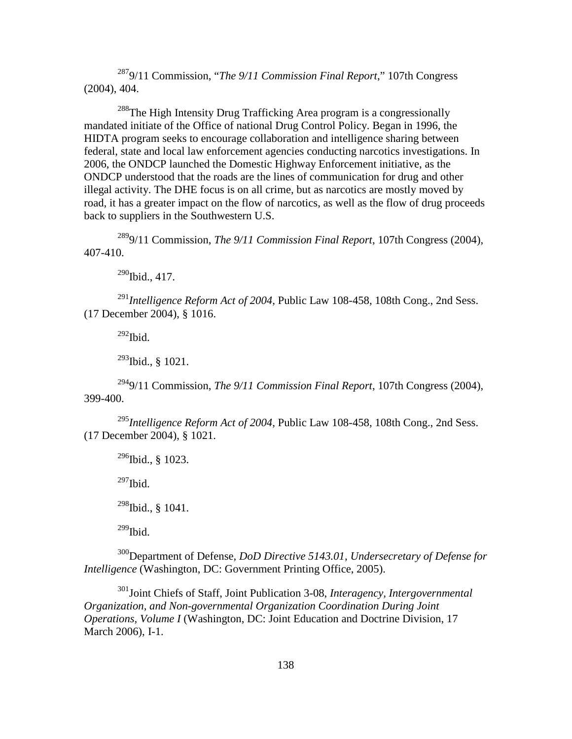[287]9/11 Commission, "*The 9/11 Commission Final Report*," 107th Congress (2004), 404.

[288]The High Intensity Drug Trafficking Area program is a congressionally mandated initiate of the Office of national Drug Control Policy. Began in 1996, the HIDTA program seeks to encourage collaboration and intelligence sharing between federal, state and local law enforcement agencies conducting narcotics investigations. In 2006, the ONDCP launched the Domestic Highway Enforcement initiative, as the ONDCP understood that the roads are the lines of communication for drug and other illegal activity. The DHE focus is on all crime, but as narcotics are mostly moved by road, it has a greater impact on the flow of narcotics, as well as the flow of drug proceeds back to suppliers in the Southwestern U.S.

[289]9/11 Commission, *The 9/11 Commission Final Report*, 107th Congress (2004), 407-410.

[290]Ibid., 417.

[291]*Intelligence Reform Act of 2004*, Public Law 108-458, 108th Cong., 2nd Sess. (17 December 2004), § 1016.

[292]Ibid.

[293]Ibid., § 1021.

[294]9/11 Commission, *The 9/11 Commission Final Report*, 107th Congress (2004), 399-400.

[295]*Intelligence Reform Act of 2004*, Public Law 108-458, 108th Cong., 2nd Sess. (17 December 2004), § 1021.

[296]Ibid., § 1023.

[297]Ibid.

[298]Ibid., § 1041.

[299]Ibid.

[300]Department of Defense, *DoD Directive 5143.01, Undersecretary of Defense for Intelligence* (Washington, DC: Government Printing Office, 2005).

[301]Joint Chiefs of Staff, Joint Publication 3-08, *Interagency, Intergovernmental Organization, and Non-governmental Organization Coordination During Joint Operations, Volume I* (Washington, DC: Joint Education and Doctrine Division, 17 March 2006), I-1.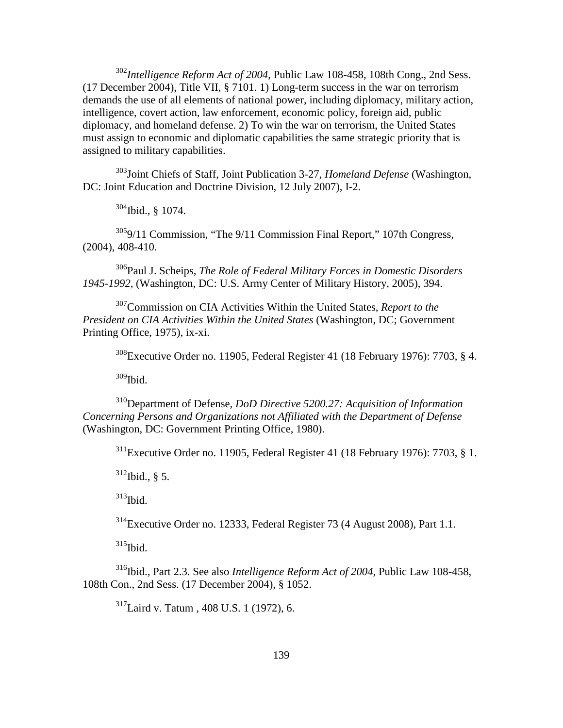[302]*Intelligence Reform Act of 2004*, Public Law 108-458, 108th Cong., 2nd Sess. (17 December 2004), Title VII, § 7101. 1) Long-term success in the war on terrorism demands the use of all elements of national power, including diplomacy, military action, intelligence, covert action, law enforcement, economic policy, foreign aid, public diplomacy, and homeland defense. 2) To win the war on terrorism, the United States must assign to economic and diplomatic capabilities the same strategic priority that is assigned to military capabilities.

[303]Joint Chiefs of Staff, Joint Publication 3-27, *Homeland Defense* (Washington, DC: Joint Education and Doctrine Division, 12 July 2007), I-2.

[304]Ibid., § 1074.

[305]9/11 Commission, "The 9/11 Commission Final Report," 107th Congress, (2004), 408-410.

[306]Paul J. Scheips, *The Role of Federal Military Forces in Domestic Disorders 1945-1992*, (Washington, DC: U.S. Army Center of Military History, 2005), 394.

[307]Commission on CIA Activities Within the United States, *Report to the President on CIA Activities Within the United States* (Washington, DC; Government Printing Office, 1975), ix-xi.

[308]Executive Order no. 11905, Federal Register 41 (18 February 1976): 7703, § 4.

[309]Ibid.

[310]Department of Defense, *DoD Directive 5200.27: Acquisition of Information Concerning Persons and Organizations not Affiliated with the Department of Defense* (Washington, DC: Government Printing Office, 1980).

[311]Executive Order no. 11905, Federal Register 41 (18 February 1976): 7703, § 1.

[312]Ibid., § 5.

[313]Ibid.

[314]Executive Order no. 12333, Federal Register 73 (4 August 2008), Part 1.1.

[315]Ibid.

[316]Ibid., Part 2.3. See also *Intelligence Reform Act of 2004*, Public Law 108-458, 108th Con., 2nd Sess. (17 December 2004), § 1052.

[317]Laird v. Tatum , 408 U.S. 1 (1972), 6.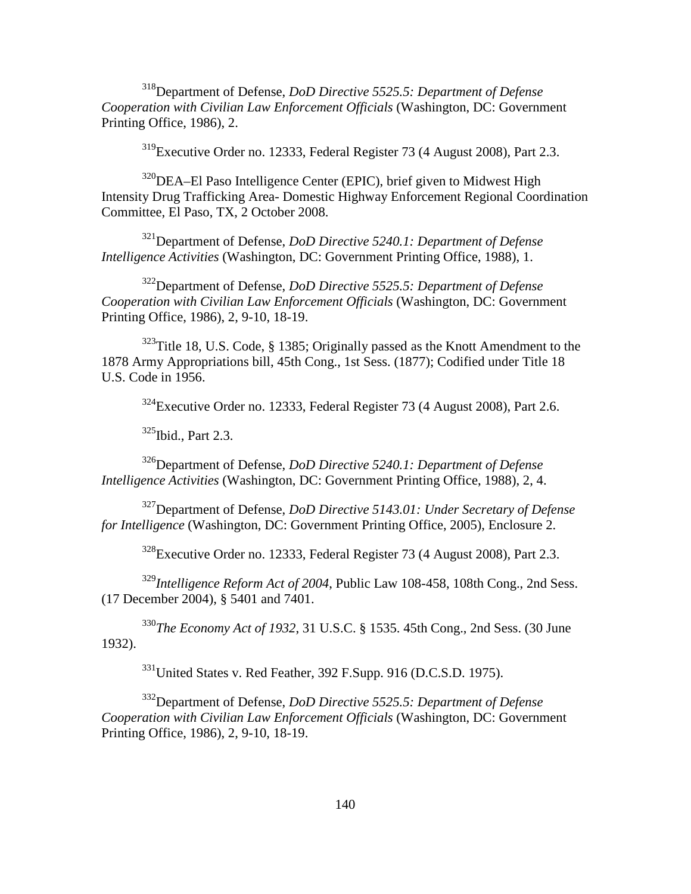[318]Department of Defense, *DoD Directive 5525.5: Department of Defense Cooperation with Civilian Law Enforcement Officials* (Washington, DC: Government Printing Office, 1986), 2.

[319]Executive Order no. 12333, Federal Register 73 (4 August 2008), Part 2.3.

[320]DEA–El Paso Intelligence Center (EPIC), brief given to Midwest High Intensity Drug Trafficking Area- Domestic Highway Enforcement Regional Coordination Committee, El Paso, TX, 2 October 2008.

[321]Department of Defense, *DoD Directive 5240.1: Department of Defense Intelligence Activities* (Washington, DC: Government Printing Office, 1988), 1.

[322]Department of Defense, *DoD Directive 5525.5: Department of Defense Cooperation with Civilian Law Enforcement Officials* (Washington, DC: Government Printing Office, 1986), 2, 9-10, 18-19.

[323]Title 18, U.S. Code, § 1385; Originally passed as the Knott Amendment to the 1878 Army Appropriations bill, 45th Cong., 1st Sess. (1877); Codified under Title 18 U.S. Code in 1956.

[324]Executive Order no. 12333, Federal Register 73 (4 August 2008), Part 2.6.

[325]Ibid., Part 2.3.

[326]Department of Defense, *DoD Directive 5240.1: Department of Defense Intelligence Activities* (Washington, DC: Government Printing Office, 1988), 2, 4.

[327]Department of Defense, *DoD Directive 5143.01: Under Secretary of Defense for Intelligence* (Washington, DC: Government Printing Office, 2005), Enclosure 2.

[328]Executive Order no. 12333, Federal Register 73 (4 August 2008), Part 2.3.

[329]*Intelligence Reform Act of 2004*, Public Law 108-458, 108th Cong., 2nd Sess. (17 December 2004), § 5401 and 7401.

[330]*The Economy Act of 1932*, 31 U.S.C. § 1535. 45th Cong., 2nd Sess. (30 June 1932).

[331]United States v. Red Feather, 392 F.Supp. 916 (D.C.S.D. 1975).

[332]Department of Defense, *DoD Directive 5525.5: Department of Defense Cooperation with Civilian Law Enforcement Officials* (Washington, DC: Government Printing Office, 1986), 2, 9-10, 18-19.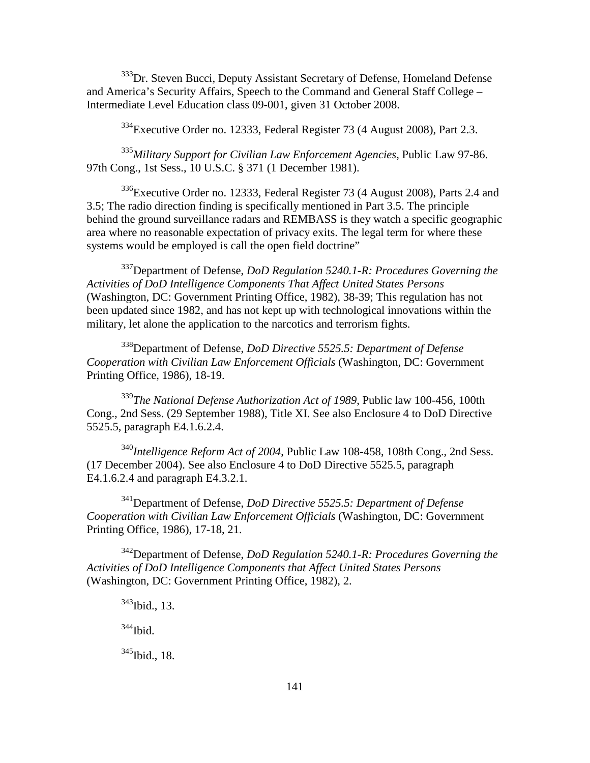[333]Dr. Steven Bucci, Deputy Assistant Secretary of Defense, Homeland Defense and America's Security Affairs, Speech to the Command and General Staff College – Intermediate Level Education class 09-001, given 31 October 2008.

[334]Executive Order no. 12333, Federal Register 73 (4 August 2008), Part 2.3.

[335]*Military Support for Civilian Law Enforcement Agencies*, Public Law 97-86. 97th Cong., 1st Sess., 10 U.S.C. § 371 (1 December 1981).

[336]Executive Order no. 12333, Federal Register 73 (4 August 2008), Parts 2.4 and 3.5; The radio direction finding is specifically mentioned in Part 3.5. The principle behind the ground surveillance radars and REMBASS is they watch a specific geographic area where no reasonable expectation of privacy exits. The legal term for where these systems would be employed is call the open field doctrine"

[337]Department of Defense, *DoD Regulation 5240.1-R: Procedures Governing the Activities of DoD Intelligence Components That Affect United States Persons* (Washington, DC: Government Printing Office, 1982), 38-39; This regulation has not been updated since 1982, and has not kept up with technological innovations within the military, let alone the application to the narcotics and terrorism fights.

[338]Department of Defense, *DoD Directive 5525.5: Department of Defense Cooperation with Civilian Law Enforcement Officials* (Washington, DC: Government Printing Office, 1986), 18-19.

[339]*The National Defense Authorization Act of 1989*, Public law 100-456, 100th Cong., 2nd Sess. (29 September 1988), Title XI. See also Enclosure 4 to DoD Directive 5525.5, paragraph E4.1.6.2.4.

[340]*Intelligence Reform Act of 2004*, Public Law 108-458, 108th Cong., 2nd Sess. (17 December 2004). See also Enclosure 4 to DoD Directive 5525.5, paragraph E4.1.6.2.4 and paragraph E4.3.2.1.

[341]Department of Defense, *DoD Directive 5525.5: Department of Defense Cooperation with Civilian Law Enforcement Officials* (Washington, DC: Government Printing Office, 1986), 17-18, 21.

[342]Department of Defense, *DoD Regulation 5240.1-R: Procedures Governing the Activities of DoD Intelligence Components that Affect United States Persons* (Washington, DC: Government Printing Office, 1982), 2.

[343]Ibid., 13.

[344]Ibid.

[345]Ibid., 18.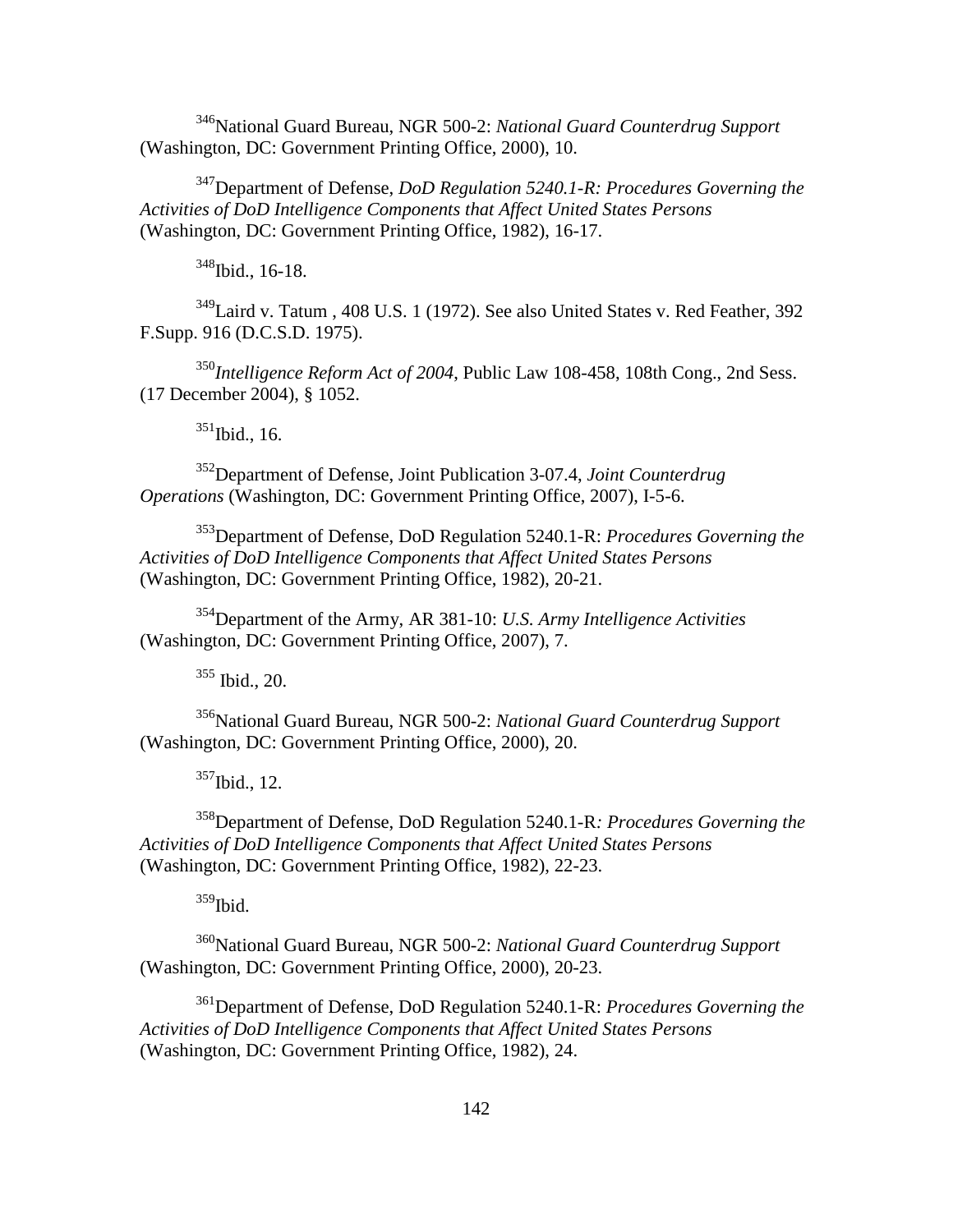[346]National Guard Bureau, NGR 500-2: *National Guard Counterdrug Support* (Washington, DC: Government Printing Office, 2000), 10.

[347]Department of Defense, *DoD Regulation 5240.1-R: Procedures Governing the Activities of DoD Intelligence Components that Affect United States Persons* (Washington, DC: Government Printing Office, 1982), 16-17.

[348]Ibid., 16-18.

[349]Laird v. Tatum , 408 U.S. 1 (1972). See also United States v. Red Feather, 392 F.Supp. 916 (D.C.S.D. 1975).

[350]*Intelligence Reform Act of 2004*, Public Law 108-458, 108th Cong., 2nd Sess. (17 December 2004), § 1052.

[351]Ibid., 16.

[352]Department of Defense, Joint Publication 3-07.4, *Joint Counterdrug Operations* (Washington, DC: Government Printing Office, 2007), I-5-6.

[353]Department of Defense, DoD Regulation 5240.1-R: *Procedures Governing the Activities of DoD Intelligence Components that Affect United States Persons* (Washington, DC: Government Printing Office, 1982), 20-21.

[354]Department of the Army, AR 381-10: *U.S. Army Intelligence Activities* (Washington, DC: Government Printing Office, 2007), 7.

[355] Ibid., 20.

[356]National Guard Bureau, NGR 500-2: *National Guard Counterdrug Support* (Washington, DC: Government Printing Office, 2000), 20.

[357]Ibid., 12.

[358]Department of Defense, DoD Regulation 5240.1-R*: Procedures Governing the Activities of DoD Intelligence Components that Affect United States Persons* (Washington, DC: Government Printing Office, 1982), 22-23.

[359]Ibid.

[360]National Guard Bureau, NGR 500-2: *National Guard Counterdrug Support* (Washington, DC: Government Printing Office, 2000), 20-23.

[361]Department of Defense, DoD Regulation 5240.1-R: *Procedures Governing the Activities of DoD Intelligence Components that Affect United States Persons* (Washington, DC: Government Printing Office, 1982), 24.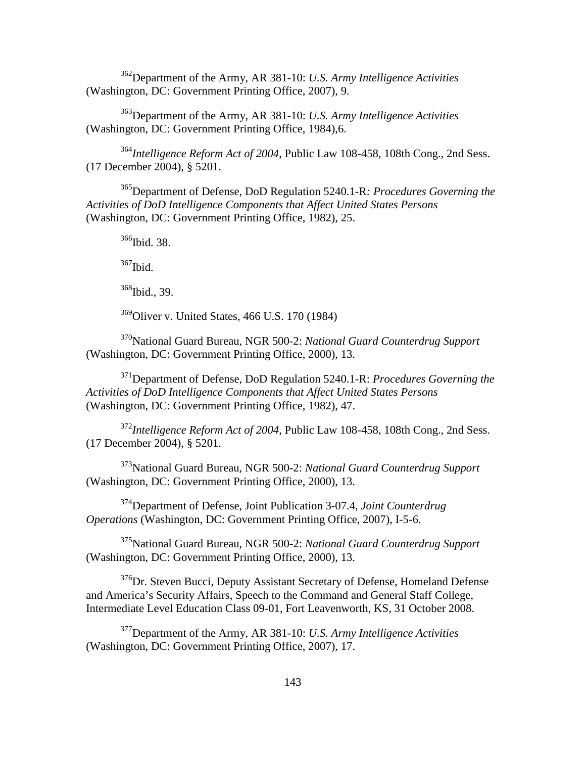[362]Department of the Army, AR 381-10: *U.S. Army Intelligence Activities* (Washington, DC: Government Printing Office, 2007), 9.

[363]Department of the Army, AR 381-10: *U.S. Army Intelligence Activities* (Washington, DC: Government Printing Office, 1984),6.

[364]*Intelligence Reform Act of 2004*, Public Law 108-458, 108th Cong., 2nd Sess. (17 December 2004), § 5201.

[365]Department of Defense, DoD Regulation 5240.1-R*: Procedures Governing the Activities of DoD Intelligence Components that Affect United States Persons* (Washington, DC: Government Printing Office, 1982), 25.

[366]Ibid. 38.

[367]Ibid.

[368]Ibid., 39.

[369]Oliver v. United States, 466 U.S. 170 (1984)

[370]National Guard Bureau, NGR 500-2: *National Guard Counterdrug Support* (Washington, DC: Government Printing Office, 2000), 13.

[371]Department of Defense, DoD Regulation 5240.1-R: *Procedures Governing the Activities of DoD Intelligence Components that Affect United States Persons* (Washington, DC: Government Printing Office, 1982), 47.

[372]*Intelligence Reform Act of 2004*, Public Law 108-458, 108th Cong., 2nd Sess. (17 December 2004), § 5201.

[373]National Guard Bureau, NGR 500-2: *National Guard Counterdrug Support* (Washington, DC: Government Printing Office, 2000), 13.

[374]Department of Defense, Joint Publication 3-07.4, *Joint Counterdrug Operations* (Washington, DC: Government Printing Office, 2007), I-5-6.

[375]National Guard Bureau, NGR 500-2: *National Guard Counterdrug Support* (Washington, DC: Government Printing Office, 2000), 13.

[376]Dr. Steven Bucci, Deputy Assistant Secretary of Defense, Homeland Defense and America's Security Affairs, Speech to the Command and General Staff College, Intermediate Level Education Class 09-01, Fort Leavenworth, KS, 31 October 2008.

[377]Department of the Army, AR 381-10: *U.S. Army Intelligence Activities* (Washington, DC: Government Printing Office, 2007), 17.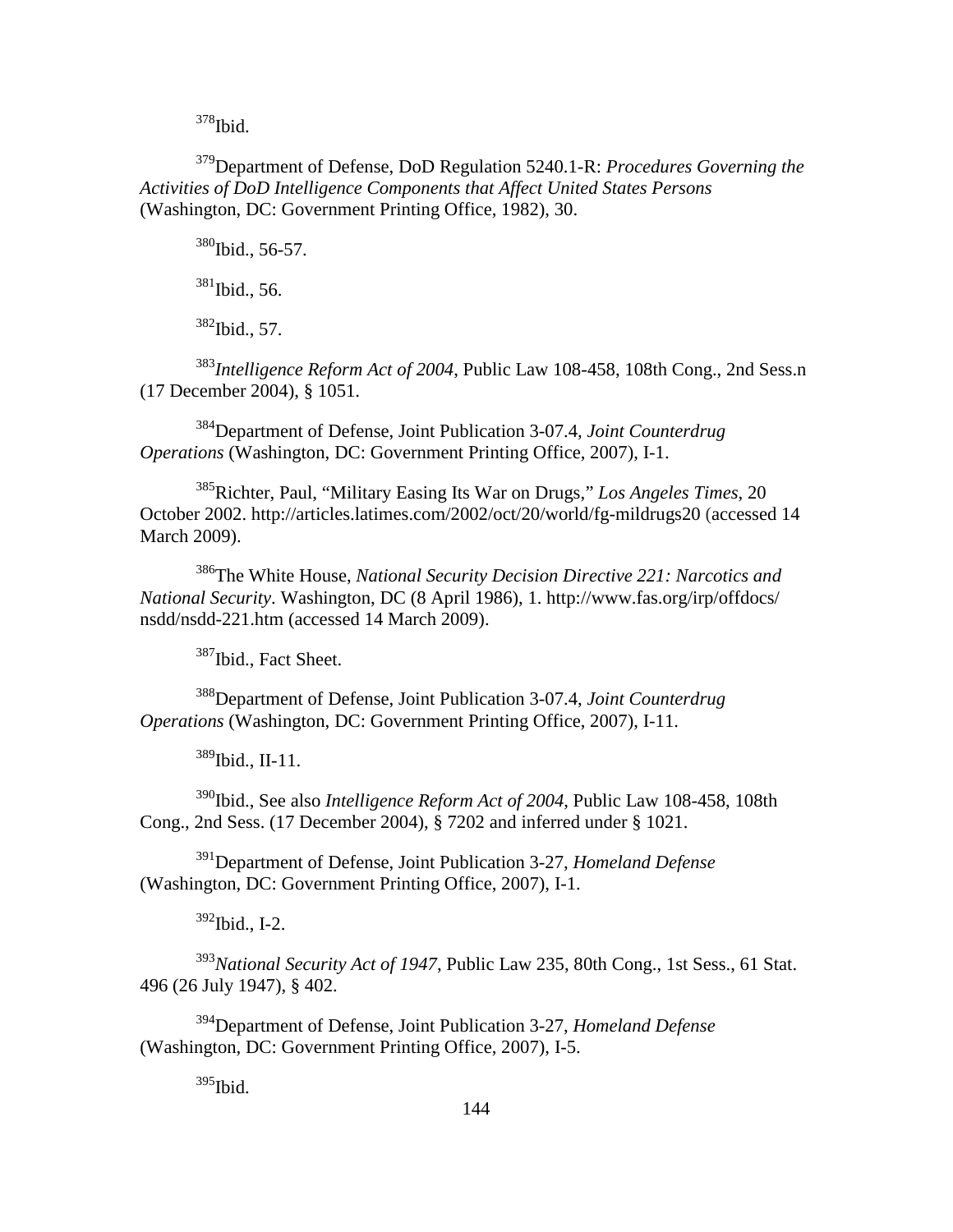[378]Ibid.

[379]Department of Defense, DoD Regulation 5240.1-R: *Procedures Governing the Activities of DoD Intelligence Components that Affect United States Persons* (Washington, DC: Government Printing Office, 1982), 30.

[380]Ibid., 56-57.

[381]Ibid., 56.

[382]Ibid., 57.

[383]*Intelligence Reform Act of 2004*, Public Law 108-458, 108th Cong., 2nd Sess.n (17 December 2004), § 1051.

[384]Department of Defense, Joint Publication 3-07.4, *Joint Counterdrug Operations* (Washington, DC: Government Printing Office, 2007), I-1.

[385]Richter, Paul, "Military Easing Its War on Drugs," *Los Angeles Times*, 20 October 2002. http://articles.latimes.com/2002/oct/20/world/fg-mildrugs20 (accessed 14 March 2009).

[386]The White House, *National Security Decision Directive 221: Narcotics and National Security*. Washington, DC (8 April 1986), 1. http://www.fas.org/irp/offdocs/nsdd/nsdd-221.htm (accessed 14 March 2009).

[387]Ibid., Fact Sheet.

[388]Department of Defense, Joint Publication 3-07.4, *Joint Counterdrug Operations* (Washington, DC: Government Printing Office, 2007), I-11.

[389]Ibid., II-11.

[390]Ibid., See also *Intelligence Reform Act of 2004*, Public Law 108-458, 108th Cong., 2nd Sess. (17 December 2004), § 7202 and inferred under § 1021.

[391]Department of Defense, Joint Publication 3-27, *Homeland Defense* (Washington, DC: Government Printing Office, 2007), I-1.

[392]Ibid., I-2.

[393]*National Security Act of 1947*, Public Law 235, 80th Cong., 1st Sess., 61 Stat. 496 (26 July 1947), § 402.

[394]Department of Defense, Joint Publication 3-27, *Homeland Defense* (Washington, DC: Government Printing Office, 2007), I-5.

[395]Ibid.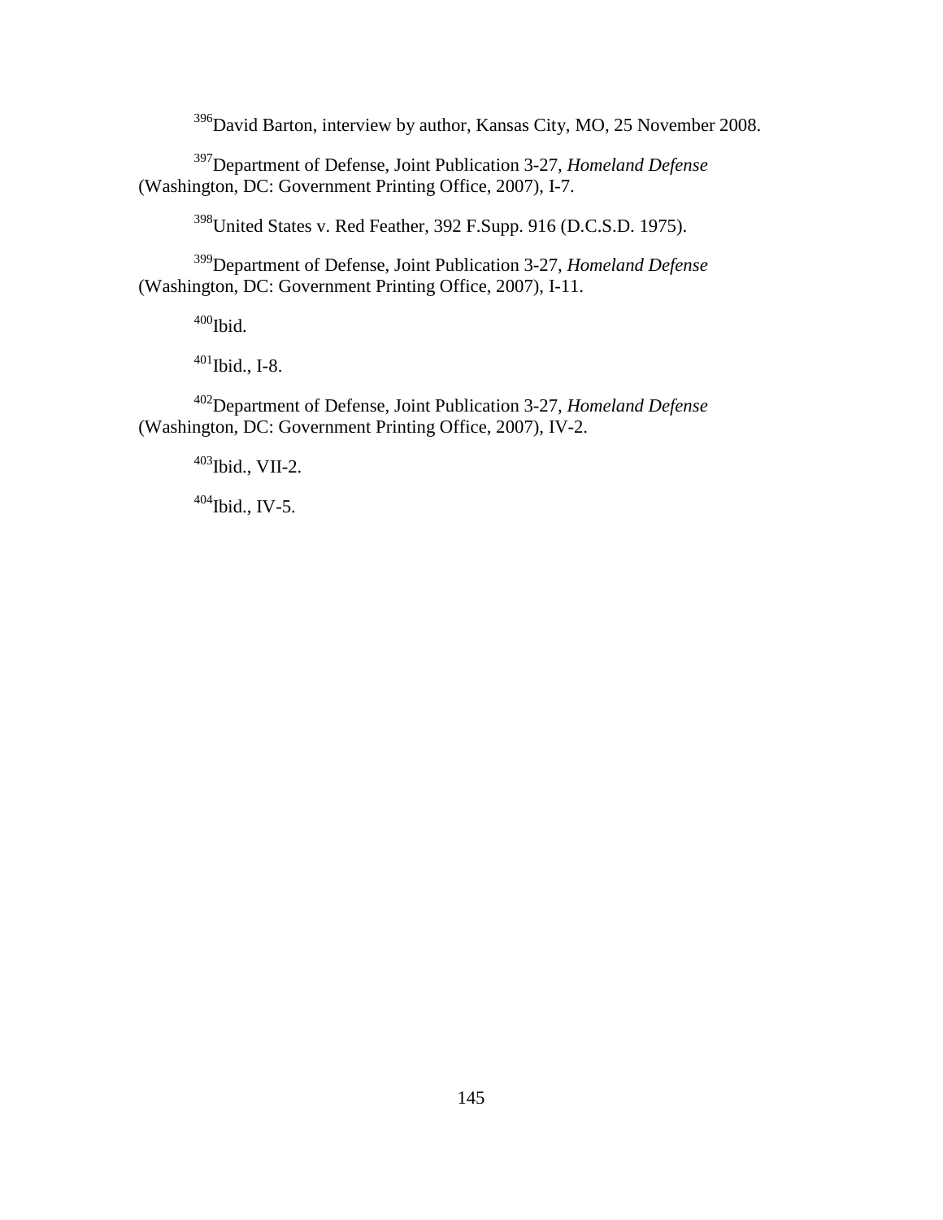[396]David Barton, interview by author, Kansas City, MO, 25 November 2008.

[397]Department of Defense, Joint Publication 3-27, *Homeland Defense* (Washington, DC: Government Printing Office, 2007), I-7.

[398]United States v. Red Feather, 392 F.Supp. 916 (D.C.S.D. 1975).

[399]Department of Defense, Joint Publication 3-27, *Homeland Defense* (Washington, DC: Government Printing Office, 2007), I-11.

[400]Ibid.

[401]Ibid., I-8.

[402]Department of Defense, Joint Publication 3-27, *Homeland Defense* (Washington, DC: Government Printing Office, 2007), IV-2.

[403]Ibid., VII-2.

[404]Ibid., IV-5.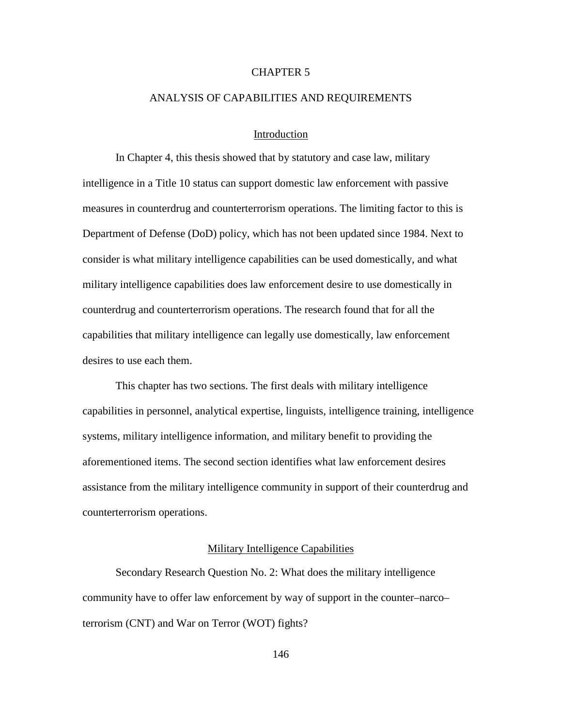# CHAPTER 5

# ANALYSIS OF CAPABILITIES AND REQUIREMENTS

## Introduction

In Chapter 4, this thesis showed that by statutory and case law, military intelligence in a Title 10 status can support domestic law enforcement with passive measures in counterdrug and counterterrorism operations. The limiting factor to this is Department of Defense (DoD) policy, which has not been updated since 1984. Next to consider is what military intelligence capabilities can be used domestically, and what military intelligence capabilities does law enforcement desire to use domestically in counterdrug and counterterrorism operations. The research found that for all the capabilities that military intelligence can legally use domestically, law enforcement desires to use each them.

This chapter has two sections. The first deals with military intelligence capabilities in personnel, analytical expertise, linguists, intelligence training, intelligence systems, military intelligence information, and military benefit to providing the aforementioned items. The second section identifies what law enforcement desires assistance from the military intelligence community in support of their counterdrug and counterterrorism operations.

## Military Intelligence Capabilities

Secondary Research Question No. 2: What does the military intelligence community have to offer law enforcement by way of support in the counter–narco–terrorism (CNT) and War on Terror (WOT) fights?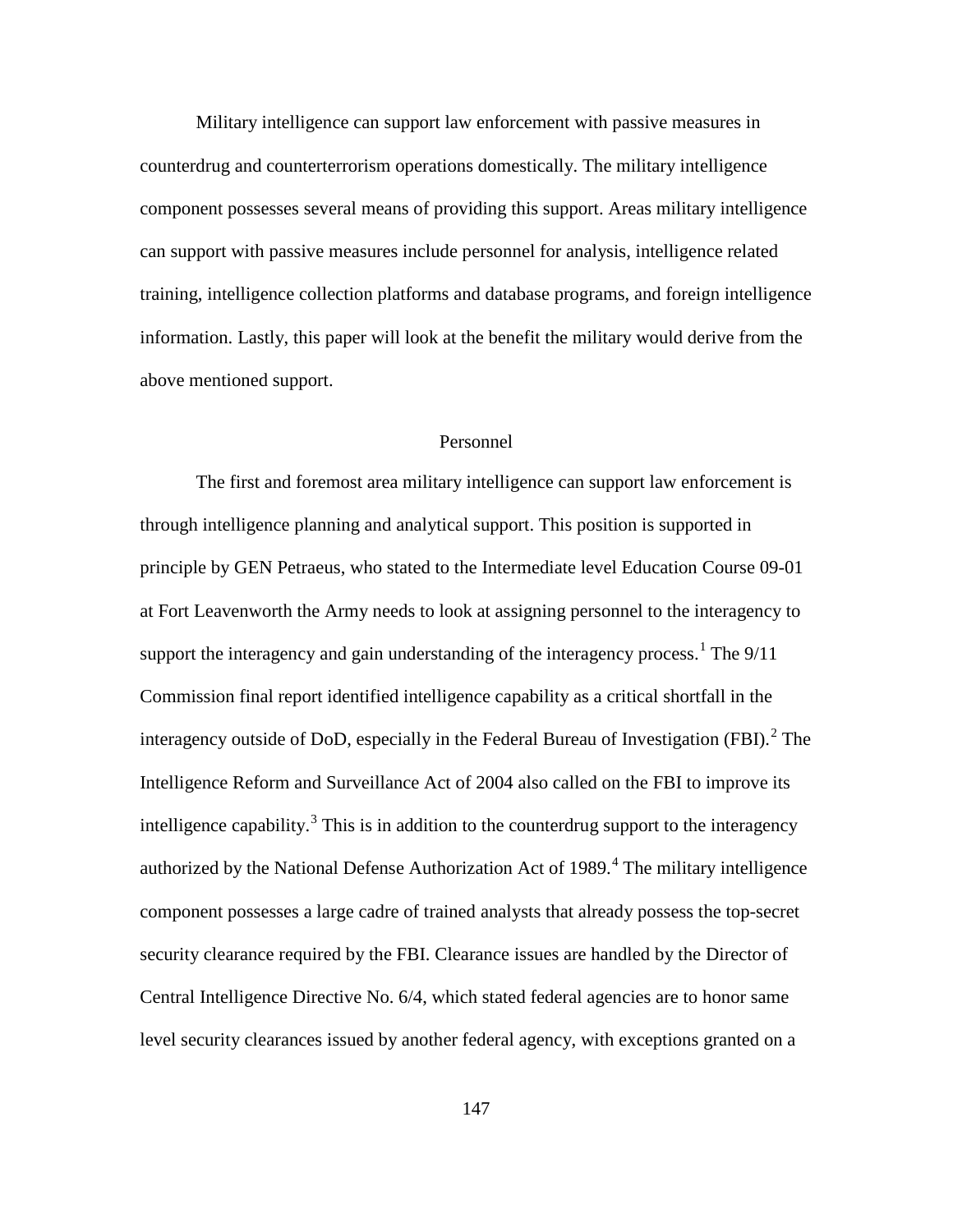Military intelligence can support law enforcement with passive measures in counterdrug and counterterrorism operations domestically. The military intelligence component possesses several means of providing this support. Areas military intelligence can support with passive measures include personnel for analysis, intelligence related training, intelligence collection platforms and database programs, and foreign intelligence information. Lastly, this paper will look at the benefit the military would derive from the above mentioned support.

## Personnel

The first and foremost area military intelligence can support law enforcement is through intelligence planning and analytical support. This position is supported in principle by GEN Petraeus, who stated to the Intermediate level Education Course 09-01 at Fort Leavenworth the Army needs to look at assigning personnel to the interagency to support the interagency and gain understanding of the interagency process.[1] The 9/11 Commission final report identified intelligence capability as a critical shortfall in the interagency outside of DoD, especially in the Federal Bureau of Investigation (FBI).[2] The Intelligence Reform and Surveillance Act of 2004 also called on the FBI to improve its intelligence capability.[3] This is in addition to the counterdrug support to the interagency authorized by the National Defense Authorization Act of 1989.[4] The military intelligence component possesses a large cadre of trained analysts that already possess the top-secret security clearance required by the FBI. Clearance issues are handled by the Director of Central Intelligence Directive No. 6/4, which stated federal agencies are to honor same level security clearances issued by another federal agency, with exceptions granted on a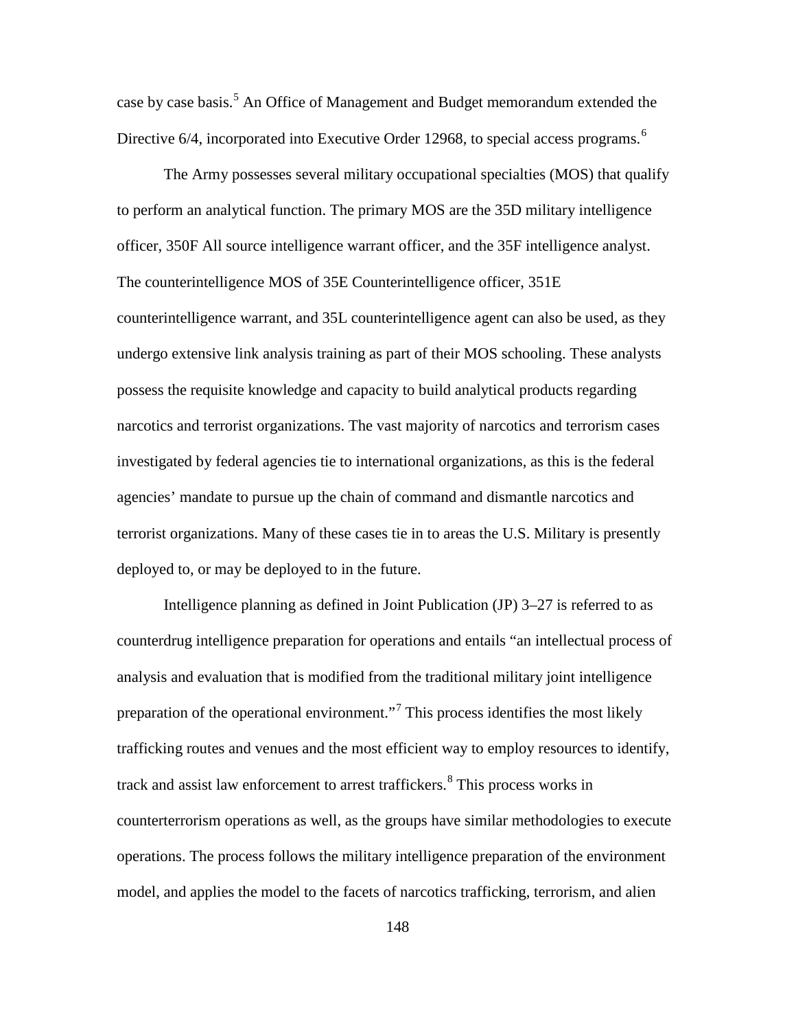case by case basis.[5] An Office of Management and Budget memorandum extended the Directive 6/4, incorporated into Executive Order 12968, to special access programs.[6]

The Army possesses several military occupational specialties (MOS) that qualify to perform an analytical function. The primary MOS are the 35D military intelligence officer, 350F All source intelligence warrant officer, and the 35F intelligence analyst. The counterintelligence MOS of 35E Counterintelligence officer, 351E counterintelligence warrant, and 35L counterintelligence agent can also be used, as they undergo extensive link analysis training as part of their MOS schooling. These analysts possess the requisite knowledge and capacity to build analytical products regarding narcotics and terrorist organizations. The vast majority of narcotics and terrorism cases investigated by federal agencies tie to international organizations, as this is the federal agencies' mandate to pursue up the chain of command and dismantle narcotics and terrorist organizations. Many of these cases tie in to areas the U.S. Military is presently deployed to, or may be deployed to in the future.

Intelligence planning as defined in Joint Publication (JP) 3–27 is referred to as counterdrug intelligence preparation for operations and entails "an intellectual process of analysis and evaluation that is modified from the traditional military joint intelligence preparation of the operational environment."[7] This process identifies the most likely trafficking routes and venues and the most efficient way to employ resources to identify, track and assist law enforcement to arrest traffickers.[8] This process works in counterterrorism operations as well, as the groups have similar methodologies to execute operations. The process follows the military intelligence preparation of the environment model, and applies the model to the facets of narcotics trafficking, terrorism, and alien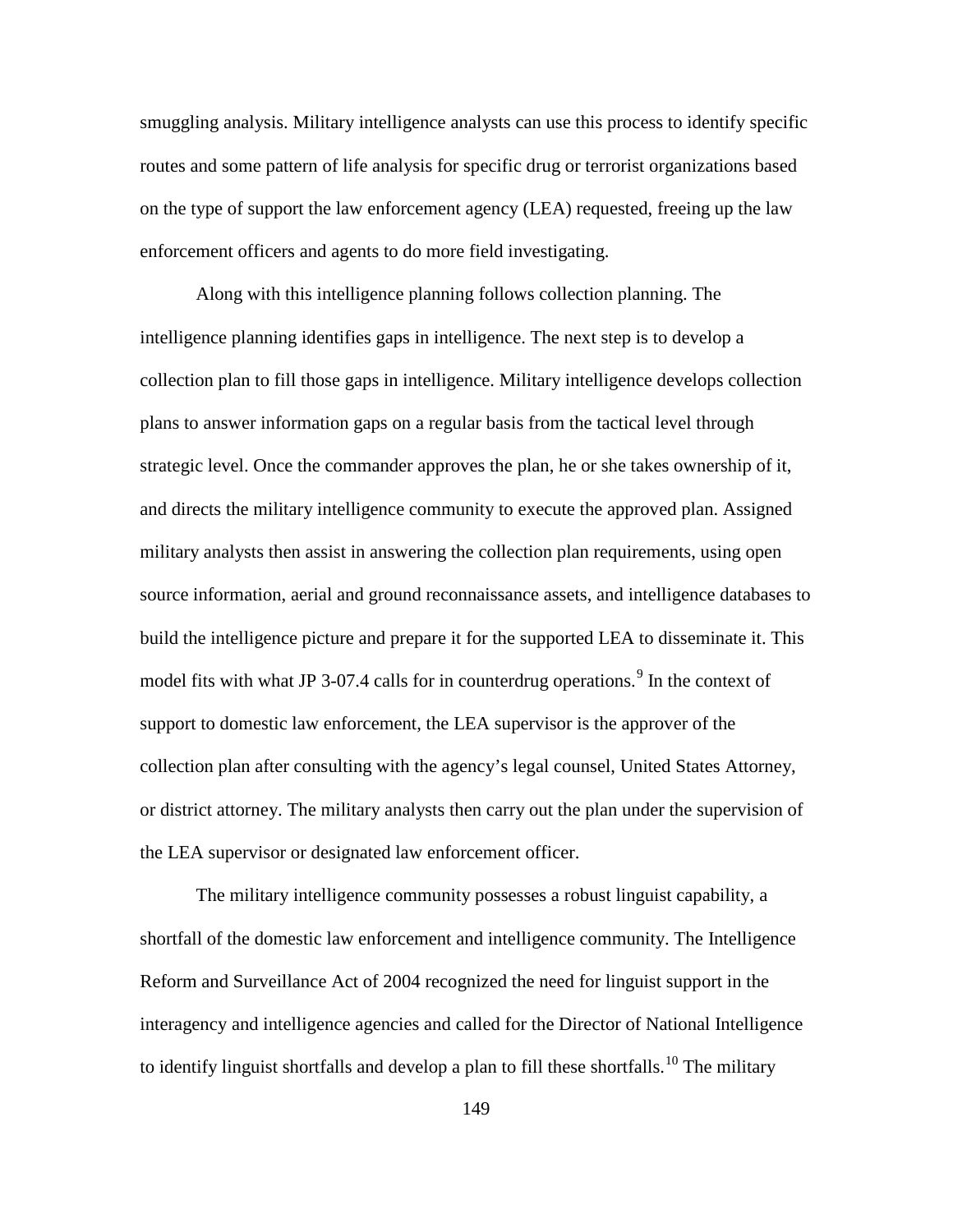smuggling analysis. Military intelligence analysts can use this process to identify specific routes and some pattern of life analysis for specific drug or terrorist organizations based on the type of support the law enforcement agency (LEA) requested, freeing up the law enforcement officers and agents to do more field investigating.

Along with this intelligence planning follows collection planning. The intelligence planning identifies gaps in intelligence. The next step is to develop a collection plan to fill those gaps in intelligence. Military intelligence develops collection plans to answer information gaps on a regular basis from the tactical level through strategic level. Once the commander approves the plan, he or she takes ownership of it, and directs the military intelligence community to execute the approved plan. Assigned military analysts then assist in answering the collection plan requirements, using open source information, aerial and ground reconnaissance assets, and intelligence databases to build the intelligence picture and prepare it for the supported LEA to disseminate it. This model fits with what JP 3-07.4 calls for in counterdrug operations.[9] In the context of support to domestic law enforcement, the LEA supervisor is the approver of the collection plan after consulting with the agency's legal counsel, United States Attorney, or district attorney. The military analysts then carry out the plan under the supervision of the LEA supervisor or designated law enforcement officer.

The military intelligence community possesses a robust linguist capability, a shortfall of the domestic law enforcement and intelligence community. The Intelligence Reform and Surveillance Act of 2004 recognized the need for linguist support in the interagency and intelligence agencies and called for the Director of National Intelligence to identify linguist shortfalls and develop a plan to fill these shortfalls.[10] The military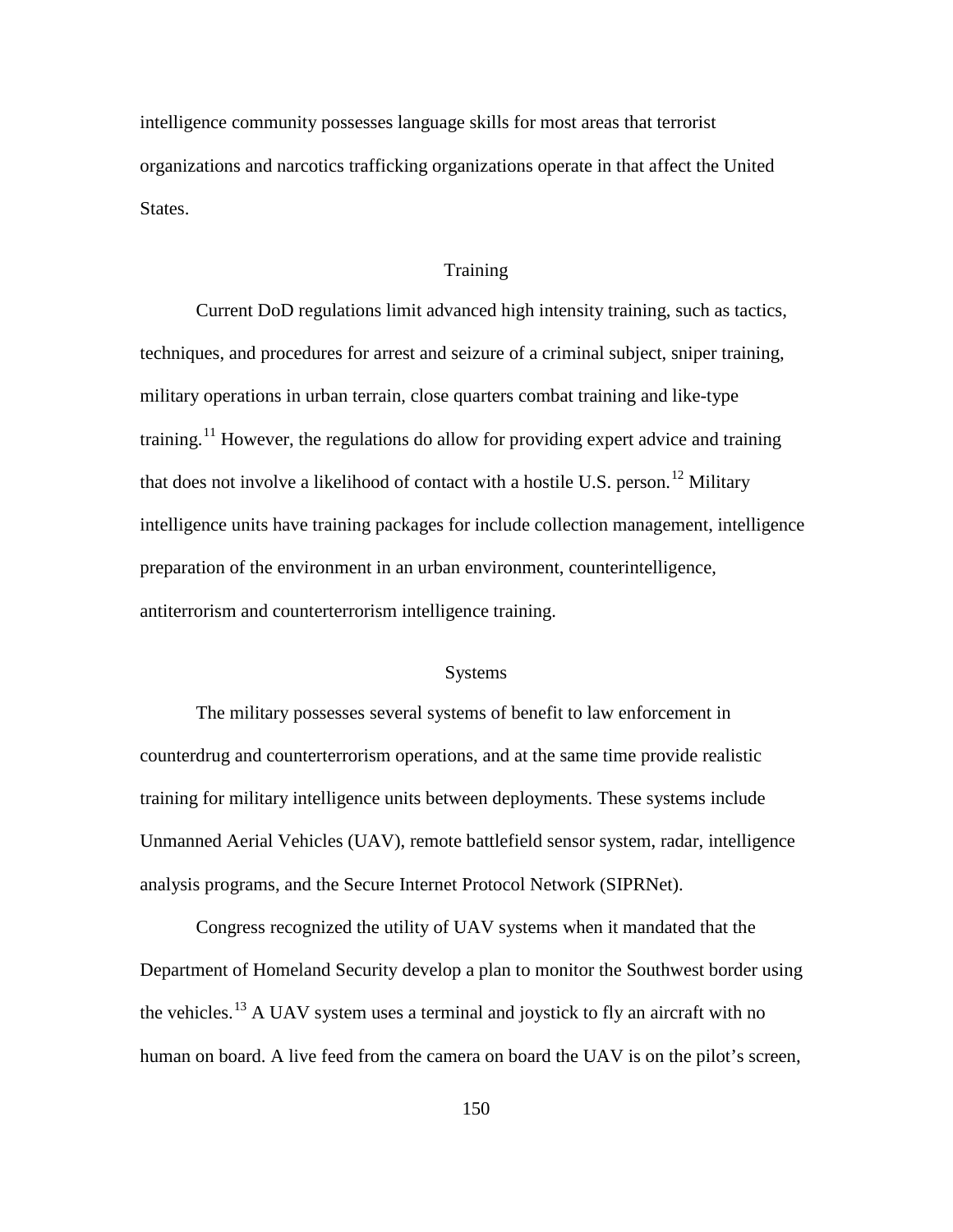intelligence community possesses language skills for most areas that terrorist organizations and narcotics trafficking organizations operate in that affect the United States.

## Training

Current DoD regulations limit advanced high intensity training, such as tactics, techniques, and procedures for arrest and seizure of a criminal subject, sniper training, military operations in urban terrain, close quarters combat training and like-type training.[11] However, the regulations do allow for providing expert advice and training that does not involve a likelihood of contact with a hostile U.S. person.[12] Military intelligence units have training packages for include collection management, intelligence preparation of the environment in an urban environment, counterintelligence, antiterrorism and counterterrorism intelligence training.

## Systems

The military possesses several systems of benefit to law enforcement in counterdrug and counterterrorism operations, and at the same time provide realistic training for military intelligence units between deployments. These systems include Unmanned Aerial Vehicles (UAV), remote battlefield sensor system, radar, intelligence analysis programs, and the Secure Internet Protocol Network (SIPRNet).

Congress recognized the utility of UAV systems when it mandated that the Department of Homeland Security develop a plan to monitor the Southwest border using the vehicles.[13] A UAV system uses a terminal and joystick to fly an aircraft with no human on board. A live feed from the camera on board the UAV is on the pilot's screen,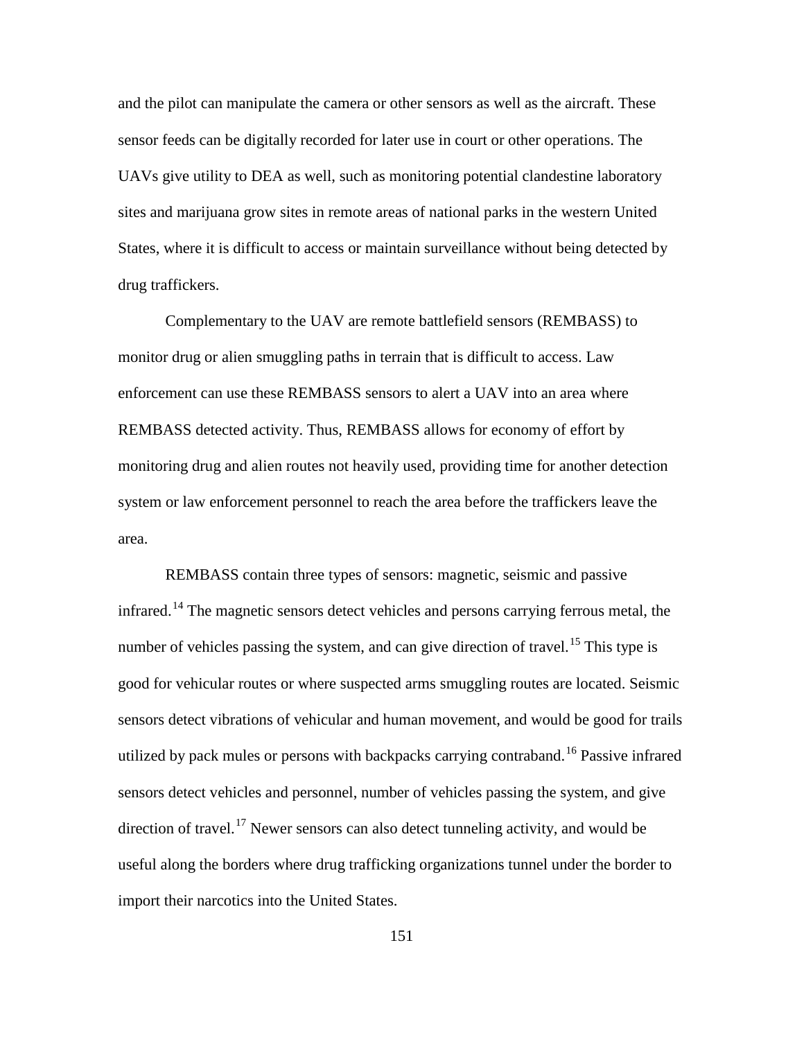and the pilot can manipulate the camera or other sensors as well as the aircraft. These sensor feeds can be digitally recorded for later use in court or other operations. The UAVs give utility to DEA as well, such as monitoring potential clandestine laboratory sites and marijuana grow sites in remote areas of national parks in the western United States, where it is difficult to access or maintain surveillance without being detected by drug traffickers.

Complementary to the UAV are remote battlefield sensors (REMBASS) to monitor drug or alien smuggling paths in terrain that is difficult to access. Law enforcement can use these REMBASS sensors to alert a UAV into an area where REMBASS detected activity. Thus, REMBASS allows for economy of effort by monitoring drug and alien routes not heavily used, providing time for another detection system or law enforcement personnel to reach the area before the traffickers leave the area.

REMBASS contain three types of sensors: magnetic, seismic and passive infrared.[14] The magnetic sensors detect vehicles and persons carrying ferrous metal, the number of vehicles passing the system, and can give direction of travel.[15] This type is good for vehicular routes or where suspected arms smuggling routes are located. Seismic sensors detect vibrations of vehicular and human movement, and would be good for trails utilized by pack mules or persons with backpacks carrying contraband.[16] Passive infrared sensors detect vehicles and personnel, number of vehicles passing the system, and give direction of travel.[17] Newer sensors can also detect tunneling activity, and would be useful along the borders where drug trafficking organizations tunnel under the border to import their narcotics into the United States.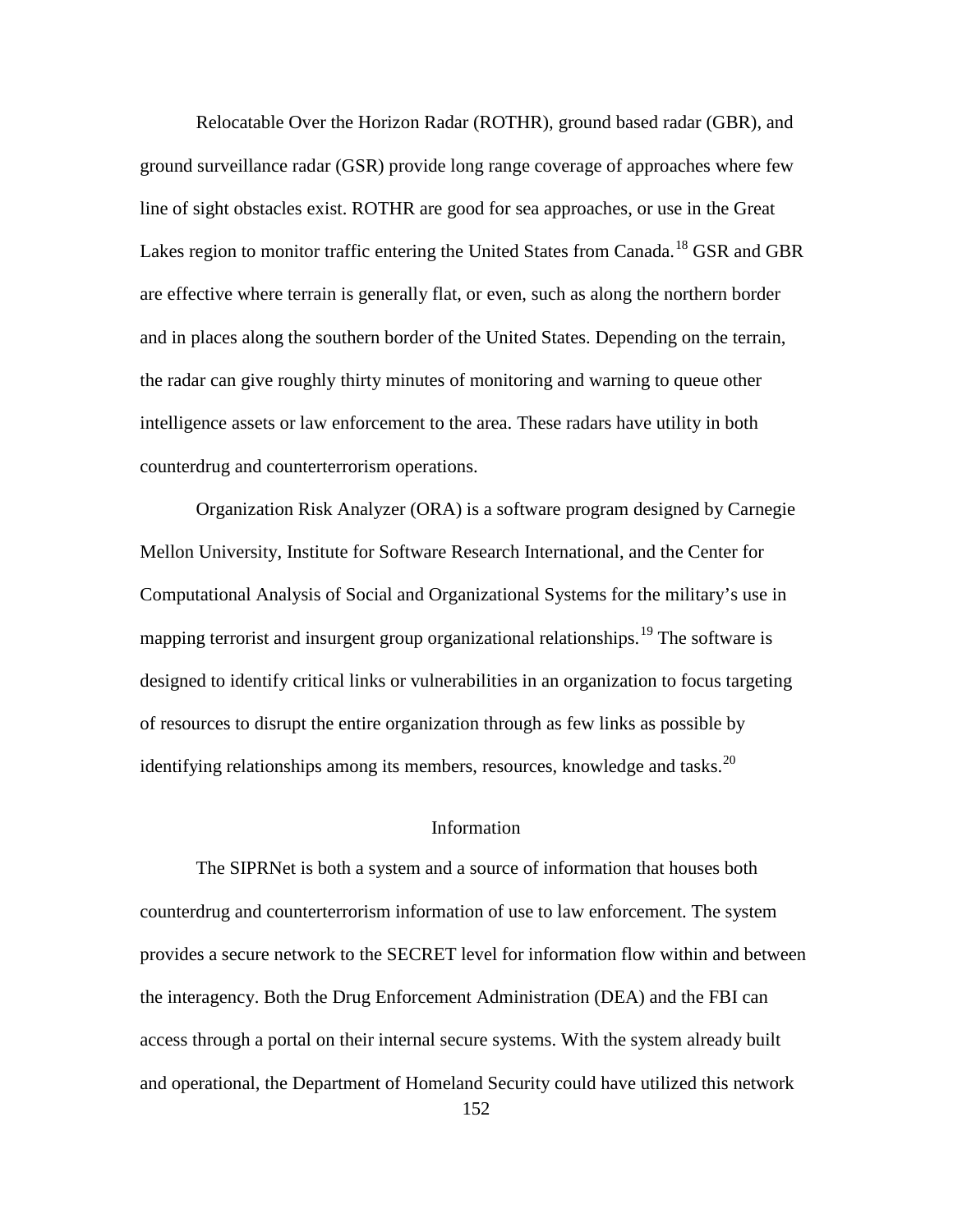Relocatable Over the Horizon Radar (ROTHR), ground based radar (GBR), and ground surveillance radar (GSR) provide long range coverage of approaches where few line of sight obstacles exist. ROTHR are good for sea approaches, or use in the Great Lakes region to monitor traffic entering the United States from Canada.[18] GSR and GBR are effective where terrain is generally flat, or even, such as along the northern border and in places along the southern border of the United States. Depending on the terrain, the radar can give roughly thirty minutes of monitoring and warning to queue other intelligence assets or law enforcement to the area. These radars have utility in both counterdrug and counterterrorism operations.

Organization Risk Analyzer (ORA) is a software program designed by Carnegie Mellon University, Institute for Software Research International, and the Center for Computational Analysis of Social and Organizational Systems for the military's use in mapping terrorist and insurgent group organizational relationships.[19] The software is designed to identify critical links or vulnerabilities in an organization to focus targeting of resources to disrupt the entire organization through as few links as possible by identifying relationships among its members, resources, knowledge and tasks.[20]

## Information

The SIPRNet is both a system and a source of information that houses both counterdrug and counterterrorism information of use to law enforcement. The system provides a secure network to the SECRET level for information flow within and between the interagency. Both the Drug Enforcement Administration (DEA) and the FBI can access through a portal on their internal secure systems. With the system already built and operational, the Department of Homeland Security could have utilized this network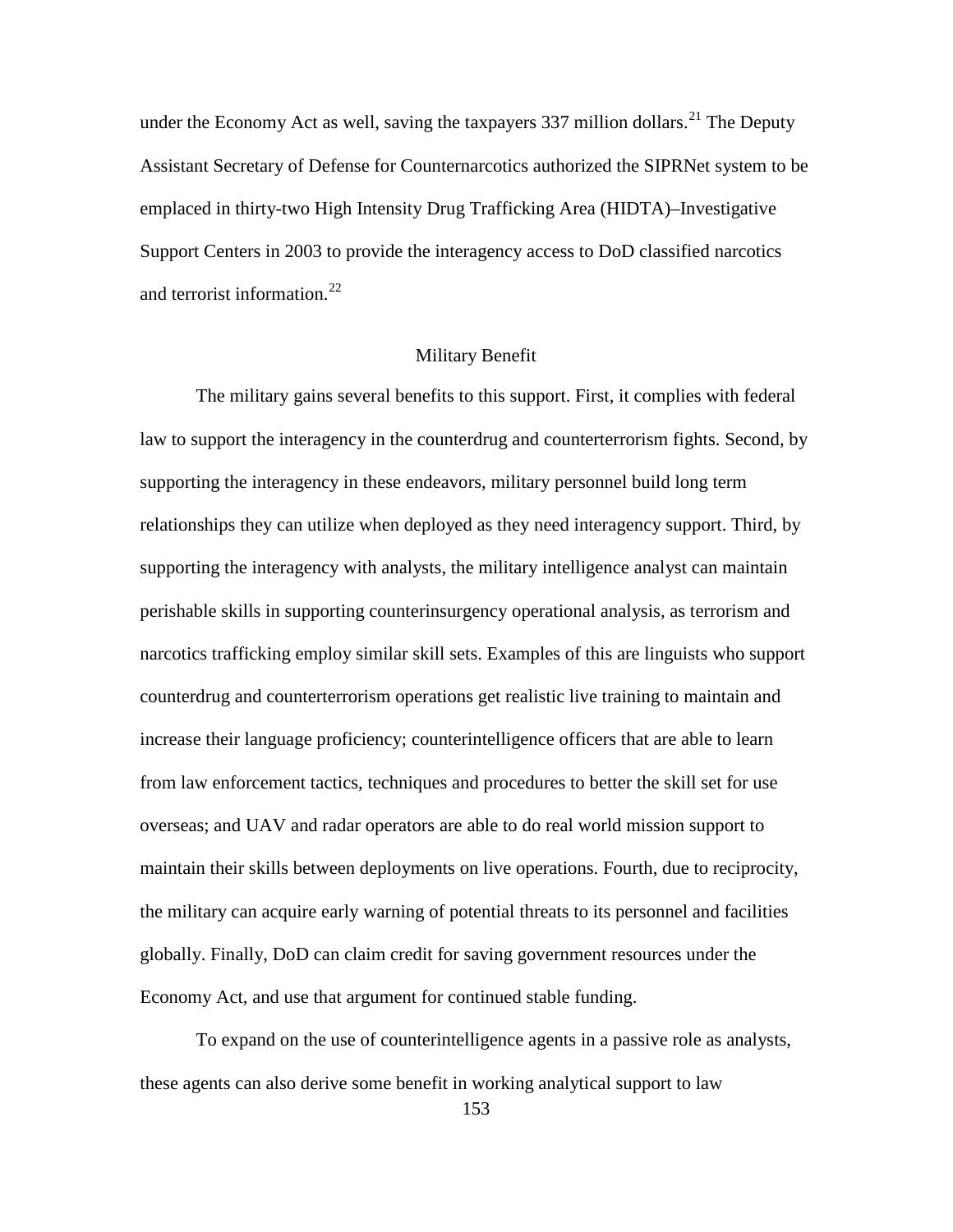under the Economy Act as well, saving the taxpayers 337 million dollars.[21] The Deputy Assistant Secretary of Defense for Counternarcotics authorized the SIPRNet system to be emplaced in thirty-two High Intensity Drug Trafficking Area (HIDTA)–Investigative Support Centers in 2003 to provide the interagency access to DoD classified narcotics and terrorist information.[22]

## Military Benefit

The military gains several benefits to this support. First, it complies with federal law to support the interagency in the counterdrug and counterterrorism fights. Second, by supporting the interagency in these endeavors, military personnel build long term relationships they can utilize when deployed as they need interagency support. Third, by supporting the interagency with analysts, the military intelligence analyst can maintain perishable skills in supporting counterinsurgency operational analysis, as terrorism and narcotics trafficking employ similar skill sets. Examples of this are linguists who support counterdrug and counterterrorism operations get realistic live training to maintain and increase their language proficiency; counterintelligence officers that are able to learn from law enforcement tactics, techniques and procedures to better the skill set for use overseas; and UAV and radar operators are able to do real world mission support to maintain their skills between deployments on live operations. Fourth, due to reciprocity, the military can acquire early warning of potential threats to its personnel and facilities globally. Finally, DoD can claim credit for saving government resources under the Economy Act, and use that argument for continued stable funding.

To expand on the use of counterintelligence agents in a passive role as analysts, these agents can also derive some benefit in working analytical support to law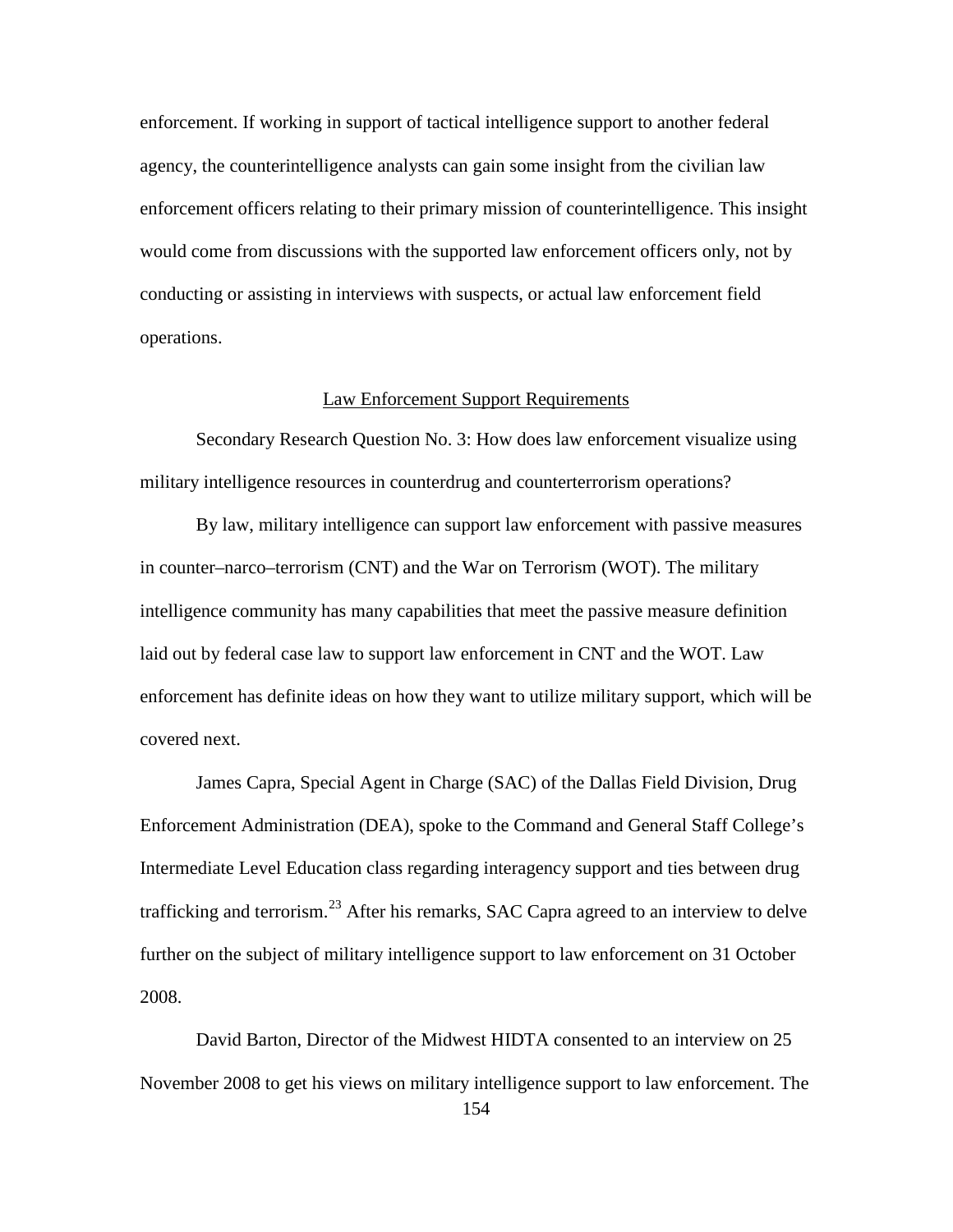enforcement. If working in support of tactical intelligence support to another federal agency, the counterintelligence analysts can gain some insight from the civilian law enforcement officers relating to their primary mission of counterintelligence. This insight would come from discussions with the supported law enforcement officers only, not by conducting or assisting in interviews with suspects, or actual law enforcement field operations.

## Law Enforcement Support Requirements

Secondary Research Question No. 3: How does law enforcement visualize using military intelligence resources in counterdrug and counterterrorism operations?

By law, military intelligence can support law enforcement with passive measures in counter–narco–terrorism (CNT) and the War on Terrorism (WOT). The military intelligence community has many capabilities that meet the passive measure definition laid out by federal case law to support law enforcement in CNT and the WOT. Law enforcement has definite ideas on how they want to utilize military support, which will be covered next.

James Capra, Special Agent in Charge (SAC) of the Dallas Field Division, Drug Enforcement Administration (DEA), spoke to the Command and General Staff College's Intermediate Level Education class regarding interagency support and ties between drug trafficking and terrorism.[23] After his remarks, SAC Capra agreed to an interview to delve further on the subject of military intelligence support to law enforcement on 31 October 2008.

David Barton, Director of the Midwest HIDTA consented to an interview on 25 November 2008 to get his views on military intelligence support to law enforcement. The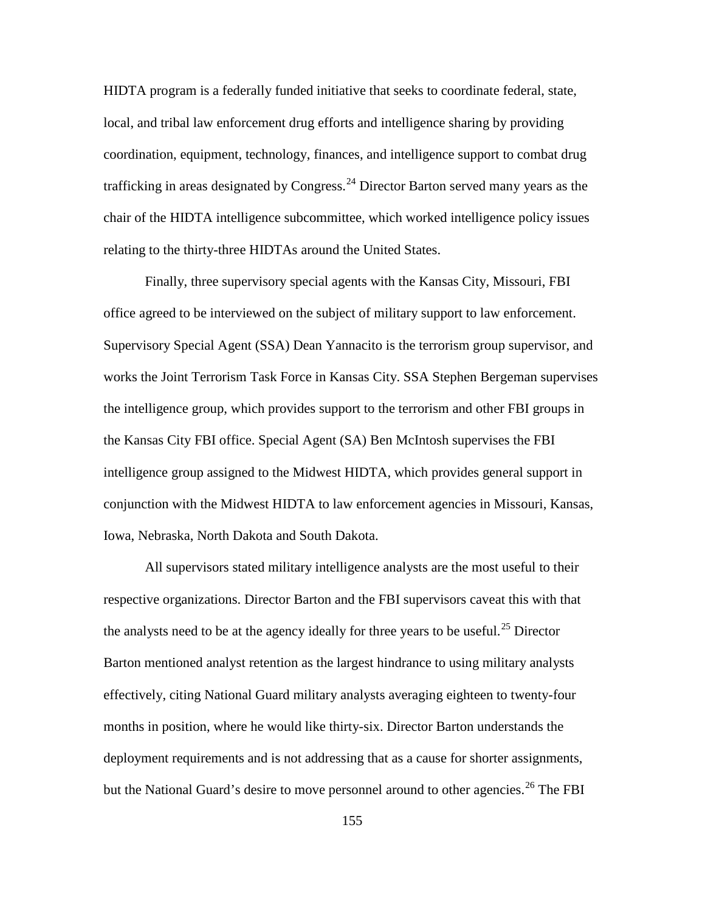HIDTA program is a federally funded initiative that seeks to coordinate federal, state, local, and tribal law enforcement drug efforts and intelligence sharing by providing coordination, equipment, technology, finances, and intelligence support to combat drug trafficking in areas designated by Congress.[24] Director Barton served many years as the chair of the HIDTA intelligence subcommittee, which worked intelligence policy issues relating to the thirty-three HIDTAs around the United States.

Finally, three supervisory special agents with the Kansas City, Missouri, FBI office agreed to be interviewed on the subject of military support to law enforcement. Supervisory Special Agent (SSA) Dean Yannacito is the terrorism group supervisor, and works the Joint Terrorism Task Force in Kansas City. SSA Stephen Bergeman supervises the intelligence group, which provides support to the terrorism and other FBI groups in the Kansas City FBI office. Special Agent (SA) Ben McIntosh supervises the FBI intelligence group assigned to the Midwest HIDTA, which provides general support in conjunction with the Midwest HIDTA to law enforcement agencies in Missouri, Kansas, Iowa, Nebraska, North Dakota and South Dakota.

All supervisors stated military intelligence analysts are the most useful to their respective organizations. Director Barton and the FBI supervisors caveat this with that the analysts need to be at the agency ideally for three years to be useful.[25] Director Barton mentioned analyst retention as the largest hindrance to using military analysts effectively, citing National Guard military analysts averaging eighteen to twenty-four months in position, where he would like thirty-six. Director Barton understands the deployment requirements and is not addressing that as a cause for shorter assignments, but the National Guard's desire to move personnel around to other agencies.[26] The FBI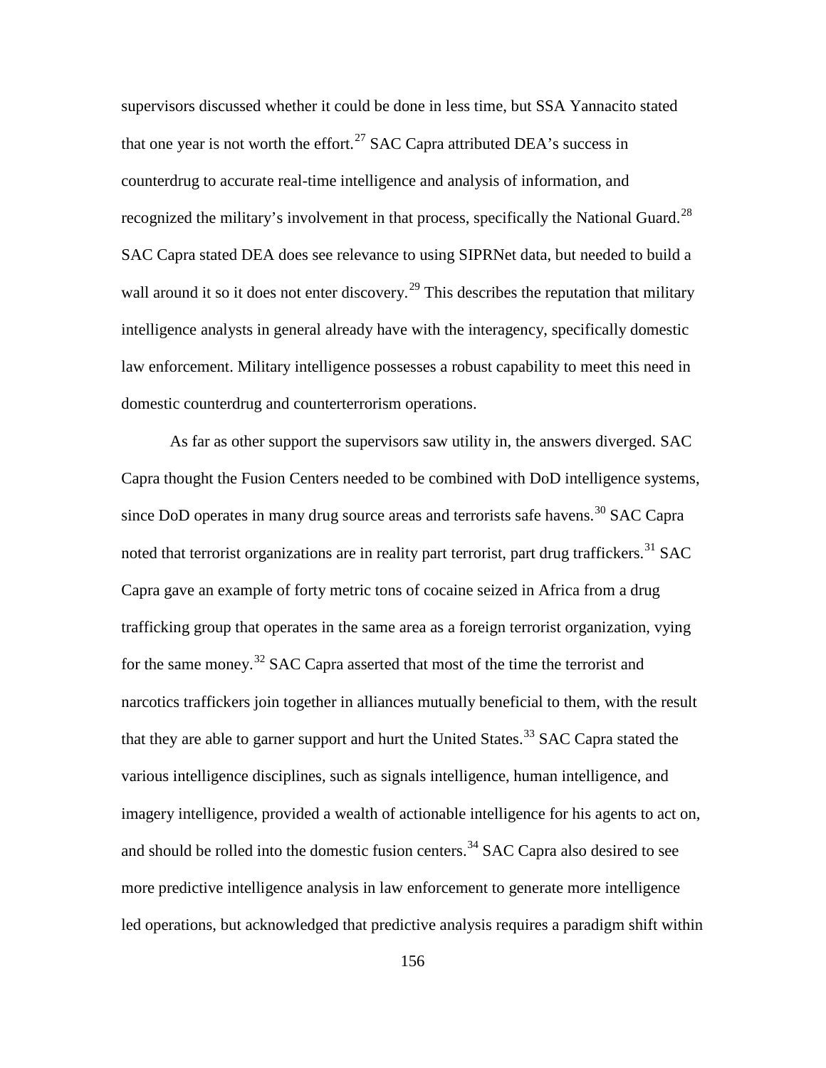supervisors discussed whether it could be done in less time, but SSA Yannacito stated that one year is not worth the effort.[27] SAC Capra attributed DEA's success in counterdrug to accurate real-time intelligence and analysis of information, and recognized the military's involvement in that process, specifically the National Guard.[28] SAC Capra stated DEA does see relevance to using SIPRNet data, but needed to build a wall around it so it does not enter discovery.[29] This describes the reputation that military intelligence analysts in general already have with the interagency, specifically domestic law enforcement. Military intelligence possesses a robust capability to meet this need in domestic counterdrug and counterterrorism operations.

As far as other support the supervisors saw utility in, the answers diverged. SAC Capra thought the Fusion Centers needed to be combined with DoD intelligence systems, since DoD operates in many drug source areas and terrorists safe havens.[30] SAC Capra noted that terrorist organizations are in reality part terrorist, part drug traffickers.[31] SAC Capra gave an example of forty metric tons of cocaine seized in Africa from a drug trafficking group that operates in the same area as a foreign terrorist organization, vying for the same money.[32] SAC Capra asserted that most of the time the terrorist and narcotics traffickers join together in alliances mutually beneficial to them, with the result that they are able to garner support and hurt the United States.[33] SAC Capra stated the various intelligence disciplines, such as signals intelligence, human intelligence, and imagery intelligence, provided a wealth of actionable intelligence for his agents to act on, and should be rolled into the domestic fusion centers.[34] SAC Capra also desired to see more predictive intelligence analysis in law enforcement to generate more intelligence led operations, but acknowledged that predictive analysis requires a paradigm shift within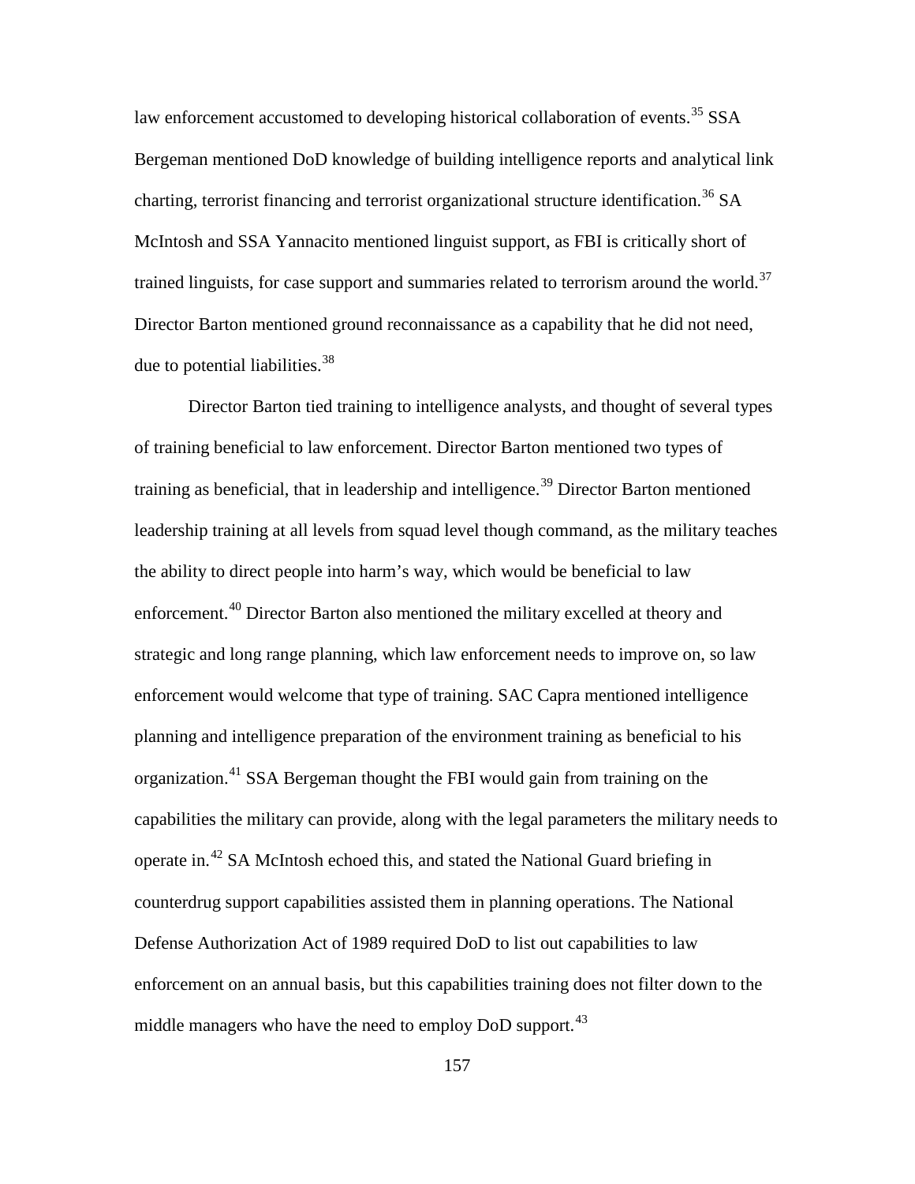law enforcement accustomed to developing historical collaboration of events.[35] SSA Bergeman mentioned DoD knowledge of building intelligence reports and analytical link charting, terrorist financing and terrorist organizational structure identification.[36] SA McIntosh and SSA Yannacito mentioned linguist support, as FBI is critically short of trained linguists, for case support and summaries related to terrorism around the world.[37] Director Barton mentioned ground reconnaissance as a capability that he did not need, due to potential liabilities.[38]

Director Barton tied training to intelligence analysts, and thought of several types of training beneficial to law enforcement. Director Barton mentioned two types of training as beneficial, that in leadership and intelligence.[39] Director Barton mentioned leadership training at all levels from squad level though command, as the military teaches the ability to direct people into harm's way, which would be beneficial to law enforcement.[40] Director Barton also mentioned the military excelled at theory and strategic and long range planning, which law enforcement needs to improve on, so law enforcement would welcome that type of training. SAC Capra mentioned intelligence planning and intelligence preparation of the environment training as beneficial to his organization.[41] SSA Bergeman thought the FBI would gain from training on the capabilities the military can provide, along with the legal parameters the military needs to operate in.[42] SA McIntosh echoed this, and stated the National Guard briefing in counterdrug support capabilities assisted them in planning operations. The National Defense Authorization Act of 1989 required DoD to list out capabilities to law enforcement on an annual basis, but this capabilities training does not filter down to the middle managers who have the need to employ DoD support.[43]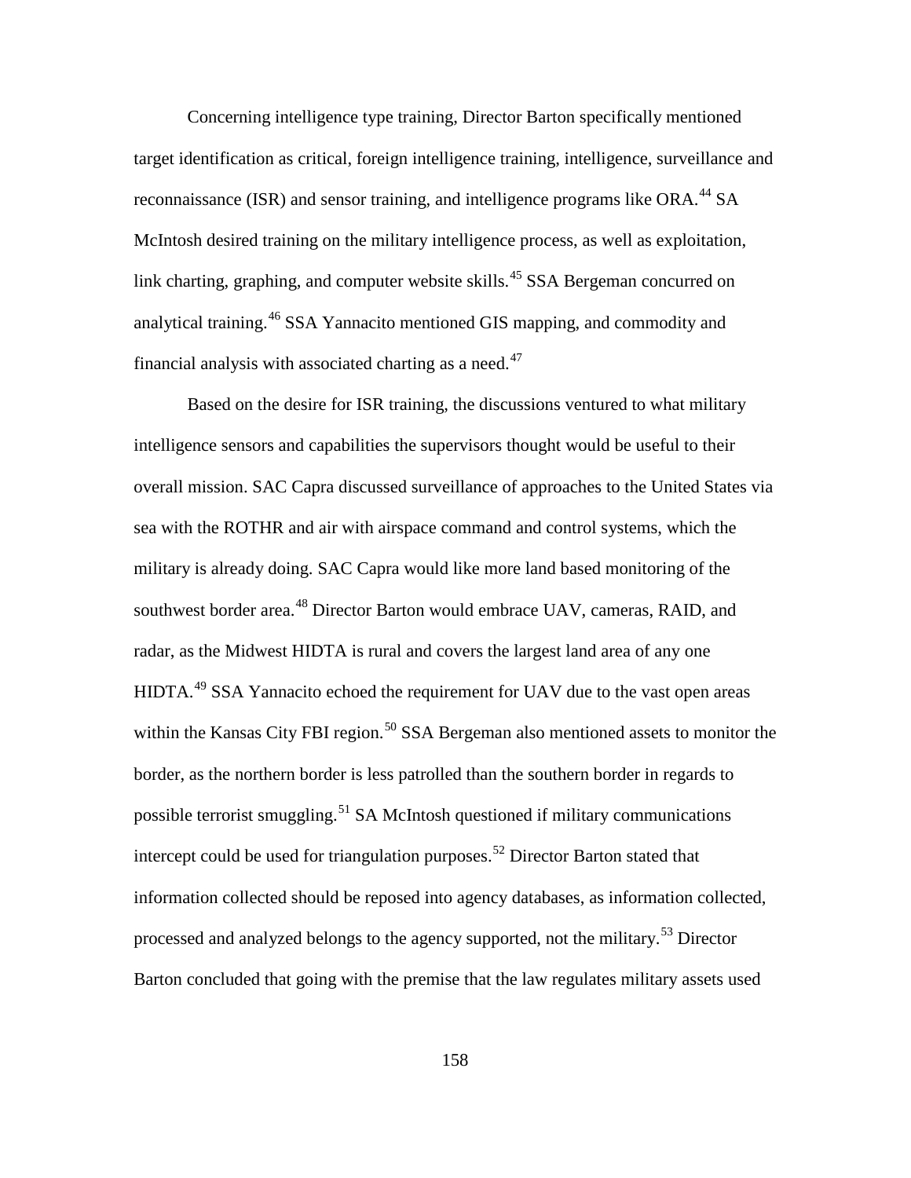Concerning intelligence type training, Director Barton specifically mentioned target identification as critical, foreign intelligence training, intelligence, surveillance and reconnaissance (ISR) and sensor training, and intelligence programs like ORA.[44] SA McIntosh desired training on the military intelligence process, as well as exploitation, link charting, graphing, and computer website skills.[45] SSA Bergeman concurred on analytical training.[46] SSA Yannacito mentioned GIS mapping, and commodity and financial analysis with associated charting as a need.[47]

Based on the desire for ISR training, the discussions ventured to what military intelligence sensors and capabilities the supervisors thought would be useful to their overall mission. SAC Capra discussed surveillance of approaches to the United States via sea with the ROTHR and air with airspace command and control systems, which the military is already doing. SAC Capra would like more land based monitoring of the southwest border area.[48] Director Barton would embrace UAV, cameras, RAID, and radar, as the Midwest HIDTA is rural and covers the largest land area of any one HIDTA.[49] SSA Yannacito echoed the requirement for UAV due to the vast open areas within the Kansas City FBI region.[50] SSA Bergeman also mentioned assets to monitor the border, as the northern border is less patrolled than the southern border in regards to possible terrorist smuggling.[51] SA McIntosh questioned if military communications intercept could be used for triangulation purposes.[52] Director Barton stated that information collected should be reposed into agency databases, as information collected, processed and analyzed belongs to the agency supported, not the military.[53] Director Barton concluded that going with the premise that the law regulates military assets used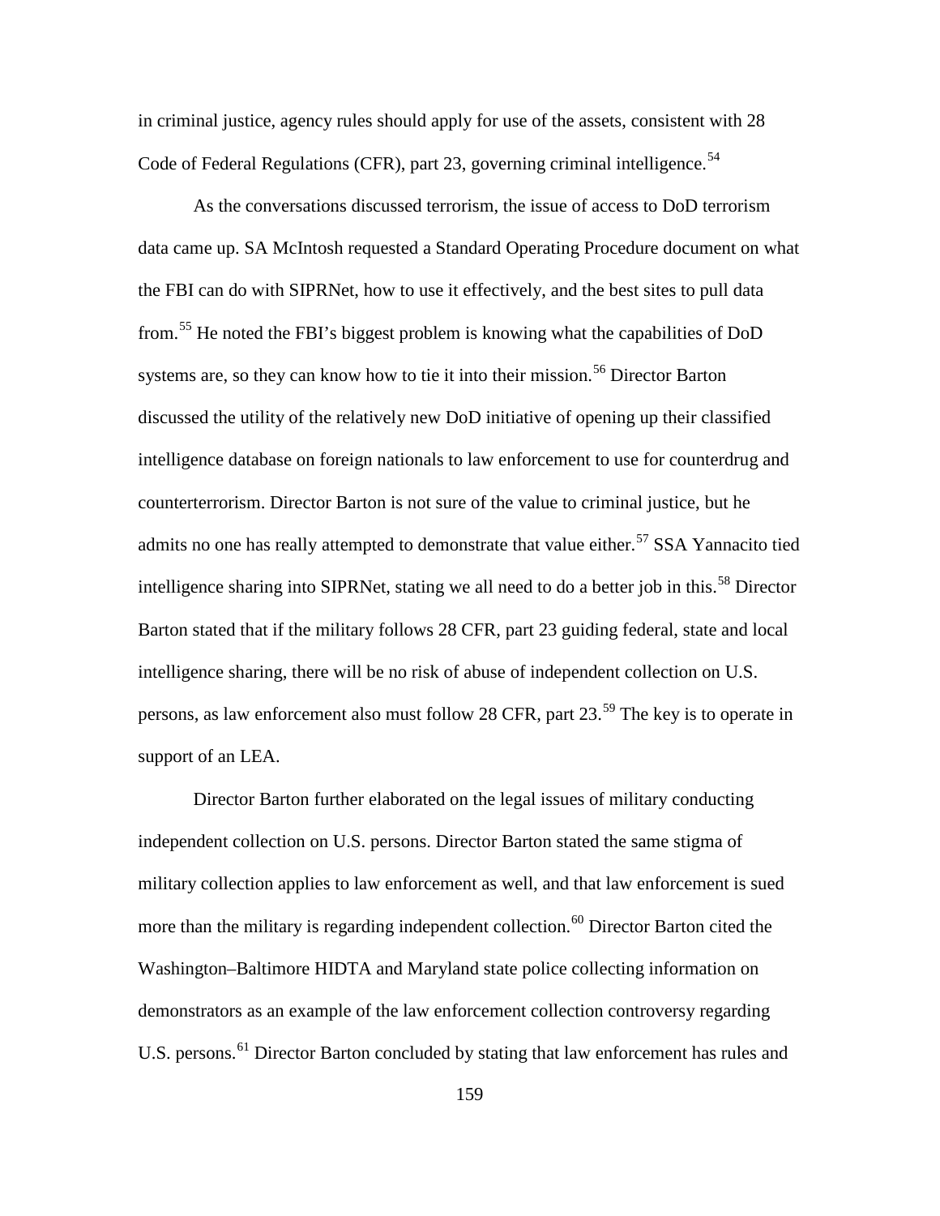in criminal justice, agency rules should apply for use of the assets, consistent with 28 Code of Federal Regulations (CFR), part 23, governing criminal intelligence.[54]

As the conversations discussed terrorism, the issue of access to DoD terrorism data came up. SA McIntosh requested a Standard Operating Procedure document on what the FBI can do with SIPRNet, how to use it effectively, and the best sites to pull data from.[55] He noted the FBI's biggest problem is knowing what the capabilities of DoD systems are, so they can know how to tie it into their mission.[56] Director Barton discussed the utility of the relatively new DoD initiative of opening up their classified intelligence database on foreign nationals to law enforcement to use for counterdrug and counterterrorism. Director Barton is not sure of the value to criminal justice, but he admits no one has really attempted to demonstrate that value either.[57] SSA Yannacito tied intelligence sharing into SIPRNet, stating we all need to do a better job in this.[58] Director Barton stated that if the military follows 28 CFR, part 23 guiding federal, state and local intelligence sharing, there will be no risk of abuse of independent collection on U.S. persons, as law enforcement also must follow 28 CFR, part 23.[59] The key is to operate in support of an LEA.

Director Barton further elaborated on the legal issues of military conducting independent collection on U.S. persons. Director Barton stated the same stigma of military collection applies to law enforcement as well, and that law enforcement is sued more than the military is regarding independent collection.[60] Director Barton cited the Washington–Baltimore HIDTA and Maryland state police collecting information on demonstrators as an example of the law enforcement collection controversy regarding U.S. persons.[61] Director Barton concluded by stating that law enforcement has rules and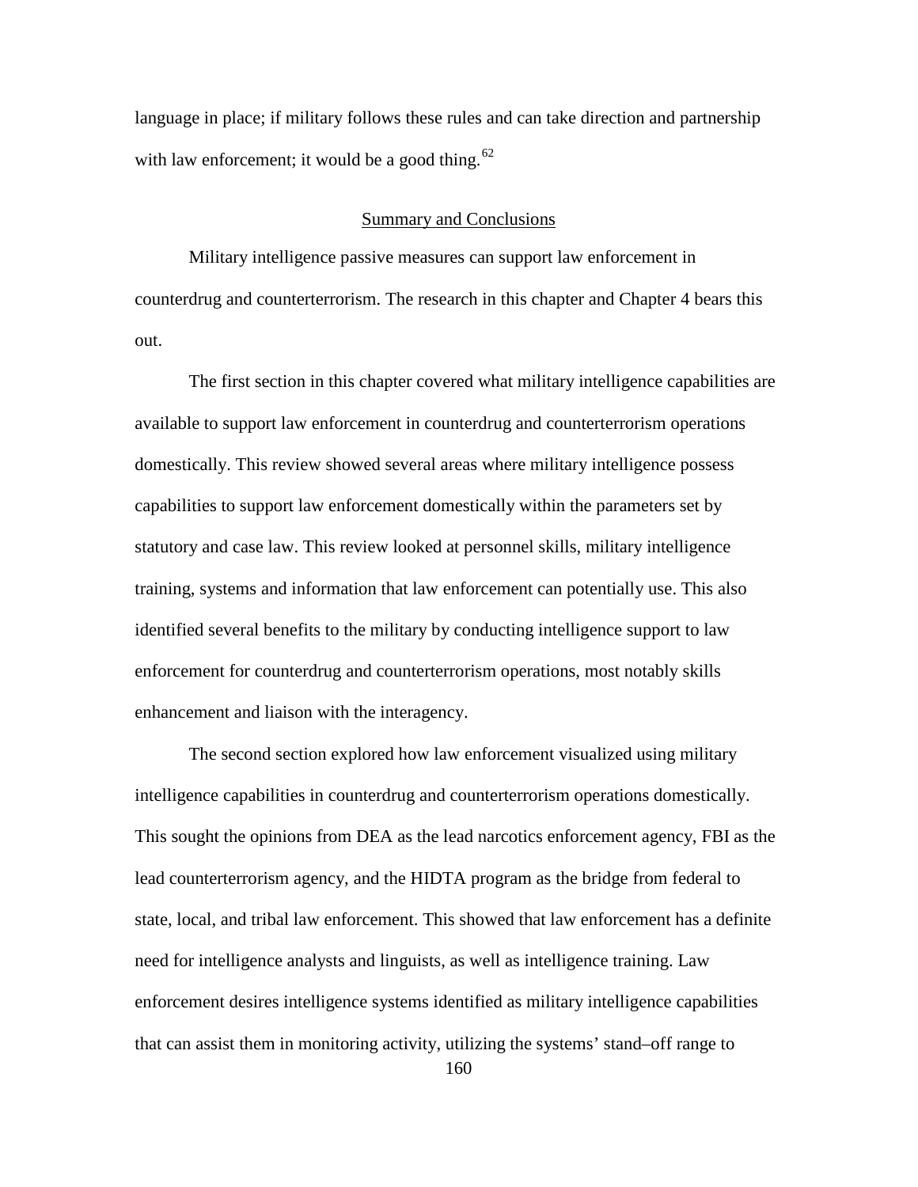language in place; if military follows these rules and can take direction and partnership with law enforcement; it would be a good thing.[62]

## Summary and Conclusions

Military intelligence passive measures can support law enforcement in counterdrug and counterterrorism. The research in this chapter and Chapter 4 bears this out.

The first section in this chapter covered what military intelligence capabilities are available to support law enforcement in counterdrug and counterterrorism operations domestically. This review showed several areas where military intelligence possess capabilities to support law enforcement domestically within the parameters set by statutory and case law. This review looked at personnel skills, military intelligence training, systems and information that law enforcement can potentially use. This also identified several benefits to the military by conducting intelligence support to law enforcement for counterdrug and counterterrorism operations, most notably skills enhancement and liaison with the interagency.

The second section explored how law enforcement visualized using military intelligence capabilities in counterdrug and counterterrorism operations domestically. This sought the opinions from DEA as the lead narcotics enforcement agency, FBI as the lead counterterrorism agency, and the HIDTA program as the bridge from federal to state, local, and tribal law enforcement. This showed that law enforcement has a definite need for intelligence analysts and linguists, as well as intelligence training. Law enforcement desires intelligence systems identified as military intelligence capabilities that can assist them in monitoring activity, utilizing the systems' stand–off range to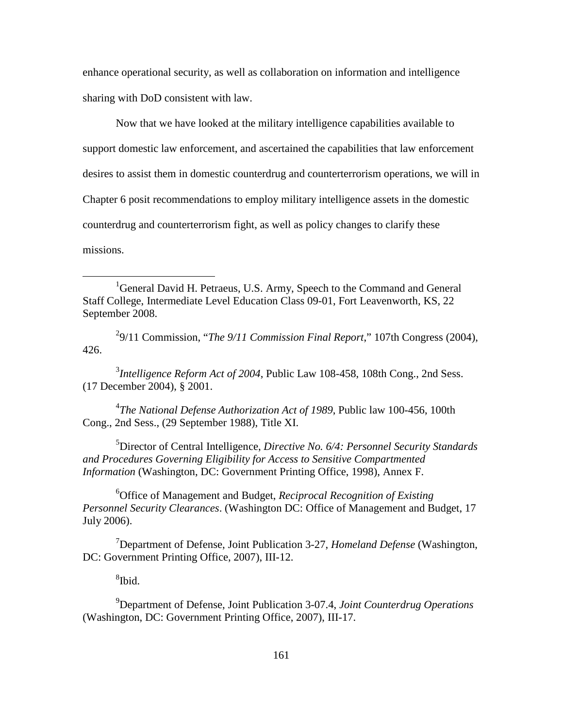enhance operational security, as well as collaboration on information and intelligence sharing with DoD consistent with law.

Now that we have looked at the military intelligence capabilities available to support domestic law enforcement, and ascertained the capabilities that law enforcement desires to assist them in domestic counterdrug and counterterrorism operations, we will in Chapter 6 posit recommendations to employ military intelligence assets in the domestic counterdrug and counterterrorism fight, as well as policy changes to clarify these missions.

---

[1]General David H. Petraeus, U.S. Army, Speech to the Command and General Staff College, Intermediate Level Education Class 09-01, Fort Leavenworth, KS, 22 September 2008.

[2]9/11 Commission, "*The 9/11 Commission Final Report*," 107th Congress (2004), 426.

[3]*Intelligence Reform Act of 2004*, Public Law 108-458, 108th Cong., 2nd Sess. (17 December 2004), § 2001.

[4]*The National Defense Authorization Act of 1989*, Public law 100-456, 100th Cong., 2nd Sess., (29 September 1988), Title XI.

[5]Director of Central Intelligence, *Directive No. 6/4: Personnel Security Standards and Procedures Governing Eligibility for Access to Sensitive Compartmented Information* (Washington, DC: Government Printing Office, 1998), Annex F.

[6]Office of Management and Budget, *Reciprocal Recognition of Existing Personnel Security Clearances*. (Washington DC: Office of Management and Budget, 17 July 2006).

[7]Department of Defense, Joint Publication 3-27, *Homeland Defense* (Washington, DC: Government Printing Office, 2007), III-12.

[8]Ibid.

[9]Department of Defense, Joint Publication 3-07.4, *Joint Counterdrug Operations* (Washington, DC: Government Printing Office, 2007), III-17.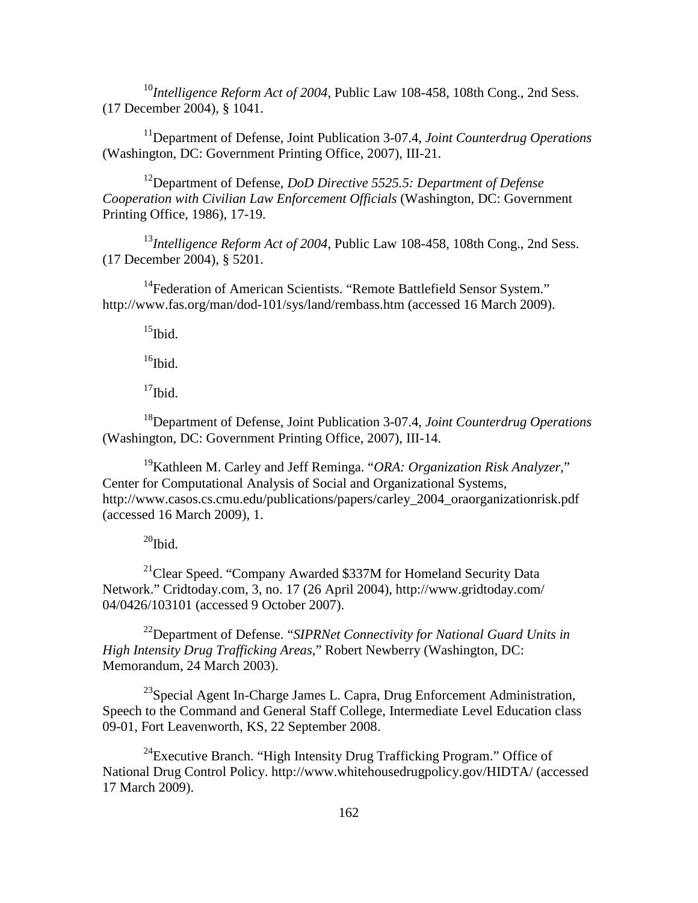[10]*Intelligence Reform Act of 2004*, Public Law 108-458, 108th Cong., 2nd Sess. (17 December 2004), § 1041.

[11]Department of Defense, Joint Publication 3-07.4, *Joint Counterdrug Operations* (Washington, DC: Government Printing Office, 2007), III-21.

[12]Department of Defense, *DoD Directive 5525.5: Department of Defense Cooperation with Civilian Law Enforcement Officials* (Washington, DC: Government Printing Office, 1986), 17-19.

[13]*Intelligence Reform Act of 2004*, Public Law 108-458, 108th Cong., 2nd Sess. (17 December 2004), § 5201.

[14]Federation of American Scientists. "Remote Battlefield Sensor System." http://www.fas.org/man/dod-101/sys/land/rembass.htm (accessed 16 March 2009).

[15]Ibid.

[16]Ibid.

[17]Ibid.

[18]Department of Defense, Joint Publication 3-07.4, *Joint Counterdrug Operations* (Washington, DC: Government Printing Office, 2007), III-14.

[19]Kathleen M. Carley and Jeff Reminga. "*ORA: Organization Risk Analyzer*," Center for Computational Analysis of Social and Organizational Systems, http://www.casos.cs.cmu.edu/publications/papers/carley_2004_oraorganizationrisk.pdf (accessed 16 March 2009), 1.

[20]Ibid.

[21]Clear Speed. "Company Awarded $337M for Homeland Security Data Network." Cridtoday.com, 3, no. 17 (26 April 2004), http://www.gridtoday.com/04/0426/103101 (accessed 9 October 2007).

[22]Department of Defense. "*SIPRNet Connectivity for National Guard Units in High Intensity Drug Trafficking Areas*," Robert Newberry (Washington, DC: Memorandum, 24 March 2003).

[23]Special Agent In-Charge James L. Capra, Drug Enforcement Administration, Speech to the Command and General Staff College, Intermediate Level Education class 09-01, Fort Leavenworth, KS, 22 September 2008.

[24]Executive Branch. "High Intensity Drug Trafficking Program." Office of National Drug Control Policy. http://www.whitehousedrugpolicy.gov/HIDTA/ (accessed 17 March 2009).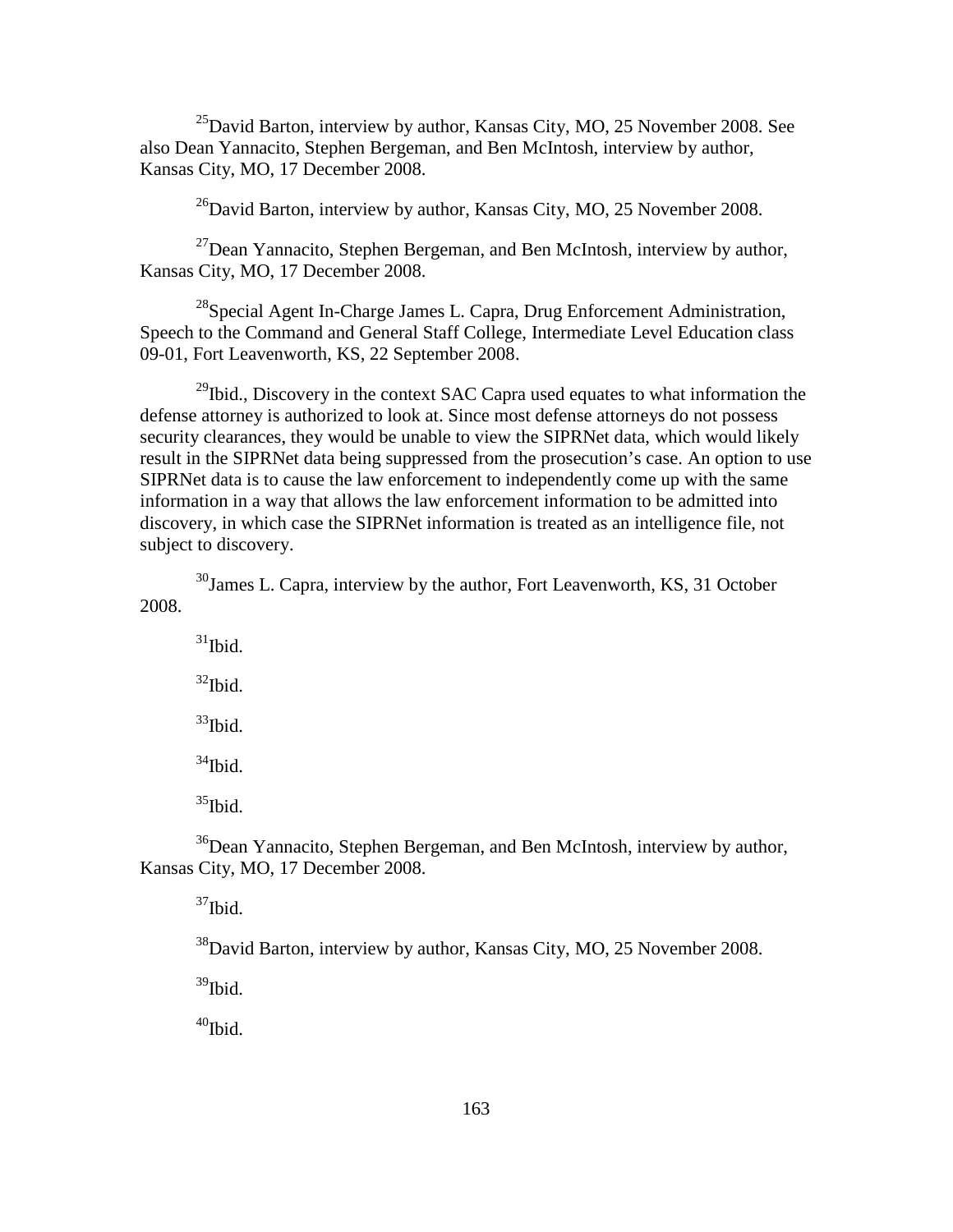[25]David Barton, interview by author, Kansas City, MO, 25 November 2008. See also Dean Yannacito, Stephen Bergeman, and Ben McIntosh, interview by author, Kansas City, MO, 17 December 2008.

[26]David Barton, interview by author, Kansas City, MO, 25 November 2008.

[27]Dean Yannacito, Stephen Bergeman, and Ben McIntosh, interview by author, Kansas City, MO, 17 December 2008.

[28]Special Agent In-Charge James L. Capra, Drug Enforcement Administration, Speech to the Command and General Staff College, Intermediate Level Education class 09-01, Fort Leavenworth, KS, 22 September 2008.

[29]Ibid., Discovery in the context SAC Capra used equates to what information the defense attorney is authorized to look at. Since most defense attorneys do not possess security clearances, they would be unable to view the SIPRNet data, which would likely result in the SIPRNet data being suppressed from the prosecution's case. An option to use SIPRNet data is to cause the law enforcement to independently come up with the same information in a way that allows the law enforcement information to be admitted into discovery, in which case the SIPRNet information is treated as an intelligence file, not subject to discovery.

[30]James L. Capra, interview by the author, Fort Leavenworth, KS, 31 October 2008.

[31]Ibid.

[32]Ibid.

[33]Ibid.

[34]Ibid.

[35]Ibid.

[36]Dean Yannacito, Stephen Bergeman, and Ben McIntosh, interview by author, Kansas City, MO, 17 December 2008.

[37]Ibid.

[38]David Barton, interview by author, Kansas City, MO, 25 November 2008.

[39]Ibid.

[40]Ibid.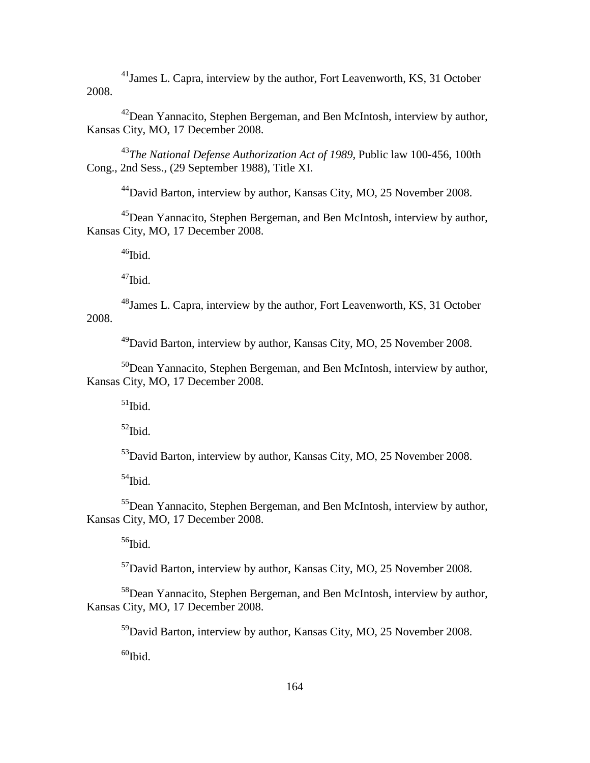[41]James L. Capra, interview by the author, Fort Leavenworth, KS, 31 October 2008.

[42]Dean Yannacito, Stephen Bergeman, and Ben McIntosh, interview by author, Kansas City, MO, 17 December 2008.

[43]*The National Defense Authorization Act of 1989*, Public law 100-456, 100th Cong., 2nd Sess., (29 September 1988), Title XI.

[44]David Barton, interview by author, Kansas City, MO, 25 November 2008.

[45]Dean Yannacito, Stephen Bergeman, and Ben McIntosh, interview by author, Kansas City, MO, 17 December 2008.

[46]Ibid.

[47]Ibid.

[48]James L. Capra, interview by the author, Fort Leavenworth, KS, 31 October 2008.

[49]David Barton, interview by author, Kansas City, MO, 25 November 2008.

[50]Dean Yannacito, Stephen Bergeman, and Ben McIntosh, interview by author, Kansas City, MO, 17 December 2008.

[51]Ibid.

[52]Ibid.

[53]David Barton, interview by author, Kansas City, MO, 25 November 2008.

[54]Ibid.

[55]Dean Yannacito, Stephen Bergeman, and Ben McIntosh, interview by author, Kansas City, MO, 17 December 2008.

[56]Ibid.

[57]David Barton, interview by author, Kansas City, MO, 25 November 2008.

[58]Dean Yannacito, Stephen Bergeman, and Ben McIntosh, interview by author, Kansas City, MO, 17 December 2008.

[59]David Barton, interview by author, Kansas City, MO, 25 November 2008.

[60]Ibid.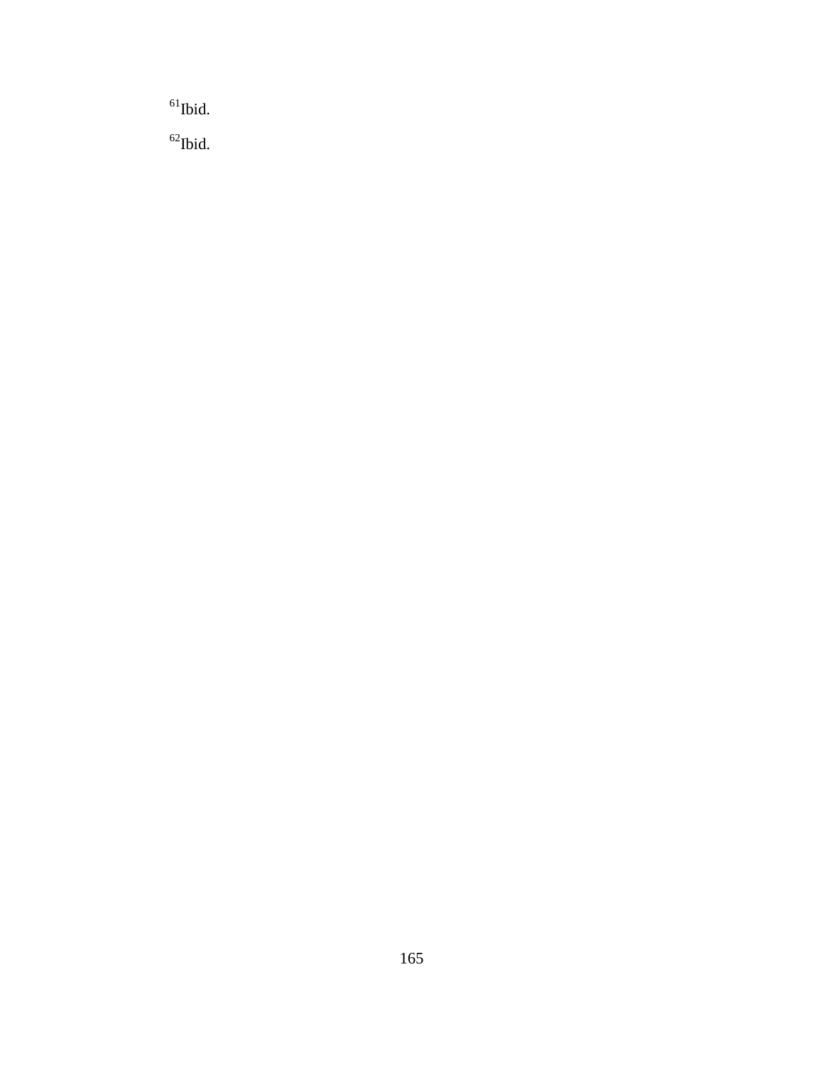[61]Ibid.

[62]Ibid.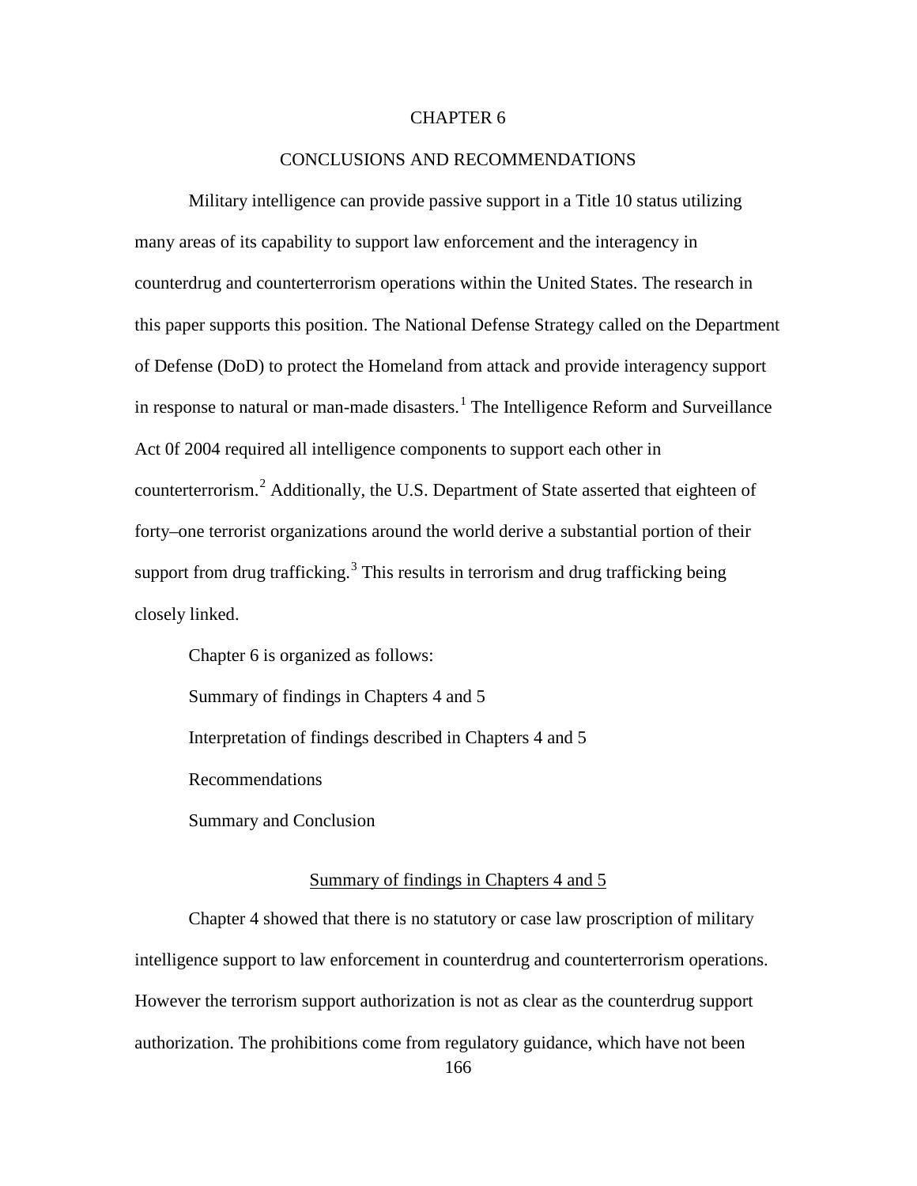# CHAPTER 6

# CONCLUSIONS AND RECOMMENDATIONS

Military intelligence can provide passive support in a Title 10 status utilizing many areas of its capability to support law enforcement and the interagency in counterdrug and counterterrorism operations within the United States. The research in this paper supports this position. The National Defense Strategy called on the Department of Defense (DoD) to protect the Homeland from attack and provide interagency support in response to natural or man-made disasters.[1] The Intelligence Reform and Surveillance Act 0f 2004 required all intelligence components to support each other in counterterrorism.[2] Additionally, the U.S. Department of State asserted that eighteen of forty–one terrorist organizations around the world derive a substantial portion of their support from drug trafficking.[3] This results in terrorism and drug trafficking being closely linked.

Chapter 6 is organized as follows:

Summary of findings in Chapters 4 and 5

Interpretation of findings described in Chapters 4 and 5

Recommendations

Summary and Conclusion

## Summary of findings in Chapters 4 and 5

Chapter 4 showed that there is no statutory or case law proscription of military intelligence support to law enforcement in counterdrug and counterterrorism operations. However the terrorism support authorization is not as clear as the counterdrug support authorization. The prohibitions come from regulatory guidance, which have not been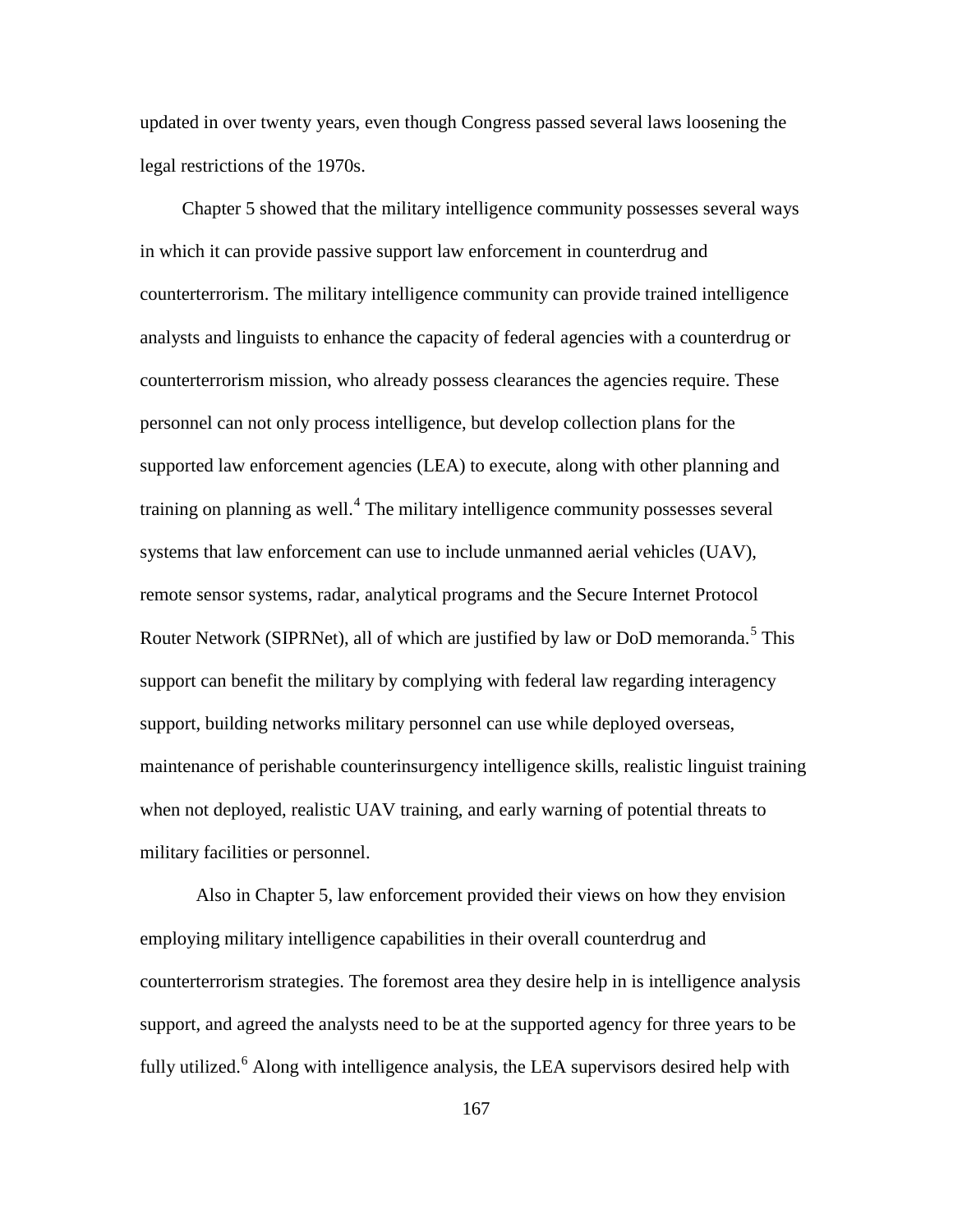updated in over twenty years, even though Congress passed several laws loosening the legal restrictions of the 1970s.

Chapter 5 showed that the military intelligence community possesses several ways in which it can provide passive support law enforcement in counterdrug and counterterrorism. The military intelligence community can provide trained intelligence analysts and linguists to enhance the capacity of federal agencies with a counterdrug or counterterrorism mission, who already possess clearances the agencies require. These personnel can not only process intelligence, but develop collection plans for the supported law enforcement agencies (LEA) to execute, along with other planning and training on planning as well.[4] The military intelligence community possesses several systems that law enforcement can use to include unmanned aerial vehicles (UAV), remote sensor systems, radar, analytical programs and the Secure Internet Protocol Router Network (SIPRNet), all of which are justified by law or DoD memoranda.[5] This support can benefit the military by complying with federal law regarding interagency support, building networks military personnel can use while deployed overseas, maintenance of perishable counterinsurgency intelligence skills, realistic linguist training when not deployed, realistic UAV training, and early warning of potential threats to military facilities or personnel.

Also in Chapter 5, law enforcement provided their views on how they envision employing military intelligence capabilities in their overall counterdrug and counterterrorism strategies. The foremost area they desire help in is intelligence analysis support, and agreed the analysts need to be at the supported agency for three years to be fully utilized.[6] Along with intelligence analysis, the LEA supervisors desired help with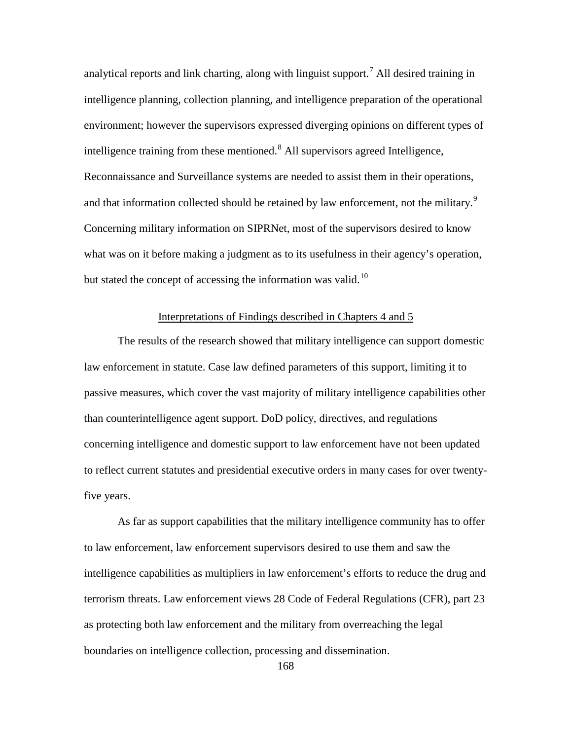analytical reports and link charting, along with linguist support.[7] All desired training in intelligence planning, collection planning, and intelligence preparation of the operational environment; however the supervisors expressed diverging opinions on different types of intelligence training from these mentioned.[8] All supervisors agreed Intelligence, Reconnaissance and Surveillance systems are needed to assist them in their operations, and that information collected should be retained by law enforcement, not the military.[9] Concerning military information on SIPRNet, most of the supervisors desired to know what was on it before making a judgment as to its usefulness in their agency's operation, but stated the concept of accessing the information was valid.[10]

## Interpretations of Findings described in Chapters 4 and 5

The results of the research showed that military intelligence can support domestic law enforcement in statute. Case law defined parameters of this support, limiting it to passive measures, which cover the vast majority of military intelligence capabilities other than counterintelligence agent support. DoD policy, directives, and regulations concerning intelligence and domestic support to law enforcement have not been updated to reflect current statutes and presidential executive orders in many cases for over twenty-five years.

As far as support capabilities that the military intelligence community has to offer to law enforcement, law enforcement supervisors desired to use them and saw the intelligence capabilities as multipliers in law enforcement's efforts to reduce the drug and terrorism threats. Law enforcement views 28 Code of Federal Regulations (CFR), part 23 as protecting both law enforcement and the military from overreaching the legal boundaries on intelligence collection, processing and dissemination.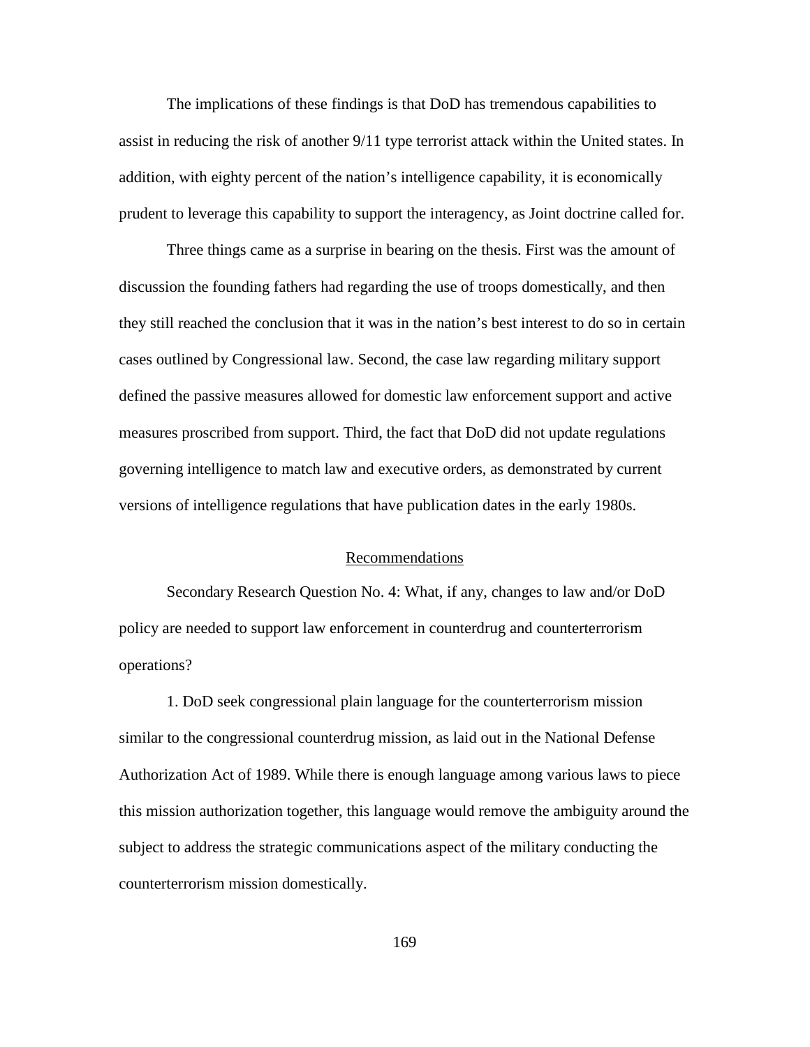The implications of these findings is that DoD has tremendous capabilities to assist in reducing the risk of another 9/11 type terrorist attack within the United states. In addition, with eighty percent of the nation's intelligence capability, it is economically prudent to leverage this capability to support the interagency, as Joint doctrine called for.

Three things came as a surprise in bearing on the thesis. First was the amount of discussion the founding fathers had regarding the use of troops domestically, and then they still reached the conclusion that it was in the nation's best interest to do so in certain cases outlined by Congressional law. Second, the case law regarding military support defined the passive measures allowed for domestic law enforcement support and active measures proscribed from support. Third, the fact that DoD did not update regulations governing intelligence to match law and executive orders, as demonstrated by current versions of intelligence regulations that have publication dates in the early 1980s.

## Recommendations

Secondary Research Question No. 4: What, if any, changes to law and/or DoD policy are needed to support law enforcement in counterdrug and counterterrorism operations?

1. DoD seek congressional plain language for the counterterrorism mission similar to the congressional counterdrug mission, as laid out in the National Defense Authorization Act of 1989. While there is enough language among various laws to piece this mission authorization together, this language would remove the ambiguity around the subject to address the strategic communications aspect of the military conducting the counterterrorism mission domestically.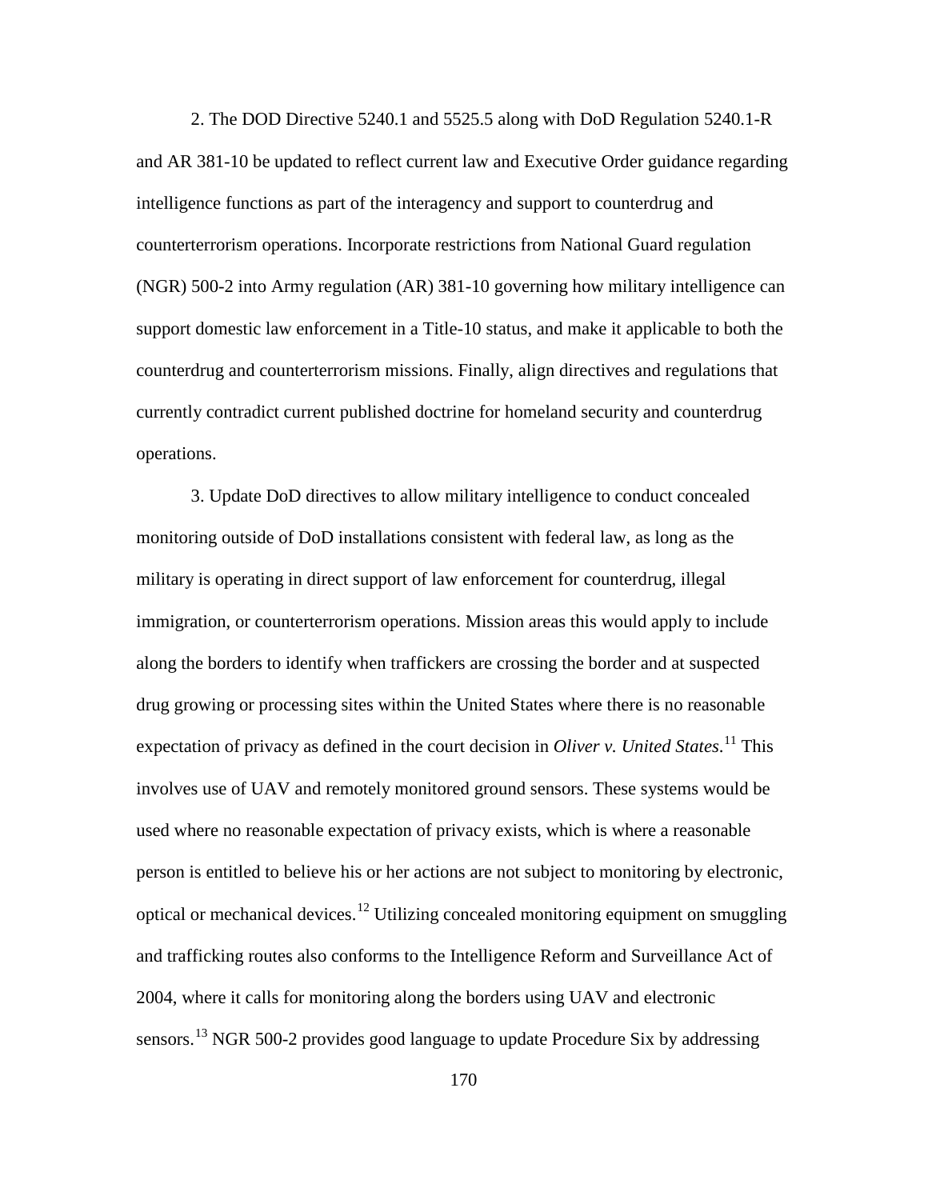2. The DOD Directive 5240.1 and 5525.5 along with DoD Regulation 5240.1-R and AR 381-10 be updated to reflect current law and Executive Order guidance regarding intelligence functions as part of the interagency and support to counterdrug and counterterrorism operations. Incorporate restrictions from National Guard regulation (NGR) 500-2 into Army regulation (AR) 381-10 governing how military intelligence can support domestic law enforcement in a Title-10 status, and make it applicable to both the counterdrug and counterterrorism missions. Finally, align directives and regulations that currently contradict current published doctrine for homeland security and counterdrug operations.

3. Update DoD directives to allow military intelligence to conduct concealed monitoring outside of DoD installations consistent with federal law, as long as the military is operating in direct support of law enforcement for counterdrug, illegal immigration, or counterterrorism operations. Mission areas this would apply to include along the borders to identify when traffickers are crossing the border and at suspected drug growing or processing sites within the United States where there is no reasonable expectation of privacy as defined in the court decision in *Oliver v. United States*.[11] This involves use of UAV and remotely monitored ground sensors. These systems would be used where no reasonable expectation of privacy exists, which is where a reasonable person is entitled to believe his or her actions are not subject to monitoring by electronic, optical or mechanical devices.[12] Utilizing concealed monitoring equipment on smuggling and trafficking routes also conforms to the Intelligence Reform and Surveillance Act of 2004, where it calls for monitoring along the borders using UAV and electronic sensors.[13] NGR 500-2 provides good language to update Procedure Six by addressing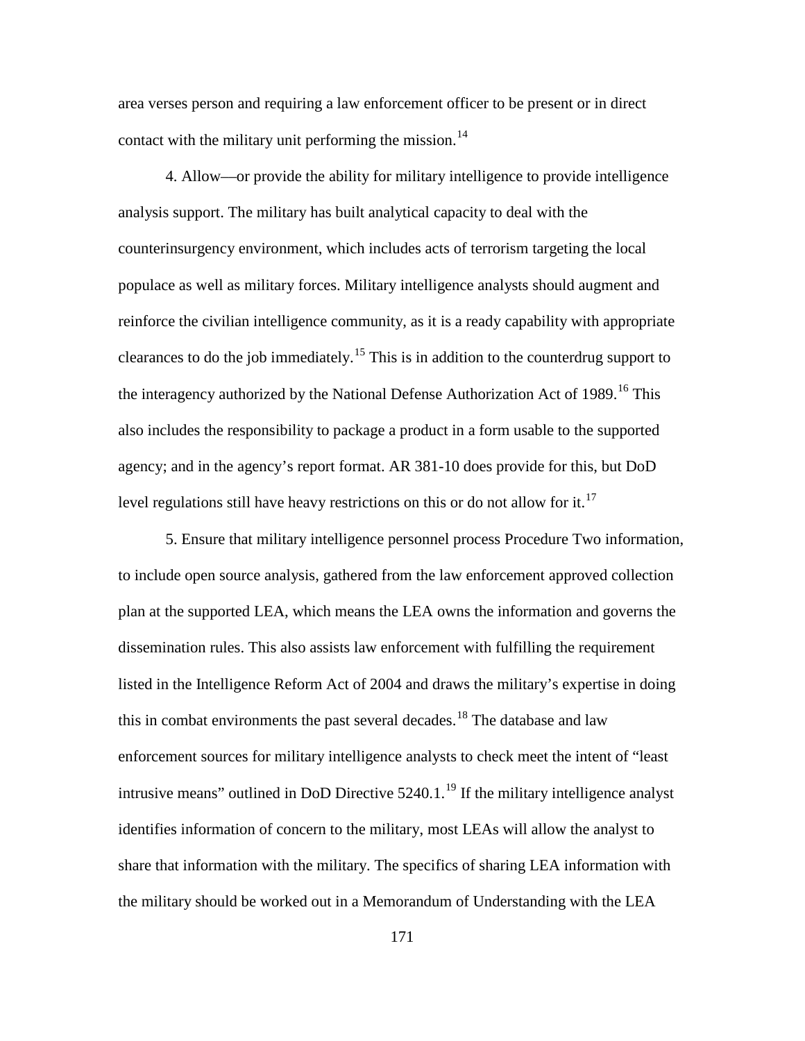area verses person and requiring a law enforcement officer to be present or in direct contact with the military unit performing the mission.[14]

4. Allow—or provide the ability for military intelligence to provide intelligence analysis support. The military has built analytical capacity to deal with the counterinsurgency environment, which includes acts of terrorism targeting the local populace as well as military forces. Military intelligence analysts should augment and reinforce the civilian intelligence community, as it is a ready capability with appropriate clearances to do the job immediately.[15] This is in addition to the counterdrug support to the interagency authorized by the National Defense Authorization Act of 1989.[16] This also includes the responsibility to package a product in a form usable to the supported agency; and in the agency's report format. AR 381-10 does provide for this, but DoD level regulations still have heavy restrictions on this or do not allow for it.[17]

5. Ensure that military intelligence personnel process Procedure Two information, to include open source analysis, gathered from the law enforcement approved collection plan at the supported LEA, which means the LEA owns the information and governs the dissemination rules. This also assists law enforcement with fulfilling the requirement listed in the Intelligence Reform Act of 2004 and draws the military's expertise in doing this in combat environments the past several decades.[18] The database and law enforcement sources for military intelligence analysts to check meet the intent of "least intrusive means" outlined in DoD Directive 5240.1.[19] If the military intelligence analyst identifies information of concern to the military, most LEAs will allow the analyst to share that information with the military. The specifics of sharing LEA information with the military should be worked out in a Memorandum of Understanding with the LEA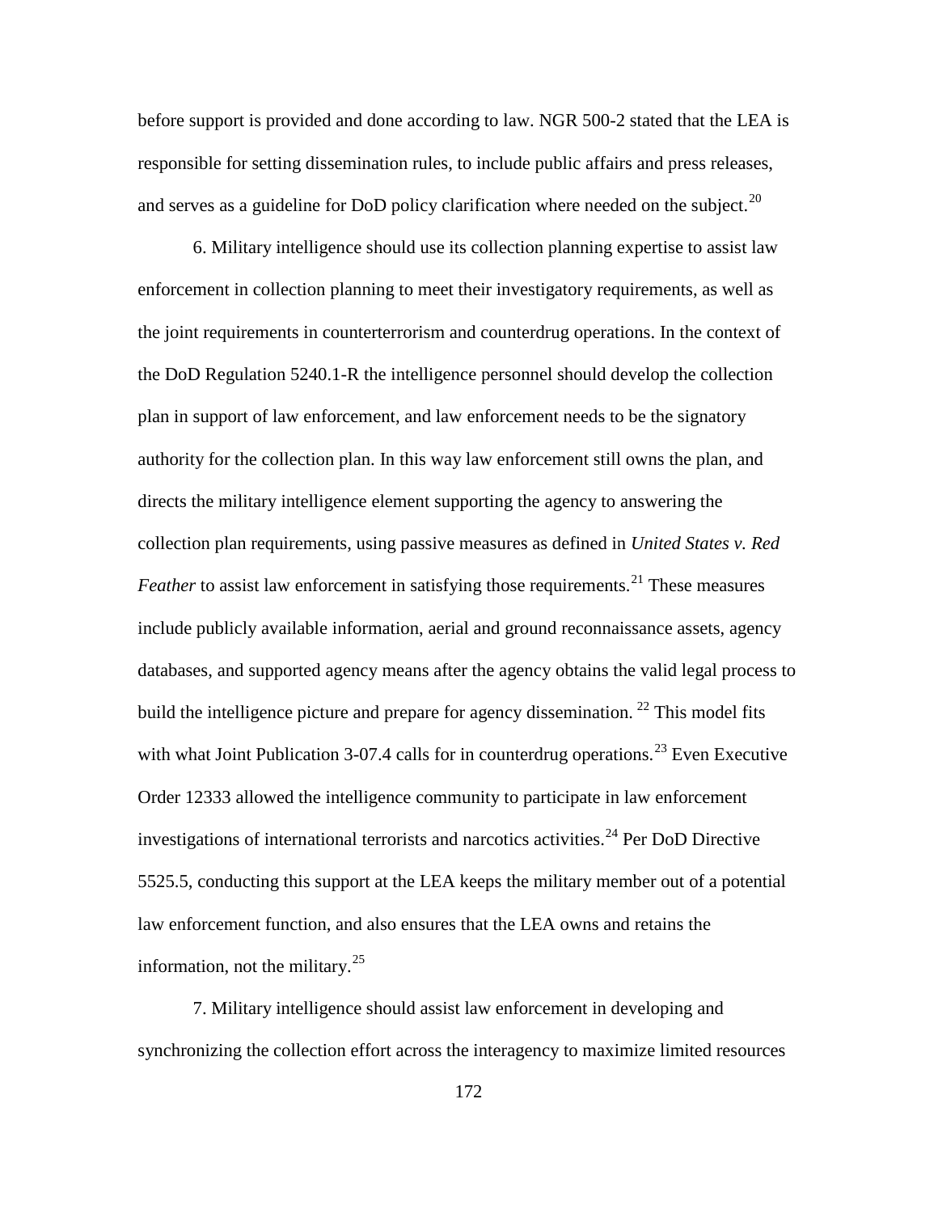before support is provided and done according to law. NGR 500-2 stated that the LEA is responsible for setting dissemination rules, to include public affairs and press releases, and serves as a guideline for DoD policy clarification where needed on the subject.[20]

6. Military intelligence should use its collection planning expertise to assist law enforcement in collection planning to meet their investigatory requirements, as well as the joint requirements in counterterrorism and counterdrug operations. In the context of the DoD Regulation 5240.1-R the intelligence personnel should develop the collection plan in support of law enforcement, and law enforcement needs to be the signatory authority for the collection plan. In this way law enforcement still owns the plan, and directs the military intelligence element supporting the agency to answering the collection plan requirements, using passive measures as defined in *United States v. Red Feather* to assist law enforcement in satisfying those requirements.[21] These measures include publicly available information, aerial and ground reconnaissance assets, agency databases, and supported agency means after the agency obtains the valid legal process to build the intelligence picture and prepare for agency dissemination.[22] This model fits with what Joint Publication 3-07.4 calls for in counterdrug operations.[23] Even Executive Order 12333 allowed the intelligence community to participate in law enforcement investigations of international terrorists and narcotics activities.[24] Per DoD Directive 5525.5, conducting this support at the LEA keeps the military member out of a potential law enforcement function, and also ensures that the LEA owns and retains the information, not the military.[25]

7. Military intelligence should assist law enforcement in developing and synchronizing the collection effort across the interagency to maximize limited resources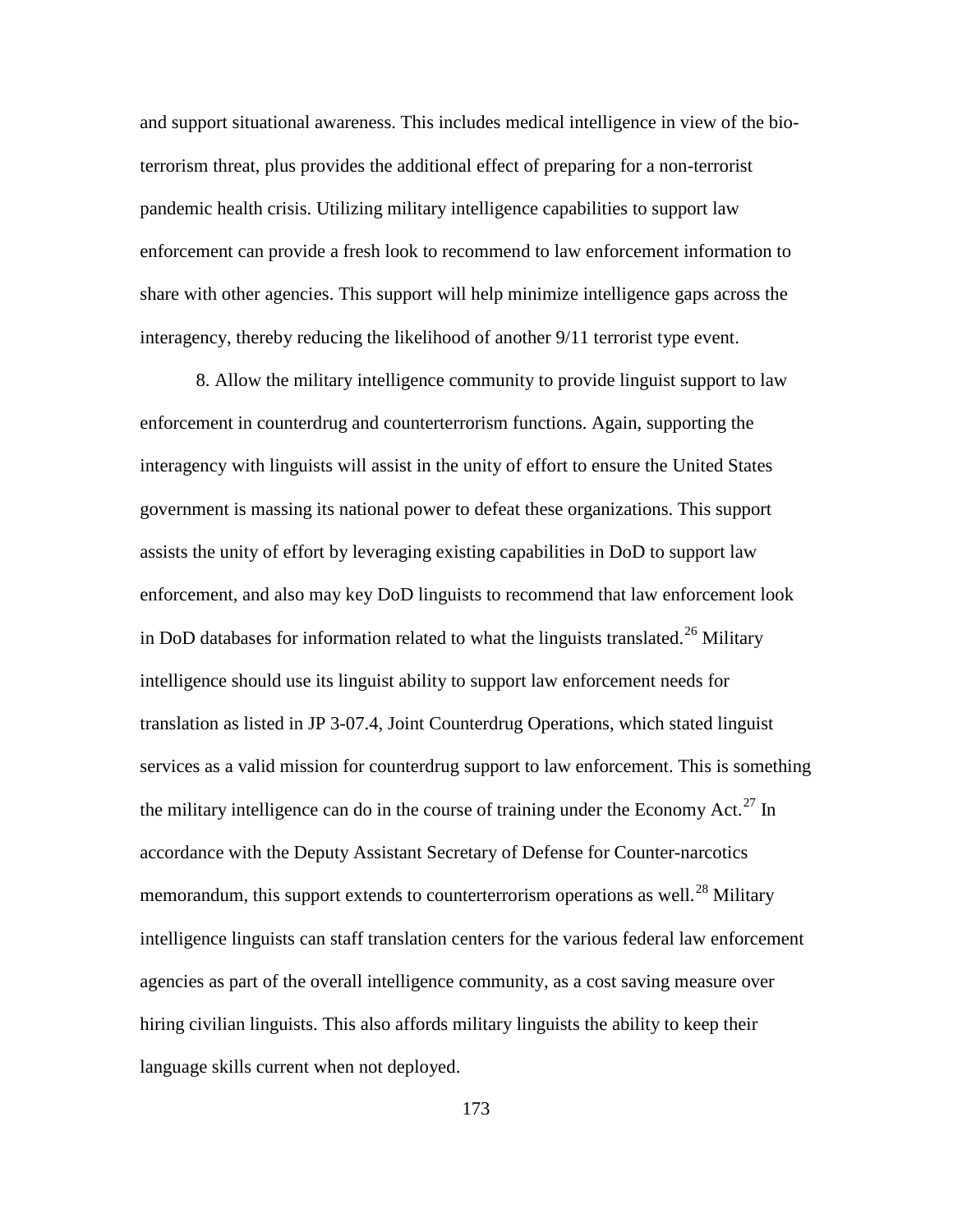and support situational awareness. This includes medical intelligence in view of the bio-terrorism threat, plus provides the additional effect of preparing for a non-terrorist pandemic health crisis. Utilizing military intelligence capabilities to support law enforcement can provide a fresh look to recommend to law enforcement information to share with other agencies. This support will help minimize intelligence gaps across the interagency, thereby reducing the likelihood of another 9/11 terrorist type event.

8. Allow the military intelligence community to provide linguist support to law enforcement in counterdrug and counterterrorism functions. Again, supporting the interagency with linguists will assist in the unity of effort to ensure the United States government is massing its national power to defeat these organizations. This support assists the unity of effort by leveraging existing capabilities in DoD to support law enforcement, and also may key DoD linguists to recommend that law enforcement look in DoD databases for information related to what the linguists translated.[26] Military intelligence should use its linguist ability to support law enforcement needs for translation as listed in JP 3-07.4, Joint Counterdrug Operations, which stated linguist services as a valid mission for counterdrug support to law enforcement. This is something the military intelligence can do in the course of training under the Economy Act.[27] In accordance with the Deputy Assistant Secretary of Defense for Counter-narcotics memorandum, this support extends to counterterrorism operations as well.[28] Military intelligence linguists can staff translation centers for the various federal law enforcement agencies as part of the overall intelligence community, as a cost saving measure over hiring civilian linguists. This also affords military linguists the ability to keep their language skills current when not deployed.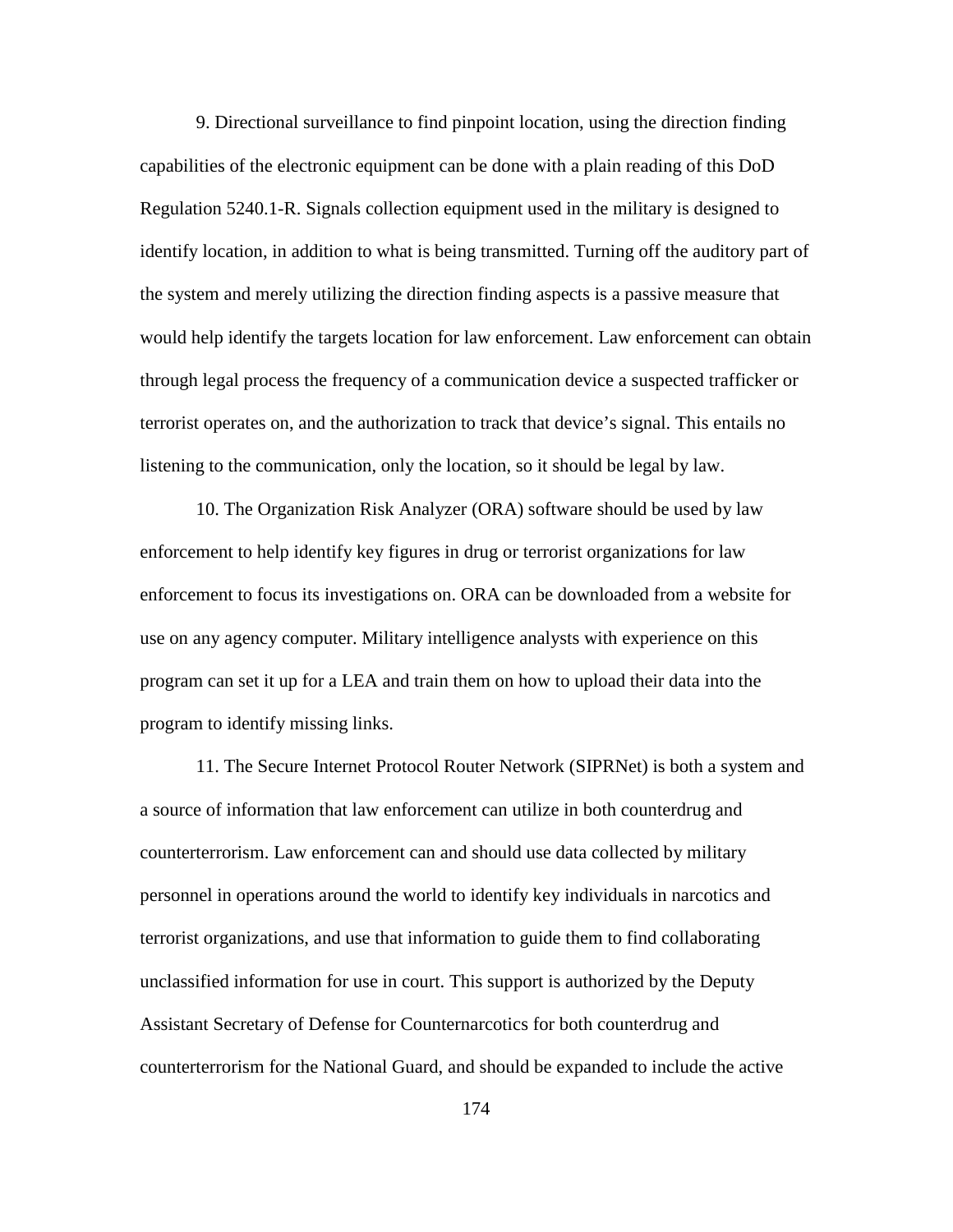9. Directional surveillance to find pinpoint location, using the direction finding capabilities of the electronic equipment can be done with a plain reading of this DoD Regulation 5240.1-R. Signals collection equipment used in the military is designed to identify location, in addition to what is being transmitted. Turning off the auditory part of the system and merely utilizing the direction finding aspects is a passive measure that would help identify the targets location for law enforcement. Law enforcement can obtain through legal process the frequency of a communication device a suspected trafficker or terrorist operates on, and the authorization to track that device's signal. This entails no listening to the communication, only the location, so it should be legal by law.

10. The Organization Risk Analyzer (ORA) software should be used by law enforcement to help identify key figures in drug or terrorist organizations for law enforcement to focus its investigations on. ORA can be downloaded from a website for use on any agency computer. Military intelligence analysts with experience on this program can set it up for a LEA and train them on how to upload their data into the program to identify missing links.

11. The Secure Internet Protocol Router Network (SIPRNet) is both a system and a source of information that law enforcement can utilize in both counterdrug and counterterrorism. Law enforcement can and should use data collected by military personnel in operations around the world to identify key individuals in narcotics and terrorist organizations, and use that information to guide them to find collaborating unclassified information for use in court. This support is authorized by the Deputy Assistant Secretary of Defense for Counternarcotics for both counterdrug and counterterrorism for the National Guard, and should be expanded to include the active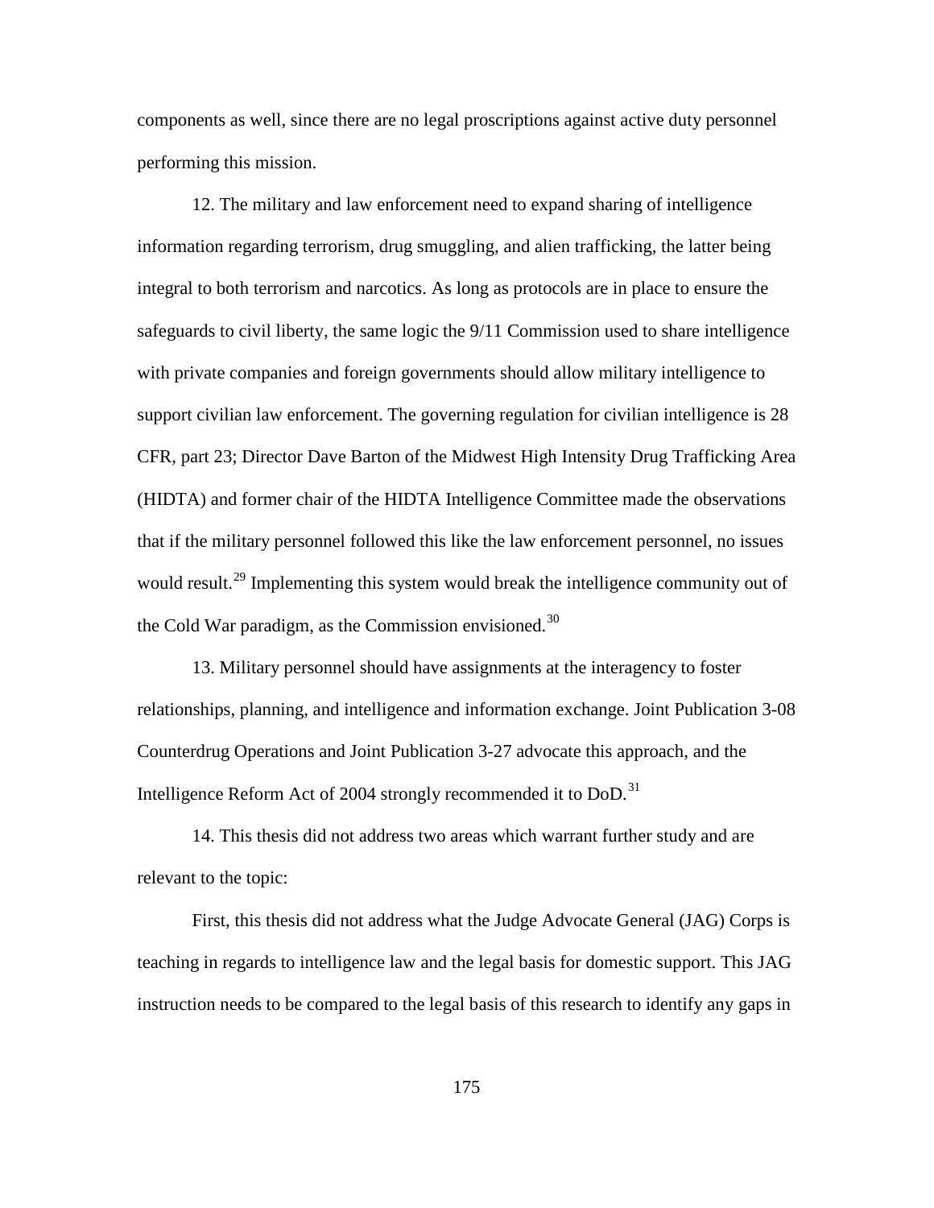components as well, since there are no legal proscriptions against active duty personnel performing this mission.

12. The military and law enforcement need to expand sharing of intelligence information regarding terrorism, drug smuggling, and alien trafficking, the latter being integral to both terrorism and narcotics. As long as protocols are in place to ensure the safeguards to civil liberty, the same logic the 9/11 Commission used to share intelligence with private companies and foreign governments should allow military intelligence to support civilian law enforcement. The governing regulation for civilian intelligence is 28 CFR, part 23; Director Dave Barton of the Midwest High Intensity Drug Trafficking Area (HIDTA) and former chair of the HIDTA Intelligence Committee made the observations that if the military personnel followed this like the law enforcement personnel, no issues would result.[29] Implementing this system would break the intelligence community out of the Cold War paradigm, as the Commission envisioned.[30]

13. Military personnel should have assignments at the interagency to foster relationships, planning, and intelligence and information exchange. Joint Publication 3-08 Counterdrug Operations and Joint Publication 3-27 advocate this approach, and the Intelligence Reform Act of 2004 strongly recommended it to DoD.[31]

14. This thesis did not address two areas which warrant further study and are relevant to the topic:

First, this thesis did not address what the Judge Advocate General (JAG) Corps is teaching in regards to intelligence law and the legal basis for domestic support. This JAG instruction needs to be compared to the legal basis of this research to identify any gaps in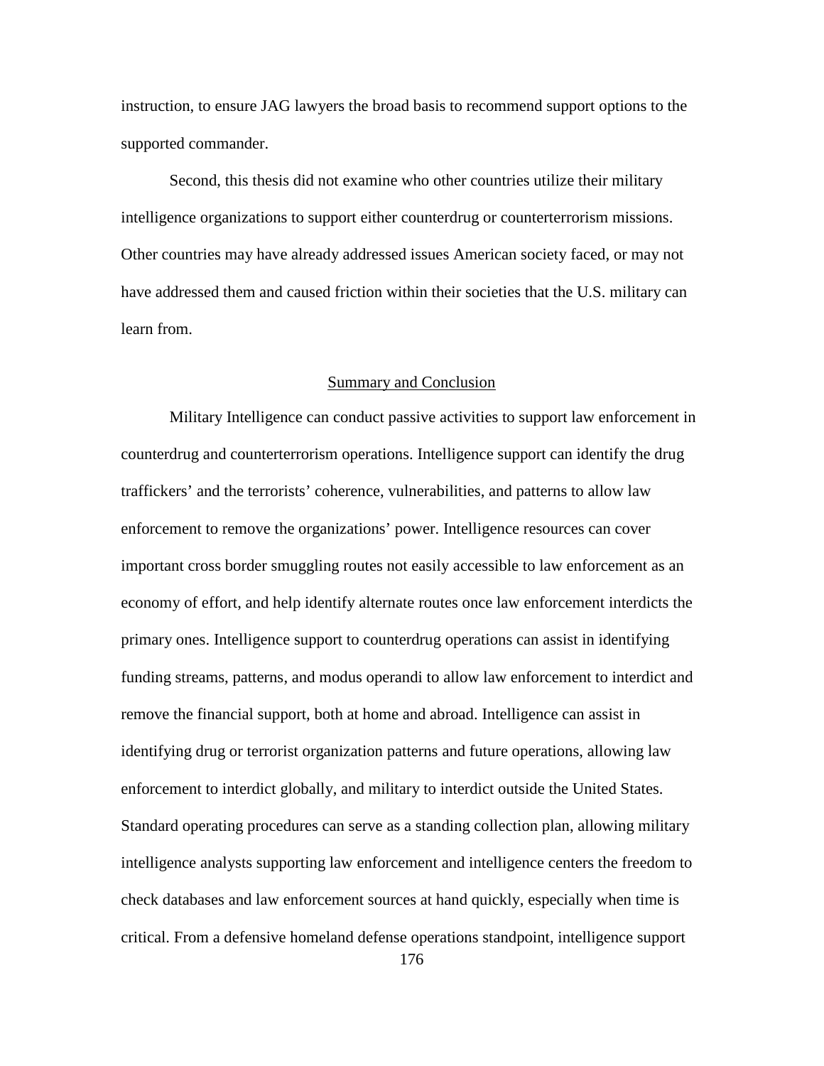instruction, to ensure JAG lawyers the broad basis to recommend support options to the supported commander.

Second, this thesis did not examine who other countries utilize their military intelligence organizations to support either counterdrug or counterterrorism missions. Other countries may have already addressed issues American society faced, or may not have addressed them and caused friction within their societies that the U.S. military can learn from.

## Summary and Conclusion

Military Intelligence can conduct passive activities to support law enforcement in counterdrug and counterterrorism operations. Intelligence support can identify the drug traffickers' and the terrorists' coherence, vulnerabilities, and patterns to allow law enforcement to remove the organizations' power. Intelligence resources can cover important cross border smuggling routes not easily accessible to law enforcement as an economy of effort, and help identify alternate routes once law enforcement interdicts the primary ones. Intelligence support to counterdrug operations can assist in identifying funding streams, patterns, and modus operandi to allow law enforcement to interdict and remove the financial support, both at home and abroad. Intelligence can assist in identifying drug or terrorist organization patterns and future operations, allowing law enforcement to interdict globally, and military to interdict outside the United States. Standard operating procedures can serve as a standing collection plan, allowing military intelligence analysts supporting law enforcement and intelligence centers the freedom to check databases and law enforcement sources at hand quickly, especially when time is critical. From a defensive homeland defense operations standpoint, intelligence support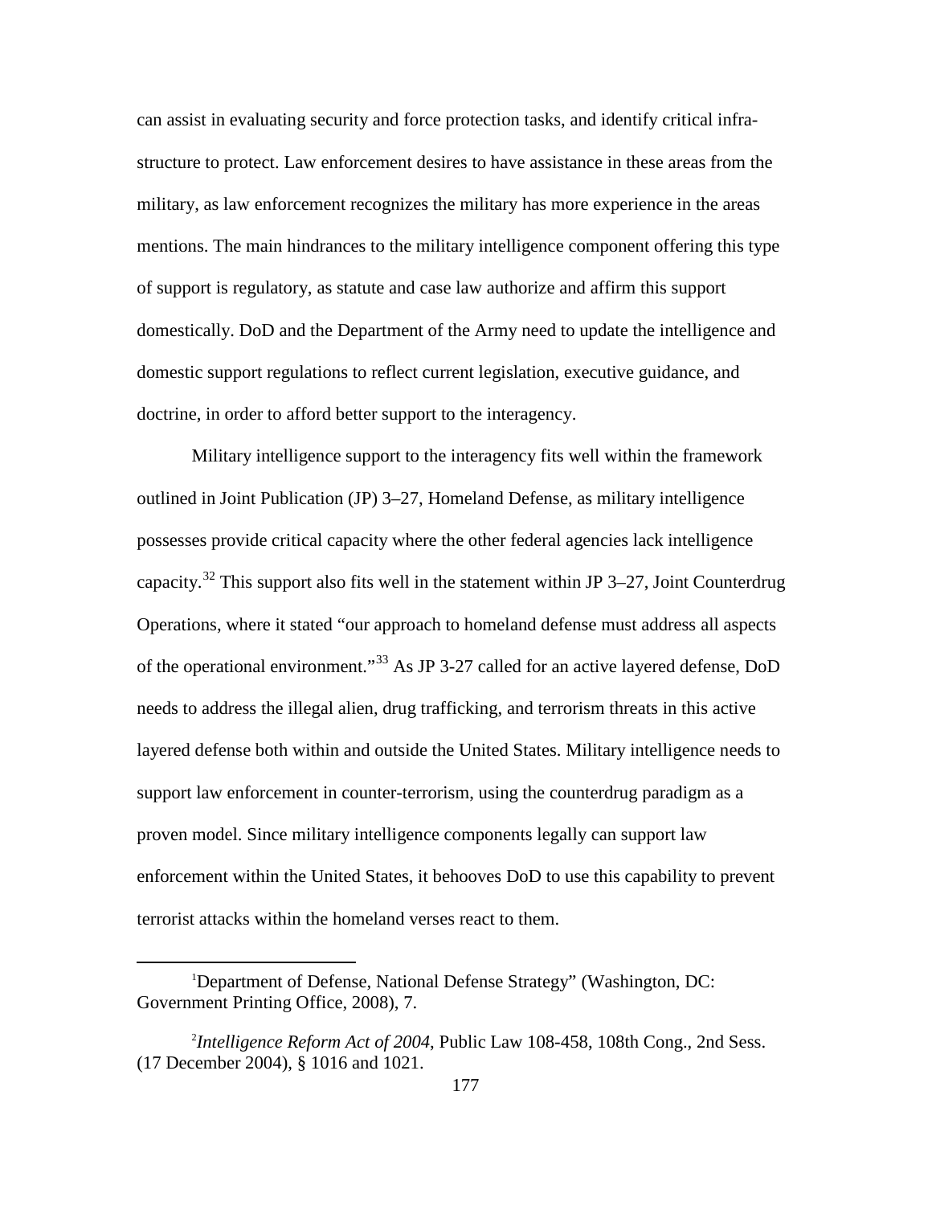can assist in evaluating security and force protection tasks, and identify critical infra-structure to protect. Law enforcement desires to have assistance in these areas from the military, as law enforcement recognizes the military has more experience in the areas mentions. The main hindrances to the military intelligence component offering this type of support is regulatory, as statute and case law authorize and affirm this support domestically. DoD and the Department of the Army need to update the intelligence and domestic support regulations to reflect current legislation, executive guidance, and doctrine, in order to afford better support to the interagency.

Military intelligence support to the interagency fits well within the framework outlined in Joint Publication (JP) 3–27, Homeland Defense, as military intelligence possesses provide critical capacity where the other federal agencies lack intelligence capacity.[32] This support also fits well in the statement within JP 3–27, Joint Counterdrug Operations, where it stated "our approach to homeland defense must address all aspects of the operational environment."[33] As JP 3-27 called for an active layered defense, DoD needs to address the illegal alien, drug trafficking, and terrorism threats in this active layered defense both within and outside the United States. Military intelligence needs to support law enforcement in counter-terrorism, using the counterdrug paradigm as a proven model. Since military intelligence components legally can support law enforcement within the United States, it behooves DoD to use this capability to prevent terrorist attacks within the homeland verses react to them.

---

[1]Department of Defense, National Defense Strategy" (Washington, DC: Government Printing Office, 2008), 7.

[2]*Intelligence Reform Act of 2004*, Public Law 108-458, 108th Cong., 2nd Sess. (17 December 2004), § 1016 and 1021.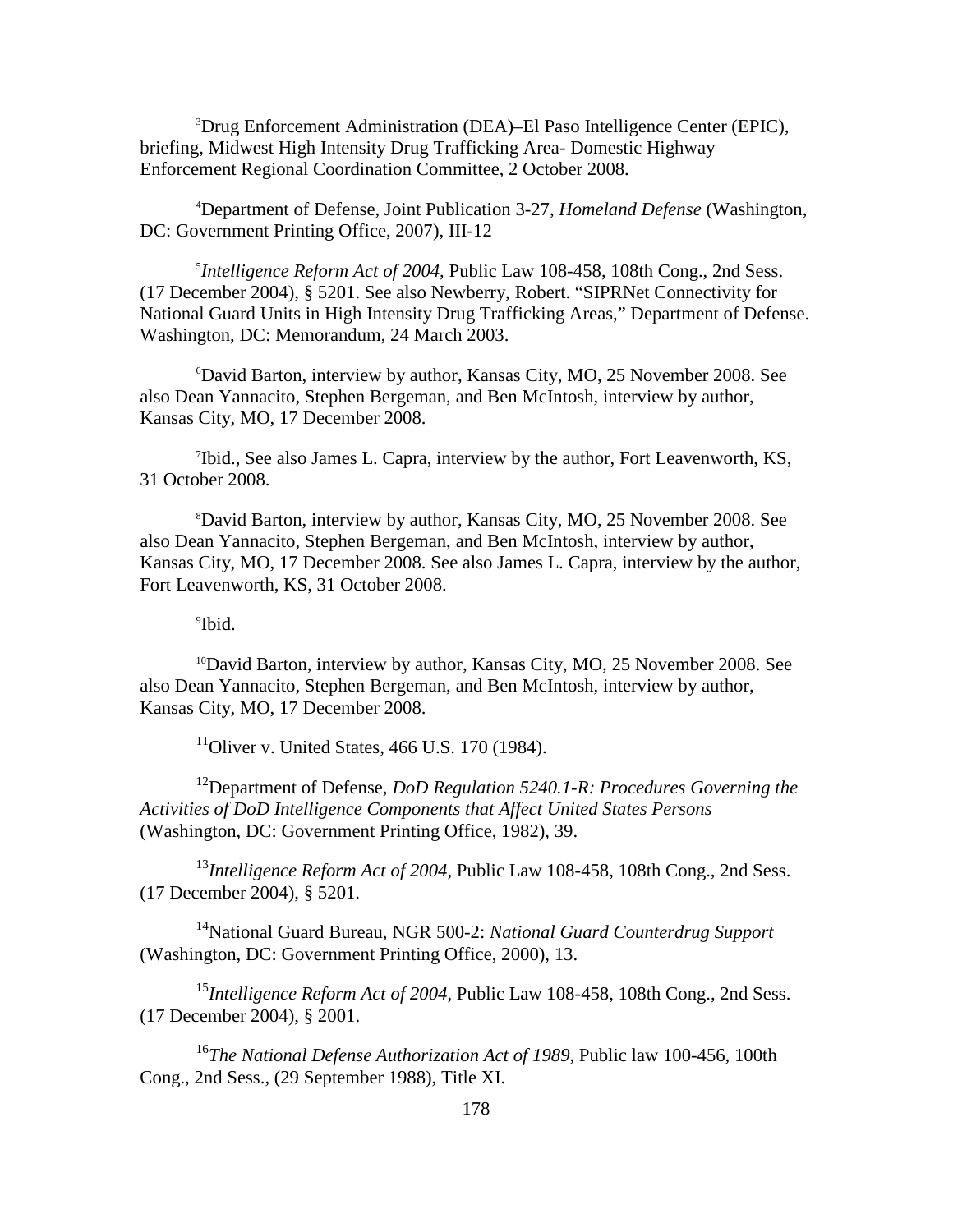[3]Drug Enforcement Administration (DEA)–El Paso Intelligence Center (EPIC), briefing, Midwest High Intensity Drug Trafficking Area- Domestic Highway Enforcement Regional Coordination Committee, 2 October 2008.

[4]Department of Defense, Joint Publication 3-27, *Homeland Defense* (Washington, DC: Government Printing Office, 2007), III-12

[5]*Intelligence Reform Act of 2004*, Public Law 108-458, 108th Cong., 2nd Sess. (17 December 2004), § 5201. See also Newberry, Robert. "SIPRNet Connectivity for National Guard Units in High Intensity Drug Trafficking Areas," Department of Defense. Washington, DC: Memorandum, 24 March 2003.

[6]David Barton, interview by author, Kansas City, MO, 25 November 2008. See also Dean Yannacito, Stephen Bergeman, and Ben McIntosh, interview by author, Kansas City, MO, 17 December 2008.

[7]Ibid., See also James L. Capra, interview by the author, Fort Leavenworth, KS, 31 October 2008.

[8]David Barton, interview by author, Kansas City, MO, 25 November 2008. See also Dean Yannacito, Stephen Bergeman, and Ben McIntosh, interview by author, Kansas City, MO, 17 December 2008. See also James L. Capra, interview by the author, Fort Leavenworth, KS, 31 October 2008.

[9]Ibid.

[10]David Barton, interview by author, Kansas City, MO, 25 November 2008. See also Dean Yannacito, Stephen Bergeman, and Ben McIntosh, interview by author, Kansas City, MO, 17 December 2008.

[11]Oliver v. United States, 466 U.S. 170 (1984).

[12]Department of Defense, *DoD Regulation 5240.1-R: Procedures Governing the Activities of DoD Intelligence Components that Affect United States Persons* (Washington, DC: Government Printing Office, 1982), 39.

[13]*Intelligence Reform Act of 2004*, Public Law 108-458, 108th Cong., 2nd Sess. (17 December 2004), § 5201.

[14]National Guard Bureau, NGR 500-2: *National Guard Counterdrug Support* (Washington, DC: Government Printing Office, 2000), 13.

[15]*Intelligence Reform Act of 2004*, Public Law 108-458, 108th Cong., 2nd Sess. (17 December 2004), § 2001.

[16]*The National Defense Authorization Act of 1989*, Public law 100-456, 100th Cong., 2nd Sess., (29 September 1988), Title XI.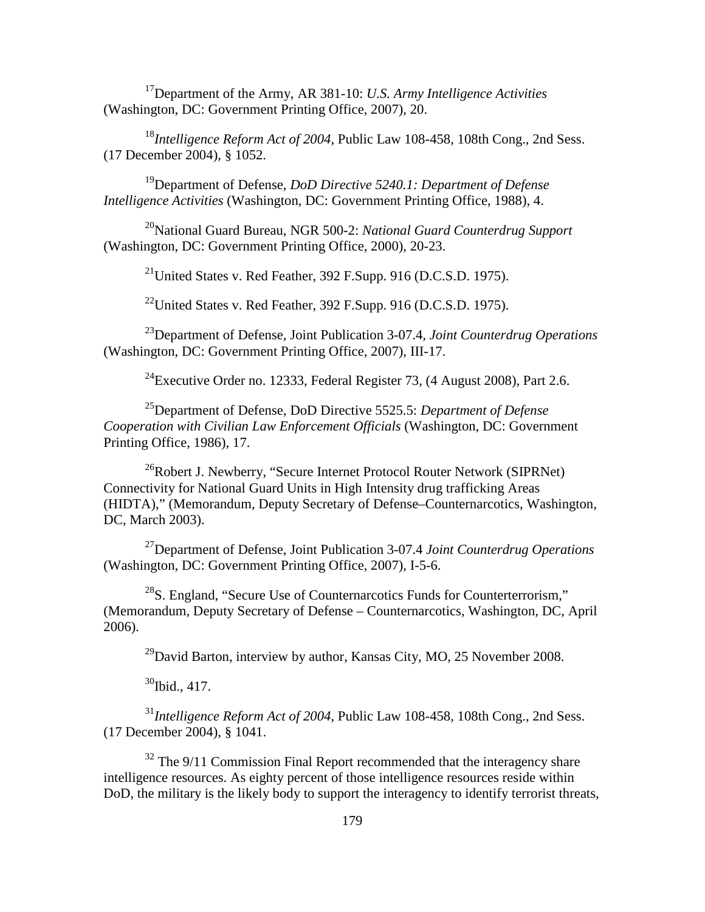[17]Department of the Army, AR 381-10: *U.S. Army Intelligence Activities* (Washington, DC: Government Printing Office, 2007), 20.

[18]*Intelligence Reform Act of 2004*, Public Law 108-458, 108th Cong., 2nd Sess. (17 December 2004), § 1052.

[19]Department of Defense*, DoD Directive 5240.1: Department of Defense Intelligence Activities* (Washington, DC: Government Printing Office, 1988), 4.

[20]National Guard Bureau, NGR 500-2: *National Guard Counterdrug Support* (Washington, DC: Government Printing Office, 2000), 20-23.

[21]United States v. Red Feather, 392 F.Supp. 916 (D.C.S.D. 1975).

[22]United States v. Red Feather, 392 F.Supp. 916 (D.C.S.D. 1975).

[23]Department of Defense, Joint Publication 3-07.4, *Joint Counterdrug Operations* (Washington, DC: Government Printing Office, 2007), III-17.

[24]Executive Order no. 12333, Federal Register 73, (4 August 2008), Part 2.6.

[25]Department of Defense, DoD Directive 5525.5: *Department of Defense Cooperation with Civilian Law Enforcement Officials* (Washington, DC: Government Printing Office, 1986), 17.

[26]Robert J. Newberry, "Secure Internet Protocol Router Network (SIPRNet) Connectivity for National Guard Units in High Intensity drug trafficking Areas (HIDTA)," (Memorandum, Deputy Secretary of Defense–Counternarcotics, Washington, DC, March 2003).

[27]Department of Defense, Joint Publication 3-07.4 *Joint Counterdrug Operations* (Washington, DC: Government Printing Office, 2007), I-5-6.

[28]S. England, "Secure Use of Counternarcotics Funds for Counterterrorism," (Memorandum, Deputy Secretary of Defense – Counternarcotics, Washington, DC, April 2006).

[29]David Barton, interview by author, Kansas City, MO, 25 November 2008.

[30]Ibid., 417.

[31]*Intelligence Reform Act of 2004*, Public Law 108-458, 108th Cong., 2nd Sess. (17 December 2004), § 1041.

[32] The 9/11 Commission Final Report recommended that the interagency share intelligence resources. As eighty percent of those intelligence resources reside within DoD, the military is the likely body to support the interagency to identify terrorist threats,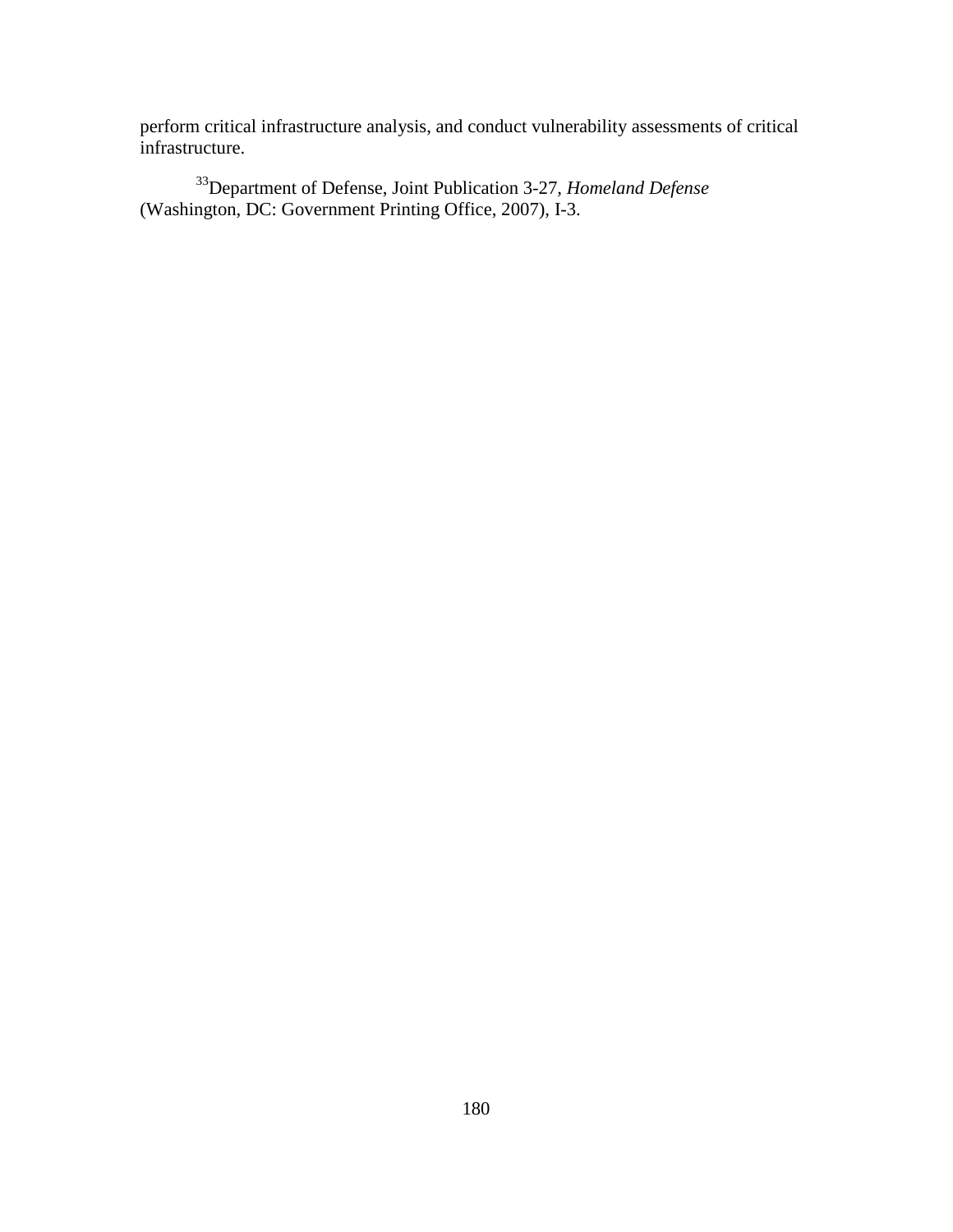perform critical infrastructure analysis, and conduct vulnerability assessments of critical infrastructure.

[33]Department of Defense, Joint Publication 3-27, *Homeland Defense* (Washington, DC: Government Printing Office, 2007), I-3.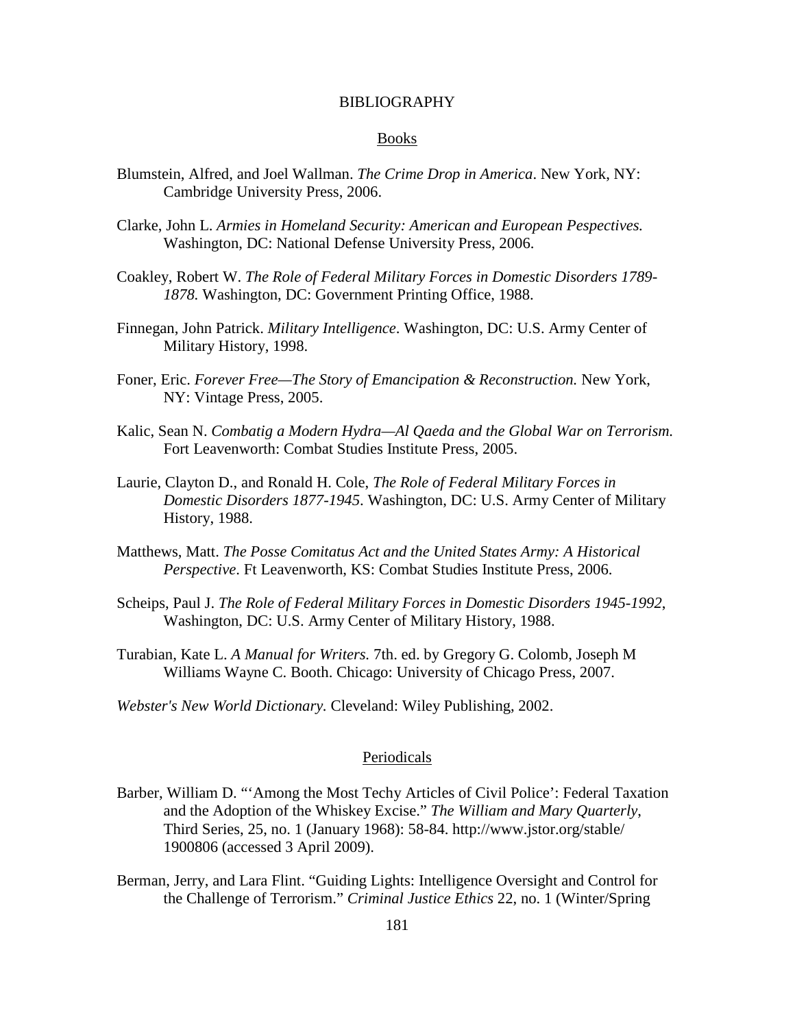# BIBLIOGRAPHY

## Books

Blumstein, Alfred, and Joel Wallman. *The Crime Drop in America*. New York, NY: Cambridge University Press, 2006.

Clarke, John L. *Armies in Homeland Security: American and European Pespectives.* Washington, DC: National Defense University Press, 2006.

Coakley, Robert W. *The Role of Federal Military Forces in Domestic Disorders 1789-1878.* Washington, DC: Government Printing Office, 1988.

Finnegan, John Patrick. *Military Intelligence*. Washington, DC: U.S. Army Center of Military History, 1998.

Foner, Eric. *Forever Free—The Story of Emancipation & Reconstruction.* New York, NY: Vintage Press, 2005.

Kalic, Sean N. *Combatig a Modern Hydra—Al Qaeda and the Global War on Terrorism.* Fort Leavenworth: Combat Studies Institute Press, 2005.

Laurie, Clayton D., and Ronald H. Cole, *The Role of Federal Military Forces in Domestic Disorders 1877-1945*. Washington, DC: U.S. Army Center of Military History, 1988.

Matthews, Matt. *The Posse Comitatus Act and the United States Army: A Historical Perspective*. Ft Leavenworth, KS: Combat Studies Institute Press, 2006.

Scheips, Paul J. *The Role of Federal Military Forces in Domestic Disorders 1945-1992*, Washington, DC: U.S. Army Center of Military History, 1988.

Turabian, Kate L. *A Manual for Writers.* 7th. ed. by Gregory G. Colomb, Joseph M Williams Wayne C. Booth. Chicago: University of Chicago Press, 2007.

*Webster's New World Dictionary.* Cleveland: Wiley Publishing, 2002.

## Periodicals

Barber, William D. "'Among the Most Techy Articles of Civil Police': Federal Taxation and the Adoption of the Whiskey Excise." *The William and Mary Quarterly,* Third Series, 25, no. 1 (January 1968): 58-84. http://www.jstor.org/stable/ 1900806 (accessed 3 April 2009).

Berman, Jerry, and Lara Flint. "Guiding Lights: Intelligence Oversight and Control for the Challenge of Terrorism." *Criminal Justice Ethics* 22, no. 1 (Winter/Spring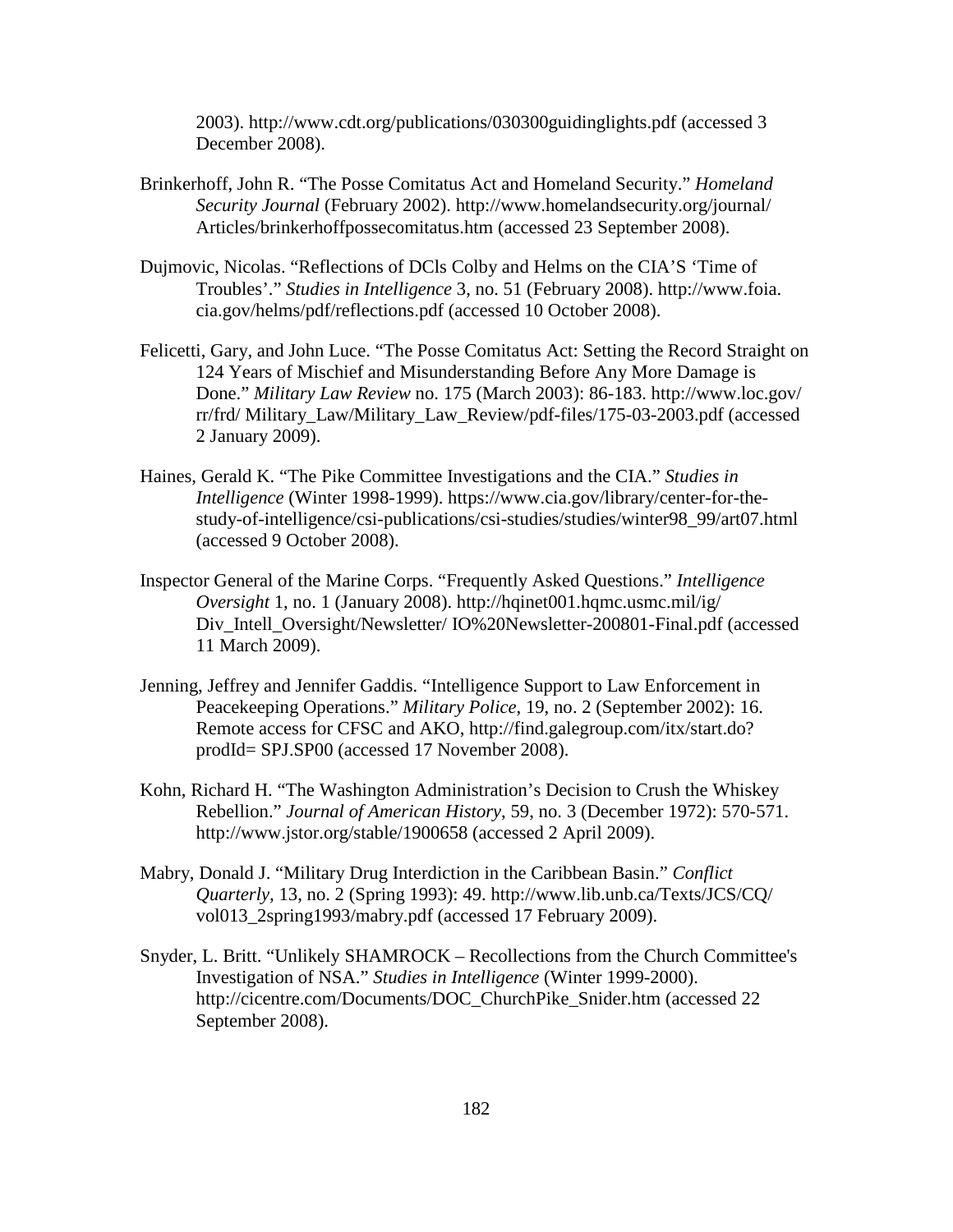2003). http://www.cdt.org/publications/030300guidinglights.pdf (accessed 3 December 2008).

Brinkerhoff, John R. "The Posse Comitatus Act and Homeland Security." *Homeland Security Journal* (February 2002). http://www.homelandsecurity.org/journal/ Articles/brinkerhoffpossecomitatus.htm (accessed 23 September 2008).

Dujmovic, Nicolas. "Reflections of DCls Colby and Helms on the CIA'S 'Time of Troubles'." *Studies in Intelligence* 3, no. 51 (February 2008). http://www.foia. cia.gov/helms/pdf/reflections.pdf (accessed 10 October 2008).

Felicetti, Gary, and John Luce. "The Posse Comitatus Act: Setting the Record Straight on 124 Years of Mischief and Misunderstanding Before Any More Damage is Done." *Military Law Review* no. 175 (March 2003): 86-183. http://www.loc.gov/ rr/frd/ Military_Law/Military_Law_Review/pdf-files/175-03-2003.pdf (accessed 2 January 2009).

Haines, Gerald K. "The Pike Committee Investigations and the CIA." *Studies in Intelligence* (Winter 1998-1999). https://www.cia.gov/library/center-for-the-study-of-intelligence/csi-publications/csi-studies/studies/winter98_99/art07.html (accessed 9 October 2008).

Inspector General of the Marine Corps. "Frequently Asked Questions." *Intelligence Oversight* 1, no. 1 (January 2008). http://hqinet001.hqmc.usmc.mil/ig/ Div_Intell_Oversight/Newsletter/ IO%20Newsletter-200801-Final.pdf (accessed 11 March 2009).

Jenning, Jeffrey and Jennifer Gaddis. "Intelligence Support to Law Enforcement in Peacekeeping Operations." *Military Police*, 19, no. 2 (September 2002): 16. Remote access for CFSC and AKO, http://find.galegroup.com/itx/start.do? prodId= SPJ.SP00 (accessed 17 November 2008).

Kohn, Richard H. "The Washington Administration's Decision to Crush the Whiskey Rebellion." *Journal of American History*, 59, no. 3 (December 1972): 570-571. http://www.jstor.org/stable/1900658 (accessed 2 April 2009).

Mabry, Donald J. "Military Drug Interdiction in the Caribbean Basin." *Conflict Quarterly*, 13, no. 2 (Spring 1993): 49. http://www.lib.unb.ca/Texts/JCS/CQ/ vol013_2spring1993/mabry.pdf (accessed 17 February 2009).

Snyder, L. Britt. "Unlikely SHAMROCK – Recollections from the Church Committee's Investigation of NSA." *Studies in Intelligence* (Winter 1999-2000). http://cicentre.com/Documents/DOC_ChurchPike_Snider.htm (accessed 22 September 2008).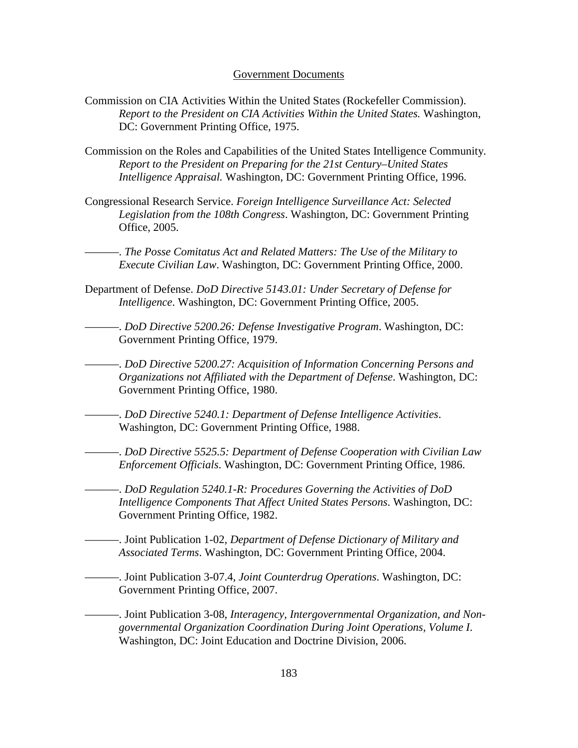Government Documents

Commission on CIA Activities Within the United States (Rockefeller Commission). *Report to the President on CIA Activities Within the United States.* Washington, DC: Government Printing Office, 1975.

Commission on the Roles and Capabilities of the United States Intelligence Community. *Report to the President on Preparing for the 21st Century–United States Intelligence Appraisal.* Washington, DC: Government Printing Office, 1996.

Congressional Research Service. *Foreign Intelligence Surveillance Act: Selected Legislation from the 108th Congress*. Washington, DC: Government Printing Office, 2005.

———. *The Posse Comitatus Act and Related Matters: The Use of the Military to Execute Civilian Law*. Washington, DC: Government Printing Office, 2000.

Department of Defense. *DoD Directive 5143.01: Under Secretary of Defense for Intelligence*. Washington, DC: Government Printing Office, 2005.

———. *DoD Directive 5200.26: Defense Investigative Program*. Washington, DC: Government Printing Office, 1979.

———. *DoD Directive 5200.27: Acquisition of Information Concerning Persons and Organizations not Affiliated with the Department of Defense*. Washington, DC: Government Printing Office, 1980.

———. *DoD Directive 5240.1: Department of Defense Intelligence Activities*. Washington, DC: Government Printing Office, 1988.

———. *DoD Directive 5525.5: Department of Defense Cooperation with Civilian Law Enforcement Officials*. Washington, DC: Government Printing Office, 1986.

———. *DoD Regulation 5240.1-R: Procedures Governing the Activities of DoD Intelligence Components That Affect United States Persons*. Washington, DC: Government Printing Office, 1982.

———. Joint Publication 1-02, *Department of Defense Dictionary of Military and Associated Terms*. Washington, DC: Government Printing Office, 2004.

———. Joint Publication 3-07.4, *Joint Counterdrug Operations*. Washington, DC: Government Printing Office, 2007.

———. Joint Publication 3-08, *Interagency, Intergovernmental Organization, and Non-governmental Organization Coordination During Joint Operations, Volume I*. Washington, DC: Joint Education and Doctrine Division, 2006.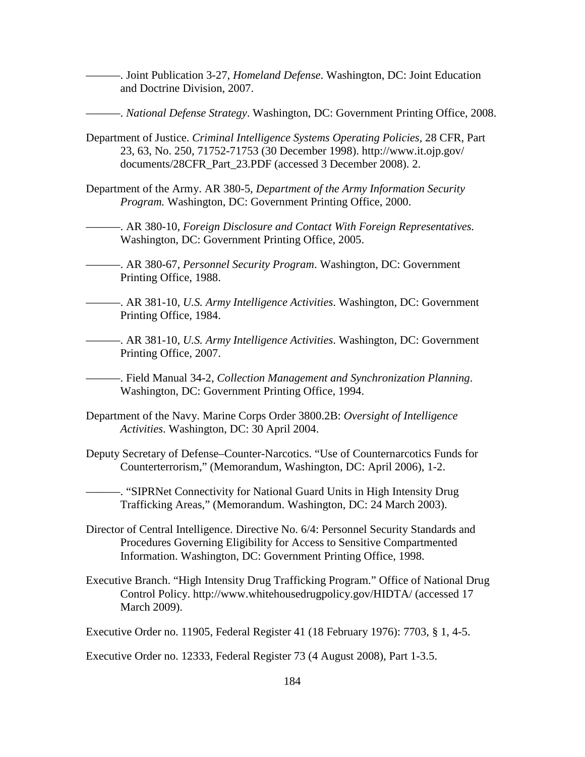———. Joint Publication 3-27, *Homeland Defense*. Washington, DC: Joint Education and Doctrine Division, 2007.

———. *National Defense Strategy*. Washington, DC: Government Printing Office, 2008.

Department of Justice. *Criminal Intelligence Systems Operating Policies*, 28 CFR, Part 23, 63, No. 250, 71752-71753 (30 December 1998). http://www.it.ojp.gov/ documents/28CFR_Part_23.PDF (accessed 3 December 2008). 2.

Department of the Army. AR 380-5, *Department of the Army Information Security Program.* Washington, DC: Government Printing Office, 2000.

———. AR 380-10, *Foreign Disclosure and Contact With Foreign Representatives.* Washington, DC: Government Printing Office, 2005.

———. AR 380-67, *Personnel Security Program*. Washington, DC: Government Printing Office, 1988.

———. AR 381-10, *U.S. Army Intelligence Activities*. Washington, DC: Government Printing Office, 1984.

———. AR 381-10, *U.S. Army Intelligence Activities*. Washington, DC: Government Printing Office, 2007.

———. Field Manual 34-2, *Collection Management and Synchronization Planning*. Washington, DC: Government Printing Office, 1994.

Department of the Navy. Marine Corps Order 3800.2B: *Oversight of Intelligence Activities*. Washington, DC: 30 April 2004.

Deputy Secretary of Defense–Counter-Narcotics. "Use of Counternarcotics Funds for Counterterrorism," (Memorandum, Washington, DC: April 2006), 1-2.

———. "SIPRNet Connectivity for National Guard Units in High Intensity Drug Trafficking Areas," (Memorandum. Washington, DC: 24 March 2003).

Director of Central Intelligence. Directive No. 6/4: Personnel Security Standards and Procedures Governing Eligibility for Access to Sensitive Compartmented Information. Washington, DC: Government Printing Office, 1998.

Executive Branch. "High Intensity Drug Trafficking Program." Office of National Drug Control Policy. http://www.whitehousedrugpolicy.gov/HIDTA/ (accessed 17 March 2009).

Executive Order no. 11905, Federal Register 41 (18 February 1976): 7703, § 1, 4-5.

Executive Order no. 12333, Federal Register 73 (4 August 2008), Part 1-3.5.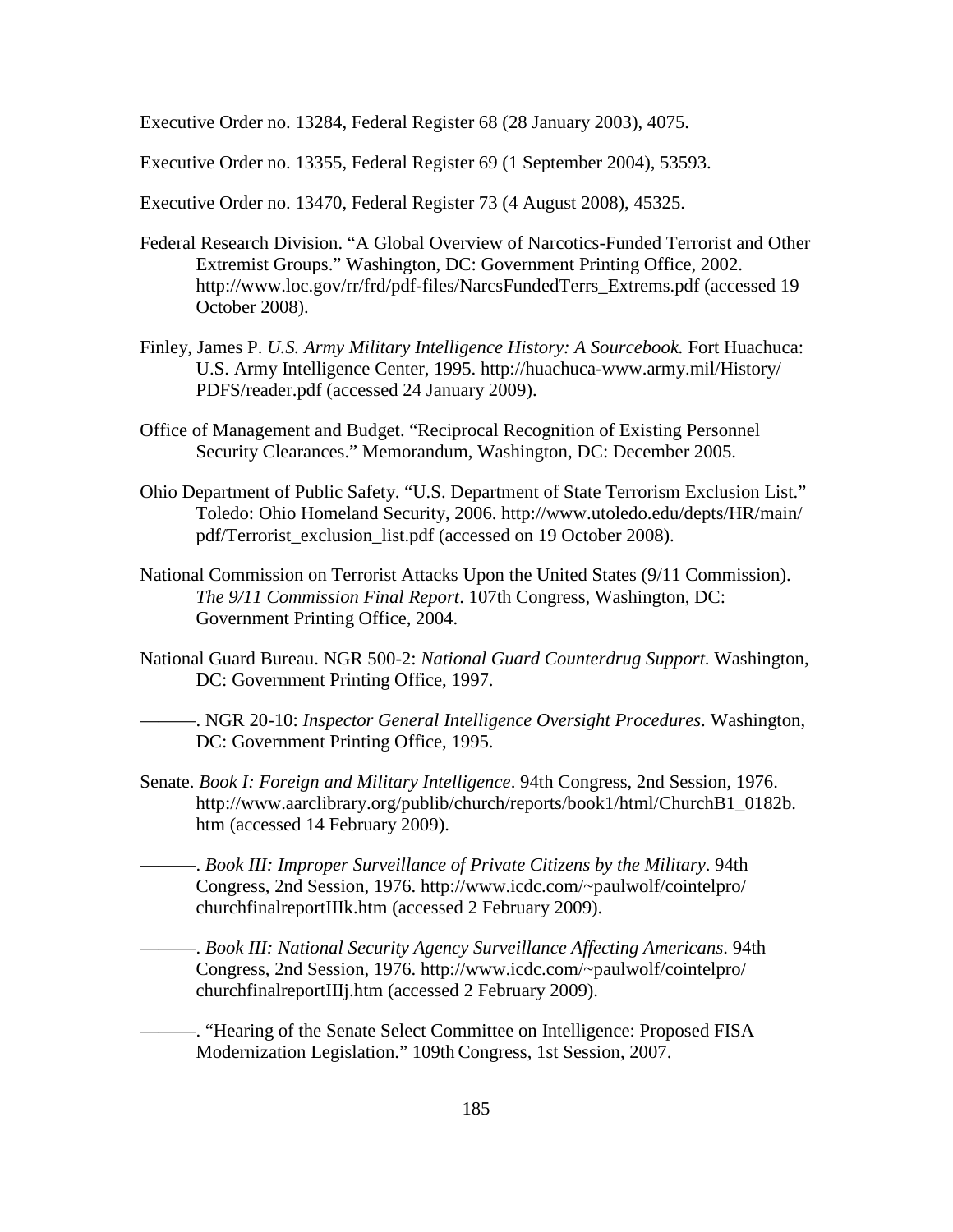Executive Order no. 13284, Federal Register 68 (28 January 2003), 4075.

Executive Order no. 13355, Federal Register 69 (1 September 2004), 53593.

Executive Order no. 13470, Federal Register 73 (4 August 2008), 45325.

Federal Research Division. "A Global Overview of Narcotics-Funded Terrorist and Other Extremist Groups." Washington, DC: Government Printing Office, 2002. http://www.loc.gov/rr/frd/pdf-files/NarcsFundedTerrs_Extrems.pdf (accessed 19 October 2008).

Finley, James P. *U.S. Army Military Intelligence History: A Sourcebook.* Fort Huachuca: U.S. Army Intelligence Center, 1995. http://huachuca-www.army.mil/History/PDFS/reader.pdf (accessed 24 January 2009).

Office of Management and Budget. "Reciprocal Recognition of Existing Personnel Security Clearances." Memorandum, Washington, DC: December 2005.

Ohio Department of Public Safety. "U.S. Department of State Terrorism Exclusion List." Toledo: Ohio Homeland Security, 2006. http://www.utoledo.edu/depts/HR/main/pdf/Terrorist_exclusion_list.pdf (accessed on 19 October 2008).

National Commission on Terrorist Attacks Upon the United States (9/11 Commission). *The 9/11 Commission Final Report*. 107th Congress, Washington, DC: Government Printing Office, 2004.

National Guard Bureau. NGR 500-2: *National Guard Counterdrug Support.* Washington, DC: Government Printing Office, 1997.

———. NGR 20-10: *Inspector General Intelligence Oversight Procedures*. Washington, DC: Government Printing Office, 1995.

Senate. *Book I: Foreign and Military Intelligence*. 94th Congress, 2nd Session, 1976. http://www.aarclibrary.org/publib/church/reports/book1/html/ChurchB1_0182b.htm (accessed 14 February 2009).

———. *Book III: Improper Surveillance of Private Citizens by the Military*. 94th Congress, 2nd Session, 1976. http://www.icdc.com/~paulwolf/cointelpro/churchfinalreportIIIk.htm (accessed 2 February 2009).

———. *Book III: National Security Agency Surveillance Affecting Americans*. 94th Congress, 2nd Session, 1976. http://www.icdc.com/~paulwolf/cointelpro/churchfinalreportIIIj.htm (accessed 2 February 2009).

———. "Hearing of the Senate Select Committee on Intelligence: Proposed FISA Modernization Legislation." 109th Congress, 1st Session, 2007.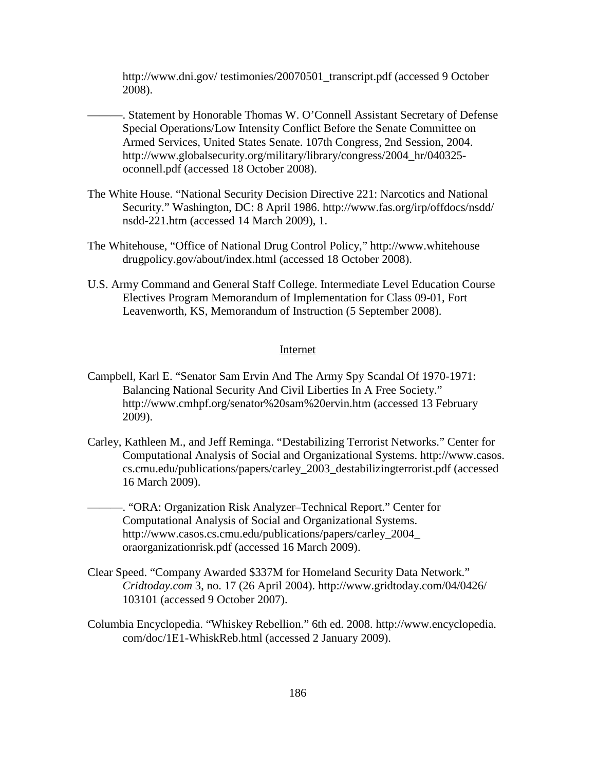http://www.dni.gov/ testimonies/20070501_transcript.pdf (accessed 9 October 2008).

———. Statement by Honorable Thomas W. O'Connell Assistant Secretary of Defense Special Operations/Low Intensity Conflict Before the Senate Committee on Armed Services, United States Senate. 107th Congress, 2nd Session, 2004. http://www.globalsecurity.org/military/library/congress/2004_hr/040325-oconnell.pdf (accessed 18 October 2008).

The White House. "National Security Decision Directive 221: Narcotics and National Security." Washington, DC: 8 April 1986. http://www.fas.org/irp/offdocs/nsdd/nsdd-221.htm (accessed 14 March 2009), 1.

The Whitehouse, "Office of National Drug Control Policy," http://www.whitehouse drugpolicy.gov/about/index.html (accessed 18 October 2008).

U.S. Army Command and General Staff College. Intermediate Level Education Course Electives Program Memorandum of Implementation for Class 09-01, Fort Leavenworth, KS, Memorandum of Instruction (5 September 2008).

## Internet

Campbell, Karl E. "Senator Sam Ervin And The Army Spy Scandal Of 1970-1971: Balancing National Security And Civil Liberties In A Free Society." http://www.cmhpf.org/senator%20sam%20ervin.htm (accessed 13 February 2009).

Carley, Kathleen M., and Jeff Reminga. "Destabilizing Terrorist Networks." Center for Computational Analysis of Social and Organizational Systems. http://www.casos.cs.cmu.edu/publications/papers/carley_2003_destabilizingterrorist.pdf (accessed 16 March 2009).

———. "ORA: Organization Risk Analyzer–Technical Report." Center for Computational Analysis of Social and Organizational Systems. http://www.casos.cs.cmu.edu/publications/papers/carley_2004_oraorganizationrisk.pdf (accessed 16 March 2009).

Clear Speed. "Company Awarded $337M for Homeland Security Data Network." *Cridtoday.com* 3, no. 17 (26 April 2004). http://www.gridtoday.com/04/0426/103101 (accessed 9 October 2007).

Columbia Encyclopedia. "Whiskey Rebellion." 6th ed. 2008. http://www.encyclopedia.com/doc/1E1-WhiskReb.html (accessed 2 January 2009).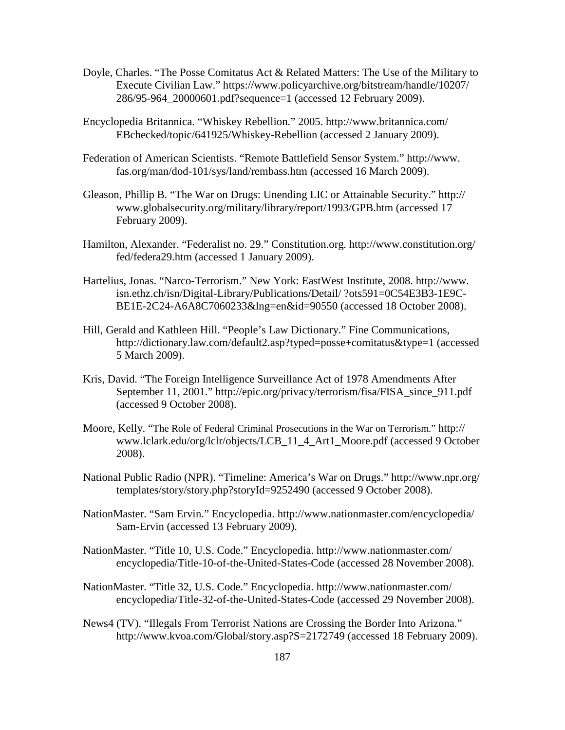Doyle, Charles. "The Posse Comitatus Act & Related Matters: The Use of the Military to Execute Civilian Law." https://www.policyarchive.org/bitstream/handle/10207/286/95-964_20000601.pdf?sequence=1 (accessed 12 February 2009).

Encyclopedia Britannica. "Whiskey Rebellion." 2005. http://www.britannica.com/EBchecked/topic/641925/Whiskey-Rebellion (accessed 2 January 2009).

Federation of American Scientists. "Remote Battlefield Sensor System." http://www.fas.org/man/dod-101/sys/land/rembass.htm (accessed 16 March 2009).

Gleason, Phillip B. "The War on Drugs: Unending LIC or Attainable Security." http://www.globalsecurity.org/military/library/report/1993/GPB.htm (accessed 17 February 2009).

Hamilton, Alexander. "Federalist no. 29." Constitution.org. http://www.constitution.org/fed/federa29.htm (accessed 1 January 2009).

Hartelius, Jonas. "Narco-Terrorism." New York: EastWest Institute, 2008. http://www.isn.ethz.ch/isn/Digital-Library/Publications/Detail/ ?ots591=0C54E3B3-1E9C-BE1E-2C24-A6A8C7060233&lng=en&id=90550 (accessed 18 October 2008).

Hill, Gerald and Kathleen Hill. "People's Law Dictionary." Fine Communications, http://dictionary.law.com/default2.asp?typed=posse+comitatus&type=1 (accessed 5 March 2009).

Kris, David. "The Foreign Intelligence Surveillance Act of 1978 Amendments After September 11, 2001." http://epic.org/privacy/terrorism/fisa/FISA_since_911.pdf (accessed 9 October 2008).

Moore, Kelly. "The Role of Federal Criminal Prosecutions in the War on Terrorism." http://www.lclark.edu/org/lclr/objects/LCB_11_4_Art1_Moore.pdf (accessed 9 October 2008).

National Public Radio (NPR). "Timeline: America's War on Drugs." http://www.npr.org/templates/story/story.php?storyId=9252490 (accessed 9 October 2008).

NationMaster. "Sam Ervin." Encyclopedia. http://www.nationmaster.com/encyclopedia/Sam-Ervin (accessed 13 February 2009).

NationMaster. "Title 10, U.S. Code." Encyclopedia. http://www.nationmaster.com/encyclopedia/Title-10-of-the-United-States-Code (accessed 28 November 2008).

NationMaster. "Title 32, U.S. Code." Encyclopedia. http://www.nationmaster.com/encyclopedia/Title-32-of-the-United-States-Code (accessed 29 November 2008).

News4 (TV). "Illegals From Terrorist Nations are Crossing the Border Into Arizona." http://www.kvoa.com/Global/story.asp?S=2172749 (accessed 18 February 2009).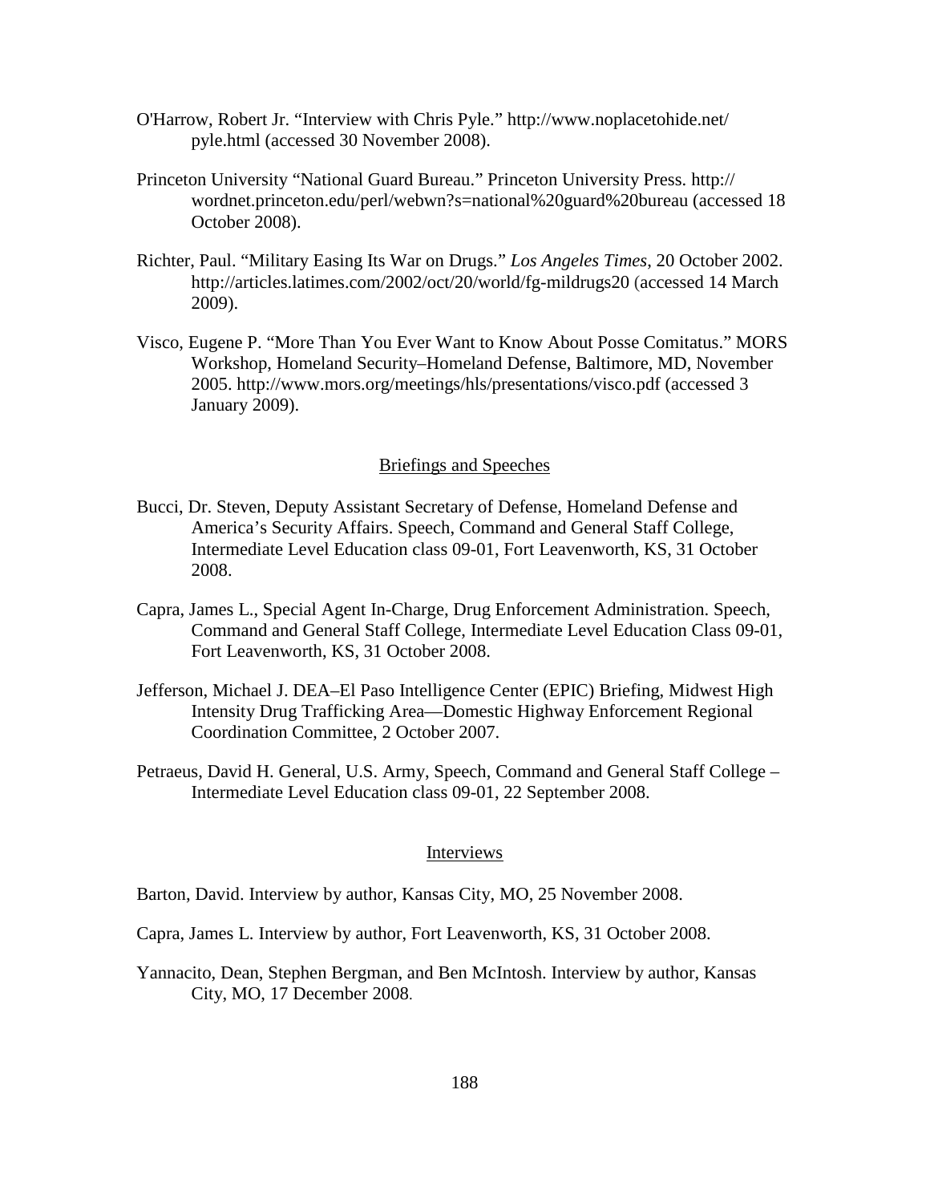O'Harrow, Robert Jr. "Interview with Chris Pyle." http://www.noplacetohide.net/pyle.html (accessed 30 November 2008).

Princeton University "National Guard Bureau." Princeton University Press. http://wordnet.princeton.edu/perl/webwn?s=national%20guard%20bureau (accessed 18 October 2008).

Richter, Paul. "Military Easing Its War on Drugs." *Los Angeles Times*, 20 October 2002. http://articles.latimes.com/2002/oct/20/world/fg-mildrugs20 (accessed 14 March 2009).

Visco, Eugene P. "More Than You Ever Want to Know About Posse Comitatus." MORS Workshop, Homeland Security–Homeland Defense, Baltimore, MD, November 2005. http://www.mors.org/meetings/hls/presentations/visco.pdf (accessed 3 January 2009).

## Briefings and Speeches

Bucci, Dr. Steven, Deputy Assistant Secretary of Defense, Homeland Defense and America's Security Affairs. Speech, Command and General Staff College, Intermediate Level Education class 09-01, Fort Leavenworth, KS, 31 October 2008.

Capra, James L., Special Agent In-Charge, Drug Enforcement Administration. Speech, Command and General Staff College, Intermediate Level Education Class 09-01, Fort Leavenworth, KS, 31 October 2008.

Jefferson, Michael J. DEA–El Paso Intelligence Center (EPIC) Briefing, Midwest High Intensity Drug Trafficking Area—Domestic Highway Enforcement Regional Coordination Committee, 2 October 2007.

Petraeus, David H. General, U.S. Army, Speech, Command and General Staff College – Intermediate Level Education class 09-01, 22 September 2008.

## Interviews

Barton, David. Interview by author, Kansas City, MO, 25 November 2008.

Capra, James L. Interview by author, Fort Leavenworth, KS, 31 October 2008.

Yannacito, Dean, Stephen Bergman, and Ben McIntosh. Interview by author, Kansas City, MO, 17 December 2008.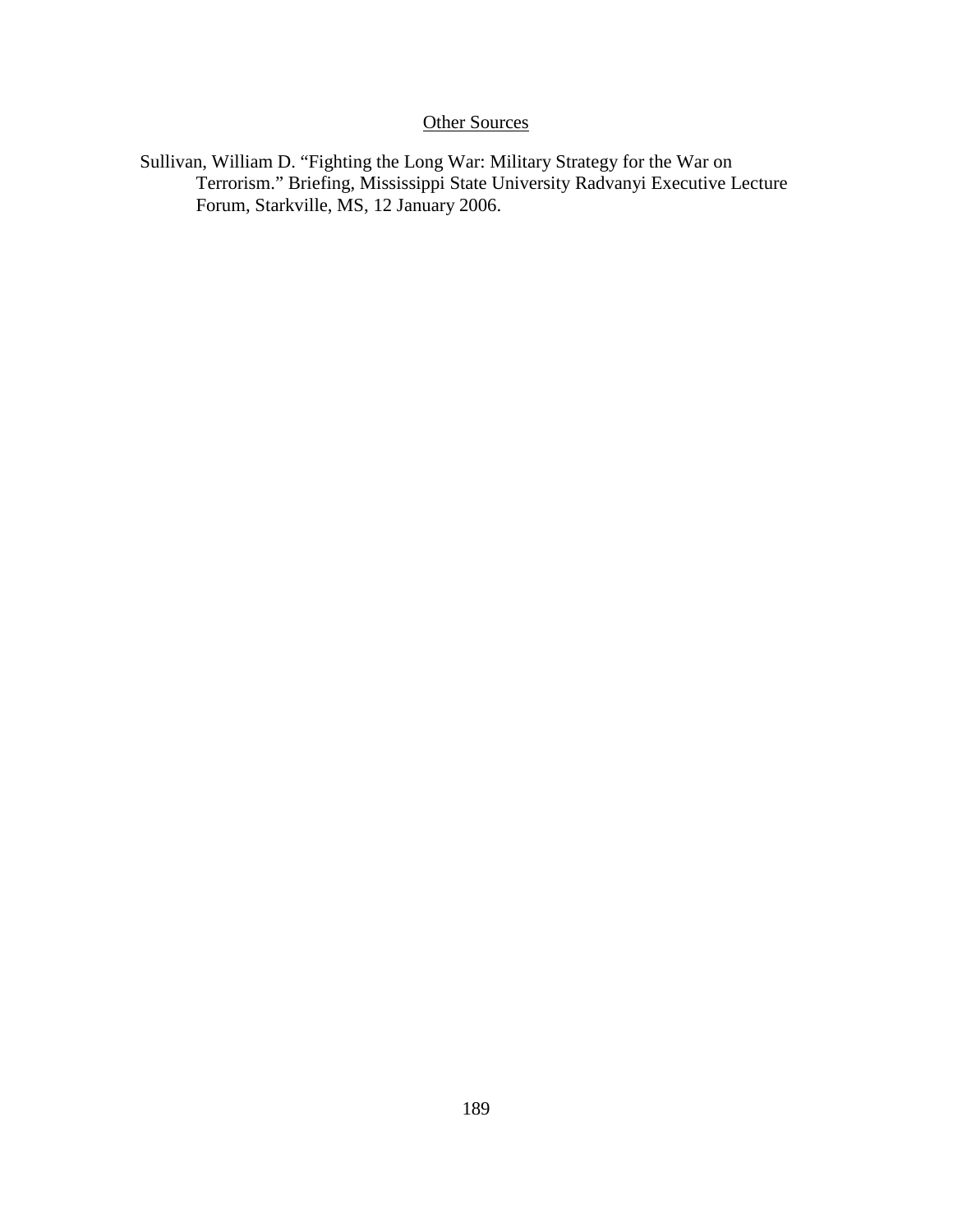## Other Sources

Sullivan, William D. "Fighting the Long War: Military Strategy for the War on Terrorism." Briefing, Mississippi State University Radvanyi Executive Lecture Forum, Starkville, MS, 12 January 2006.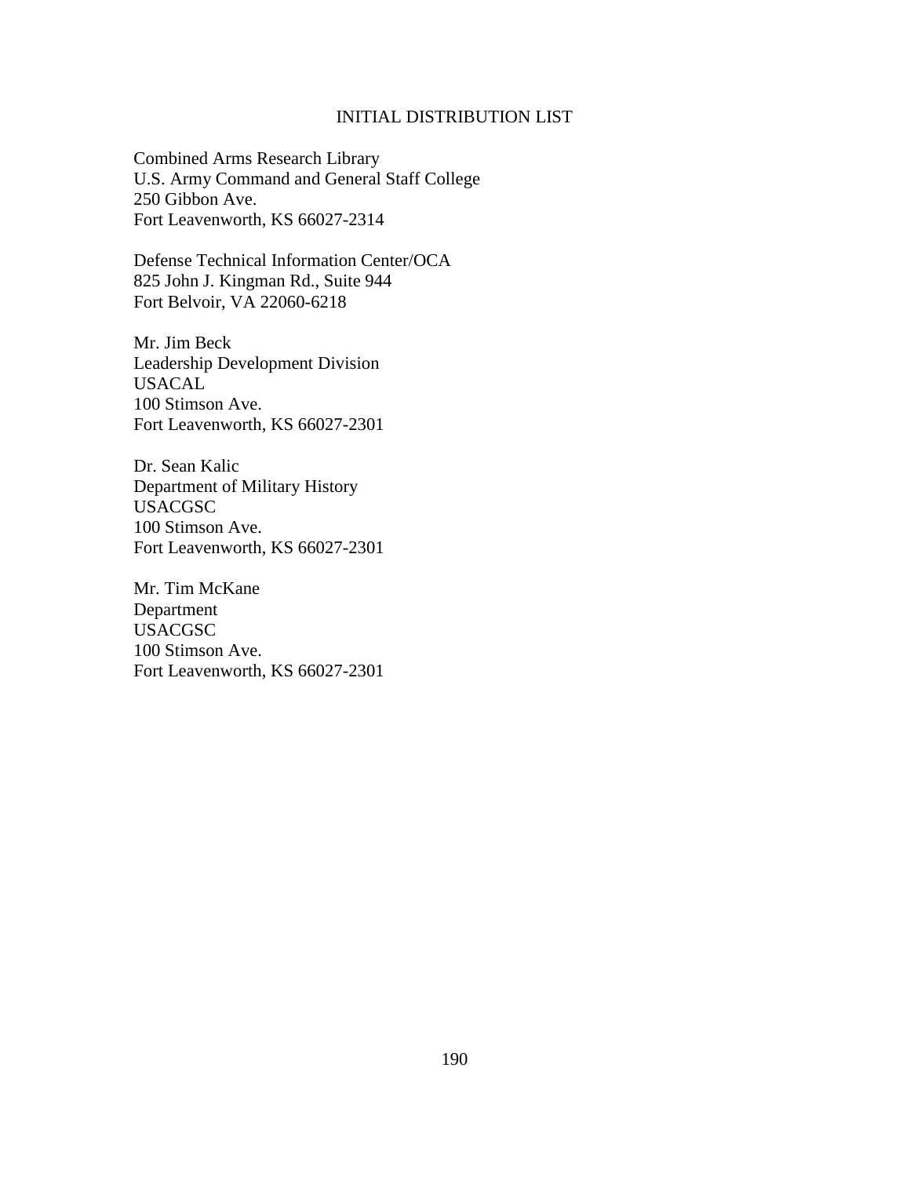# INITIAL DISTRIBUTION LIST

Combined Arms Research Library
U.S. Army Command and General Staff College
250 Gibbon Ave.
Fort Leavenworth, KS 66027-2314

Defense Technical Information Center/OCA
825 John J. Kingman Rd., Suite 944
Fort Belvoir, VA 22060-6218

Mr. Jim Beck
Leadership Development Division
USACAL
100 Stimson Ave.
Fort Leavenworth, KS 66027-2301

Dr. Sean Kalic
Department of Military History
USACGSC
100 Stimson Ave.
Fort Leavenworth, KS 66027-2301

Mr. Tim McKane
Department
USACGSC
100 Stimson Ave.
Fort Leavenworth, KS 66027-2301